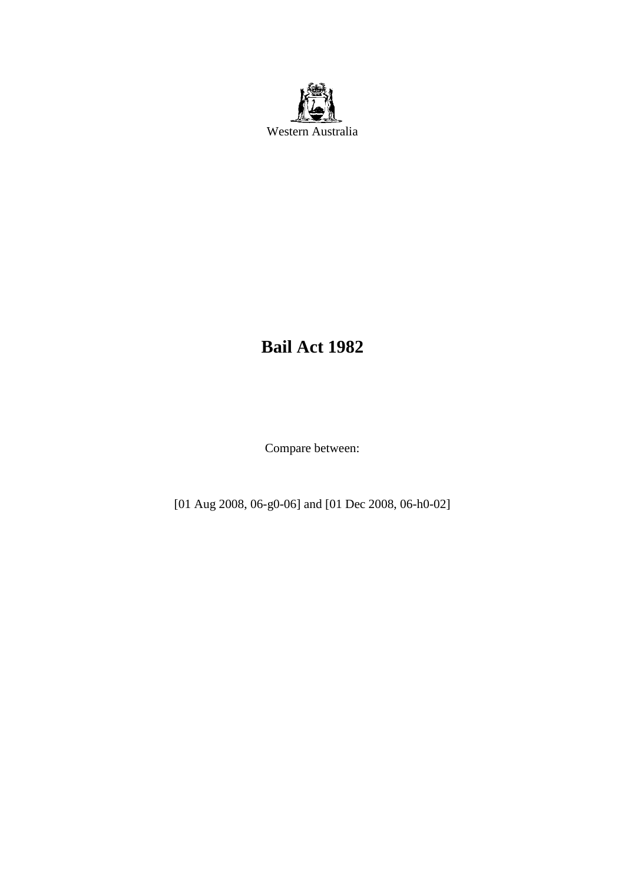Western Australia

# Bail Act 1982

Compare between:

[01 Aug 2008, 06-g0-06] and [01 Dec 2008, 06-h0-02]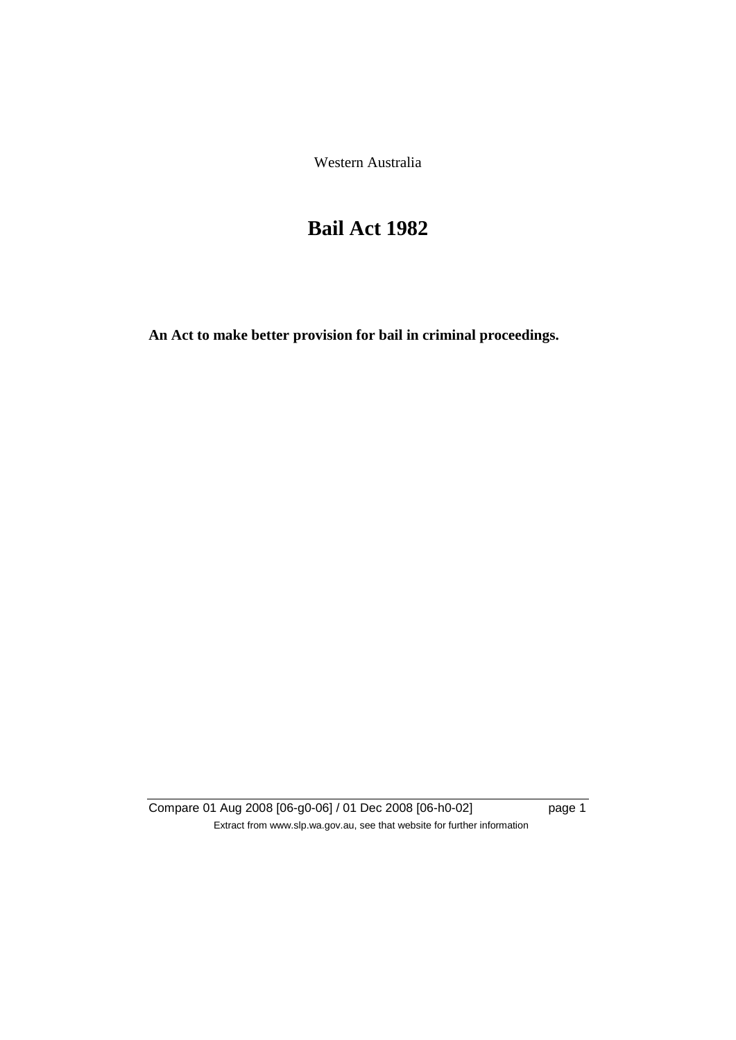Western Australia

# Bail Act 1982

**An Act to make better provision for bail in criminal proceedings.**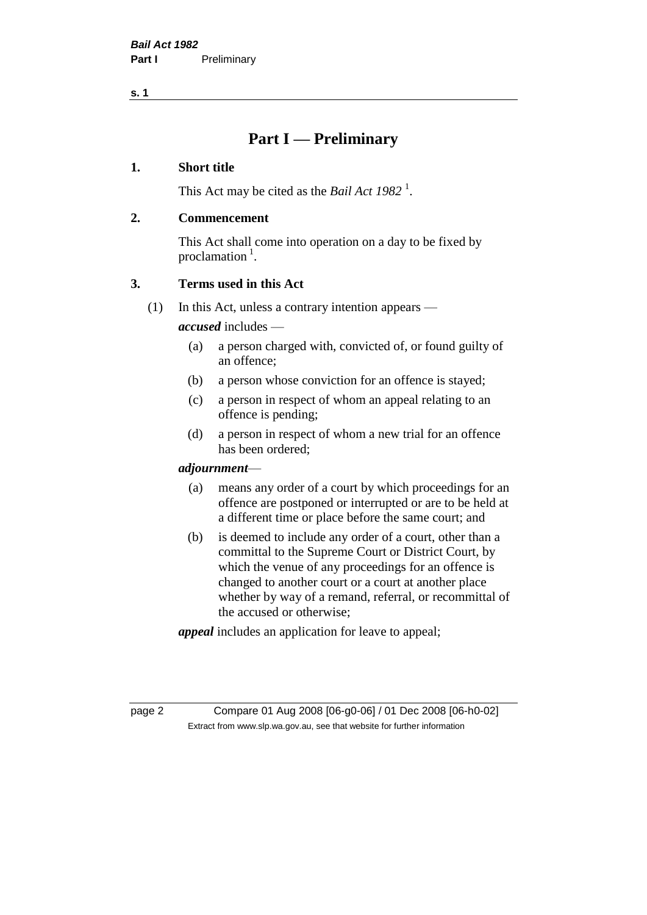# Part I — Preliminary

## 1. Short title

This Act may be cited as the *Bail Act 1982* [1].

## 2. Commencement

This Act shall come into operation on a day to be fixed by proclamation [1].

## 3. Terms used in this Act

(1) In this Act, unless a contrary intention appears —

***accused*** includes —

- (a) a person charged with, convicted of, or found guilty of an offence;
- (b) a person whose conviction for an offence is stayed;
- (c) a person in respect of whom an appeal relating to an offence is pending;
- (d) a person in respect of whom a new trial for an offence has been ordered;

***adjournment*** —

- (a) means any order of a court by which proceedings for an offence are postponed or interrupted or are to be held at a different time or place before the same court; and
- (b) is deemed to include any order of a court, other than a committal to the Supreme Court or District Court, by which the venue of any proceedings for an offence is changed to another court or a court at another place whether by way of a remand, referral, or recommittal of the accused or otherwise;

***appeal*** includes an application for leave to appeal;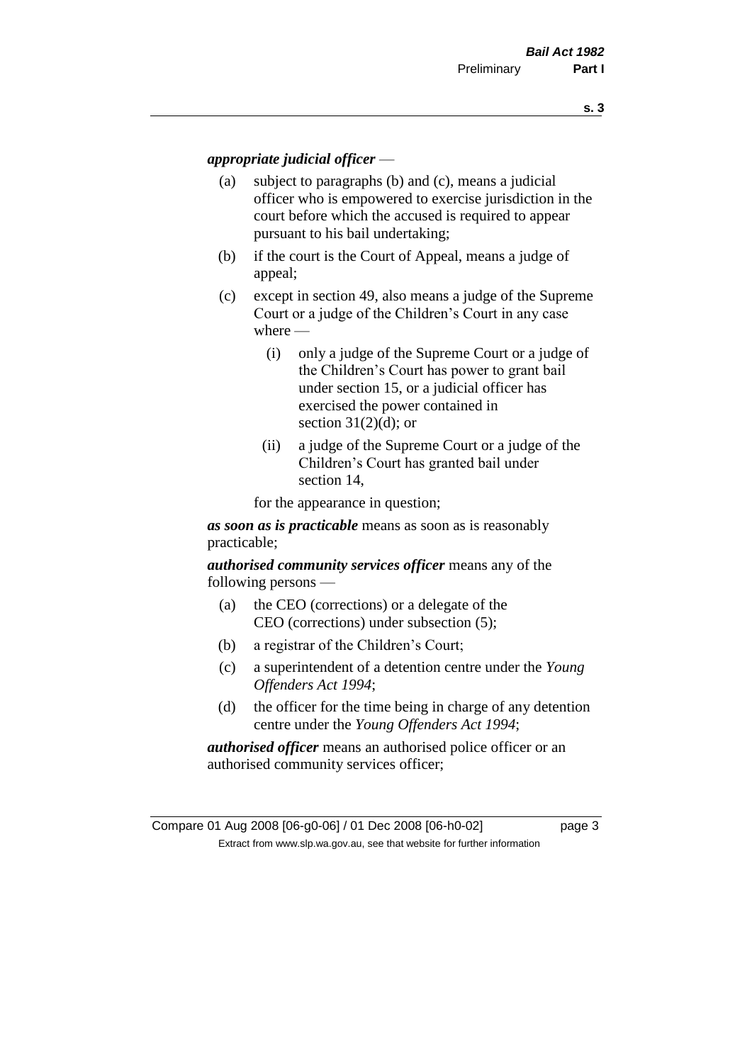***appropriate judicial officer*** —

(a) subject to paragraphs (b) and (c), means a judicial officer who is empowered to exercise jurisdiction in the court before which the accused is required to appear pursuant to his bail undertaking;

(b) if the court is the Court of Appeal, means a judge of appeal;

(c) except in section 49, also means a judge of the Supreme Court or a judge of the Children's Court in any case where —

  (i) only a judge of the Supreme Court or a judge of the Children's Court has power to grant bail under section 15, or a judicial officer has exercised the power contained in section 31(2)(d); or

  (ii) a judge of the Supreme Court or a judge of the Children's Court has granted bail under section 14,

  for the appearance in question;

***as soon as is practicable*** means as soon as is reasonably practicable;

***authorised community services officer*** means any of the following persons —

(a) the CEO (corrections) or a delegate of the CEO (corrections) under subsection (5);

(b) a registrar of the Children's Court;

(c) a superintendent of a detention centre under the *Young Offenders Act 1994*;

(d) the officer for the time being in charge of any detention centre under the *Young Offenders Act 1994*;

***authorised officer*** means an authorised police officer or an authorised community services officer;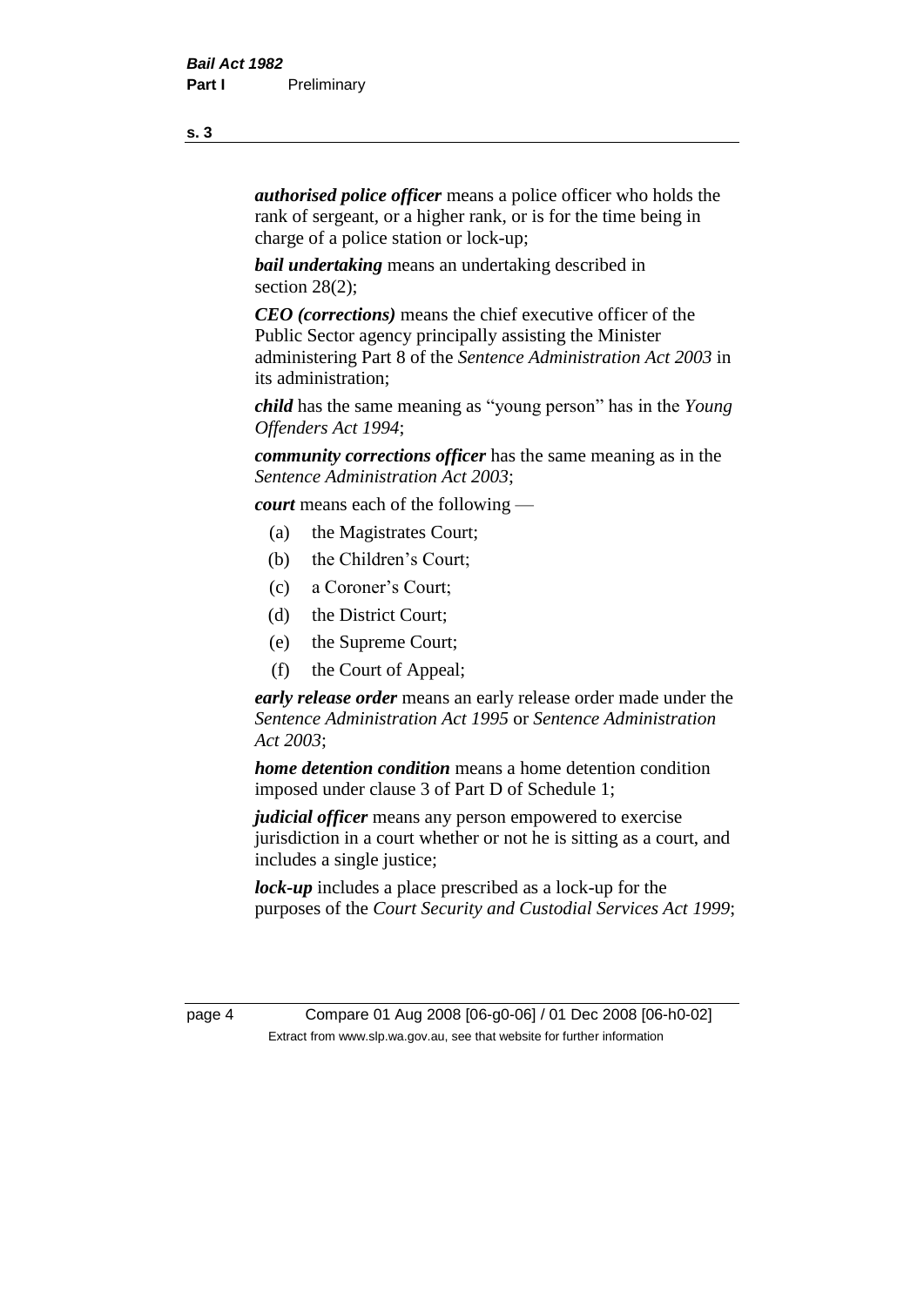***authorised police officer*** means a police officer who holds the rank of sergeant, or a higher rank, or is for the time being in charge of a police station or lock-up;

***bail undertaking*** means an undertaking described in section 28(2);

***CEO (corrections)*** means the chief executive officer of the Public Sector agency principally assisting the Minister administering Part 8 of the *Sentence Administration Act 2003* in its administration;

***child*** has the same meaning as "young person" has in the *Young Offenders Act 1994*;

***community corrections officer*** has the same meaning as in the *Sentence Administration Act 2003*;

***court*** means each of the following —

- (a) the Magistrates Court;
- (b) the Children's Court;
- (c) a Coroner's Court;
- (d) the District Court;
- (e) the Supreme Court;
- (f) the Court of Appeal;

***early release order*** means an early release order made under the *Sentence Administration Act 1995* or *Sentence Administration Act 2003*;

***home detention condition*** means a home detention condition imposed under clause 3 of Part D of Schedule 1;

***judicial officer*** means any person empowered to exercise jurisdiction in a court whether or not he is sitting as a court, and includes a single justice;

***lock-up*** includes a place prescribed as a lock-up for the purposes of the *Court Security and Custodial Services Act 1999*;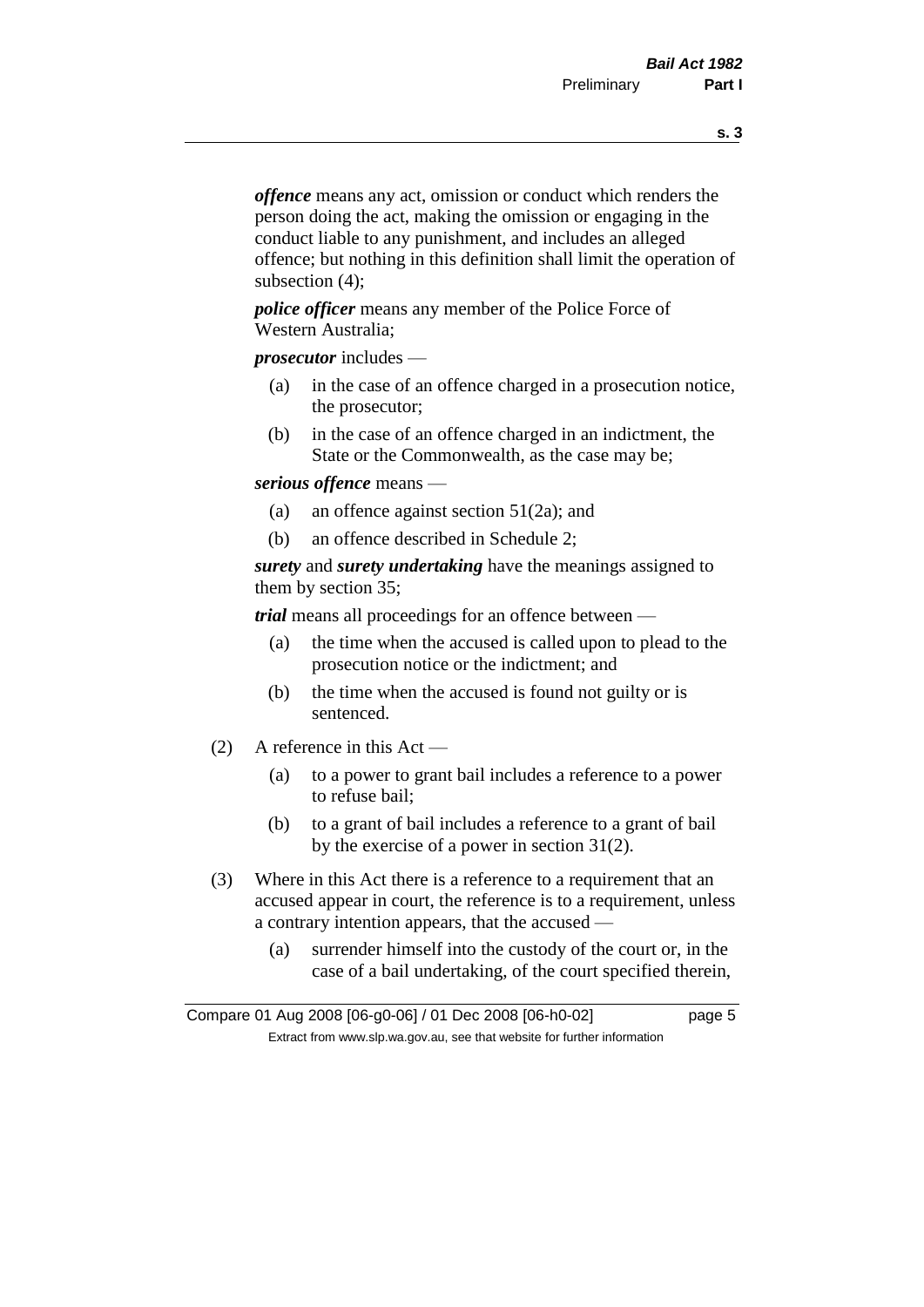***offence*** means any act, omission or conduct which renders the person doing the act, making the omission or engaging in the conduct liable to any punishment, and includes an alleged offence; but nothing in this definition shall limit the operation of subsection (4);

***police officer*** means any member of the Police Force of Western Australia;

***prosecutor*** includes —

(a) in the case of an offence charged in a prosecution notice, the prosecutor;

(b) in the case of an offence charged in an indictment, the State or the Commonwealth, as the case may be;

***serious offence*** means —

(a) an offence against section 51(2a); and

(b) an offence described in Schedule 2;

***surety*** and ***surety undertaking*** have the meanings assigned to them by section 35;

***trial*** means all proceedings for an offence between —

(a) the time when the accused is called upon to plead to the prosecution notice or the indictment; and

(b) the time when the accused is found not guilty or is sentenced.

(2) A reference in this Act —

(a) to a power to grant bail includes a reference to a power to refuse bail;

(b) to a grant of bail includes a reference to a grant of bail by the exercise of a power in section 31(2).

(3) Where in this Act there is a reference to a requirement that an accused appear in court, the reference is to a requirement, unless a contrary intention appears, that the accused —

(a) surrender himself into the custody of the court or, in the case of a bail undertaking, of the court specified therein,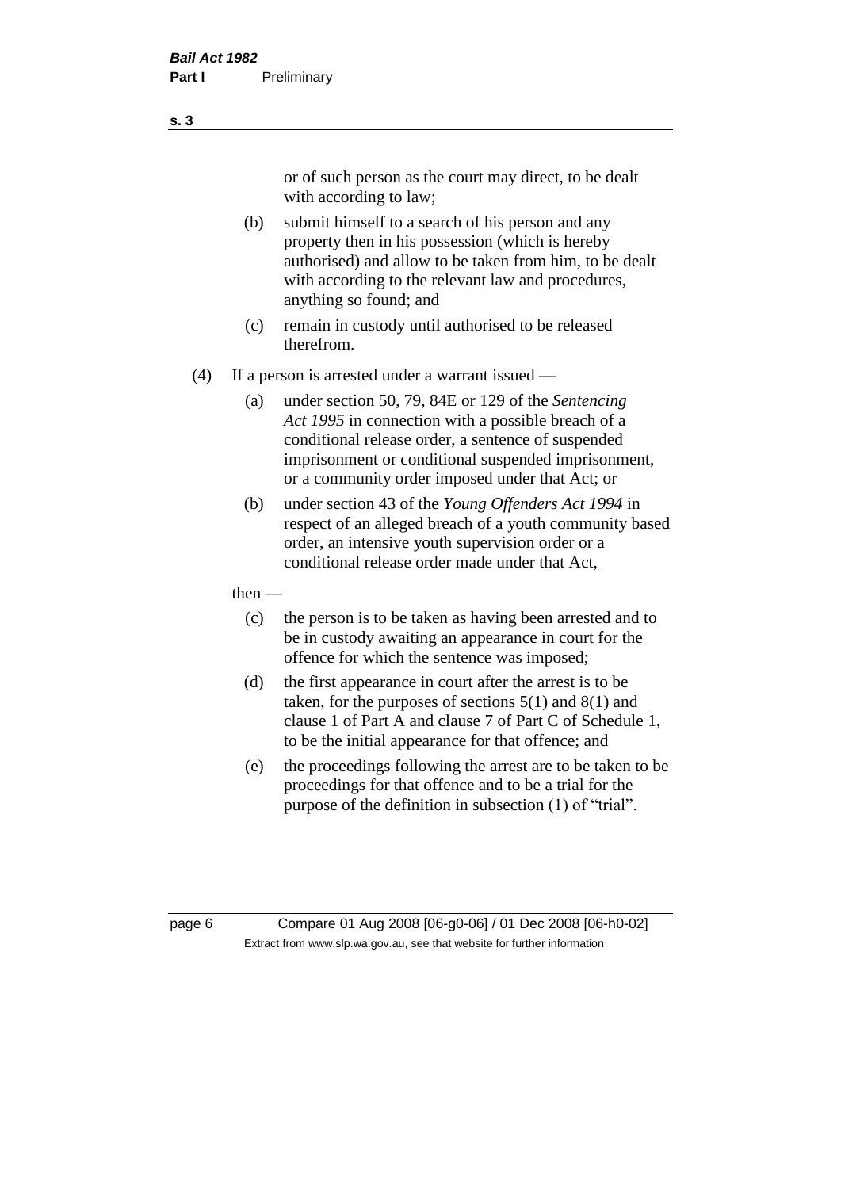or of such person as the court may direct, to be dealt with according to law;

(b) submit himself to a search of his person and any property then in his possession (which is hereby authorised) and allow to be taken from him, to be dealt with according to the relevant law and procedures, anything so found; and

(c) remain in custody until authorised to be released therefrom.

(4) If a person is arrested under a warrant issued —

(a) under section 50, 79, 84E or 129 of the *Sentencing Act 1995* in connection with a possible breach of a conditional release order, a sentence of suspended imprisonment or conditional suspended imprisonment, or a community order imposed under that Act; or

(b) under section 43 of the *Young Offenders Act 1994* in respect of an alleged breach of a youth community based order, an intensive youth supervision order or a conditional release order made under that Act,

then —

(c) the person is to be taken as having been arrested and to be in custody awaiting an appearance in court for the offence for which the sentence was imposed;

(d) the first appearance in court after the arrest is to be taken, for the purposes of sections 5(1) and 8(1) and clause 1 of Part A and clause 7 of Part C of Schedule 1, to be the initial appearance for that offence; and

(e) the proceedings following the arrest are to be taken to be proceedings for that offence and to be a trial for the purpose of the definition in subsection (1) of "trial".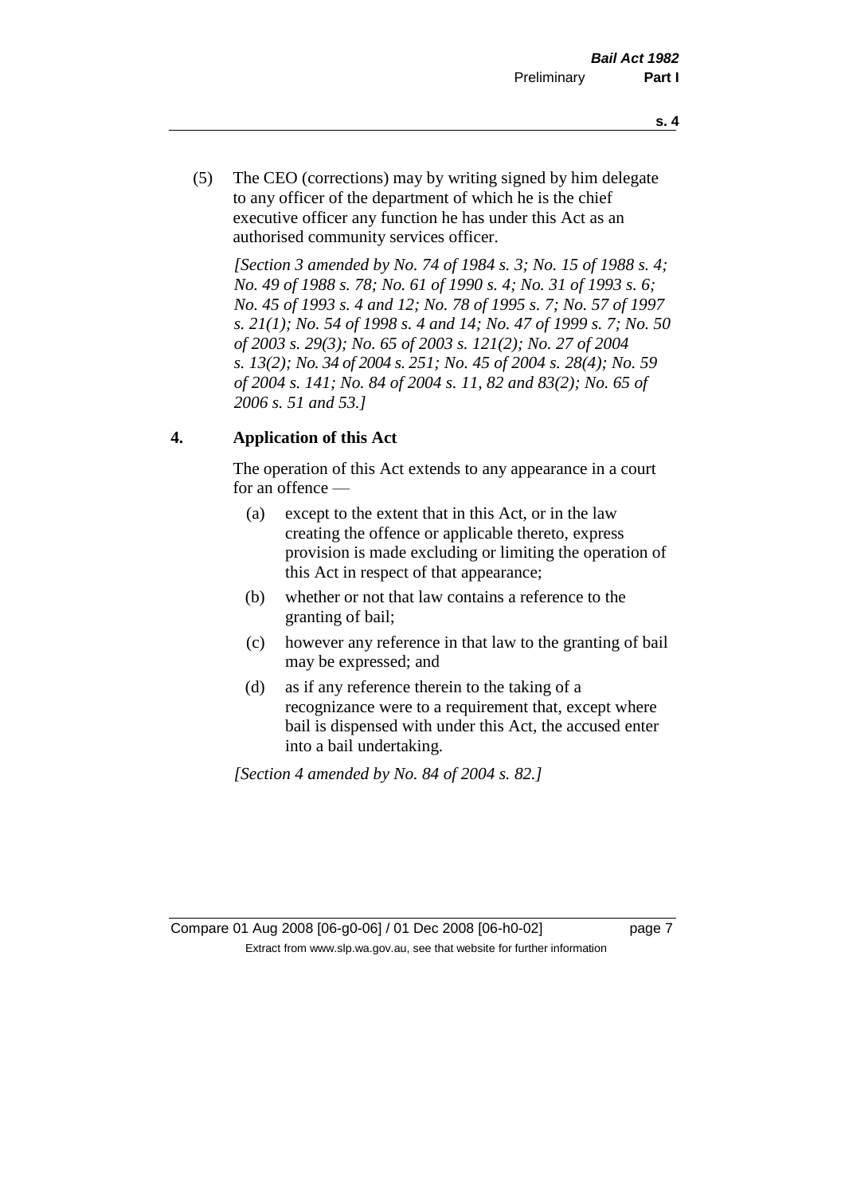(5) The CEO (corrections) may by writing signed by him delegate to any officer of the department of which he is the chief executive officer any function he has under this Act as an authorised community services officer.

*[Section 3 amended by No. 74 of 1984 s. 3; No. 15 of 1988 s. 4; No. 49 of 1988 s. 78; No. 61 of 1990 s. 4; No. 31 of 1993 s. 6; No. 45 of 1993 s. 4 and 12; No. 78 of 1995 s. 7; No. 57 of 1997 s. 21(1); No. 54 of 1998 s. 4 and 14; No. 47 of 1999 s. 7; No. 50 of 2003 s. 29(3); No. 65 of 2003 s. 121(2); No. 27 of 2004 s. 13(2); No. 34 of 2004 s. 251; No. 45 of 2004 s. 28(4); No. 59 of 2004 s. 141; No. 84 of 2004 s. 11, 82 and 83(2); No. 65 of 2006 s. 51 and 53.]*

## 4. Application of this Act

The operation of this Act extends to any appearance in a court for an offence —

(a) except to the extent that in this Act, or in the law creating the offence or applicable thereto, express provision is made excluding or limiting the operation of this Act in respect of that appearance;

(b) whether or not that law contains a reference to the granting of bail;

(c) however any reference in that law to the granting of bail may be expressed; and

(d) as if any reference therein to the taking of a recognizance were to a requirement that, except where bail is dispensed with under this Act, the accused enter into a bail undertaking.

*[Section 4 amended by No. 84 of 2004 s. 82.]*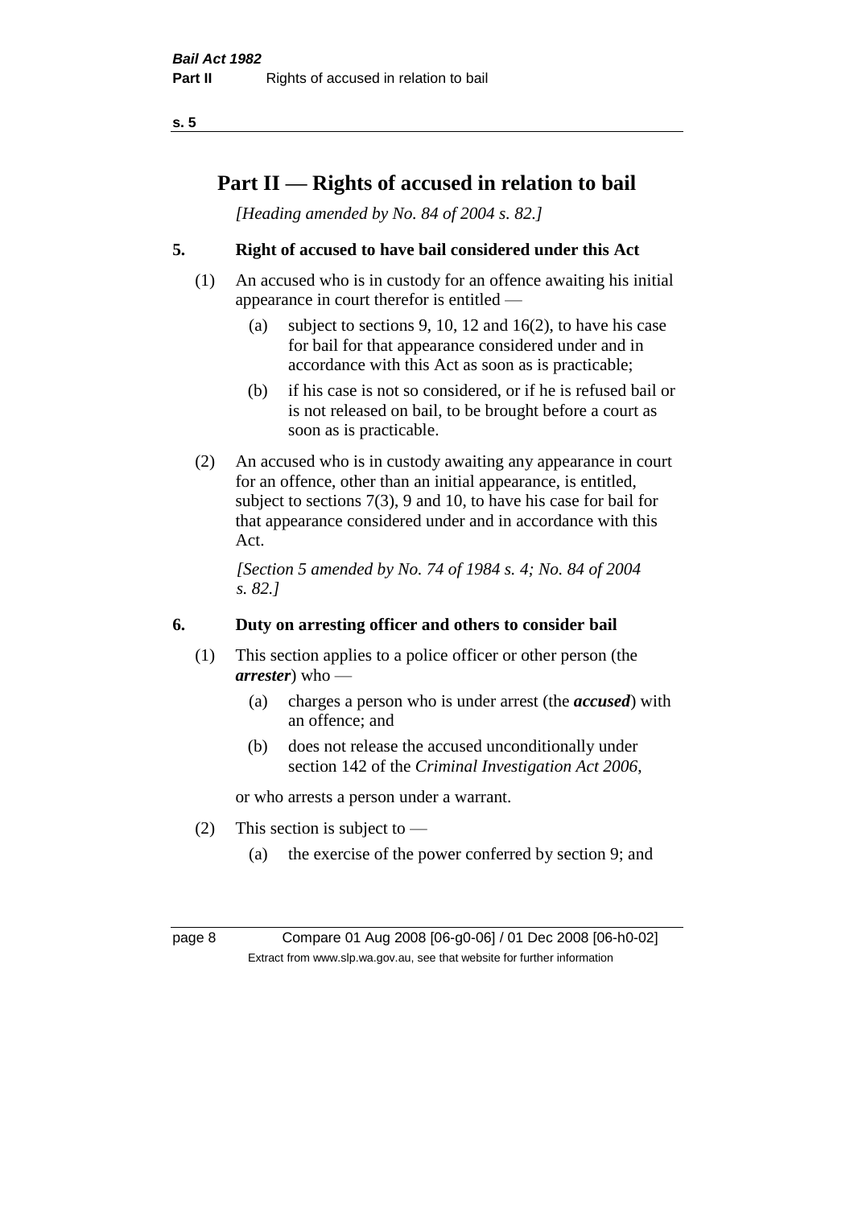## Part II — Rights of accused in relation to bail

*[Heading amended by No. 84 of 2004 s. 82.]*

### 5. Right of accused to have bail considered under this Act

(1) An accused who is in custody for an offence awaiting his initial appearance in court therefor is entitled —

- (a) subject to sections 9, 10, 12 and 16(2), to have his case for bail for that appearance considered under and in accordance with this Act as soon as is practicable;
- (b) if his case is not so considered, or if he is refused bail or is not released on bail, to be brought before a court as soon as is practicable.

(2) An accused who is in custody awaiting any appearance in court for an offence, other than an initial appearance, is entitled, subject to sections 7(3), 9 and 10, to have his case for bail for that appearance considered under and in accordance with this Act.

*[Section 5 amended by No. 74 of 1984 s. 4; No. 84 of 2004 s. 82.]*

### 6. Duty on arresting officer and others to consider bail

(1) This section applies to a police officer or other person (the ***arrester***) who —

- (a) charges a person who is under arrest (the ***accused***) with an offence; and
- (b) does not release the accused unconditionally under section 142 of the *Criminal Investigation Act 2006*,

or who arrests a person under a warrant.

(2) This section is subject to —

- (a) the exercise of the power conferred by section 9; and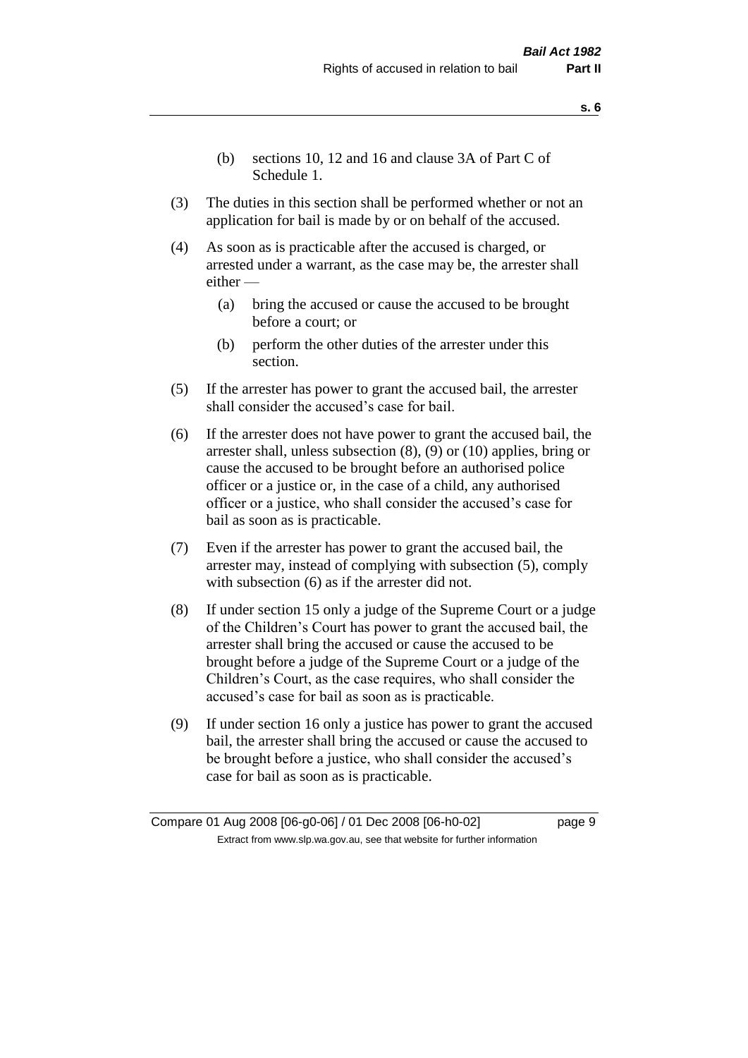(b) sections 10, 12 and 16 and clause 3A of Part C of Schedule 1.

(3) The duties in this section shall be performed whether or not an application for bail is made by or on behalf of the accused.

(4) As soon as is practicable after the accused is charged, or arrested under a warrant, as the case may be, the arrester shall either —

(a) bring the accused or cause the accused to be brought before a court; or

(b) perform the other duties of the arrester under this section.

(5) If the arrester has power to grant the accused bail, the arrester shall consider the accused's case for bail.

(6) If the arrester does not have power to grant the accused bail, the arrester shall, unless subsection (8), (9) or (10) applies, bring or cause the accused to be brought before an authorised police officer or a justice or, in the case of a child, any authorised officer or a justice, who shall consider the accused's case for bail as soon as is practicable.

(7) Even if the arrester has power to grant the accused bail, the arrester may, instead of complying with subsection (5), comply with subsection (6) as if the arrester did not.

(8) If under section 15 only a judge of the Supreme Court or a judge of the Children's Court has power to grant the accused bail, the arrester shall bring the accused or cause the accused to be brought before a judge of the Supreme Court or a judge of the Children's Court, as the case requires, who shall consider the accused's case for bail as soon as is practicable.

(9) If under section 16 only a justice has power to grant the accused bail, the arrester shall bring the accused or cause the accused to be brought before a justice, who shall consider the accused's case for bail as soon as is practicable.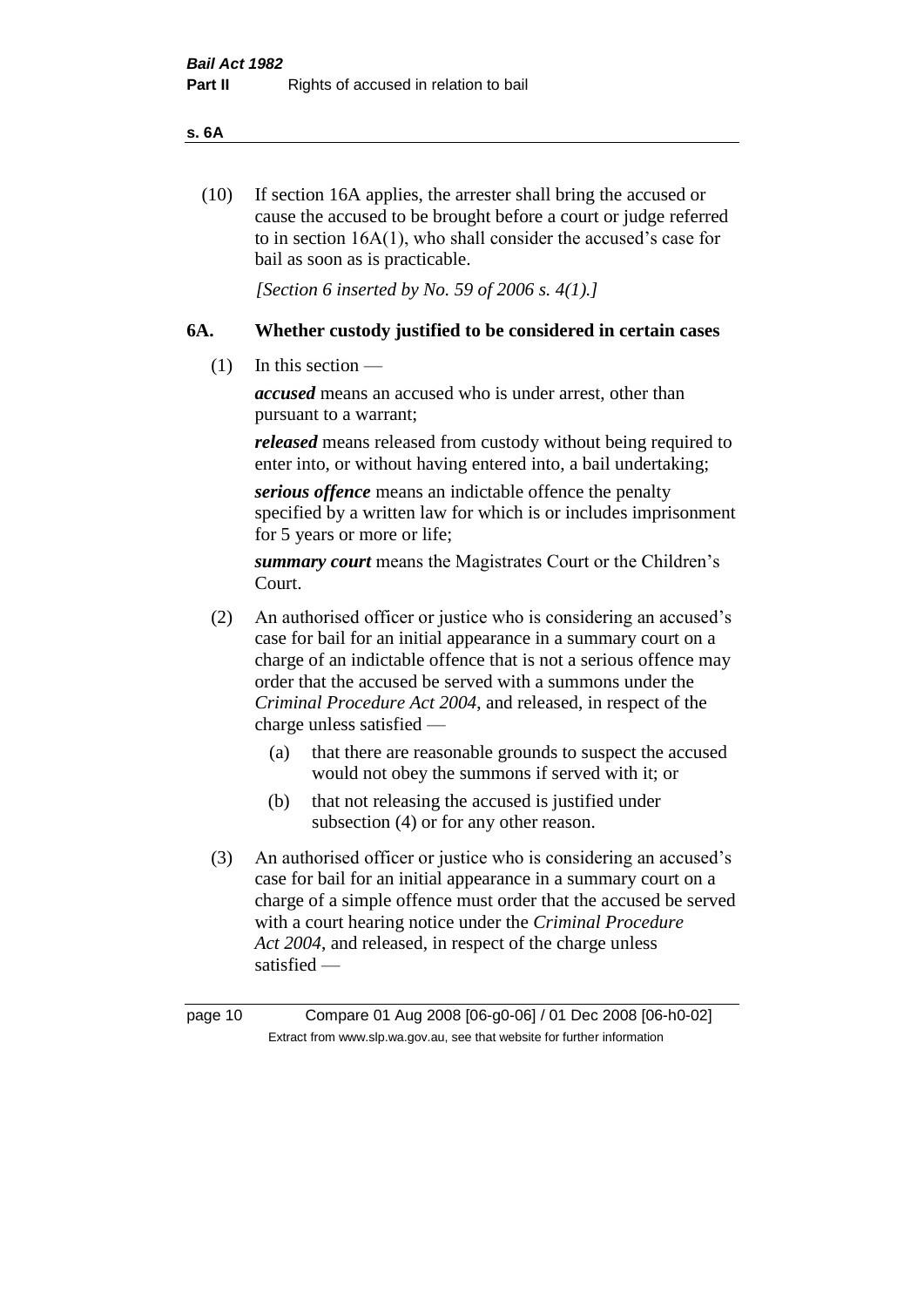(10) If section 16A applies, the arrester shall bring the accused or cause the accused to be brought before a court or judge referred to in section 16A(1), who shall consider the accused's case for bail as soon as is practicable.

*[Section 6 inserted by No. 59 of 2006 s. 4(1).]*

### 6A. Whether custody justified to be considered in certain cases

(1) In this section —

***accused*** means an accused who is under arrest, other than pursuant to a warrant;

***released*** means released from custody without being required to enter into, or without having entered into, a bail undertaking;

***serious offence*** means an indictable offence the penalty specified by a written law for which is or includes imprisonment for 5 years or more or life;

***summary court*** means the Magistrates Court or the Children's Court.

(2) An authorised officer or justice who is considering an accused's case for bail for an initial appearance in a summary court on a charge of an indictable offence that is not a serious offence may order that the accused be served with a summons under the *Criminal Procedure Act 2004*, and released, in respect of the charge unless satisfied —

(a) that there are reasonable grounds to suspect the accused would not obey the summons if served with it; or

(b) that not releasing the accused is justified under subsection (4) or for any other reason.

(3) An authorised officer or justice who is considering an accused's case for bail for an initial appearance in a summary court on a charge of a simple offence must order that the accused be served with a court hearing notice under the *Criminal Procedure Act 2004*, and released, in respect of the charge unless satisfied —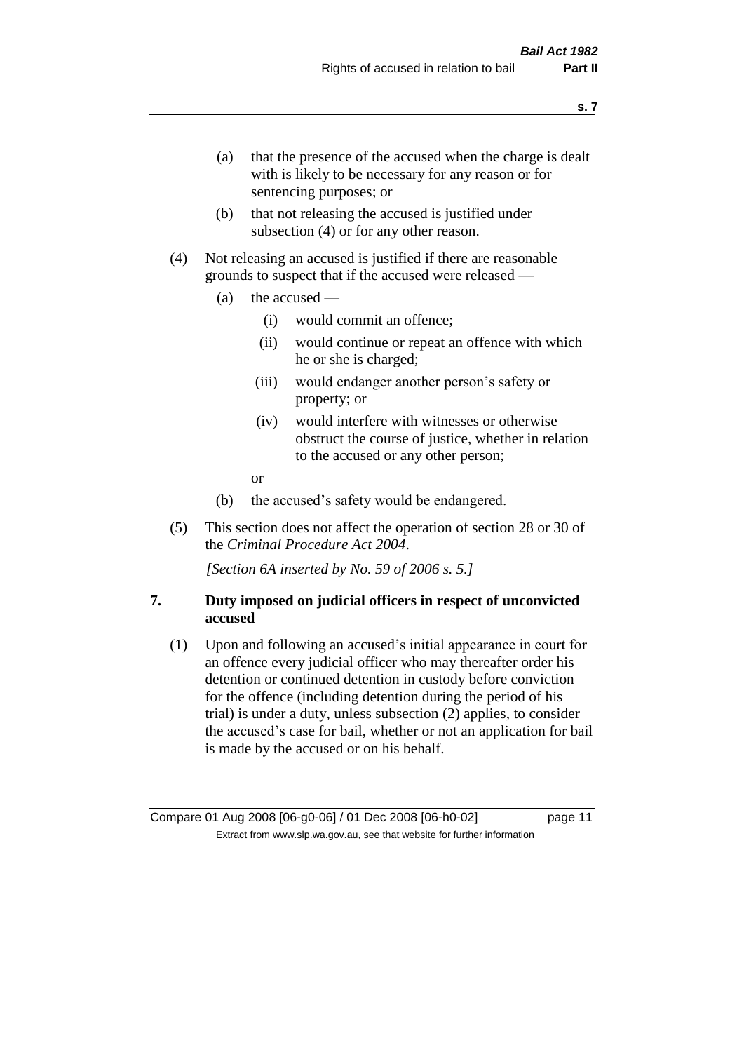(a) that the presence of the accused when the charge is dealt with is likely to be necessary for any reason or for sentencing purposes; or

(b) that not releasing the accused is justified under subsection (4) or for any other reason.

(4) Not releasing an accused is justified if there are reasonable grounds to suspect that if the accused were released —

(a) the accused —

(i) would commit an offence;

(ii) would continue or repeat an offence with which he or she is charged;

(iii) would endanger another person's safety or property; or

(iv) would interfere with witnesses or otherwise obstruct the course of justice, whether in relation to the accused or any other person;

or

(b) the accused's safety would be endangered.

(5) This section does not affect the operation of section 28 or 30 of the *Criminal Procedure Act 2004*.

*[Section 6A inserted by No. 59 of 2006 s. 5.]*

## 7. Duty imposed on judicial officers in respect of unconvicted accused

(1) Upon and following an accused's initial appearance in court for an offence every judicial officer who may thereafter order his detention or continued detention in custody before conviction for the offence (including detention during the period of his trial) is under a duty, unless subsection (2) applies, to consider the accused's case for bail, whether or not an application for bail is made by the accused or on his behalf.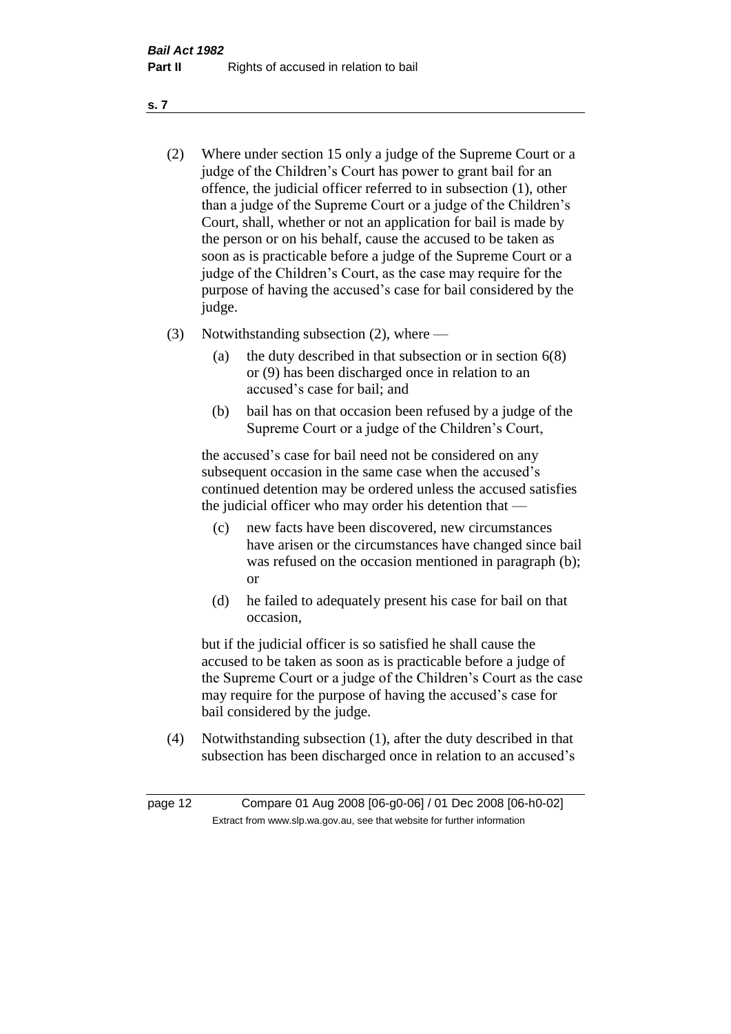(2) Where under section 15 only a judge of the Supreme Court or a judge of the Children's Court has power to grant bail for an offence, the judicial officer referred to in subsection (1), other than a judge of the Supreme Court or a judge of the Children's Court, shall, whether or not an application for bail is made by the person or on his behalf, cause the accused to be taken as soon as is practicable before a judge of the Supreme Court or a judge of the Children's Court, as the case may require for the purpose of having the accused's case for bail considered by the judge.

(3) Notwithstanding subsection (2), where —

   (a) the duty described in that subsection or in section 6(8) or (9) has been discharged once in relation to an accused's case for bail; and

   (b) bail has on that occasion been refused by a judge of the Supreme Court or a judge of the Children's Court,

   the accused's case for bail need not be considered on any subsequent occasion in the same case when the accused's continued detention may be ordered unless the accused satisfies the judicial officer who may order his detention that —

   (c) new facts have been discovered, new circumstances have arisen or the circumstances have changed since bail was refused on the occasion mentioned in paragraph (b); or

   (d) he failed to adequately present his case for bail on that occasion,

   but if the judicial officer is so satisfied he shall cause the accused to be taken as soon as is practicable before a judge of the Supreme Court or a judge of the Children's Court as the case may require for the purpose of having the accused's case for bail considered by the judge.

(4) Notwithstanding subsection (1), after the duty described in that subsection has been discharged once in relation to an accused's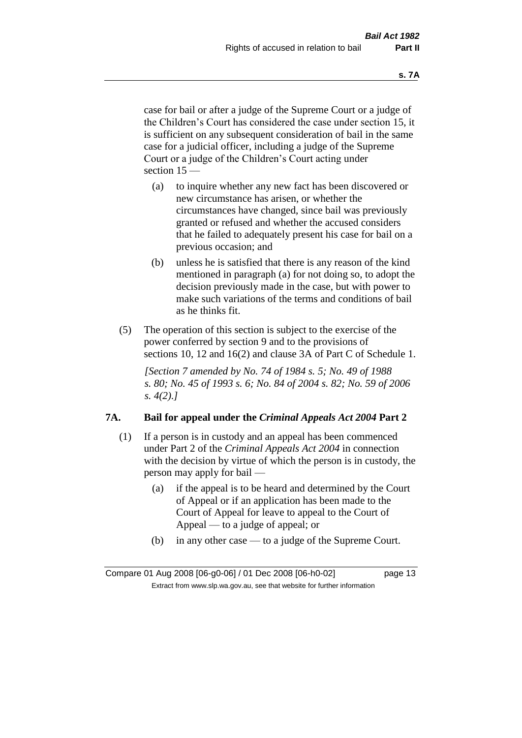case for bail or after a judge of the Supreme Court or a judge of the Children's Court has considered the case under section 15, it is sufficient on any subsequent consideration of bail in the same case for a judicial officer, including a judge of the Supreme Court or a judge of the Children's Court acting under section 15 —

(a) to inquire whether any new fact has been discovered or new circumstance has arisen, or whether the circumstances have changed, since bail was previously granted or refused and whether the accused considers that he failed to adequately present his case for bail on a previous occasion; and

(b) unless he is satisfied that there is any reason of the kind mentioned in paragraph (a) for not doing so, to adopt the decision previously made in the case, but with power to make such variations of the terms and conditions of bail as he thinks fit.

(5) The operation of this section is subject to the exercise of the power conferred by section 9 and to the provisions of sections 10, 12 and 16(2) and clause 3A of Part C of Schedule 1.

*[Section 7 amended by No. 74 of 1984 s. 5; No. 49 of 1988 s. 80; No. 45 of 1993 s. 6; No. 84 of 2004 s. 82; No. 59 of 2006 s. 4(2).]*

### 7A. Bail for appeal under the *Criminal Appeals Act 2004* Part 2

(1) If a person is in custody and an appeal has been commenced under Part 2 of the *Criminal Appeals Act 2004* in connection with the decision by virtue of which the person is in custody, the person may apply for bail —

(a) if the appeal is to be heard and determined by the Court of Appeal or if an application has been made to the Court of Appeal for leave to appeal to the Court of Appeal — to a judge of appeal; or

(b) in any other case — to a judge of the Supreme Court.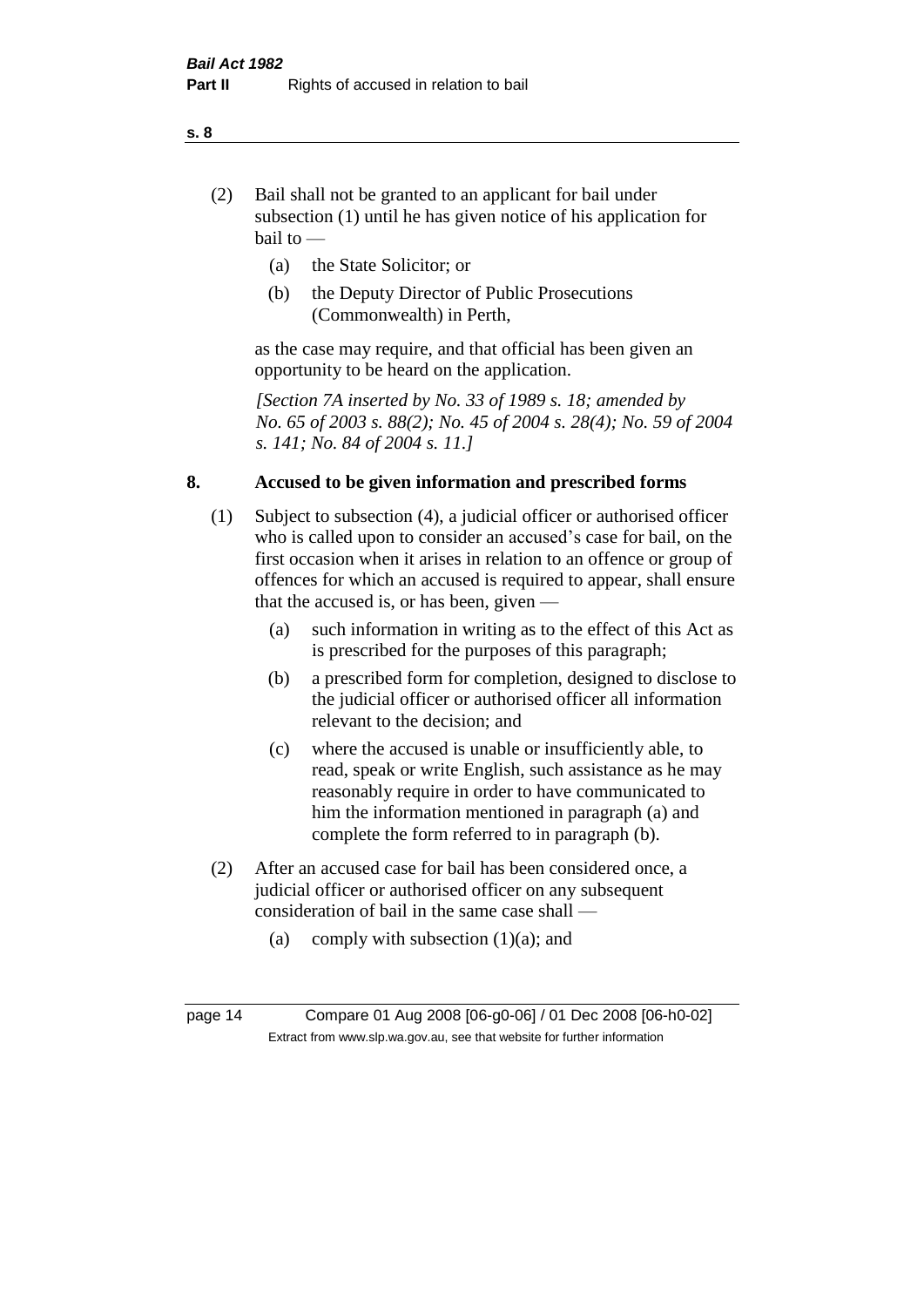(2) Bail shall not be granted to an applicant for bail under subsection (1) until he has given notice of his application for bail to —

(a) the State Solicitor; or

(b) the Deputy Director of Public Prosecutions (Commonwealth) in Perth,

as the case may require, and that official has been given an opportunity to be heard on the application.

*[Section 7A inserted by No. 33 of 1989 s. 18; amended by No. 65 of 2003 s. 88(2); No. 45 of 2004 s. 28(4); No. 59 of 2004 s. 141; No. 84 of 2004 s. 11.]*

## 8. Accused to be given information and prescribed forms

(1) Subject to subsection (4), a judicial officer or authorised officer who is called upon to consider an accused's case for bail, on the first occasion when it arises in relation to an offence or group of offences for which an accused is required to appear, shall ensure that the accused is, or has been, given —

(a) such information in writing as to the effect of this Act as is prescribed for the purposes of this paragraph;

(b) a prescribed form for completion, designed to disclose to the judicial officer or authorised officer all information relevant to the decision; and

(c) where the accused is unable or insufficiently able, to read, speak or write English, such assistance as he may reasonably require in order to have communicated to him the information mentioned in paragraph (a) and complete the form referred to in paragraph (b).

(2) After an accused case for bail has been considered once, a judicial officer or authorised officer on any subsequent consideration of bail in the same case shall —

(a) comply with subsection (1)(a); and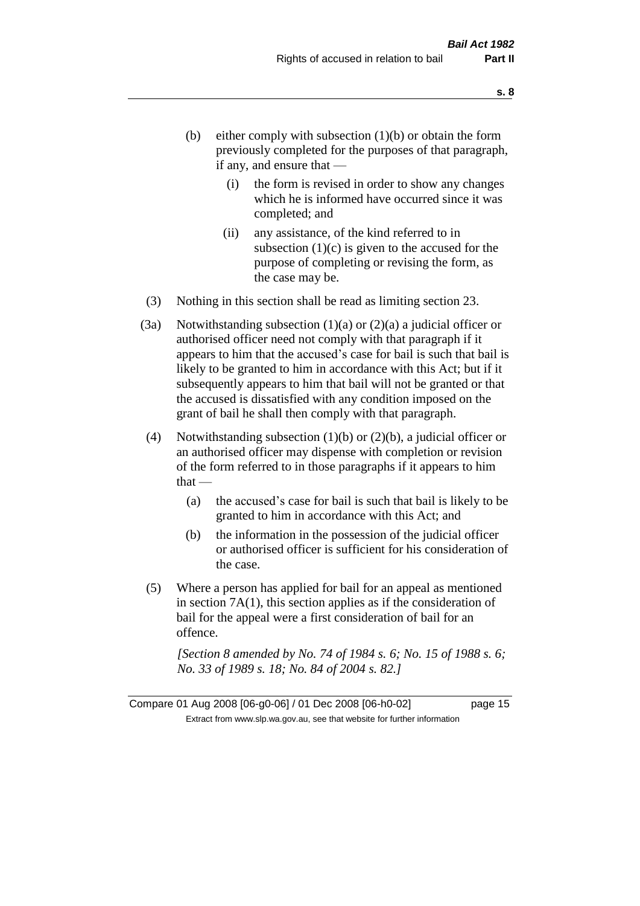(b) either comply with subsection (1)(b) or obtain the form previously completed for the purposes of that paragraph, if any, and ensure that —

  (i) the form is revised in order to show any changes which he is informed have occurred since it was completed; and

  (ii) any assistance, of the kind referred to in subsection (1)(c) is given to the accused for the purpose of completing or revising the form, as the case may be.

(3) Nothing in this section shall be read as limiting section 23.

(3a) Notwithstanding subsection (1)(a) or (2)(a) a judicial officer or authorised officer need not comply with that paragraph if it appears to him that the accused's case for bail is such that bail is likely to be granted to him in accordance with this Act; but if it subsequently appears to him that bail will not be granted or that the accused is dissatisfied with any condition imposed on the grant of bail he shall then comply with that paragraph.

(4) Notwithstanding subsection (1)(b) or (2)(b), a judicial officer or an authorised officer may dispense with completion or revision of the form referred to in those paragraphs if it appears to him that —

  (a) the accused's case for bail is such that bail is likely to be granted to him in accordance with this Act; and

  (b) the information in the possession of the judicial officer or authorised officer is sufficient for his consideration of the case.

(5) Where a person has applied for bail for an appeal as mentioned in section 7A(1), this section applies as if the consideration of bail for the appeal were a first consideration of bail for an offence.

*[Section 8 amended by No. 74 of 1984 s. 6; No. 15 of 1988 s. 6; No. 33 of 1989 s. 18; No. 84 of 2004 s. 82.]*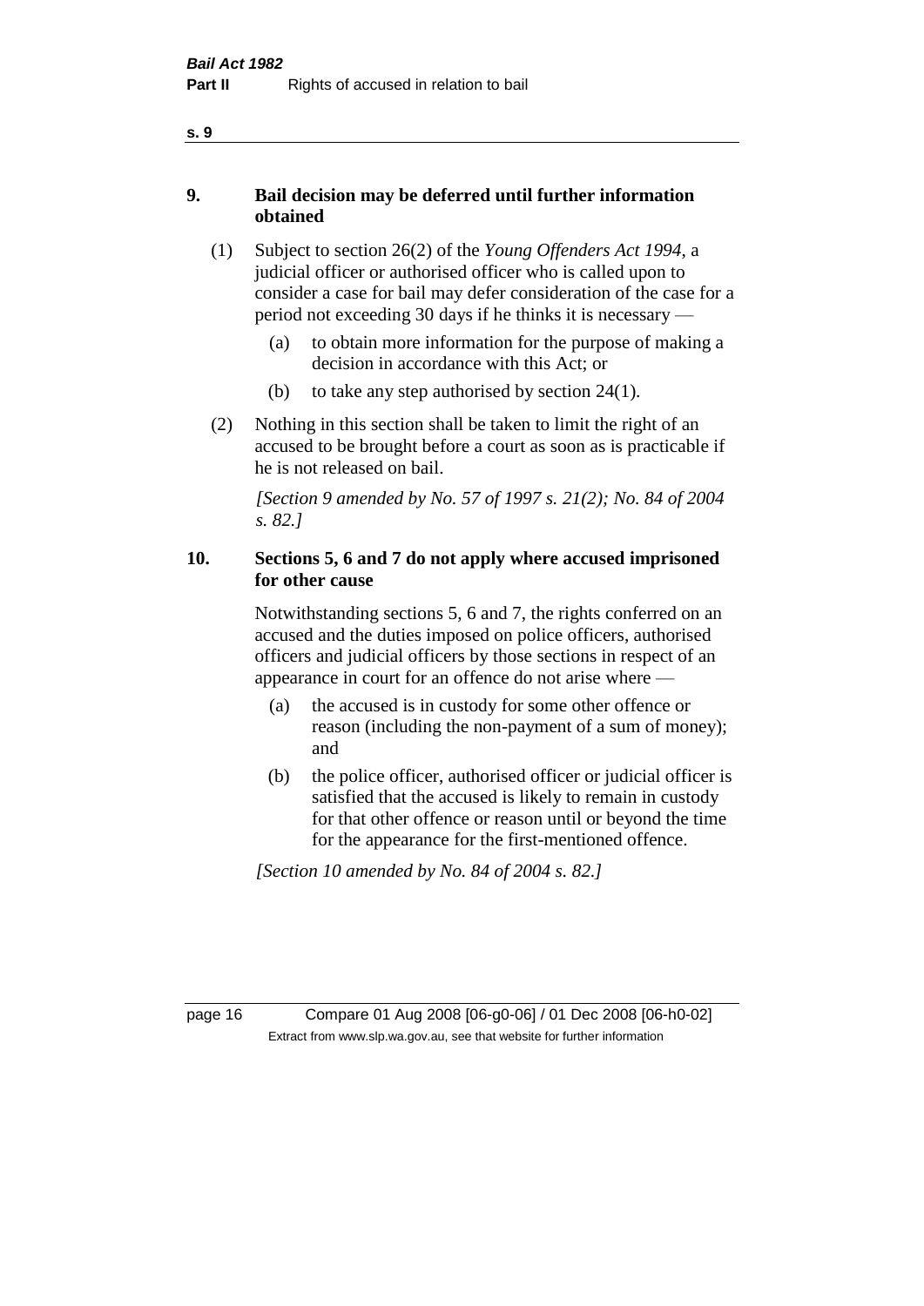## 9. Bail decision may be deferred until further information obtained

(1) Subject to section 26(2) of the *Young Offenders Act 1994*, a judicial officer or authorised officer who is called upon to consider a case for bail may defer consideration of the case for a period not exceeding 30 days if he thinks it is necessary —

(a) to obtain more information for the purpose of making a decision in accordance with this Act; or

(b) to take any step authorised by section 24(1).

(2) Nothing in this section shall be taken to limit the right of an accused to be brought before a court as soon as is practicable if he is not released on bail.

*[Section 9 amended by No. 57 of 1997 s. 21(2); No. 84 of 2004 s. 82.]*

## 10. Sections 5, 6 and 7 do not apply where accused imprisoned for other cause

Notwithstanding sections 5, 6 and 7, the rights conferred on an accused and the duties imposed on police officers, authorised officers and judicial officers by those sections in respect of an appearance in court for an offence do not arise where —

(a) the accused is in custody for some other offence or reason (including the non-payment of a sum of money); and

(b) the police officer, authorised officer or judicial officer is satisfied that the accused is likely to remain in custody for that other offence or reason until or beyond the time for the appearance for the first-mentioned offence.

*[Section 10 amended by No. 84 of 2004 s. 82.]*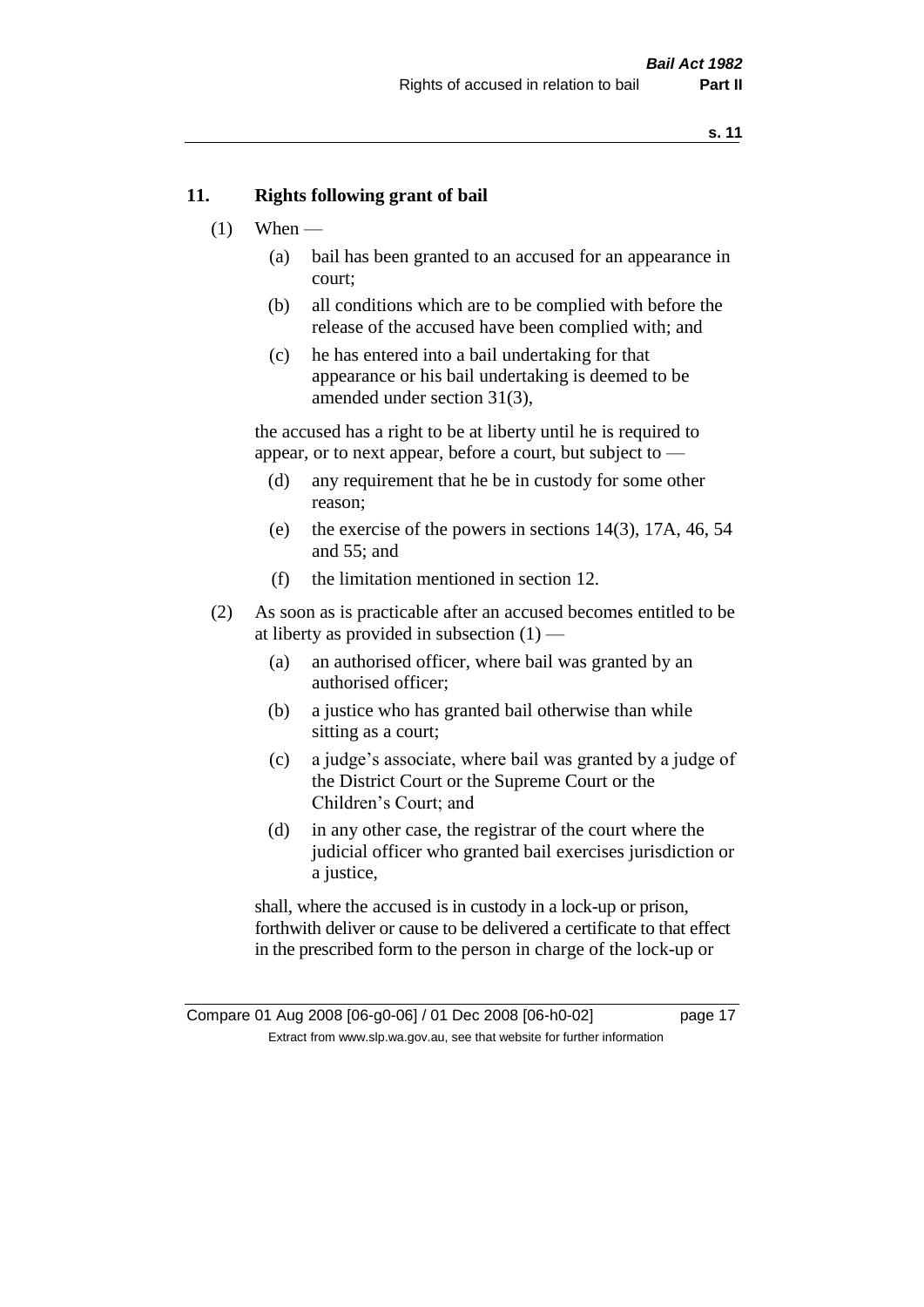## 11. Rights following grant of bail

(1) When —

(a) bail has been granted to an accused for an appearance in court;

(b) all conditions which are to be complied with before the release of the accused have been complied with; and

(c) he has entered into a bail undertaking for that appearance or his bail undertaking is deemed to be amended under section 31(3),

the accused has a right to be at liberty until he is required to appear, or to next appear, before a court, but subject to —

(d) any requirement that he be in custody for some other reason;

(e) the exercise of the powers in sections 14(3), 17A, 46, 54 and 55; and

(f) the limitation mentioned in section 12.

(2) As soon as is practicable after an accused becomes entitled to be at liberty as provided in subsection (1) —

(a) an authorised officer, where bail was granted by an authorised officer;

(b) a justice who has granted bail otherwise than while sitting as a court;

(c) a judge's associate, where bail was granted by a judge of the District Court or the Supreme Court or the Children's Court; and

(d) in any other case, the registrar of the court where the judicial officer who granted bail exercises jurisdiction or a justice,

shall, where the accused is in custody in a lock-up or prison, forthwith deliver or cause to be delivered a certificate to that effect in the prescribed form to the person in charge of the lock-up or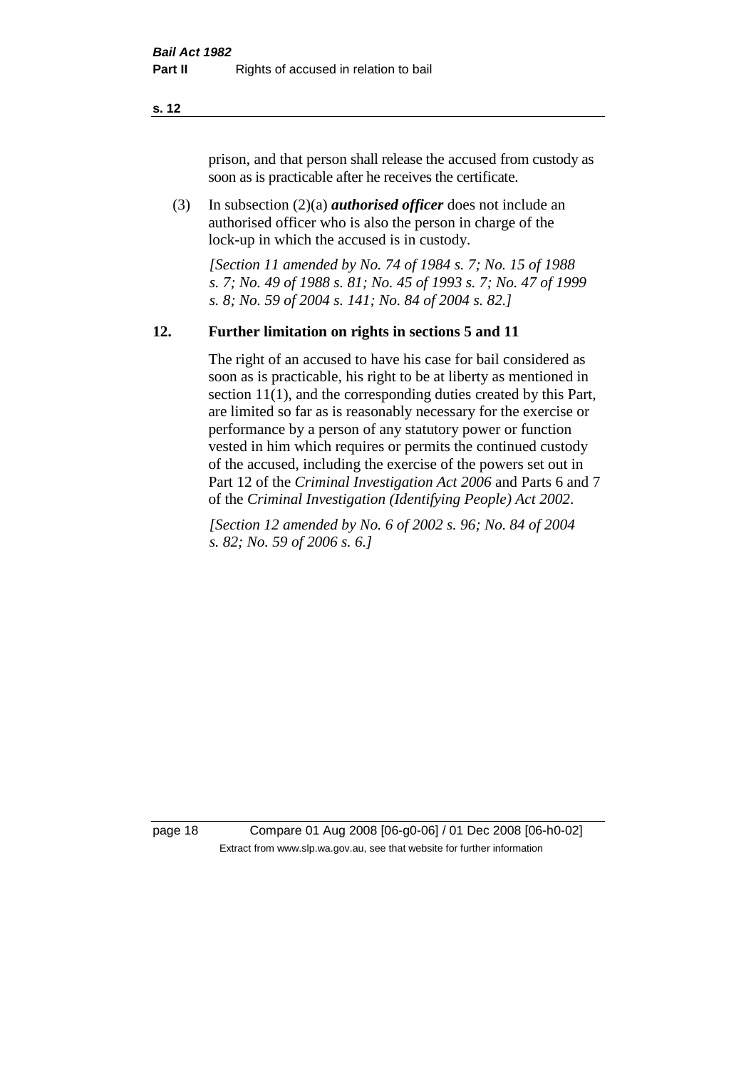prison, and that person shall release the accused from custody as soon as is practicable after he receives the certificate.

(3) In subsection (2)(a) ***authorised officer*** does not include an authorised officer who is also the person in charge of the lock-up in which the accused is in custody.

*[Section 11 amended by No. 74 of 1984 s. 7; No. 15 of 1988 s. 7; No. 49 of 1988 s. 81; No. 45 of 1993 s. 7; No. 47 of 1999 s. 8; No. 59 of 2004 s. 141; No. 84 of 2004 s. 82.]*

## 12. Further limitation on rights in sections 5 and 11

The right of an accused to have his case for bail considered as soon as is practicable, his right to be at liberty as mentioned in section 11(1), and the corresponding duties created by this Part, are limited so far as is reasonably necessary for the exercise or performance by a person of any statutory power or function vested in him which requires or permits the continued custody of the accused, including the exercise of the powers set out in Part 12 of the *Criminal Investigation Act 2006* and Parts 6 and 7 of the *Criminal Investigation (Identifying People) Act 2002*.

*[Section 12 amended by No. 6 of 2002 s. 96; No. 84 of 2004 s. 82; No. 59 of 2006 s. 6.]*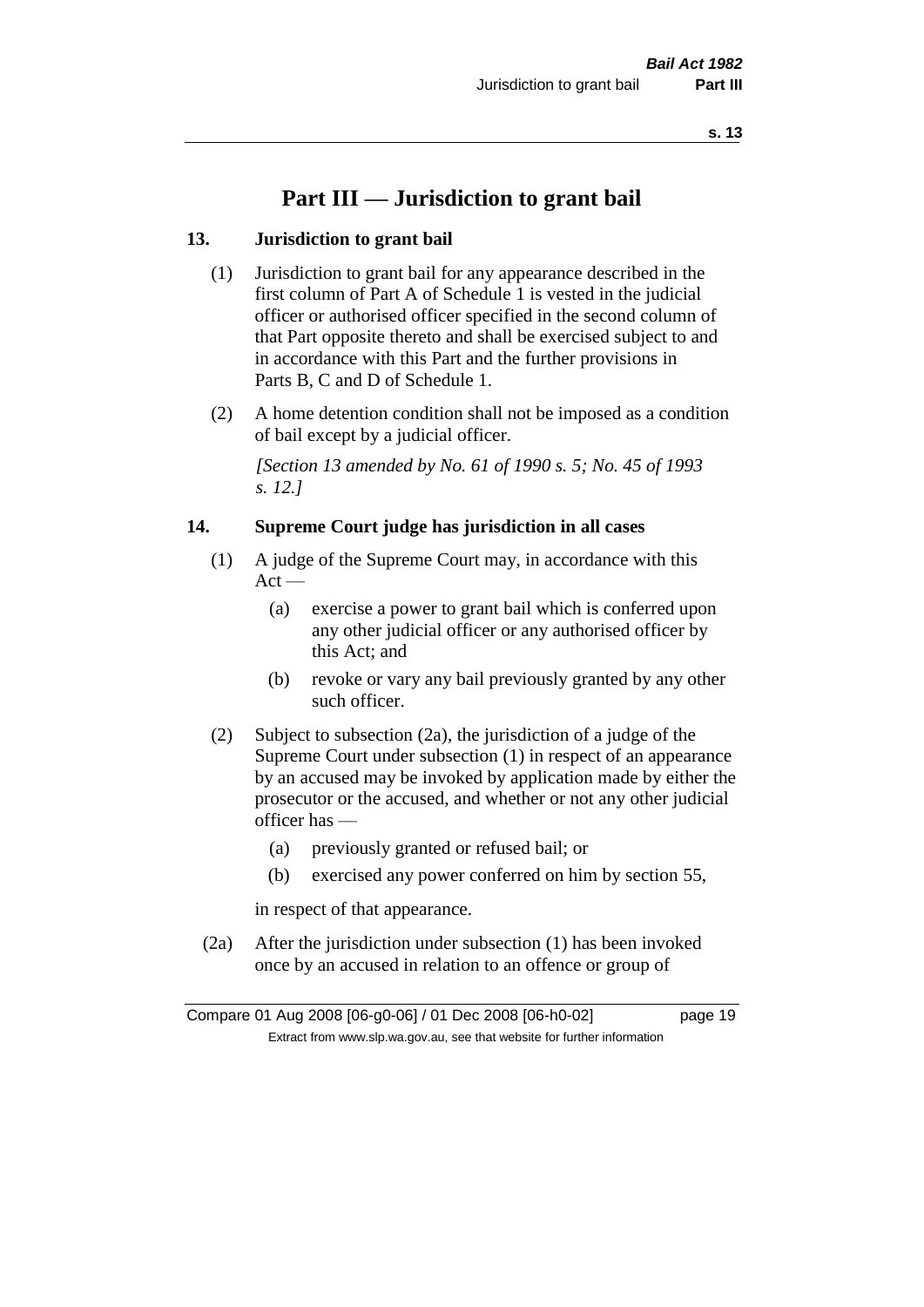# Part III — Jurisdiction to grant bail

## 13. Jurisdiction to grant bail

(1) Jurisdiction to grant bail for any appearance described in the first column of Part A of Schedule 1 is vested in the judicial officer or authorised officer specified in the second column of that Part opposite thereto and shall be exercised subject to and in accordance with this Part and the further provisions in Parts B, C and D of Schedule 1.

(2) A home detention condition shall not be imposed as a condition of bail except by a judicial officer.

*[Section 13 amended by No. 61 of 1990 s. 5; No. 45 of 1993 s. 12.]*

## 14. Supreme Court judge has jurisdiction in all cases

(1) A judge of the Supreme Court may, in accordance with this Act —

- (a) exercise a power to grant bail which is conferred upon any other judicial officer or any authorised officer by this Act; and
- (b) revoke or vary any bail previously granted by any other such officer.

(2) Subject to subsection (2a), the jurisdiction of a judge of the Supreme Court under subsection (1) in respect of an appearance by an accused may be invoked by application made by either the prosecutor or the accused, and whether or not any other judicial officer has —

- (a) previously granted or refused bail; or
- (b) exercised any power conferred on him by section 55,

in respect of that appearance.

(2a) After the jurisdiction under subsection (1) has been invoked once by an accused in relation to an offence or group of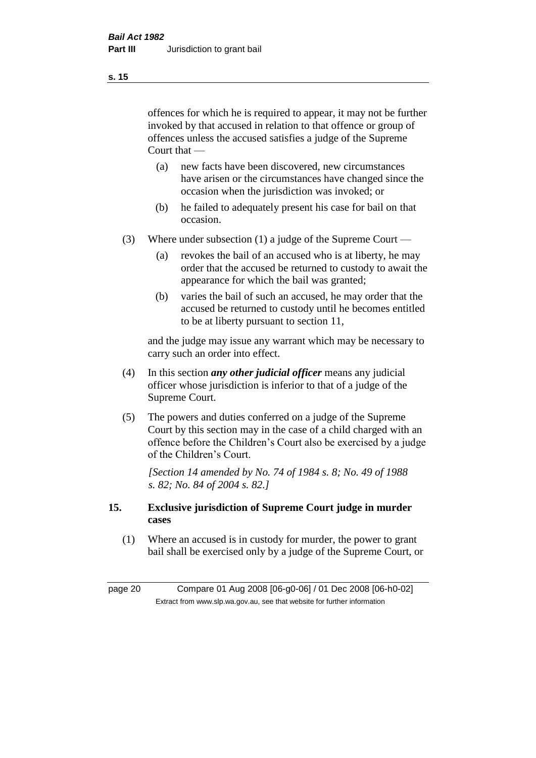offences for which he is required to appear, it may not be further invoked by that accused in relation to that offence or group of offences unless the accused satisfies a judge of the Supreme Court that —

(a) new facts have been discovered, new circumstances have arisen or the circumstances have changed since the occasion when the jurisdiction was invoked; or

(b) he failed to adequately present his case for bail on that occasion.

(3) Where under subsection (1) a judge of the Supreme Court —

(a) revokes the bail of an accused who is at liberty, he may order that the accused be returned to custody to await the appearance for which the bail was granted;

(b) varies the bail of such an accused, he may order that the accused be returned to custody until he becomes entitled to be at liberty pursuant to section 11,

and the judge may issue any warrant which may be necessary to carry such an order into effect.

(4) In this section ***any other judicial officer*** means any judicial officer whose jurisdiction is inferior to that of a judge of the Supreme Court.

(5) The powers and duties conferred on a judge of the Supreme Court by this section may in the case of a child charged with an offence before the Children's Court also be exercised by a judge of the Children's Court.

*[Section 14 amended by No. 74 of 1984 s. 8; No. 49 of 1988 s. 82; No. 84 of 2004 s. 82.]*

## 15. Exclusive jurisdiction of Supreme Court judge in murder cases

(1) Where an accused is in custody for murder, the power to grant bail shall be exercised only by a judge of the Supreme Court, or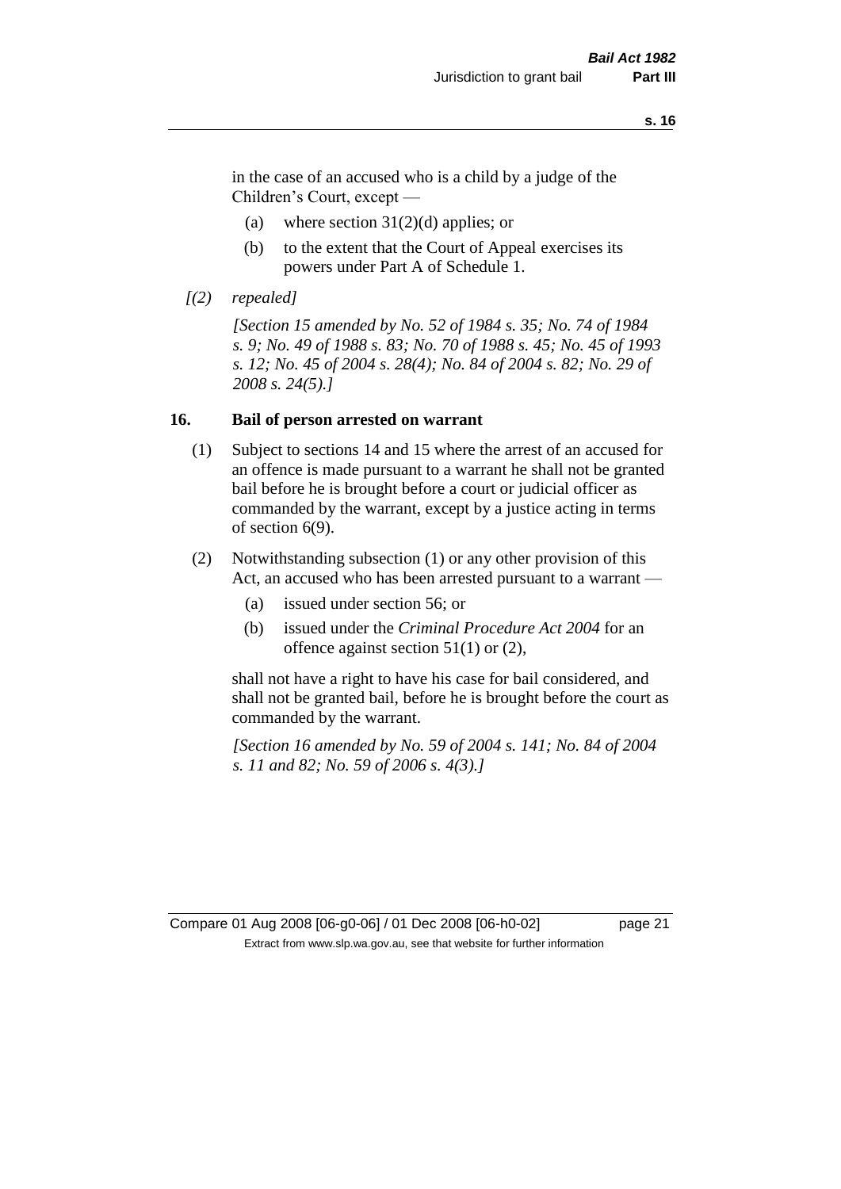in the case of an accused who is a child by a judge of the Children's Court, except —

(a) where section 31(2)(d) applies; or

(b) to the extent that the Court of Appeal exercises its powers under Part A of Schedule 1.

*[(2) repealed]*

*[Section 15 amended by No. 52 of 1984 s. 35; No. 74 of 1984 s. 9; No. 49 of 1988 s. 83; No. 70 of 1988 s. 45; No. 45 of 1993 s. 12; No. 45 of 2004 s. 28(4); No. 84 of 2004 s. 82; No. 29 of 2008 s. 24(5).]*

## 16. Bail of person arrested on warrant

(1) Subject to sections 14 and 15 where the arrest of an accused for an offence is made pursuant to a warrant he shall not be granted bail before he is brought before a court or judicial officer as commanded by the warrant, except by a justice acting in terms of section 6(9).

(2) Notwithstanding subsection (1) or any other provision of this Act, an accused who has been arrested pursuant to a warrant —

(a) issued under section 56; or

(b) issued under the *Criminal Procedure Act 2004* for an offence against section 51(1) or (2),

shall not have a right to have his case for bail considered, and shall not be granted bail, before he is brought before the court as commanded by the warrant.

*[Section 16 amended by No. 59 of 2004 s. 141; No. 84 of 2004 s. 11 and 82; No. 59 of 2006 s. 4(3).]*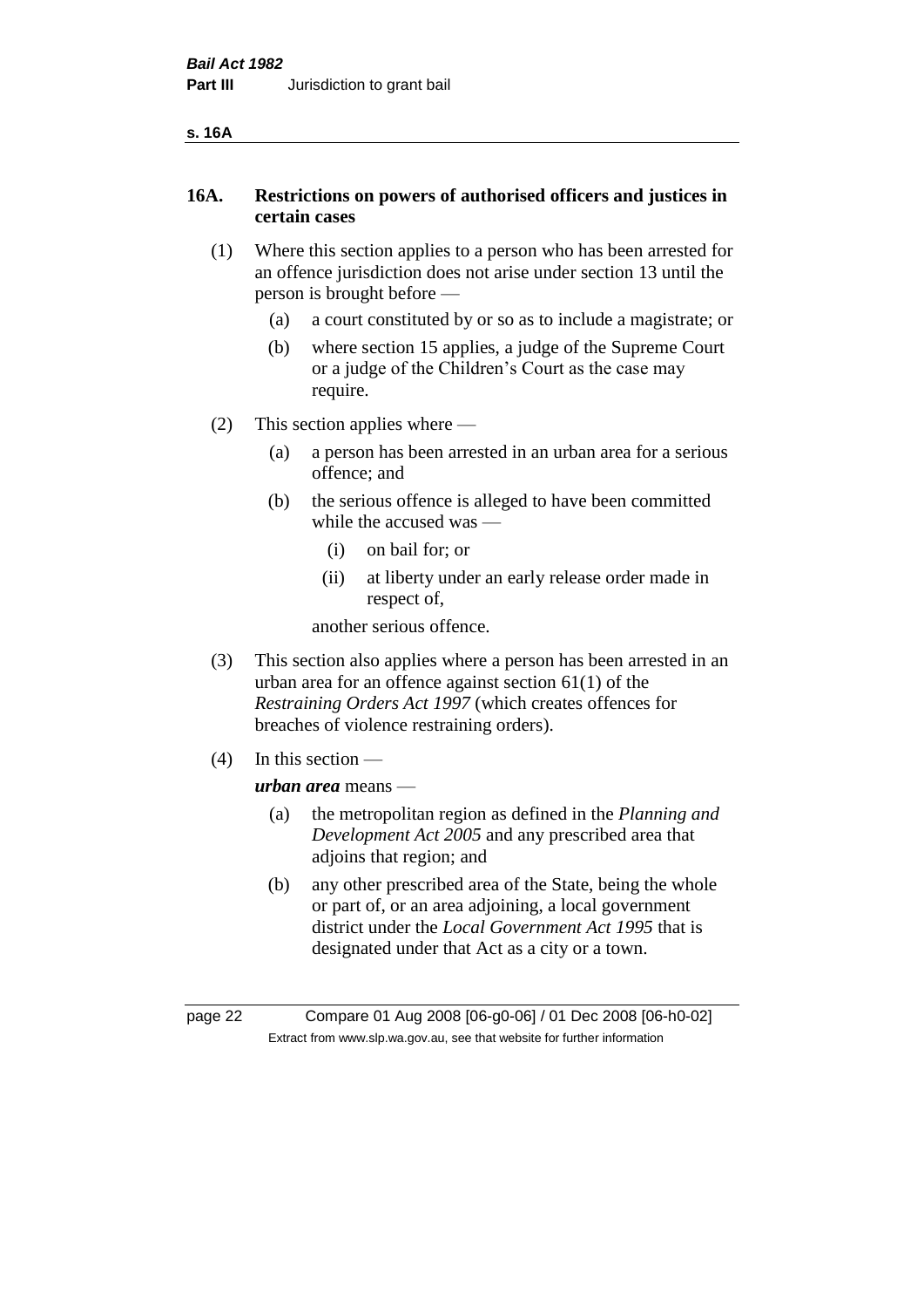## 16A. Restrictions on powers of authorised officers and justices in certain cases

(1) Where this section applies to a person who has been arrested for an offence jurisdiction does not arise under section 13 until the person is brought before —

- (a) a court constituted by or so as to include a magistrate; or
- (b) where section 15 applies, a judge of the Supreme Court or a judge of the Children's Court as the case may require.

(2) This section applies where —

- (a) a person has been arrested in an urban area for a serious offence; and
- (b) the serious offence is alleged to have been committed while the accused was —
  - (i) on bail for; or
  - (ii) at liberty under an early release order made in respect of,

  another serious offence.

(3) This section also applies where a person has been arrested in an urban area for an offence against section 61(1) of the *Restraining Orders Act 1997* (which creates offences for breaches of violence restraining orders).

(4) In this section —

***urban area*** means —

- (a) the metropolitan region as defined in the *Planning and Development Act 2005* and any prescribed area that adjoins that region; and
- (b) any other prescribed area of the State, being the whole or part of, or an area adjoining, a local government district under the *Local Government Act 1995* that is designated under that Act as a city or a town.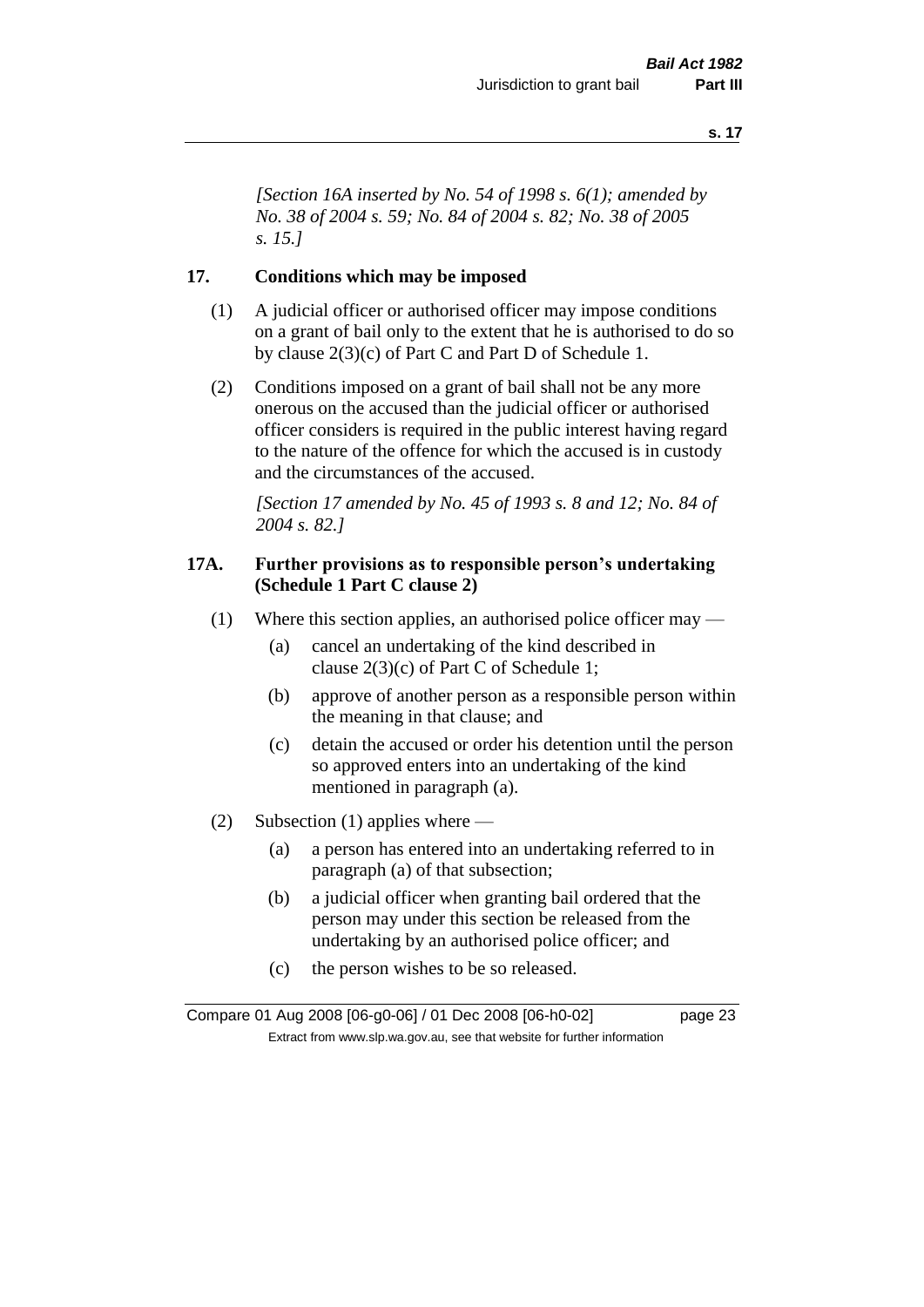*[Section 16A inserted by No. 54 of 1998 s. 6(1); amended by No. 38 of 2004 s. 59; No. 84 of 2004 s. 82; No. 38 of 2005 s. 15.]*

## 17. Conditions which may be imposed

(1) A judicial officer or authorised officer may impose conditions on a grant of bail only to the extent that he is authorised to do so by clause 2(3)(c) of Part C and Part D of Schedule 1.

(2) Conditions imposed on a grant of bail shall not be any more onerous on the accused than the judicial officer or authorised officer considers is required in the public interest having regard to the nature of the offence for which the accused is in custody and the circumstances of the accused.

*[Section 17 amended by No. 45 of 1993 s. 8 and 12; No. 84 of 2004 s. 82.]*

## 17A. Further provisions as to responsible person's undertaking (Schedule 1 Part C clause 2)

(1) Where this section applies, an authorised police officer may —

- (a) cancel an undertaking of the kind described in clause 2(3)(c) of Part C of Schedule 1;
- (b) approve of another person as a responsible person within the meaning in that clause; and
- (c) detain the accused or order his detention until the person so approved enters into an undertaking of the kind mentioned in paragraph (a).

(2) Subsection (1) applies where —

- (a) a person has entered into an undertaking referred to in paragraph (a) of that subsection;
- (b) a judicial officer when granting bail ordered that the person may under this section be released from the undertaking by an authorised police officer; and
- (c) the person wishes to be so released.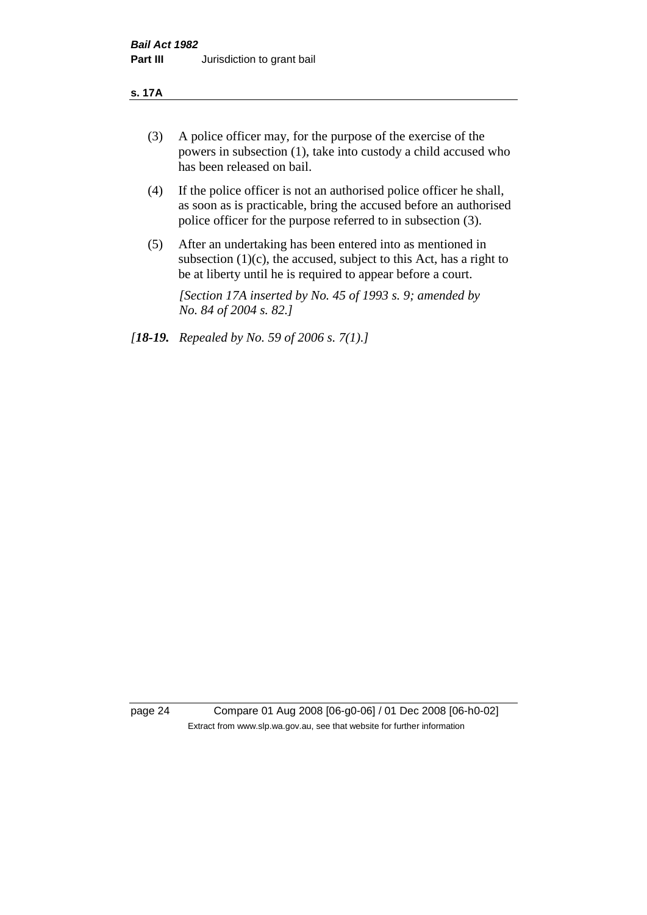(3) A police officer may, for the purpose of the exercise of the powers in subsection (1), take into custody a child accused who has been released on bail.

(4) If the police officer is not an authorised police officer he shall, as soon as is practicable, bring the accused before an authorised police officer for the purpose referred to in subsection (3).

(5) After an undertaking has been entered into as mentioned in subsection (1)(c), the accused, subject to this Act, has a right to be at liberty until he is required to appear before a court.

*[Section 17A inserted by No. 45 of 1993 s. 9; amended by No. 84 of 2004 s. 82.]*

*[**18-19.** Repealed by No. 59 of 2006 s. 7(1).]*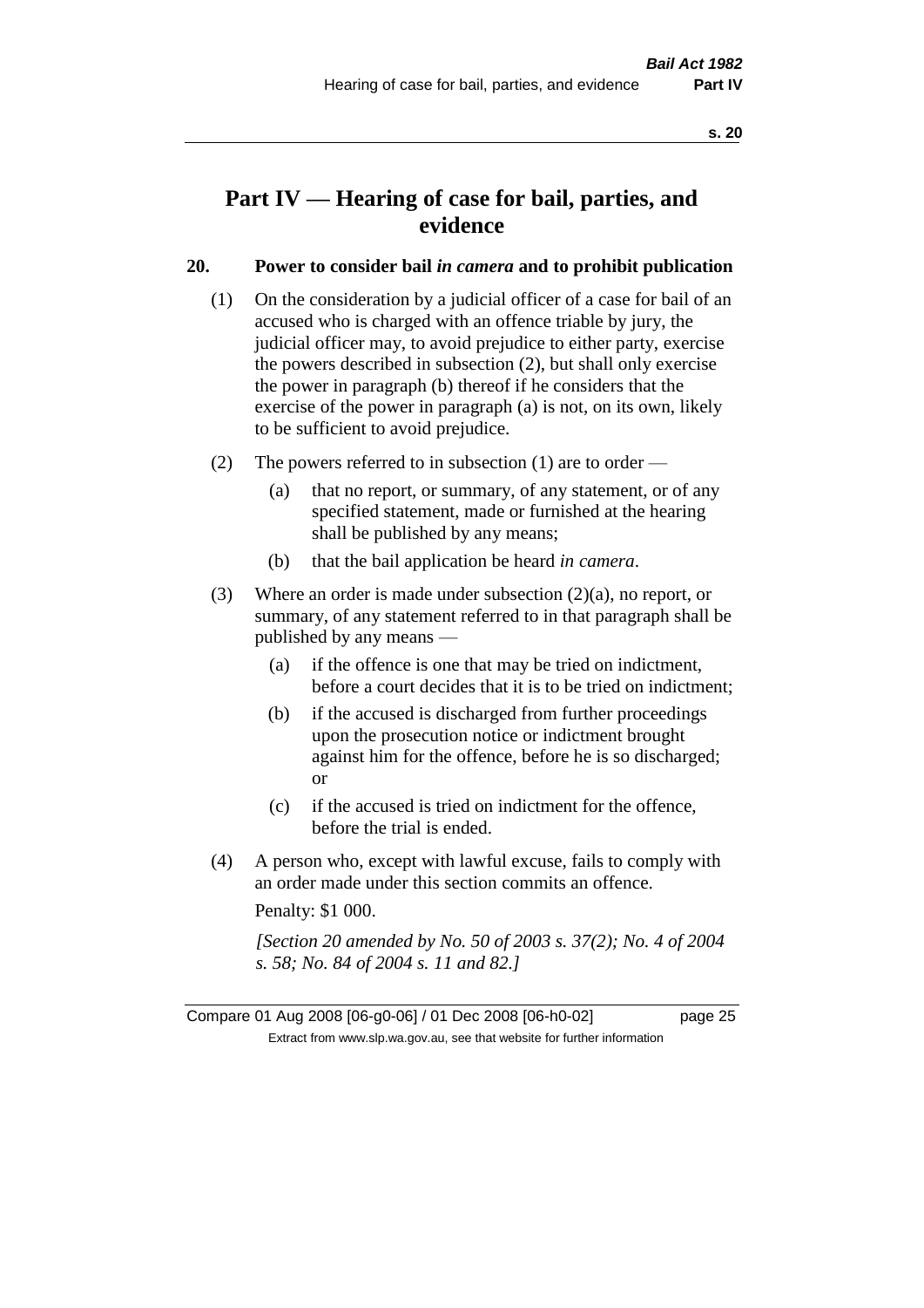# Part IV — Hearing of case for bail, parties, and evidence

## 20. Power to consider bail *in camera* and to prohibit publication

(1) On the consideration by a judicial officer of a case for bail of an accused who is charged with an offence triable by jury, the judicial officer may, to avoid prejudice to either party, exercise the powers described in subsection (2), but shall only exercise the power in paragraph (b) thereof if he considers that the exercise of the power in paragraph (a) is not, on its own, likely to be sufficient to avoid prejudice.

(2) The powers referred to in subsection (1) are to order —

- (a) that no report, or summary, of any statement, or of any specified statement, made or furnished at the hearing shall be published by any means;
- (b) that the bail application be heard *in camera*.

(3) Where an order is made under subsection (2)(a), no report, or summary, of any statement referred to in that paragraph shall be published by any means —

- (a) if the offence is one that may be tried on indictment, before a court decides that it is to be tried on indictment;
- (b) if the accused is discharged from further proceedings upon the prosecution notice or indictment brought against him for the offence, before he is so discharged; or
- (c) if the accused is tried on indictment for the offence, before the trial is ended.

(4) A person who, except with lawful excuse, fails to comply with an order made under this section commits an offence.

Penalty: $1 000.

*[Section 20 amended by No. 50 of 2003 s. 37(2); No. 4 of 2004 s. 58; No. 84 of 2004 s. 11 and 82.]*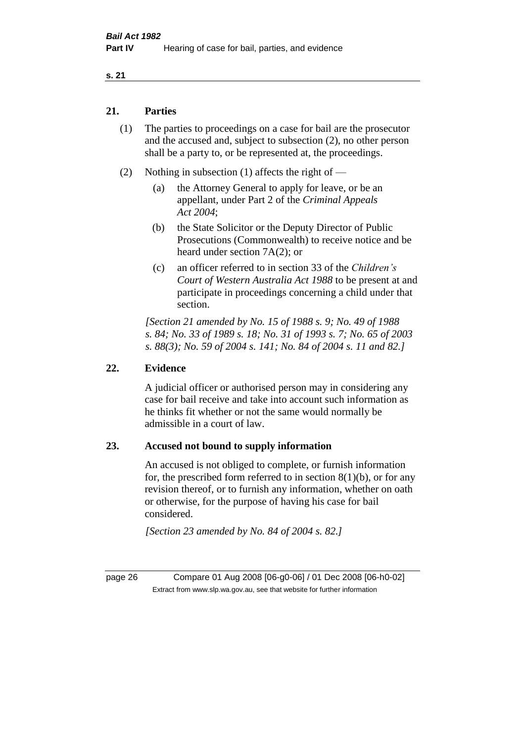## 21. Parties

(1) The parties to proceedings on a case for bail are the prosecutor and the accused and, subject to subsection (2), no other person shall be a party to, or be represented at, the proceedings.

(2) Nothing in subsection (1) affects the right of —

(a) the Attorney General to apply for leave, or be an appellant, under Part 2 of the *Criminal Appeals Act 2004*;

(b) the State Solicitor or the Deputy Director of Public Prosecutions (Commonwealth) to receive notice and be heard under section 7A(2); or

(c) an officer referred to in section 33 of the *Children's Court of Western Australia Act 1988* to be present at and participate in proceedings concerning a child under that section.

*[Section 21 amended by No. 15 of 1988 s. 9; No. 49 of 1988 s. 84; No. 33 of 1989 s. 18; No. 31 of 1993 s. 7; No. 65 of 2003 s. 88(3); No. 59 of 2004 s. 141; No. 84 of 2004 s. 11 and 82.]*

## 22. Evidence

A judicial officer or authorised person may in considering any case for bail receive and take into account such information as he thinks fit whether or not the same would normally be admissible in a court of law.

## 23. Accused not bound to supply information

An accused is not obliged to complete, or furnish information for, the prescribed form referred to in section 8(1)(b), or for any revision thereof, or to furnish any information, whether on oath or otherwise, for the purpose of having his case for bail considered.

*[Section 23 amended by No. 84 of 2004 s. 82.]*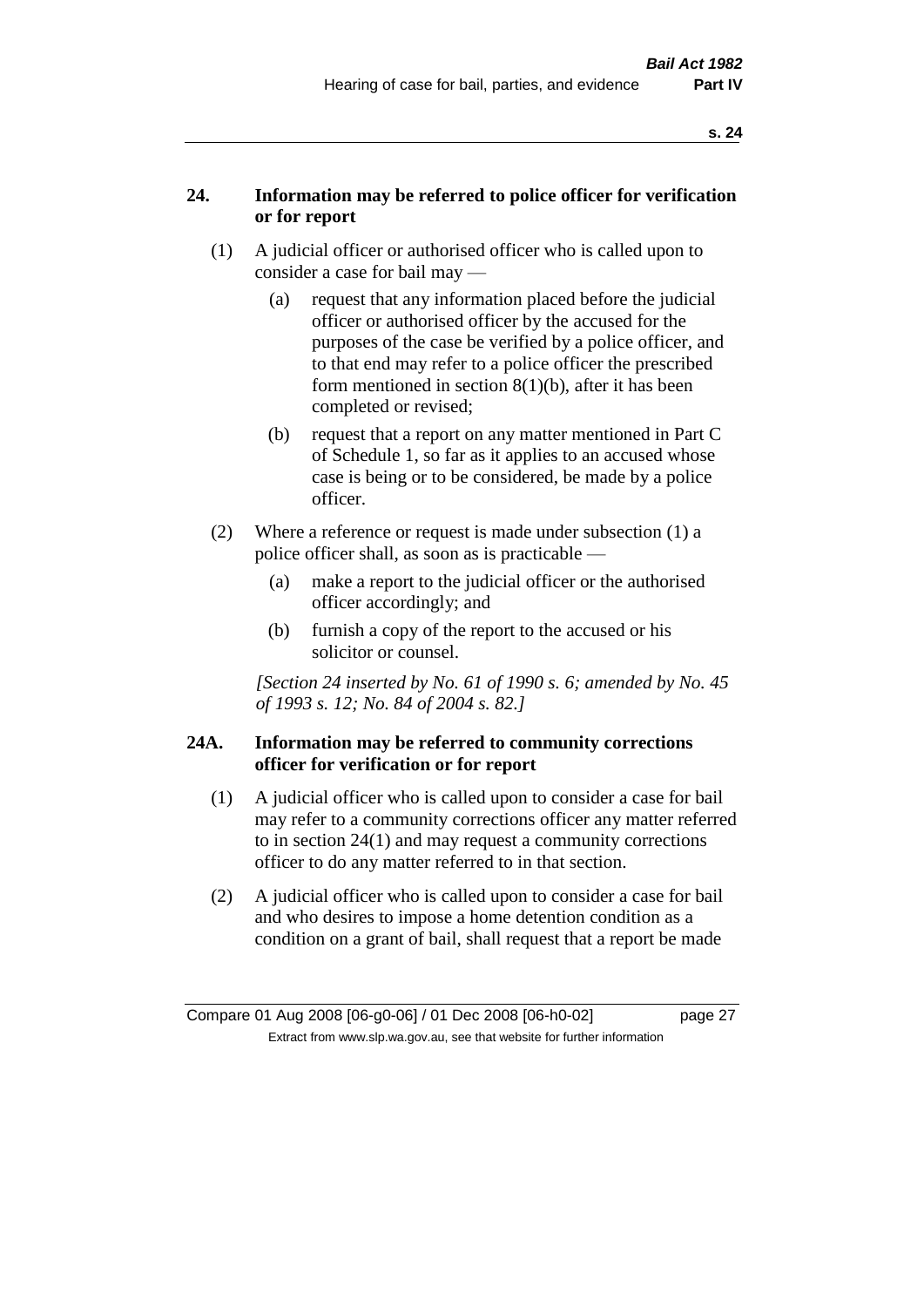## 24. Information may be referred to police officer for verification or for report

(1) A judicial officer or authorised officer who is called upon to consider a case for bail may —

   (a) request that any information placed before the judicial officer or authorised officer by the accused for the purposes of the case be verified by a police officer, and to that end may refer to a police officer the prescribed form mentioned in section 8(1)(b), after it has been completed or revised;

   (b) request that a report on any matter mentioned in Part C of Schedule 1, so far as it applies to an accused whose case is being or to be considered, be made by a police officer.

(2) Where a reference or request is made under subsection (1) a police officer shall, as soon as is practicable —

   (a) make a report to the judicial officer or the authorised officer accordingly; and

   (b) furnish a copy of the report to the accused or his solicitor or counsel.

*[Section 24 inserted by No. 61 of 1990 s. 6; amended by No. 45 of 1993 s. 12; No. 84 of 2004 s. 82.]*

## 24A. Information may be referred to community corrections officer for verification or for report

(1) A judicial officer who is called upon to consider a case for bail may refer to a community corrections officer any matter referred to in section 24(1) and may request a community corrections officer to do any matter referred to in that section.

(2) A judicial officer who is called upon to consider a case for bail and who desires to impose a home detention condition as a condition on a grant of bail, shall request that a report be made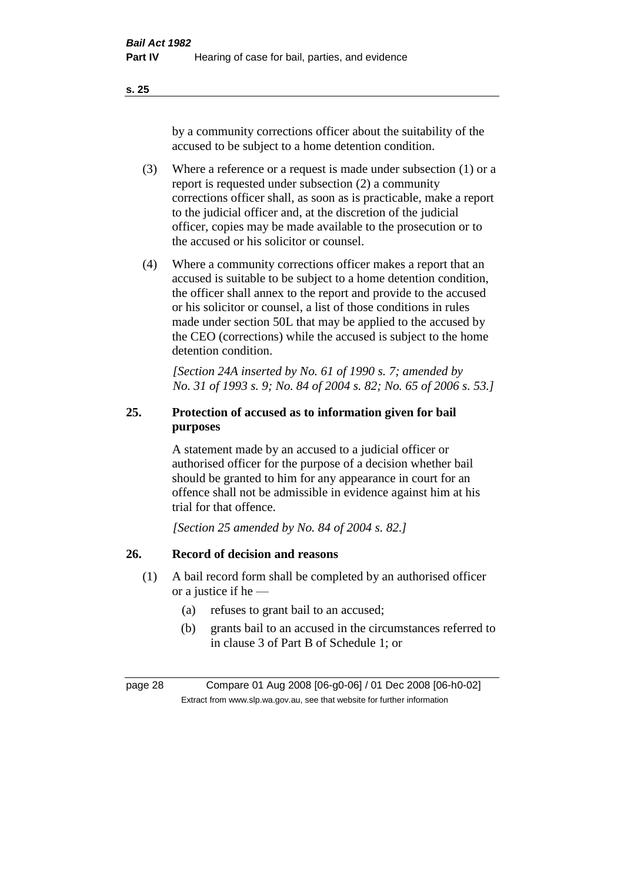by a community corrections officer about the suitability of the accused to be subject to a home detention condition.

(3) Where a reference or a request is made under subsection (1) or a report is requested under subsection (2) a community corrections officer shall, as soon as is practicable, make a report to the judicial officer and, at the discretion of the judicial officer, copies may be made available to the prosecution or to the accused or his solicitor or counsel.

(4) Where a community corrections officer makes a report that an accused is suitable to be subject to a home detention condition, the officer shall annex to the report and provide to the accused or his solicitor or counsel, a list of those conditions in rules made under section 50L that may be applied to the accused by the CEO (corrections) while the accused is subject to the home detention condition.

*[Section 24A inserted by No. 61 of 1990 s. 7; amended by No. 31 of 1993 s. 9; No. 84 of 2004 s. 82; No. 65 of 2006 s. 53.]*

## 25. Protection of accused as to information given for bail purposes

A statement made by an accused to a judicial officer or authorised officer for the purpose of a decision whether bail should be granted to him for any appearance in court for an offence shall not be admissible in evidence against him at his trial for that offence.

*[Section 25 amended by No. 84 of 2004 s. 82.]*

## 26. Record of decision and reasons

(1) A bail record form shall be completed by an authorised officer or a justice if he —

(a) refuses to grant bail to an accused;

(b) grants bail to an accused in the circumstances referred to in clause 3 of Part B of Schedule 1; or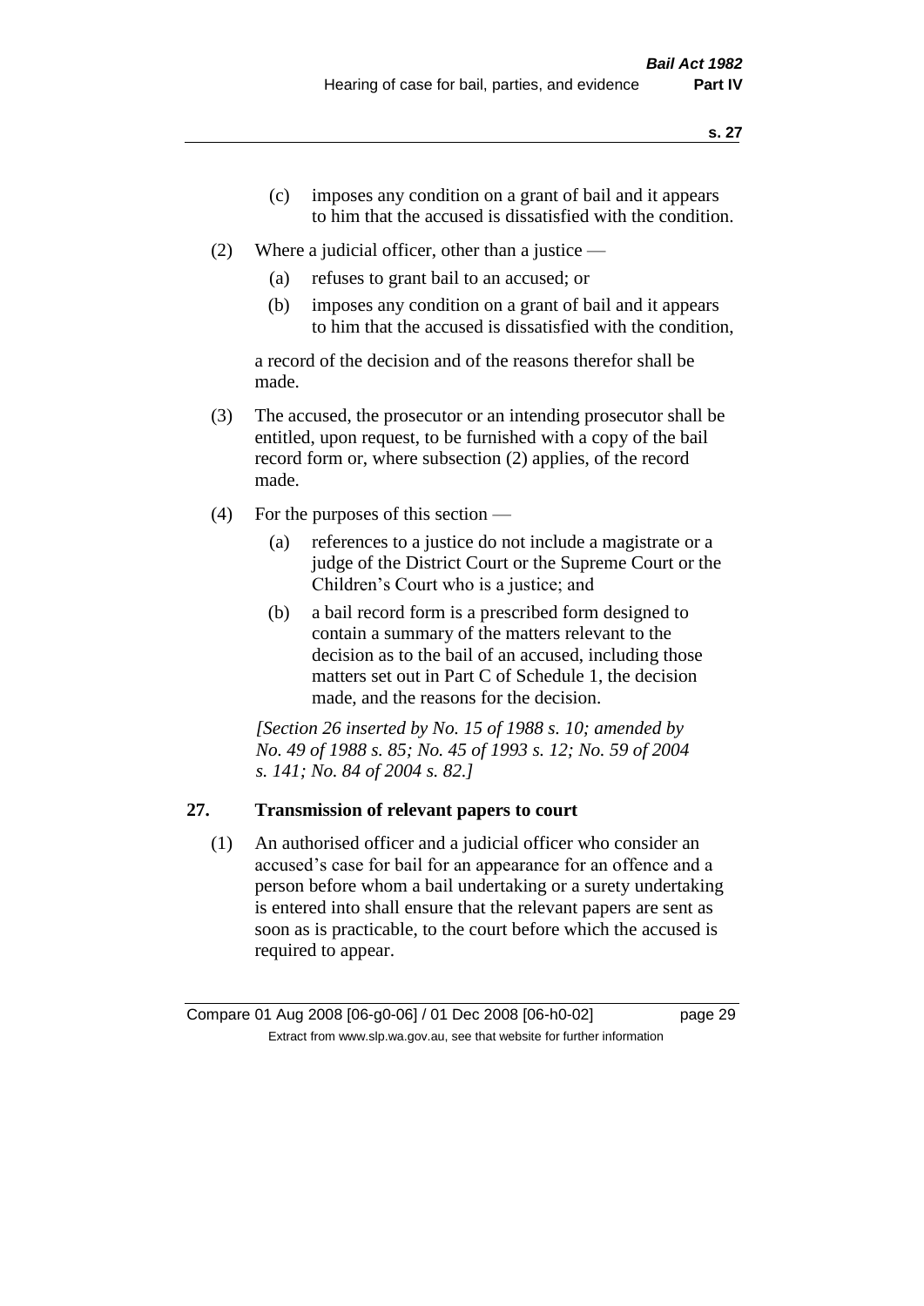(c) imposes any condition on a grant of bail and it appears to him that the accused is dissatisfied with the condition.

(2) Where a judicial officer, other than a justice —

(a) refuses to grant bail to an accused; or

(b) imposes any condition on a grant of bail and it appears to him that the accused is dissatisfied with the condition,

a record of the decision and of the reasons therefor shall be made.

(3) The accused, the prosecutor or an intending prosecutor shall be entitled, upon request, to be furnished with a copy of the bail record form or, where subsection (2) applies, of the record made.

(4) For the purposes of this section —

(a) references to a justice do not include a magistrate or a judge of the District Court or the Supreme Court or the Children's Court who is a justice; and

(b) a bail record form is a prescribed form designed to contain a summary of the matters relevant to the decision as to the bail of an accused, including those matters set out in Part C of Schedule 1, the decision made, and the reasons for the decision.

*[Section 26 inserted by No. 15 of 1988 s. 10; amended by No. 49 of 1988 s. 85; No. 45 of 1993 s. 12; No. 59 of 2004 s. 141; No. 84 of 2004 s. 82.]*

## 27. Transmission of relevant papers to court

(1) An authorised officer and a judicial officer who consider an accused's case for bail for an appearance for an offence and a person before whom a bail undertaking or a surety undertaking is entered into shall ensure that the relevant papers are sent as soon as is practicable, to the court before which the accused is required to appear.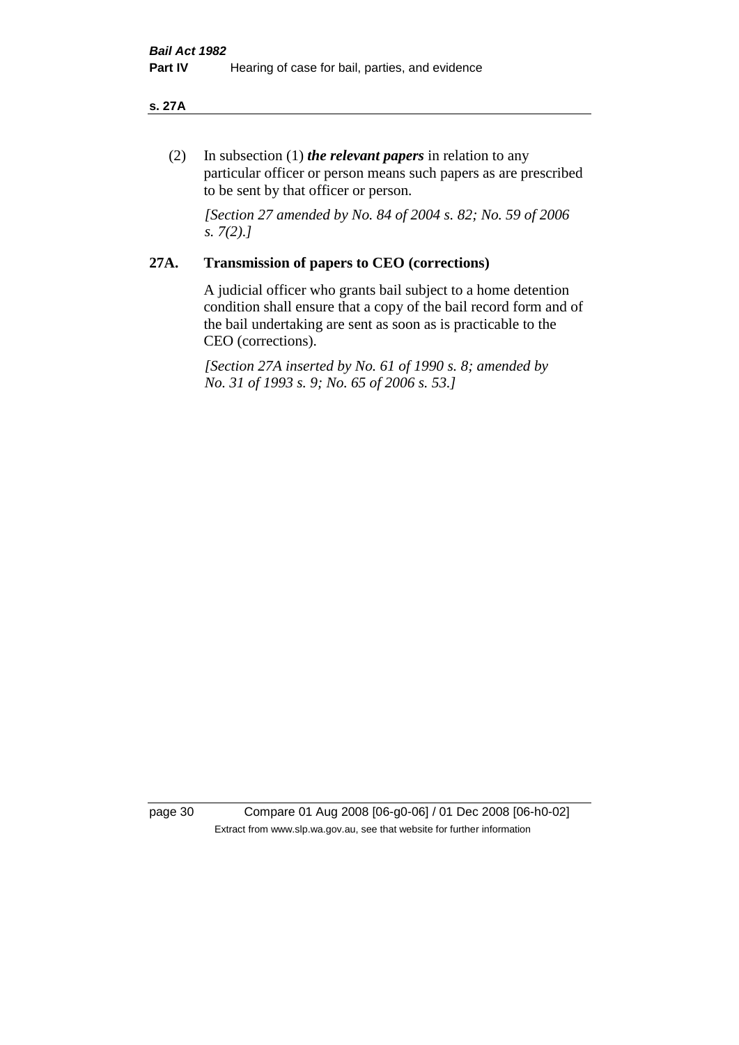(2) In subsection (1) ***the relevant papers*** in relation to any particular officer or person means such papers as are prescribed to be sent by that officer or person.

*[Section 27 amended by No. 84 of 2004 s. 82; No. 59 of 2006 s. 7(2).]*

## 27A. Transmission of papers to CEO (corrections)

A judicial officer who grants bail subject to a home detention condition shall ensure that a copy of the bail record form and of the bail undertaking are sent as soon as is practicable to the CEO (corrections).

*[Section 27A inserted by No. 61 of 1990 s. 8; amended by No. 31 of 1993 s. 9; No. 65 of 2006 s. 53.]*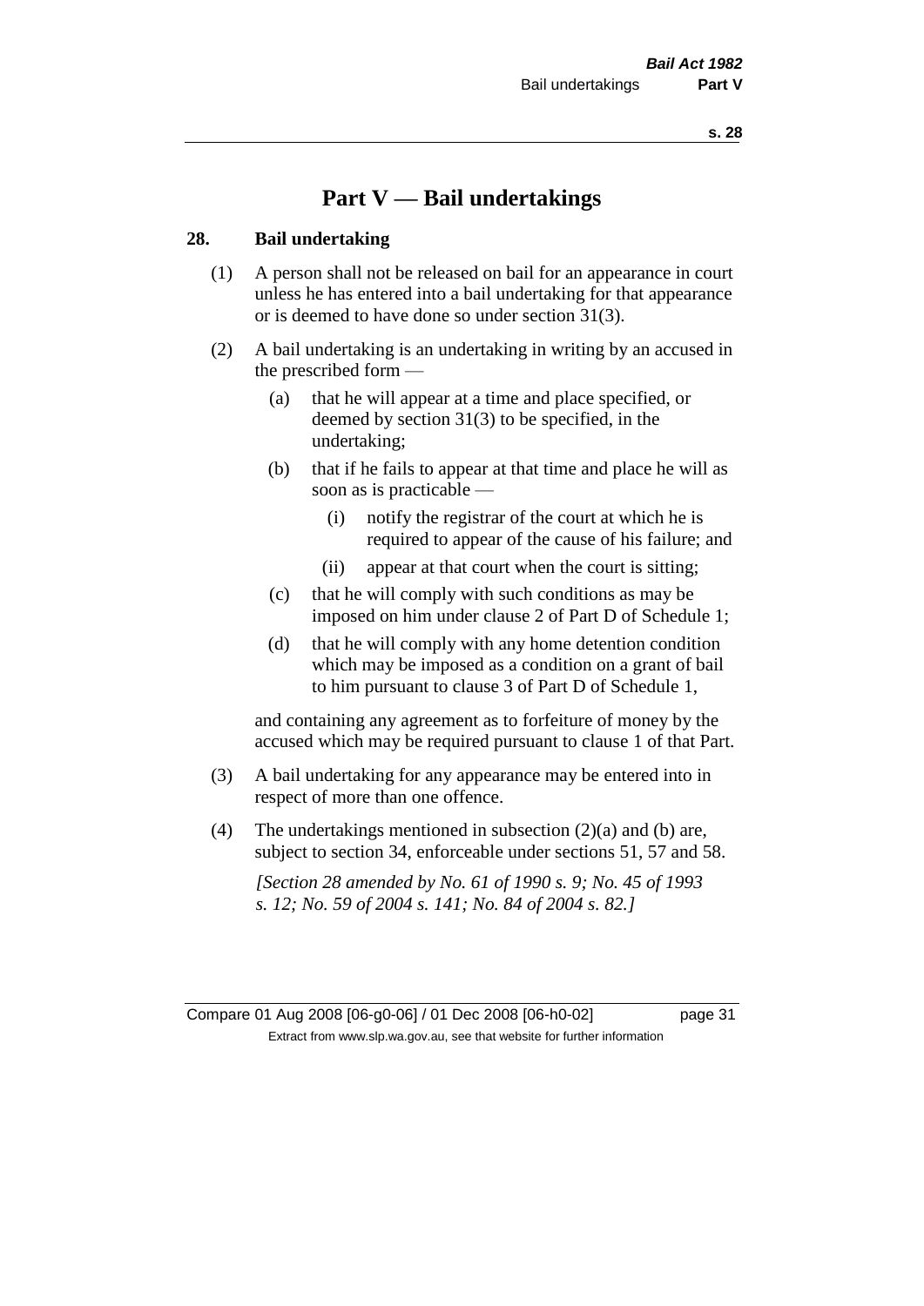# Part V — Bail undertakings

## 28. Bail undertaking

(1) A person shall not be released on bail for an appearance in court unless he has entered into a bail undertaking for that appearance or is deemed to have done so under section 31(3).

(2) A bail undertaking is an undertaking in writing by an accused in the prescribed form —

- (a) that he will appear at a time and place specified, or deemed by section 31(3) to be specified, in the undertaking;
- (b) that if he fails to appear at that time and place he will as soon as is practicable —
  - (i) notify the registrar of the court at which he is required to appear of the cause of his failure; and
  - (ii) appear at that court when the court is sitting;
- (c) that he will comply with such conditions as may be imposed on him under clause 2 of Part D of Schedule 1;
- (d) that he will comply with any home detention condition which may be imposed as a condition on a grant of bail to him pursuant to clause 3 of Part D of Schedule 1,

and containing any agreement as to forfeiture of money by the accused which may be required pursuant to clause 1 of that Part.

(3) A bail undertaking for any appearance may be entered into in respect of more than one offence.

(4) The undertakings mentioned in subsection (2)(a) and (b) are, subject to section 34, enforceable under sections 51, 57 and 58.

*[Section 28 amended by No. 61 of 1990 s. 9; No. 45 of 1993 s. 12; No. 59 of 2004 s. 141; No. 84 of 2004 s. 82.]*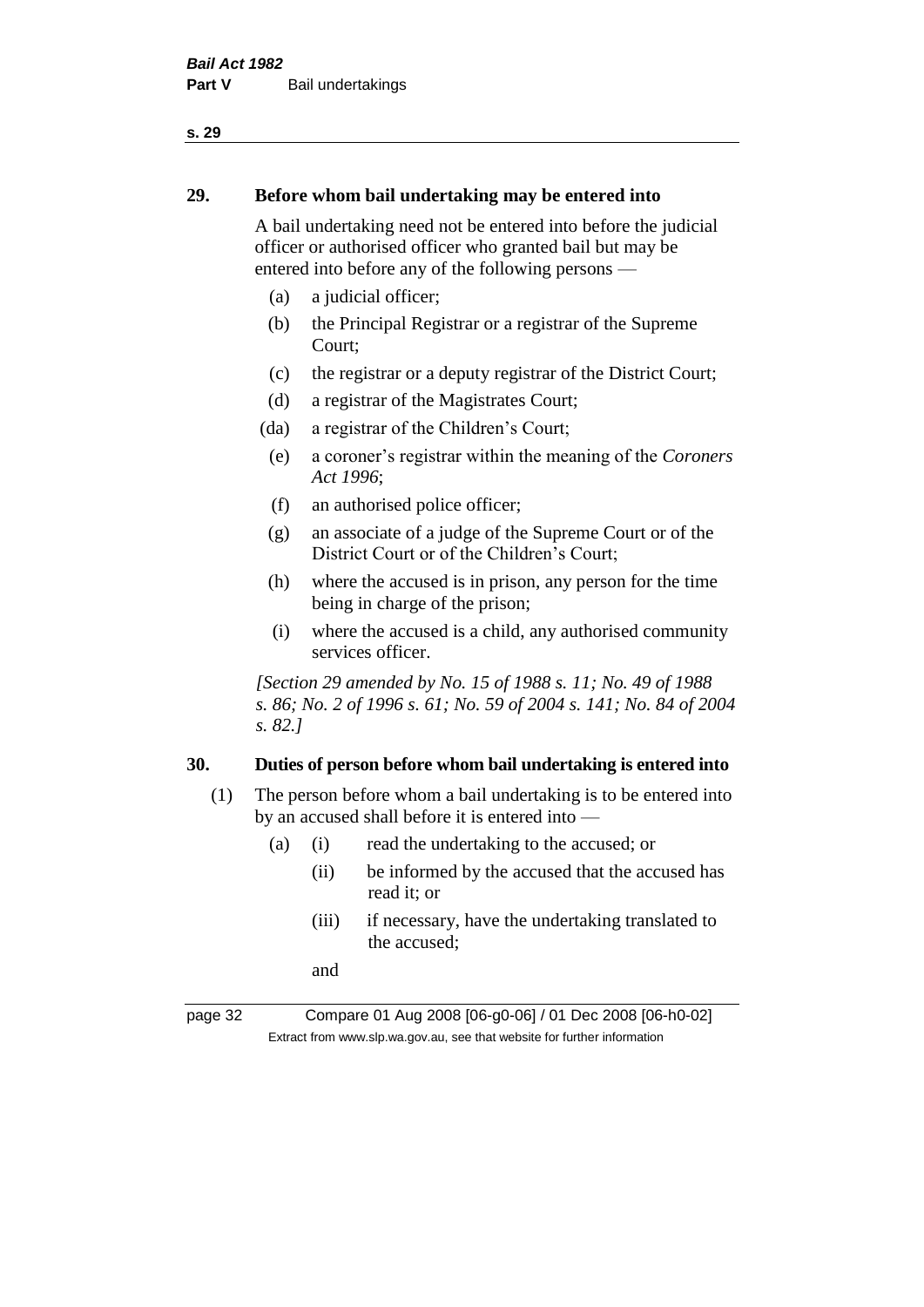## 29. Before whom bail undertaking may be entered into

A bail undertaking need not be entered into before the judicial officer or authorised officer who granted bail but may be entered into before any of the following persons —

(a) a judicial officer;

(b) the Principal Registrar or a registrar of the Supreme Court;

(c) the registrar or a deputy registrar of the District Court;

(d) a registrar of the Magistrates Court;

(da) a registrar of the Children's Court;

(e) a coroner's registrar within the meaning of the *Coroners Act 1996*;

(f) an authorised police officer;

(g) an associate of a judge of the Supreme Court or of the District Court or of the Children's Court;

(h) where the accused is in prison, any person for the time being in charge of the prison;

(i) where the accused is a child, any authorised community services officer.

*[Section 29 amended by No. 15 of 1988 s. 11; No. 49 of 1988 s. 86; No. 2 of 1996 s. 61; No. 59 of 2004 s. 141; No. 84 of 2004 s. 82.]*

## 30. Duties of person before whom bail undertaking is entered into

(1) The person before whom a bail undertaking is to be entered into by an accused shall before it is entered into —

(a) (i) read the undertaking to the accused; or

(ii) be informed by the accused that the accused has read it; or

(iii) if necessary, have the undertaking translated to the accused;

and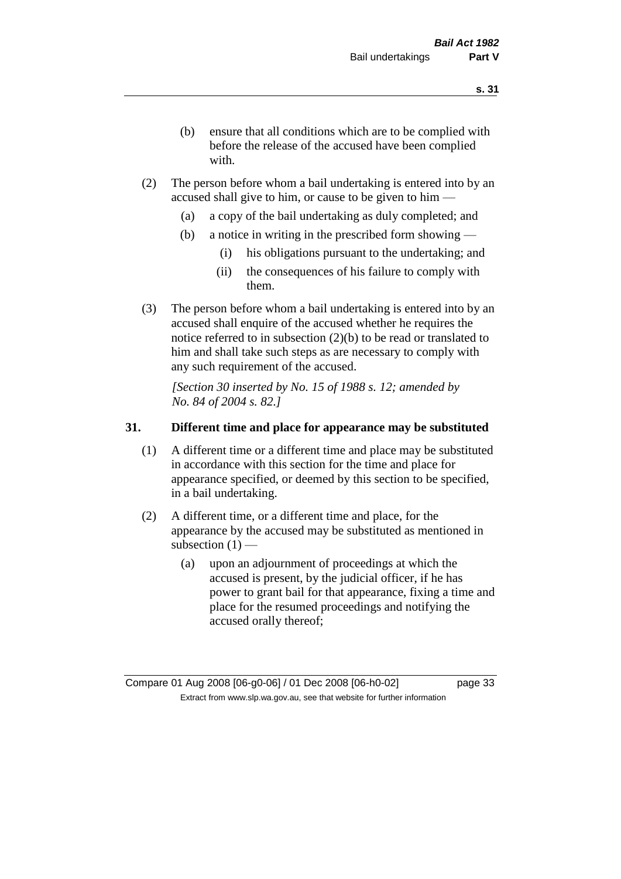(b) ensure that all conditions which are to be complied with before the release of the accused have been complied with.

(2) The person before whom a bail undertaking is entered into by an accused shall give to him, or cause to be given to him —

(a) a copy of the bail undertaking as duly completed; and

(b) a notice in writing in the prescribed form showing —

(i) his obligations pursuant to the undertaking; and

(ii) the consequences of his failure to comply with them.

(3) The person before whom a bail undertaking is entered into by an accused shall enquire of the accused whether he requires the notice referred to in subsection (2)(b) to be read or translated to him and shall take such steps as are necessary to comply with any such requirement of the accused.

*[Section 30 inserted by No. 15 of 1988 s. 12; amended by No. 84 of 2004 s. 82.]*

**31. Different time and place for appearance may be substituted**

(1) A different time or a different time and place may be substituted in accordance with this section for the time and place for appearance specified, or deemed by this section to be specified, in a bail undertaking.

(2) A different time, or a different time and place, for the appearance by the accused may be substituted as mentioned in subsection (1) —

(a) upon an adjournment of proceedings at which the accused is present, by the judicial officer, if he has power to grant bail for that appearance, fixing a time and place for the resumed proceedings and notifying the accused orally thereof;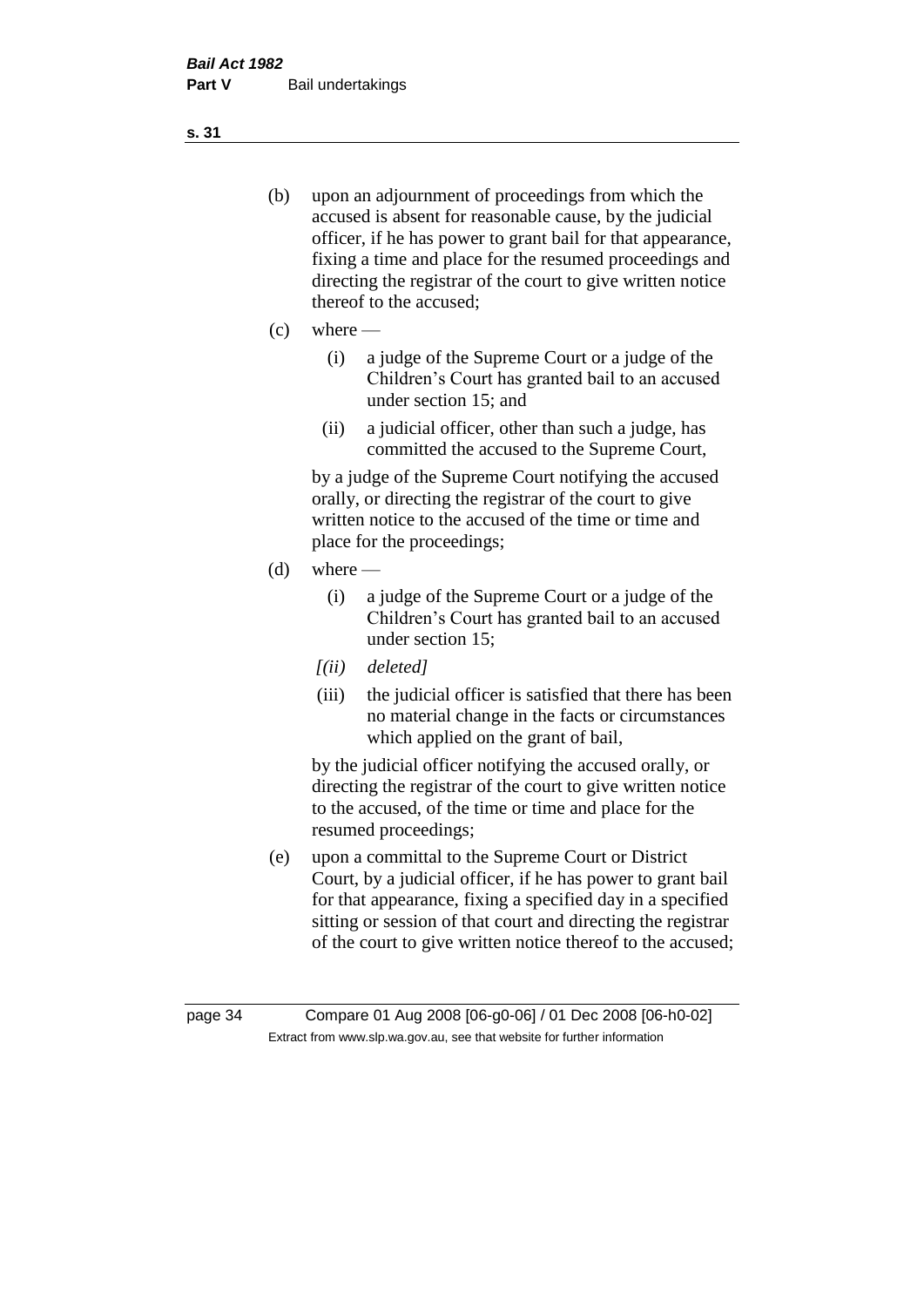(b) upon an adjournment of proceedings from which the accused is absent for reasonable cause, by the judicial officer, if he has power to grant bail for that appearance, fixing a time and place for the resumed proceedings and directing the registrar of the court to give written notice thereof to the accused;

(c) where —

    (i) a judge of the Supreme Court or a judge of the Children's Court has granted bail to an accused under section 15; and

    (ii) a judicial officer, other than such a judge, has committed the accused to the Supreme Court,

    by a judge of the Supreme Court notifying the accused orally, or directing the registrar of the court to give written notice to the accused of the time or time and place for the proceedings;

(d) where —

    (i) a judge of the Supreme Court or a judge of the Children's Court has granted bail to an accused under section 15;

    *[(ii) deleted]*

    (iii) the judicial officer is satisfied that there has been no material change in the facts or circumstances which applied on the grant of bail,

    by the judicial officer notifying the accused orally, or directing the registrar of the court to give written notice to the accused, of the time or time and place for the resumed proceedings;

(e) upon a committal to the Supreme Court or District Court, by a judicial officer, if he has power to grant bail for that appearance, fixing a specified day in a specified sitting or session of that court and directing the registrar of the court to give written notice thereof to the accused;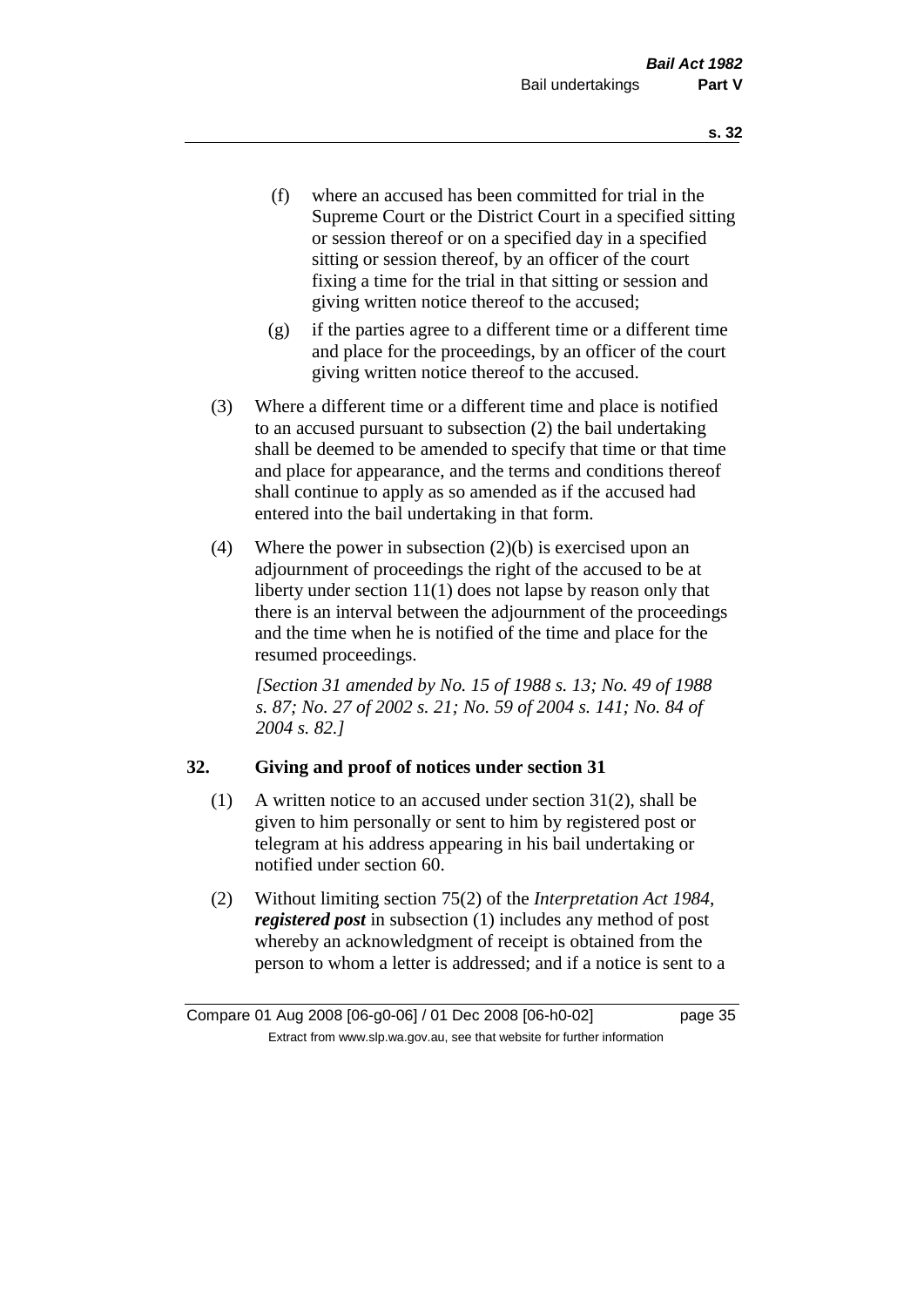(f) where an accused has been committed for trial in the Supreme Court or the District Court in a specified sitting or session thereof or on a specified day in a specified sitting or session thereof, by an officer of the court fixing a time for the trial in that sitting or session and giving written notice thereof to the accused;

(g) if the parties agree to a different time or a different time and place for the proceedings, by an officer of the court giving written notice thereof to the accused.

(3) Where a different time or a different time and place is notified to an accused pursuant to subsection (2) the bail undertaking shall be deemed to be amended to specify that time or that time and place for appearance, and the terms and conditions thereof shall continue to apply as so amended as if the accused had entered into the bail undertaking in that form.

(4) Where the power in subsection (2)(b) is exercised upon an adjournment of proceedings the right of the accused to be at liberty under section 11(1) does not lapse by reason only that there is an interval between the adjournment of the proceedings and the time when he is notified of the time and place for the resumed proceedings.

*[Section 31 amended by No. 15 of 1988 s. 13; No. 49 of 1988 s. 87; No. 27 of 2002 s. 21; No. 59 of 2004 s. 141; No. 84 of 2004 s. 82.]*

### 32. Giving and proof of notices under section 31

(1) A written notice to an accused under section 31(2), shall be given to him personally or sent to him by registered post or telegram at his address appearing in his bail undertaking or notified under section 60.

(2) Without limiting section 75(2) of the *Interpretation Act 1984*, ***registered post*** in subsection (1) includes any method of post whereby an acknowledgment of receipt is obtained from the person to whom a letter is addressed; and if a notice is sent to a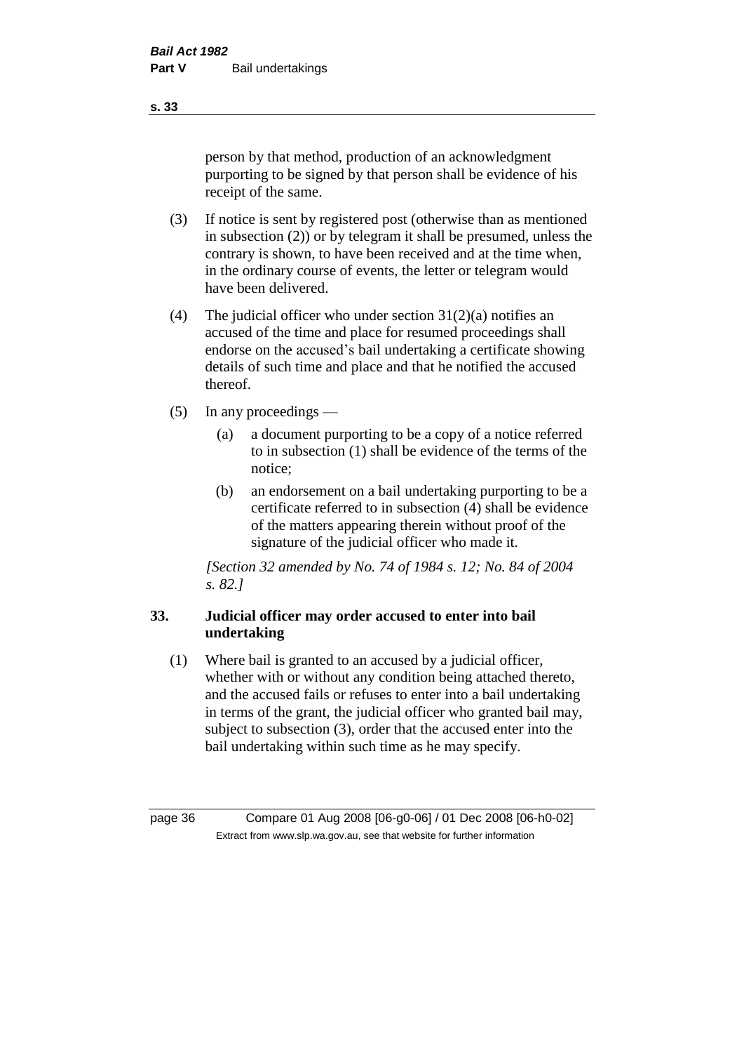person by that method, production of an acknowledgment purporting to be signed by that person shall be evidence of his receipt of the same.

(3) If notice is sent by registered post (otherwise than as mentioned in subsection (2)) or by telegram it shall be presumed, unless the contrary is shown, to have been received and at the time when, in the ordinary course of events, the letter or telegram would have been delivered.

(4) The judicial officer who under section 31(2)(a) notifies an accused of the time and place for resumed proceedings shall endorse on the accused's bail undertaking a certificate showing details of such time and place and that he notified the accused thereof.

(5) In any proceedings —

  (a) a document purporting to be a copy of a notice referred to in subsection (1) shall be evidence of the terms of the notice;

  (b) an endorsement on a bail undertaking purporting to be a certificate referred to in subsection (4) shall be evidence of the matters appearing therein without proof of the signature of the judicial officer who made it.

*[Section 32 amended by No. 74 of 1984 s. 12; No. 84 of 2004 s. 82.]*

### 33. Judicial officer may order accused to enter into bail undertaking

(1) Where bail is granted to an accused by a judicial officer, whether with or without any condition being attached thereto, and the accused fails or refuses to enter into a bail undertaking in terms of the grant, the judicial officer who granted bail may, subject to subsection (3), order that the accused enter into the bail undertaking within such time as he may specify.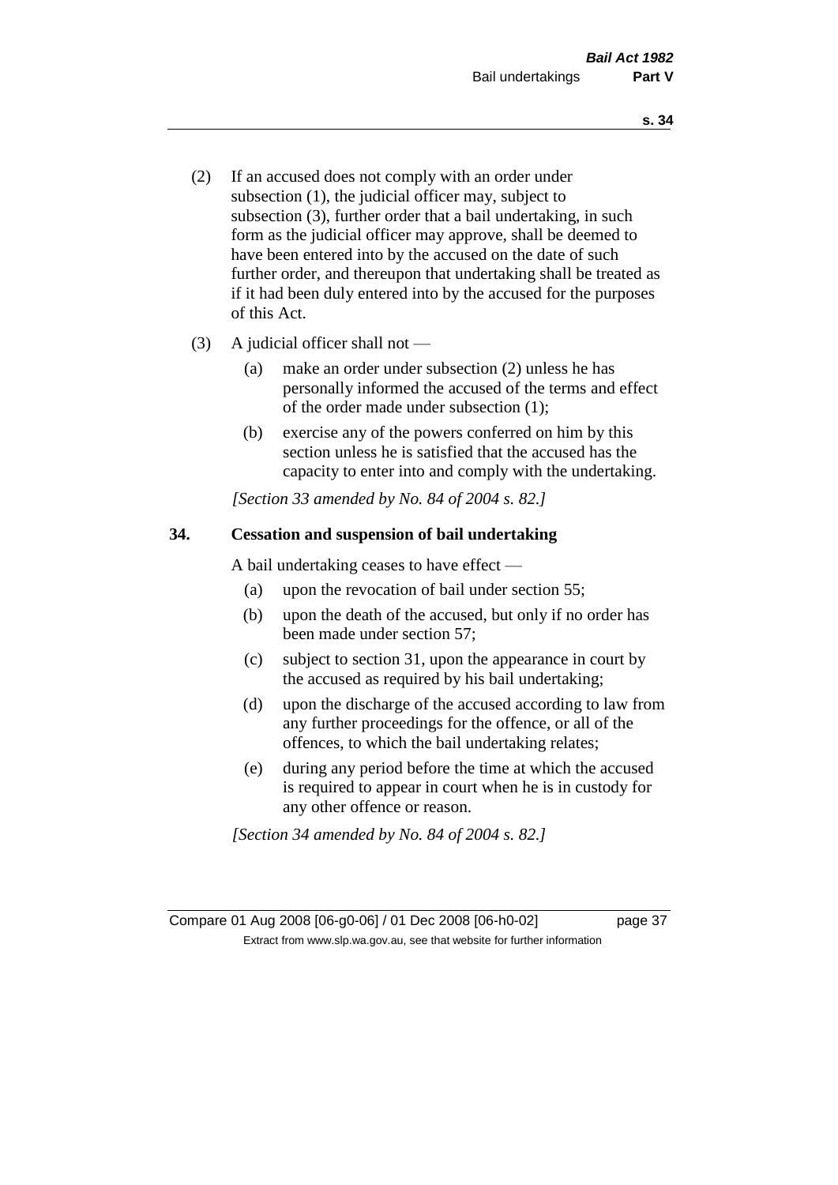(2) If an accused does not comply with an order under subsection (1), the judicial officer may, subject to subsection (3), further order that a bail undertaking, in such form as the judicial officer may approve, shall be deemed to have been entered into by the accused on the date of such further order, and thereupon that undertaking shall be treated as if it had been duly entered into by the accused for the purposes of this Act.

(3) A judicial officer shall not —

  (a) make an order under subsection (2) unless he has personally informed the accused of the terms and effect of the order made under subsection (1);

  (b) exercise any of the powers conferred on him by this section unless he is satisfied that the accused has the capacity to enter into and comply with the undertaking.

*[Section 33 amended by No. 84 of 2004 s. 82.]*

## 34. Cessation and suspension of bail undertaking

A bail undertaking ceases to have effect —

  (a) upon the revocation of bail under section 55;

  (b) upon the death of the accused, but only if no order has been made under section 57;

  (c) subject to section 31, upon the appearance in court by the accused as required by his bail undertaking;

  (d) upon the discharge of the accused according to law from any further proceedings for the offence, or all of the offences, to which the bail undertaking relates;

  (e) during any period before the time at which the accused is required to appear in court when he is in custody for any other offence or reason.

*[Section 34 amended by No. 84 of 2004 s. 82.]*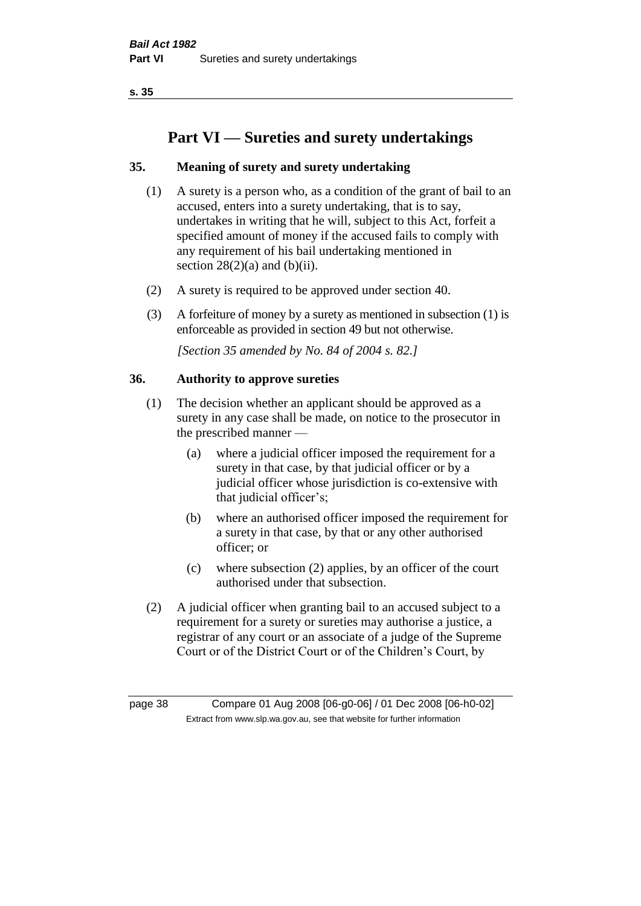# Part VI — Sureties and surety undertakings

## 35. Meaning of surety and surety undertaking

(1) A surety is a person who, as a condition of the grant of bail to an accused, enters into a surety undertaking, that is to say, undertakes in writing that he will, subject to this Act, forfeit a specified amount of money if the accused fails to comply with any requirement of his bail undertaking mentioned in section 28(2)(a) and (b)(ii).

(2) A surety is required to be approved under section 40.

(3) A forfeiture of money by a surety as mentioned in subsection (1) is enforceable as provided in section 49 but not otherwise.

*[Section 35 amended by No. 84 of 2004 s. 82.]*

## 36. Authority to approve sureties

(1) The decision whether an applicant should be approved as a surety in any case shall be made, on notice to the prosecutor in the prescribed manner —

- (a) where a judicial officer imposed the requirement for a surety in that case, by that judicial officer or by a judicial officer whose jurisdiction is co-extensive with that judicial officer's;
- (b) where an authorised officer imposed the requirement for a surety in that case, by that or any other authorised officer; or
- (c) where subsection (2) applies, by an officer of the court authorised under that subsection.

(2) A judicial officer when granting bail to an accused subject to a requirement for a surety or sureties may authorise a justice, a registrar of any court or an associate of a judge of the Supreme Court or of the District Court or of the Children's Court, by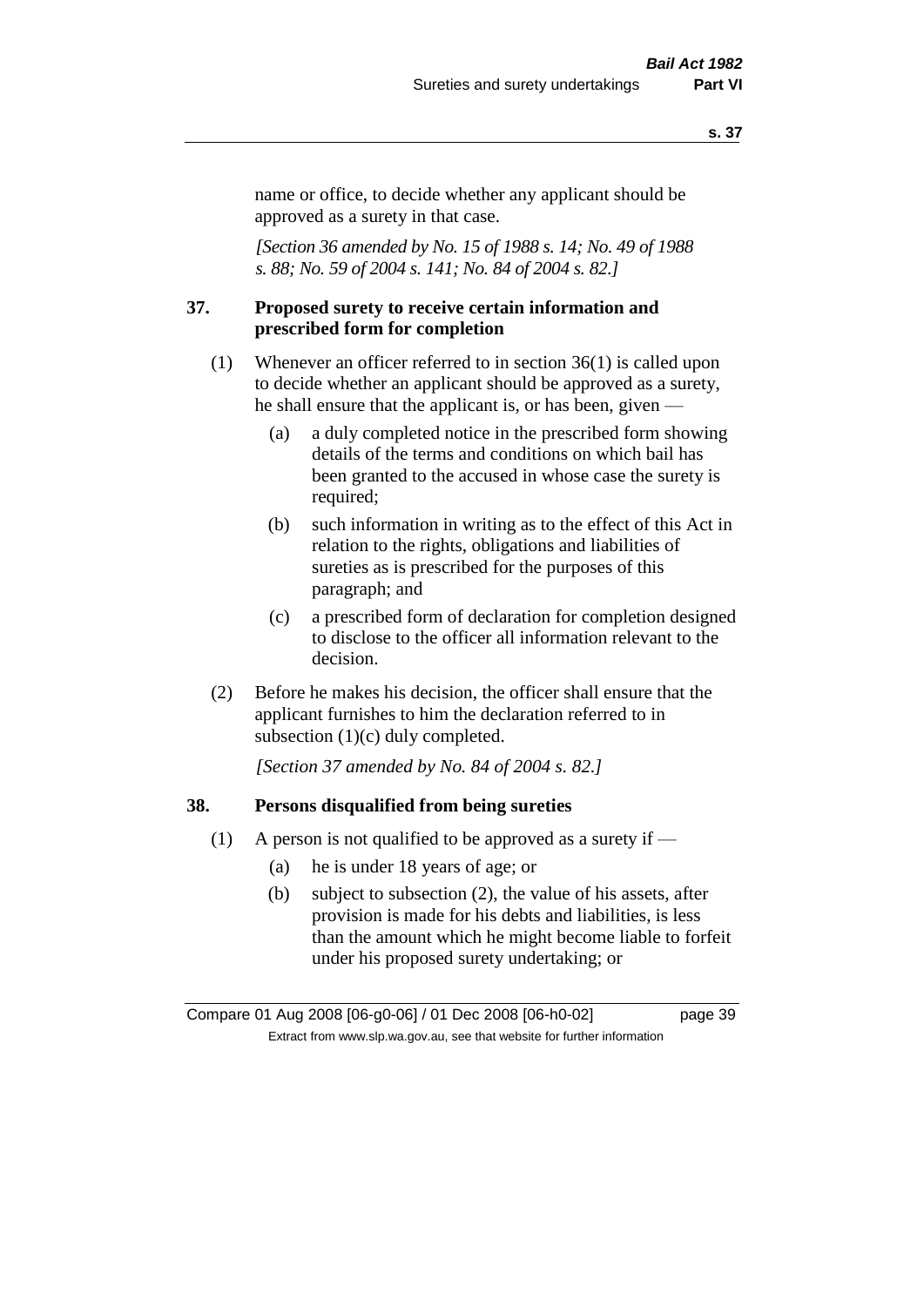name or office, to decide whether any applicant should be approved as a surety in that case.

*[Section 36 amended by No. 15 of 1988 s. 14; No. 49 of 1988 s. 88; No. 59 of 2004 s. 141; No. 84 of 2004 s. 82.]*

## 37. Proposed surety to receive certain information and prescribed form for completion

(1) Whenever an officer referred to in section 36(1) is called upon to decide whether an applicant should be approved as a surety, he shall ensure that the applicant is, or has been, given —

   (a) a duly completed notice in the prescribed form showing details of the terms and conditions on which bail has been granted to the accused in whose case the surety is required;

   (b) such information in writing as to the effect of this Act in relation to the rights, obligations and liabilities of sureties as is prescribed for the purposes of this paragraph; and

   (c) a prescribed form of declaration for completion designed to disclose to the officer all information relevant to the decision.

(2) Before he makes his decision, the officer shall ensure that the applicant furnishes to him the declaration referred to in subsection (1)(c) duly completed.

*[Section 37 amended by No. 84 of 2004 s. 82.]*

## 38. Persons disqualified from being sureties

(1) A person is not qualified to be approved as a surety if —

   (a) he is under 18 years of age; or

   (b) subject to subsection (2), the value of his assets, after provision is made for his debts and liabilities, is less than the amount which he might become liable to forfeit under his proposed surety undertaking; or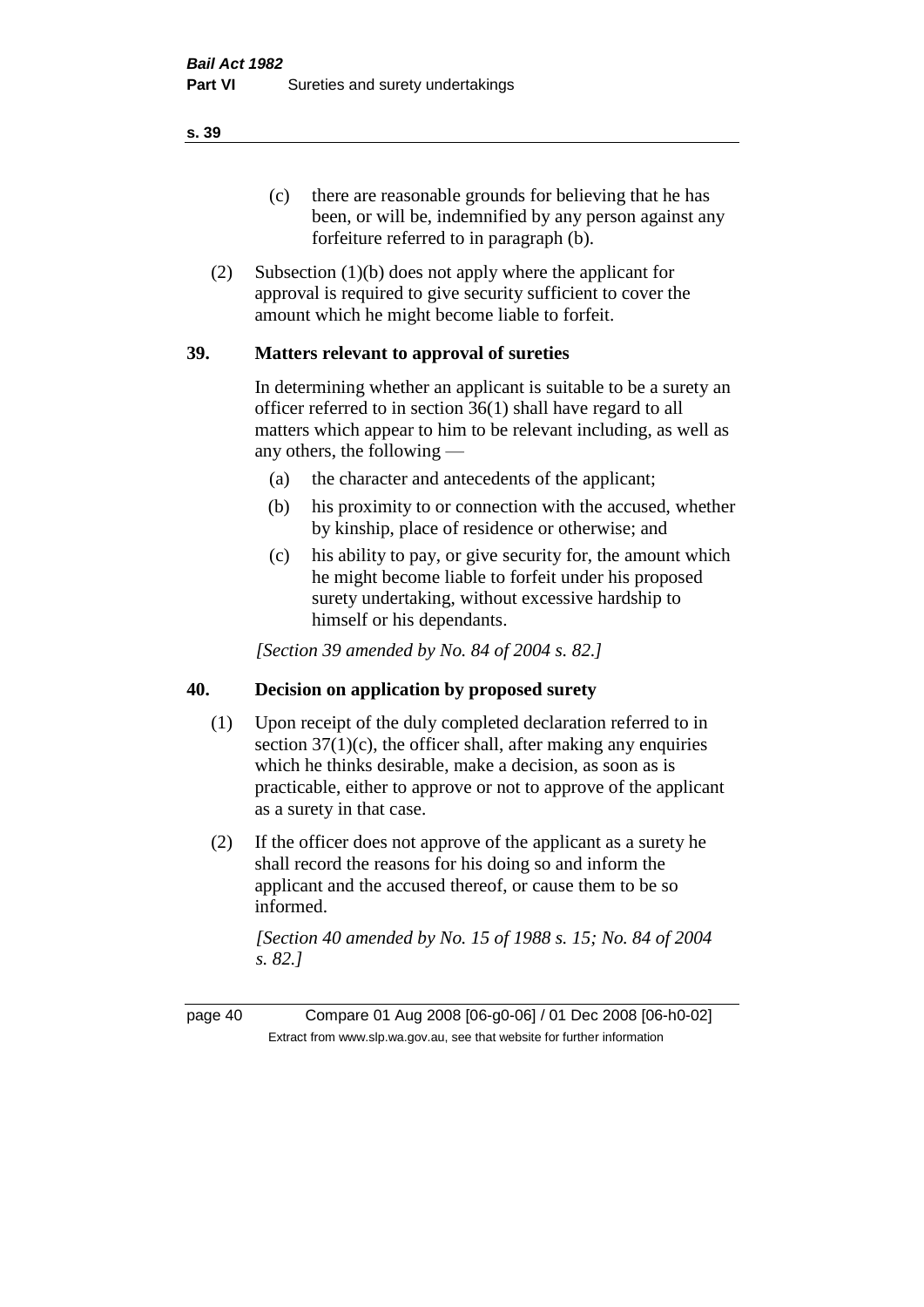(c) there are reasonable grounds for believing that he has been, or will be, indemnified by any person against any forfeiture referred to in paragraph (b).

(2) Subsection (1)(b) does not apply where the applicant for approval is required to give security sufficient to cover the amount which he might become liable to forfeit.

## 39. Matters relevant to approval of sureties

In determining whether an applicant is suitable to be a surety an officer referred to in section 36(1) shall have regard to all matters which appear to him to be relevant including, as well as any others, the following —

(a) the character and antecedents of the applicant;

(b) his proximity to or connection with the accused, whether by kinship, place of residence or otherwise; and

(c) his ability to pay, or give security for, the amount which he might become liable to forfeit under his proposed surety undertaking, without excessive hardship to himself or his dependants.

*[Section 39 amended by No. 84 of 2004 s. 82.]*

## 40. Decision on application by proposed surety

(1) Upon receipt of the duly completed declaration referred to in section 37(1)(c), the officer shall, after making any enquiries which he thinks desirable, make a decision, as soon as is practicable, either to approve or not to approve of the applicant as a surety in that case.

(2) If the officer does not approve of the applicant as a surety he shall record the reasons for his doing so and inform the applicant and the accused thereof, or cause them to be so informed.

*[Section 40 amended by No. 15 of 1988 s. 15; No. 84 of 2004 s. 82.]*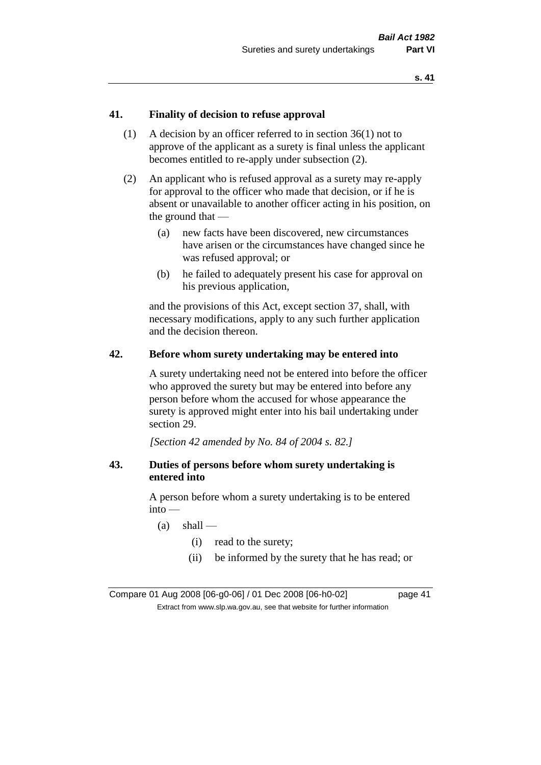## 41. Finality of decision to refuse approval

(1) A decision by an officer referred to in section 36(1) not to approve of the applicant as a surety is final unless the applicant becomes entitled to re-apply under subsection (2).

(2) An applicant who is refused approval as a surety may re-apply for approval to the officer who made that decision, or if he is absent or unavailable to another officer acting in his position, on the ground that —

  (a) new facts have been discovered, new circumstances have arisen or the circumstances have changed since he was refused approval; or

  (b) he failed to adequately present his case for approval on his previous application,

and the provisions of this Act, except section 37, shall, with necessary modifications, apply to any such further application and the decision thereon.

## 42. Before whom surety undertaking may be entered into

A surety undertaking need not be entered into before the officer who approved the surety but may be entered into before any person before whom the accused for whose appearance the surety is approved might enter into his bail undertaking under section 29.

*[Section 42 amended by No. 84 of 2004 s. 82.]*

## 43. Duties of persons before whom surety undertaking is entered into

A person before whom a surety undertaking is to be entered into —

  (a) shall —

    (i) read to the surety;

    (ii) be informed by the surety that he has read; or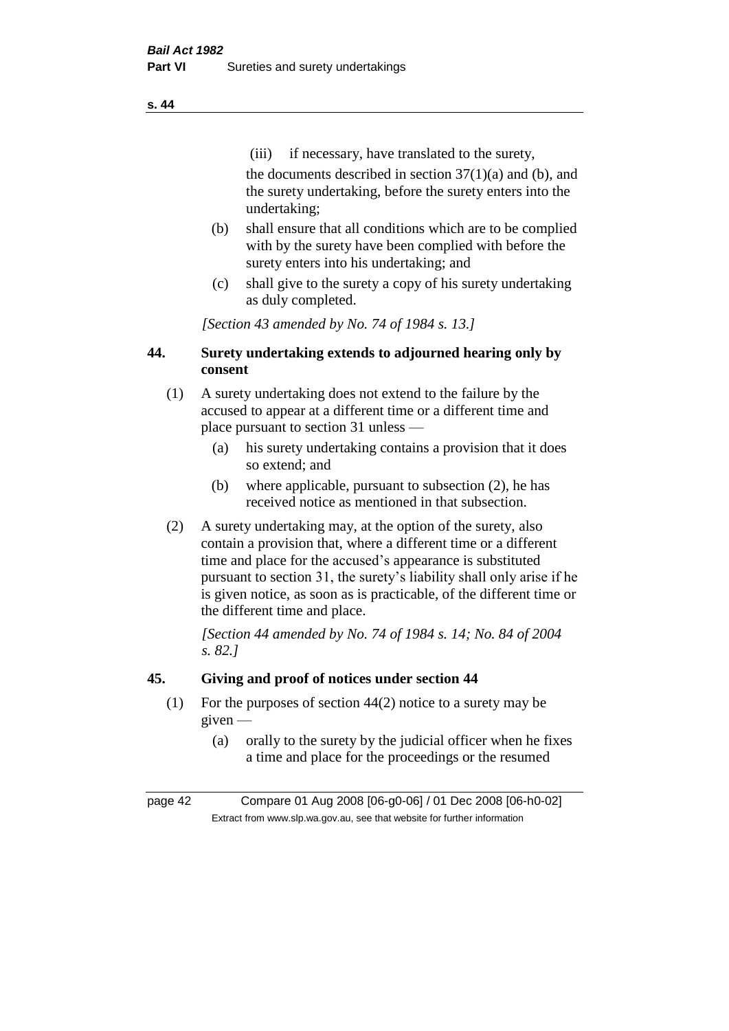(iii) if necessary, have translated to the surety,

the documents described in section 37(1)(a) and (b), and the surety undertaking, before the surety enters into the undertaking;

(b) shall ensure that all conditions which are to be complied with by the surety have been complied with before the surety enters into his undertaking; and

(c) shall give to the surety a copy of his surety undertaking as duly completed.

*[Section 43 amended by No. 74 of 1984 s. 13.]*

## 44. Surety undertaking extends to adjourned hearing only by consent

(1) A surety undertaking does not extend to the failure by the accused to appear at a different time or a different time and place pursuant to section 31 unless —

(a) his surety undertaking contains a provision that it does so extend; and

(b) where applicable, pursuant to subsection (2), he has received notice as mentioned in that subsection.

(2) A surety undertaking may, at the option of the surety, also contain a provision that, where a different time or a different time and place for the accused's appearance is substituted pursuant to section 31, the surety's liability shall only arise if he is given notice, as soon as is practicable, of the different time or the different time and place.

*[Section 44 amended by No. 74 of 1984 s. 14; No. 84 of 2004 s. 82.]*

## 45. Giving and proof of notices under section 44

(1) For the purposes of section 44(2) notice to a surety may be given —

(a) orally to the surety by the judicial officer when he fixes a time and place for the proceedings or the resumed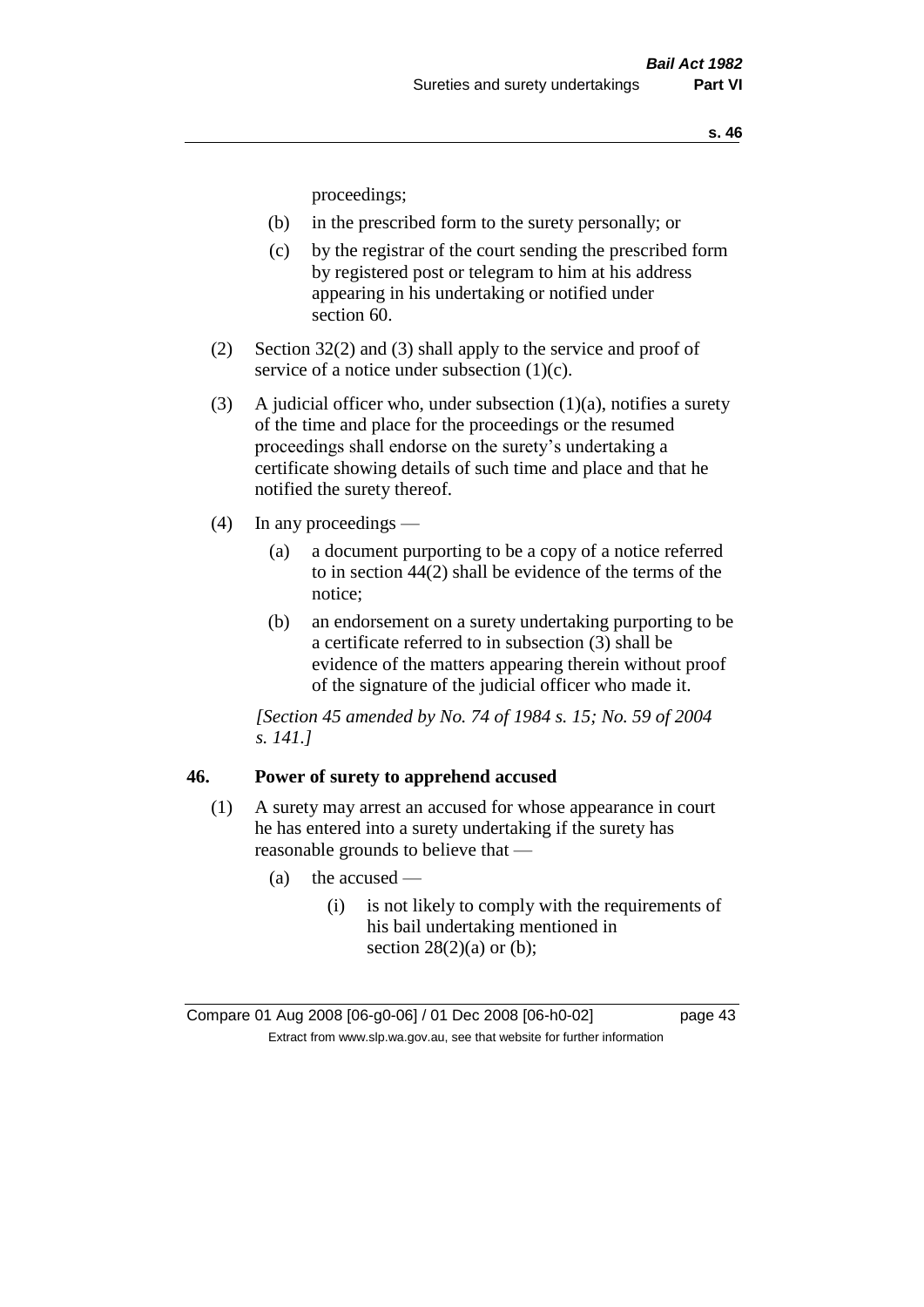proceedings;

- (b) in the prescribed form to the surety personally; or
- (c) by the registrar of the court sending the prescribed form by registered post or telegram to him at his address appearing in his undertaking or notified under section 60.

(2) Section 32(2) and (3) shall apply to the service and proof of service of a notice under subsection (1)(c).

(3) A judicial officer who, under subsection (1)(a), notifies a surety of the time and place for the proceedings or the resumed proceedings shall endorse on the surety's undertaking a certificate showing details of such time and place and that he notified the surety thereof.

(4) In any proceedings —

- (a) a document purporting to be a copy of a notice referred to in section 44(2) shall be evidence of the terms of the notice;
- (b) an endorsement on a surety undertaking purporting to be a certificate referred to in subsection (3) shall be evidence of the matters appearing therein without proof of the signature of the judicial officer who made it.

*[Section 45 amended by No. 74 of 1984 s. 15; No. 59 of 2004 s. 141.]*

## 46. Power of surety to apprehend accused

(1) A surety may arrest an accused for whose appearance in court he has entered into a surety undertaking if the surety has reasonable grounds to believe that —

- (a) the accused —
  - (i) is not likely to comply with the requirements of his bail undertaking mentioned in section 28(2)(a) or (b);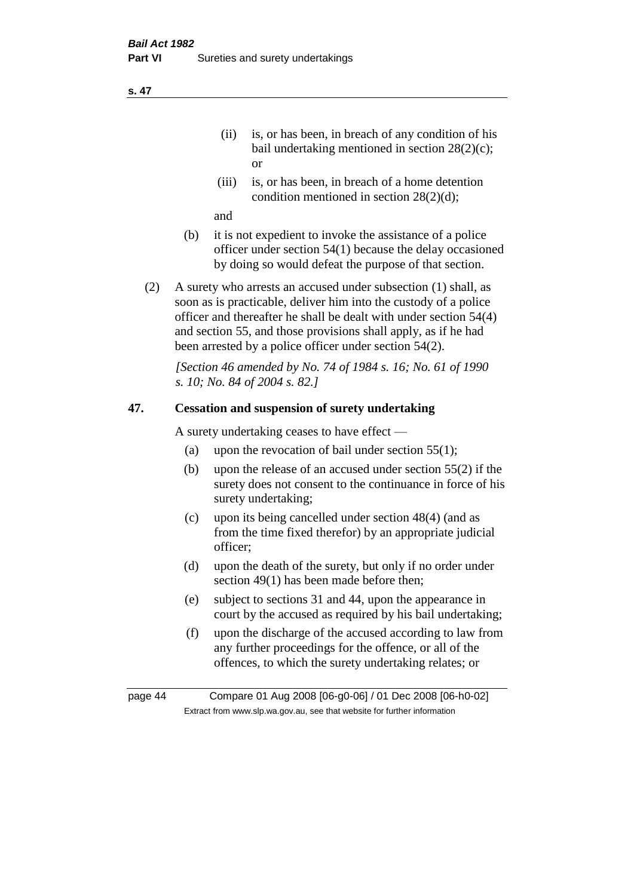(ii) is, or has been, in breach of any condition of his bail undertaking mentioned in section 28(2)(c); or

(iii) is, or has been, in breach of a home detention condition mentioned in section 28(2)(d);

and

(b) it is not expedient to invoke the assistance of a police officer under section 54(1) because the delay occasioned by doing so would defeat the purpose of that section.

(2) A surety who arrests an accused under subsection (1) shall, as soon as is practicable, deliver him into the custody of a police officer and thereafter he shall be dealt with under section 54(4) and section 55, and those provisions shall apply, as if he had been arrested by a police officer under section 54(2).

*[Section 46 amended by No. 74 of 1984 s. 16; No. 61 of 1990 s. 10; No. 84 of 2004 s. 82.]*

## 47. Cessation and suspension of surety undertaking

A surety undertaking ceases to have effect —

(a) upon the revocation of bail under section 55(1);

(b) upon the release of an accused under section 55(2) if the surety does not consent to the continuance in force of his surety undertaking;

(c) upon its being cancelled under section 48(4) (and as from the time fixed therefor) by an appropriate judicial officer;

(d) upon the death of the surety, but only if no order under section 49(1) has been made before then;

(e) subject to sections 31 and 44, upon the appearance in court by the accused as required by his bail undertaking;

(f) upon the discharge of the accused according to law from any further proceedings for the offence, or all of the offences, to which the surety undertaking relates; or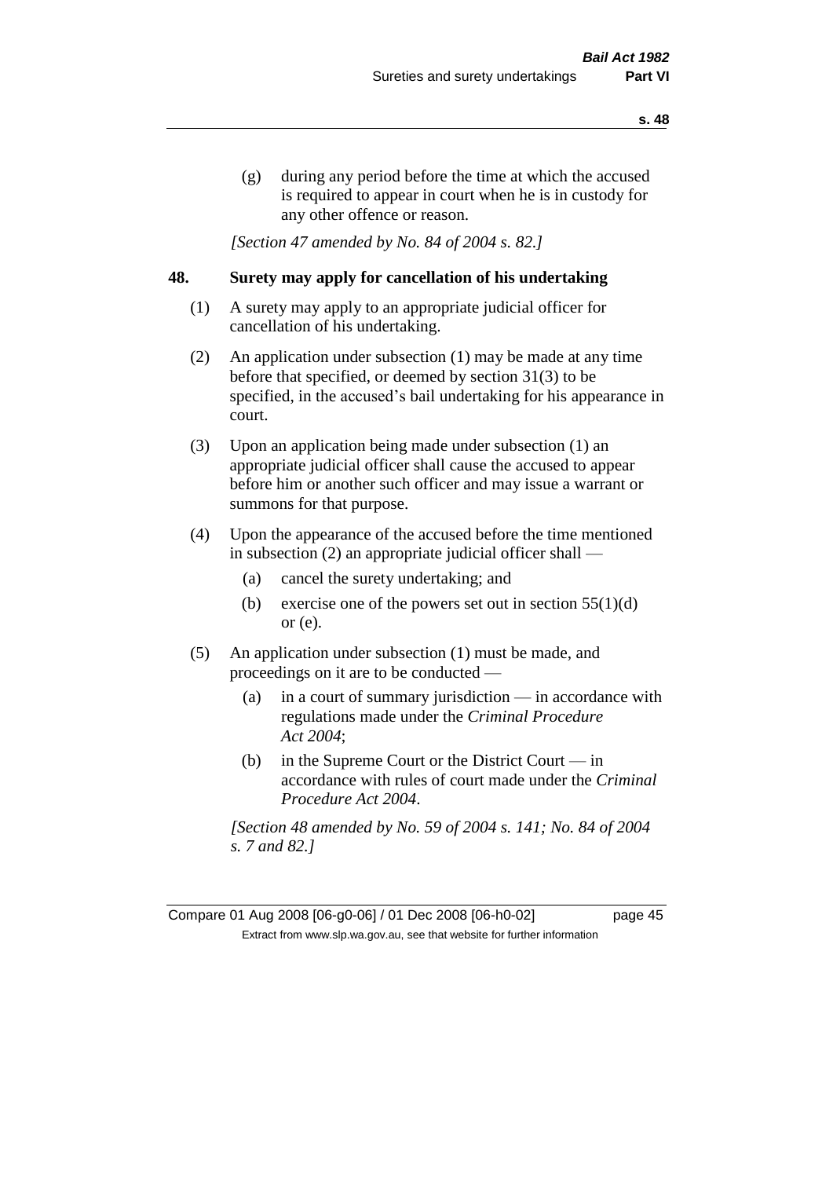(g) during any period before the time at which the accused is required to appear in court when he is in custody for any other offence or reason.

*[Section 47 amended by No. 84 of 2004 s. 82.]*

## 48. Surety may apply for cancellation of his undertaking

(1) A surety may apply to an appropriate judicial officer for cancellation of his undertaking.

(2) An application under subsection (1) may be made at any time before that specified, or deemed by section 31(3) to be specified, in the accused's bail undertaking for his appearance in court.

(3) Upon an application being made under subsection (1) an appropriate judicial officer shall cause the accused to appear before him or another such officer and may issue a warrant or summons for that purpose.

(4) Upon the appearance of the accused before the time mentioned in subsection (2) an appropriate judicial officer shall —

(a) cancel the surety undertaking; and

(b) exercise one of the powers set out in section 55(1)(d) or (e).

(5) An application under subsection (1) must be made, and proceedings on it are to be conducted —

(a) in a court of summary jurisdiction — in accordance with regulations made under the *Criminal Procedure Act 2004*;

(b) in the Supreme Court or the District Court — in accordance with rules of court made under the *Criminal Procedure Act 2004*.

*[Section 48 amended by No. 59 of 2004 s. 141; No. 84 of 2004 s. 7 and 82.]*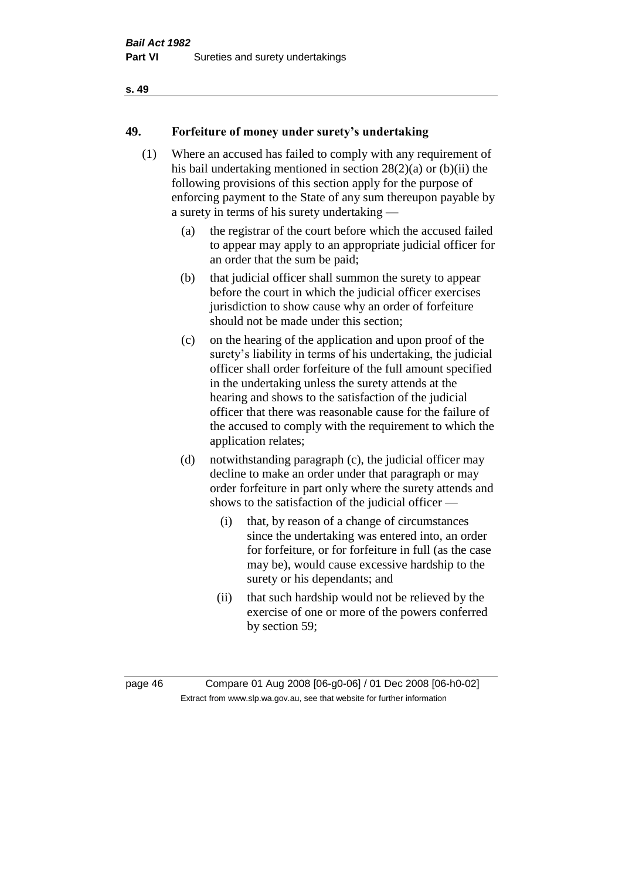## 49. Forfeiture of money under surety's undertaking

(1) Where an accused has failed to comply with any requirement of his bail undertaking mentioned in section 28(2)(a) or (b)(ii) the following provisions of this section apply for the purpose of enforcing payment to the State of any sum thereupon payable by a surety in terms of his surety undertaking —

- (a) the registrar of the court before which the accused failed to appear may apply to an appropriate judicial officer for an order that the sum be paid;
- (b) that judicial officer shall summon the surety to appear before the court in which the judicial officer exercises jurisdiction to show cause why an order of forfeiture should not be made under this section;
- (c) on the hearing of the application and upon proof of the surety's liability in terms of his undertaking, the judicial officer shall order forfeiture of the full amount specified in the undertaking unless the surety attends at the hearing and shows to the satisfaction of the judicial officer that there was reasonable cause for the failure of the accused to comply with the requirement to which the application relates;
- (d) notwithstanding paragraph (c), the judicial officer may decline to make an order under that paragraph or may order forfeiture in part only where the surety attends and shows to the satisfaction of the judicial officer —
  - (i) that, by reason of a change of circumstances since the undertaking was entered into, an order for forfeiture, or for forfeiture in full (as the case may be), would cause excessive hardship to the surety or his dependants; and
  - (ii) that such hardship would not be relieved by the exercise of one or more of the powers conferred by section 59;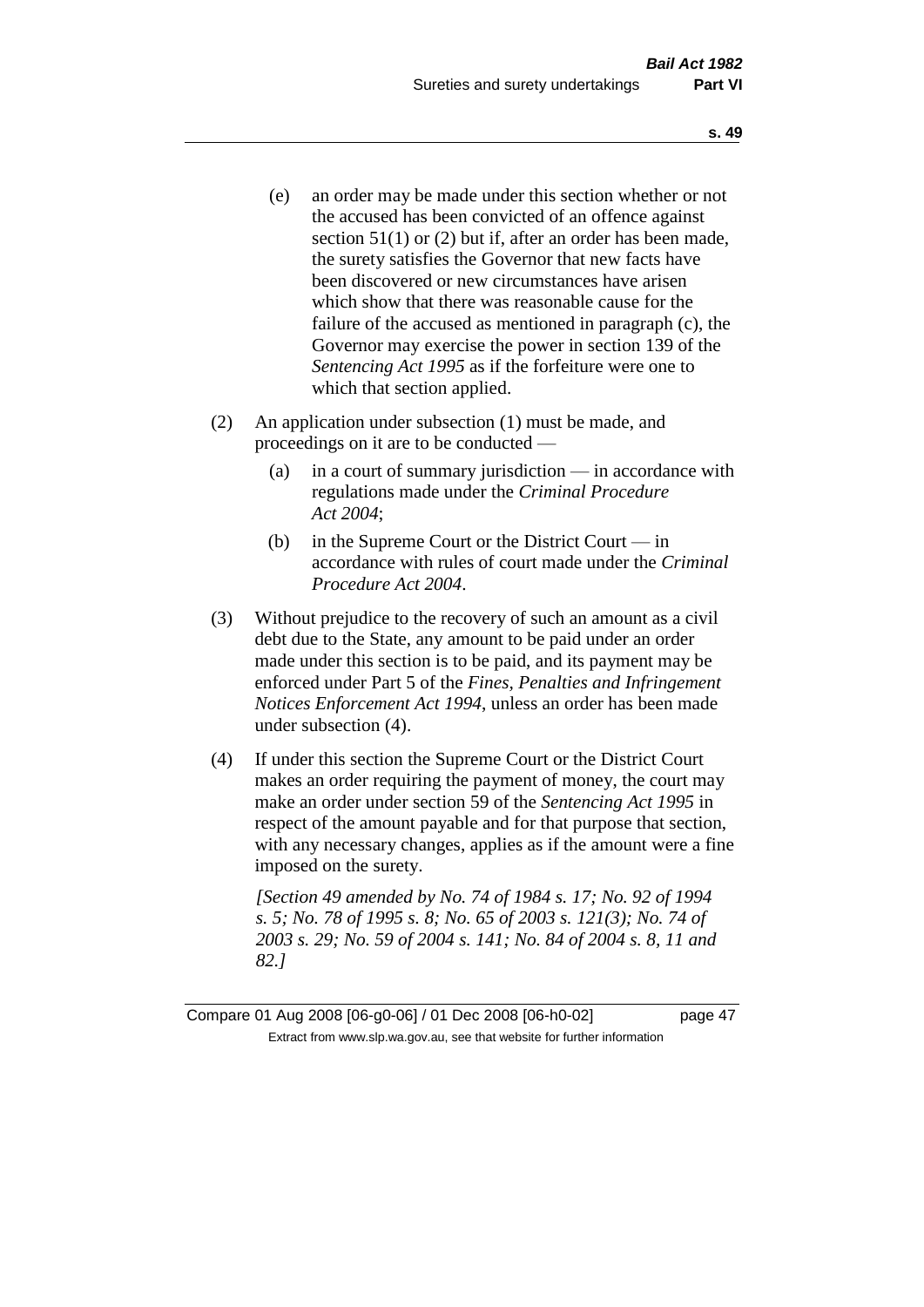(e) an order may be made under this section whether or not the accused has been convicted of an offence against section 51(1) or (2) but if, after an order has been made, the surety satisfies the Governor that new facts have been discovered or new circumstances have arisen which show that there was reasonable cause for the failure of the accused as mentioned in paragraph (c), the Governor may exercise the power in section 139 of the *Sentencing Act 1995* as if the forfeiture were one to which that section applied.

(2) An application under subsection (1) must be made, and proceedings on it are to be conducted —

(a) in a court of summary jurisdiction — in accordance with regulations made under the *Criminal Procedure Act 2004*;

(b) in the Supreme Court or the District Court — in accordance with rules of court made under the *Criminal Procedure Act 2004*.

(3) Without prejudice to the recovery of such an amount as a civil debt due to the State, any amount to be paid under an order made under this section is to be paid, and its payment may be enforced under Part 5 of the *Fines, Penalties and Infringement Notices Enforcement Act 1994*, unless an order has been made under subsection (4).

(4) If under this section the Supreme Court or the District Court makes an order requiring the payment of money, the court may make an order under section 59 of the *Sentencing Act 1995* in respect of the amount payable and for that purpose that section, with any necessary changes, applies as if the amount were a fine imposed on the surety.

*[Section 49 amended by No. 74 of 1984 s. 17; No. 92 of 1994 s. 5; No. 78 of 1995 s. 8; No. 65 of 2003 s. 121(3); No. 74 of 2003 s. 29; No. 59 of 2004 s. 141; No. 84 of 2004 s. 8, 11 and 82.]*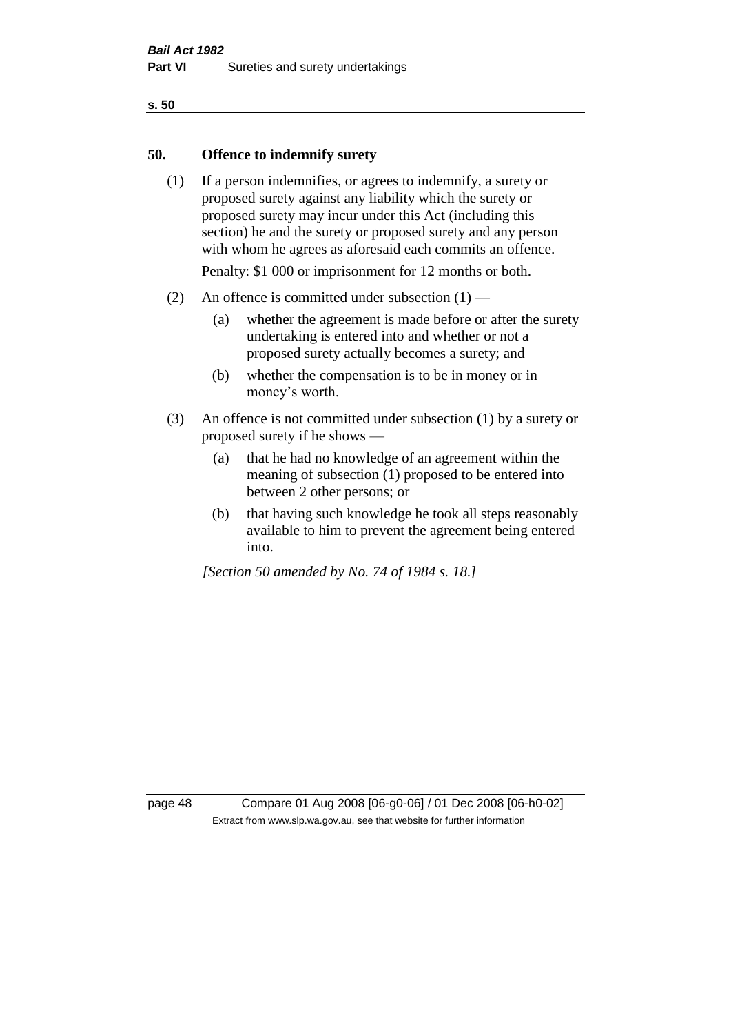## 50. Offence to indemnify surety

(1) If a person indemnifies, or agrees to indemnify, a surety or proposed surety against any liability which the surety or proposed surety may incur under this Act (including this section) he and the surety or proposed surety and any person with whom he agrees as aforesaid each commits an offence.

Penalty: $1 000 or imprisonment for 12 months or both.

(2) An offence is committed under subsection (1) —

(a) whether the agreement is made before or after the surety undertaking is entered into and whether or not a proposed surety actually becomes a surety; and

(b) whether the compensation is to be in money or in money's worth.

(3) An offence is not committed under subsection (1) by a surety or proposed surety if he shows —

(a) that he had no knowledge of an agreement within the meaning of subsection (1) proposed to be entered into between 2 other persons; or

(b) that having such knowledge he took all steps reasonably available to him to prevent the agreement being entered into.

*[Section 50 amended by No. 74 of 1984 s. 18.]*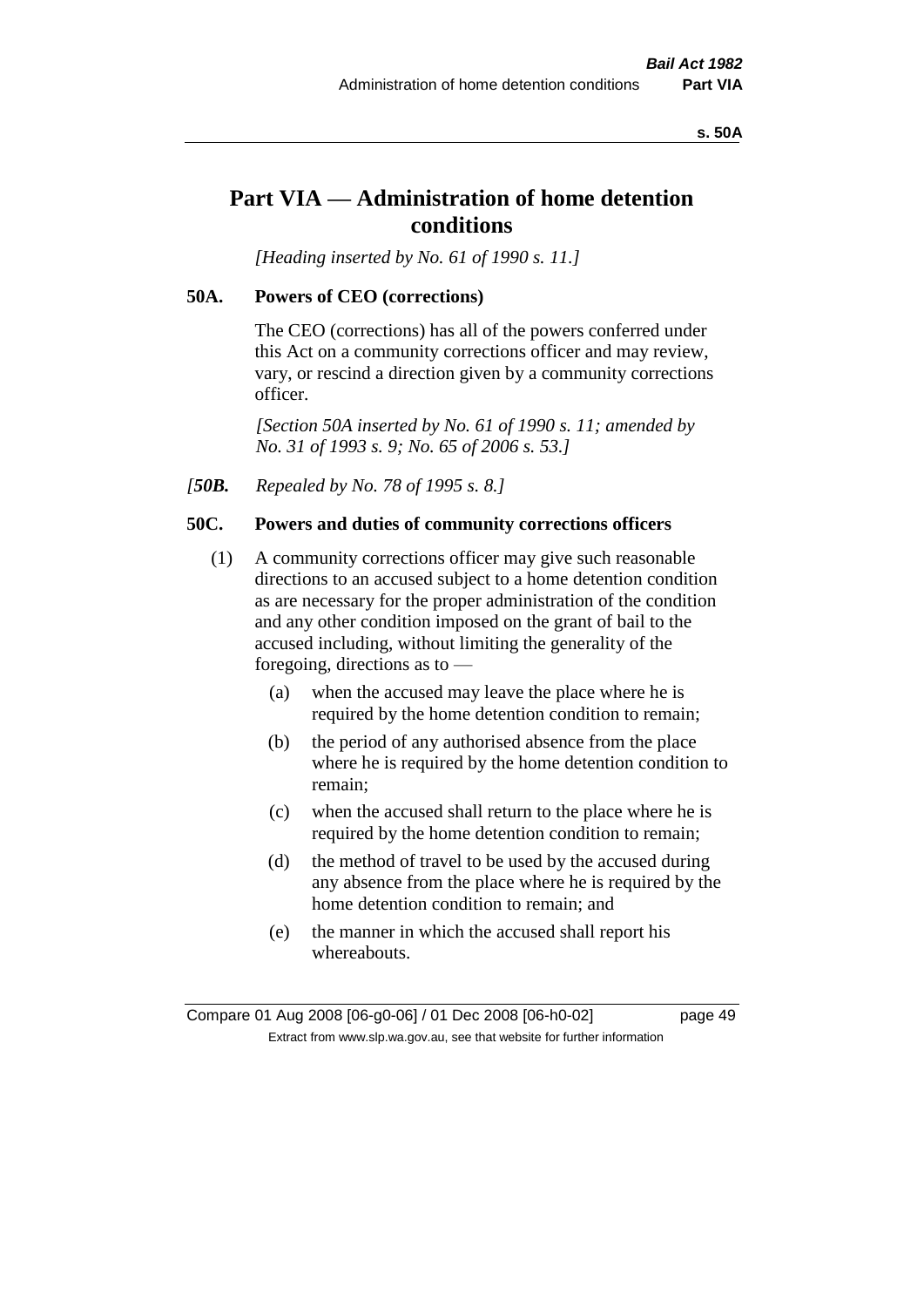# Part VIA — Administration of home detention conditions

*[Heading inserted by No. 61 of 1990 s. 11.]*

**50A. Powers of CEO (corrections)**

The CEO (corrections) has all of the powers conferred under this Act on a community corrections officer and may review, vary, or rescind a direction given by a community corrections officer.

*[Section 50A inserted by No. 61 of 1990 s. 11; amended by No. 31 of 1993 s. 9; No. 65 of 2006 s. 53.]*

*[**50B.** Repealed by No. 78 of 1995 s. 8.]*

**50C. Powers and duties of community corrections officers**

(1) A community corrections officer may give such reasonable directions to an accused subject to a home detention condition as are necessary for the proper administration of the condition and any other condition imposed on the grant of bail to the accused including, without limiting the generality of the foregoing, directions as to —

(a) when the accused may leave the place where he is required by the home detention condition to remain;

(b) the period of any authorised absence from the place where he is required by the home detention condition to remain;

(c) when the accused shall return to the place where he is required by the home detention condition to remain;

(d) the method of travel to be used by the accused during any absence from the place where he is required by the home detention condition to remain; and

(e) the manner in which the accused shall report his whereabouts.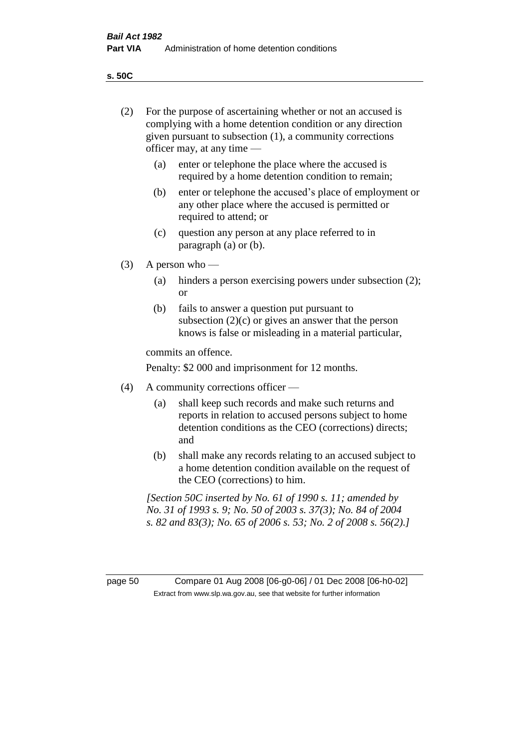(2) For the purpose of ascertaining whether or not an accused is complying with a home detention condition or any direction given pursuant to subsection (1), a community corrections officer may, at any time —

  (a) enter or telephone the place where the accused is required by a home detention condition to remain;

  (b) enter or telephone the accused's place of employment or any other place where the accused is permitted or required to attend; or

  (c) question any person at any place referred to in paragraph (a) or (b).

(3) A person who —

  (a) hinders a person exercising powers under subsection (2); or

  (b) fails to answer a question put pursuant to subsection (2)(c) or gives an answer that the person knows is false or misleading in a material particular,

commits an offence.

Penalty: $2 000 and imprisonment for 12 months.

(4) A community corrections officer —

  (a) shall keep such records and make such returns and reports in relation to accused persons subject to home detention conditions as the CEO (corrections) directs; and

  (b) shall make any records relating to an accused subject to a home detention condition available on the request of the CEO (corrections) to him.

*[Section 50C inserted by No. 61 of 1990 s. 11; amended by No. 31 of 1993 s. 9; No. 50 of 2003 s. 37(3); No. 84 of 2004 s. 82 and 83(3); No. 65 of 2006 s. 53; No. 2 of 2008 s. 56(2).]*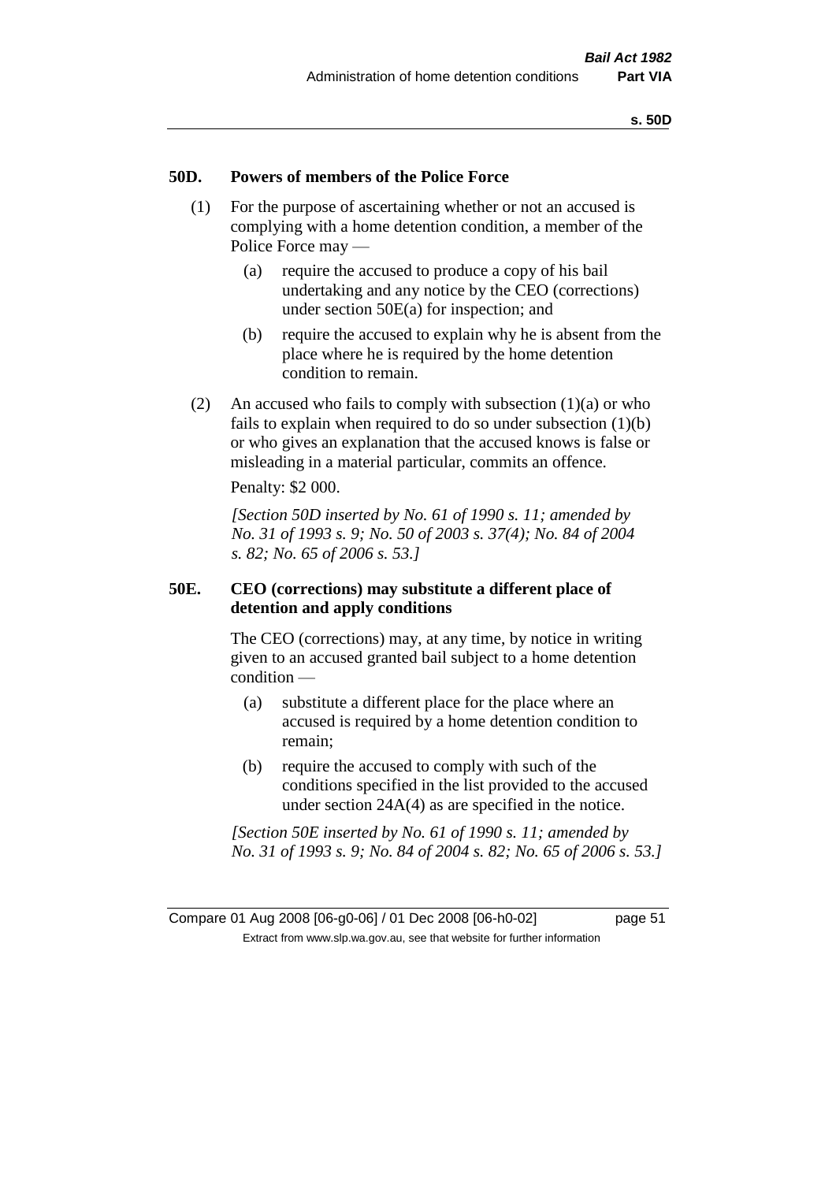## 50D. Powers of members of the Police Force

(1) For the purpose of ascertaining whether or not an accused is complying with a home detention condition, a member of the Police Force may —

(a) require the accused to produce a copy of his bail undertaking and any notice by the CEO (corrections) under section 50E(a) for inspection; and

(b) require the accused to explain why he is absent from the place where he is required by the home detention condition to remain.

(2) An accused who fails to comply with subsection (1)(a) or who fails to explain when required to do so under subsection (1)(b) or who gives an explanation that the accused knows is false or misleading in a material particular, commits an offence.

Penalty: $2 000.

*[Section 50D inserted by No. 61 of 1990 s. 11; amended by No. 31 of 1993 s. 9; No. 50 of 2003 s. 37(4); No. 84 of 2004 s. 82; No. 65 of 2006 s. 53.]*

## 50E. CEO (corrections) may substitute a different place of detention and apply conditions

The CEO (corrections) may, at any time, by notice in writing given to an accused granted bail subject to a home detention condition —

(a) substitute a different place for the place where an accused is required by a home detention condition to remain;

(b) require the accused to comply with such of the conditions specified in the list provided to the accused under section 24A(4) as are specified in the notice.

*[Section 50E inserted by No. 61 of 1990 s. 11; amended by No. 31 of 1993 s. 9; No. 84 of 2004 s. 82; No. 65 of 2006 s. 53.]*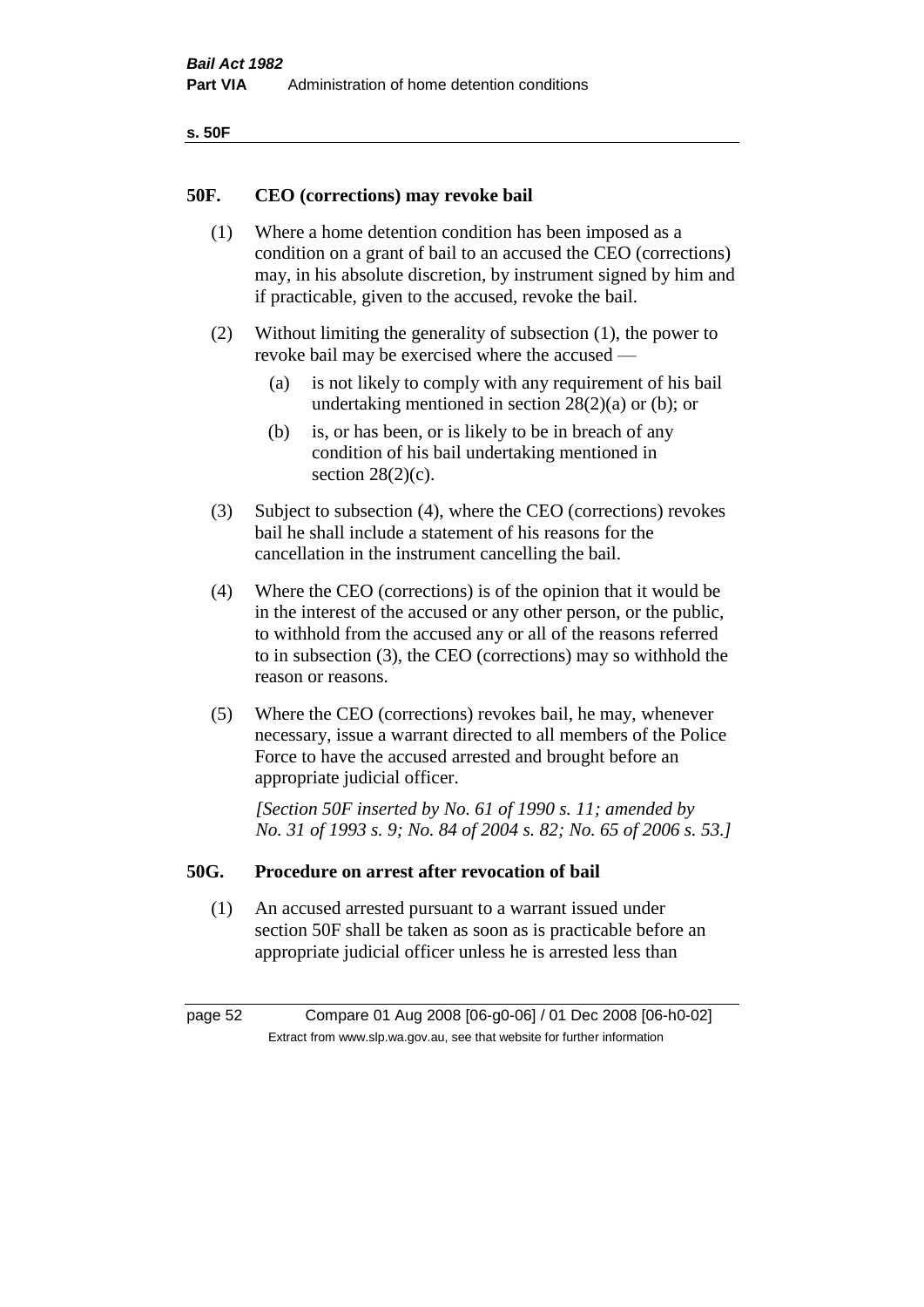## 50F. CEO (corrections) may revoke bail

(1) Where a home detention condition has been imposed as a condition on a grant of bail to an accused the CEO (corrections) may, in his absolute discretion, by instrument signed by him and if practicable, given to the accused, revoke the bail.

(2) Without limiting the generality of subsection (1), the power to revoke bail may be exercised where the accused —

- (a) is not likely to comply with any requirement of his bail undertaking mentioned in section 28(2)(a) or (b); or
- (b) is, or has been, or is likely to be in breach of any condition of his bail undertaking mentioned in section 28(2)(c).

(3) Subject to subsection (4), where the CEO (corrections) revokes bail he shall include a statement of his reasons for the cancellation in the instrument cancelling the bail.

(4) Where the CEO (corrections) is of the opinion that it would be in the interest of the accused or any other person, or the public, to withhold from the accused any or all of the reasons referred to in subsection (3), the CEO (corrections) may so withhold the reason or reasons.

(5) Where the CEO (corrections) revokes bail, he may, whenever necessary, issue a warrant directed to all members of the Police Force to have the accused arrested and brought before an appropriate judicial officer.

*[Section 50F inserted by No. 61 of 1990 s. 11; amended by No. 31 of 1993 s. 9; No. 84 of 2004 s. 82; No. 65 of 2006 s. 53.]*

## 50G. Procedure on arrest after revocation of bail

(1) An accused arrested pursuant to a warrant issued under section 50F shall be taken as soon as is practicable before an appropriate judicial officer unless he is arrested less than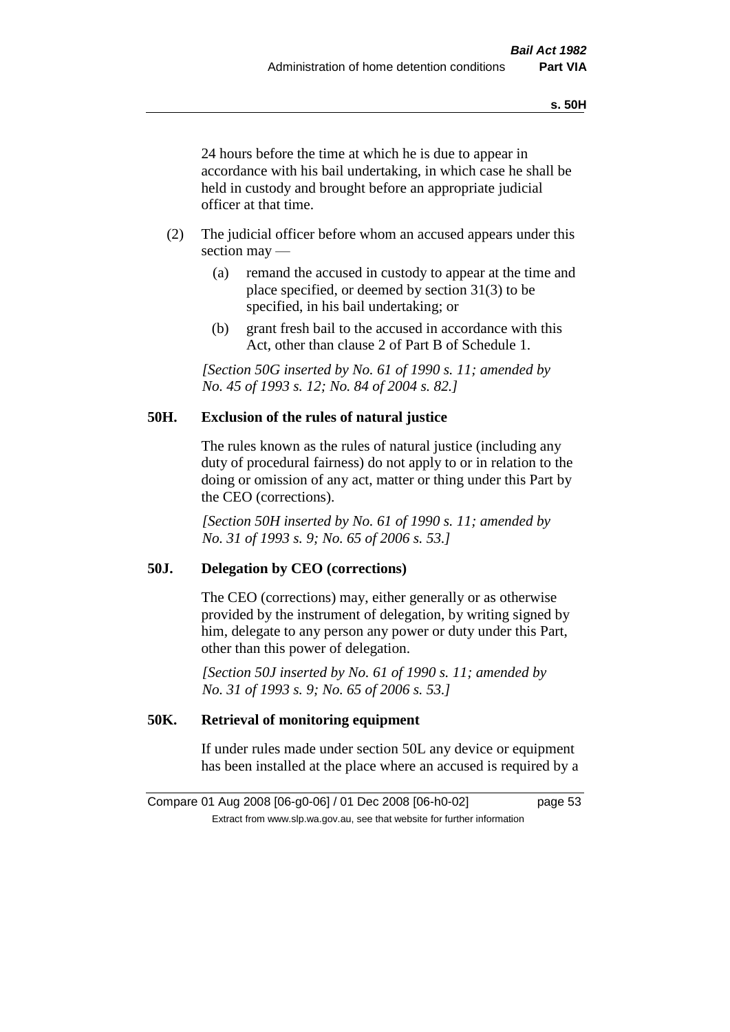24 hours before the time at which he is due to appear in accordance with his bail undertaking, in which case he shall be held in custody and brought before an appropriate judicial officer at that time.

(2) The judicial officer before whom an accused appears under this section may —

(a) remand the accused in custody to appear at the time and place specified, or deemed by section 31(3) to be specified, in his bail undertaking; or

(b) grant fresh bail to the accused in accordance with this Act, other than clause 2 of Part B of Schedule 1.

*[Section 50G inserted by No. 61 of 1990 s. 11; amended by No. 45 of 1993 s. 12; No. 84 of 2004 s. 82.]*

### 50H. Exclusion of the rules of natural justice

The rules known as the rules of natural justice (including any duty of procedural fairness) do not apply to or in relation to the doing or omission of any act, matter or thing under this Part by the CEO (corrections).

*[Section 50H inserted by No. 61 of 1990 s. 11; amended by No. 31 of 1993 s. 9; No. 65 of 2006 s. 53.]*

### 50J. Delegation by CEO (corrections)

The CEO (corrections) may, either generally or as otherwise provided by the instrument of delegation, by writing signed by him, delegate to any person any power or duty under this Part, other than this power of delegation.

*[Section 50J inserted by No. 61 of 1990 s. 11; amended by No. 31 of 1993 s. 9; No. 65 of 2006 s. 53.]*

### 50K. Retrieval of monitoring equipment

If under rules made under section 50L any device or equipment has been installed at the place where an accused is required by a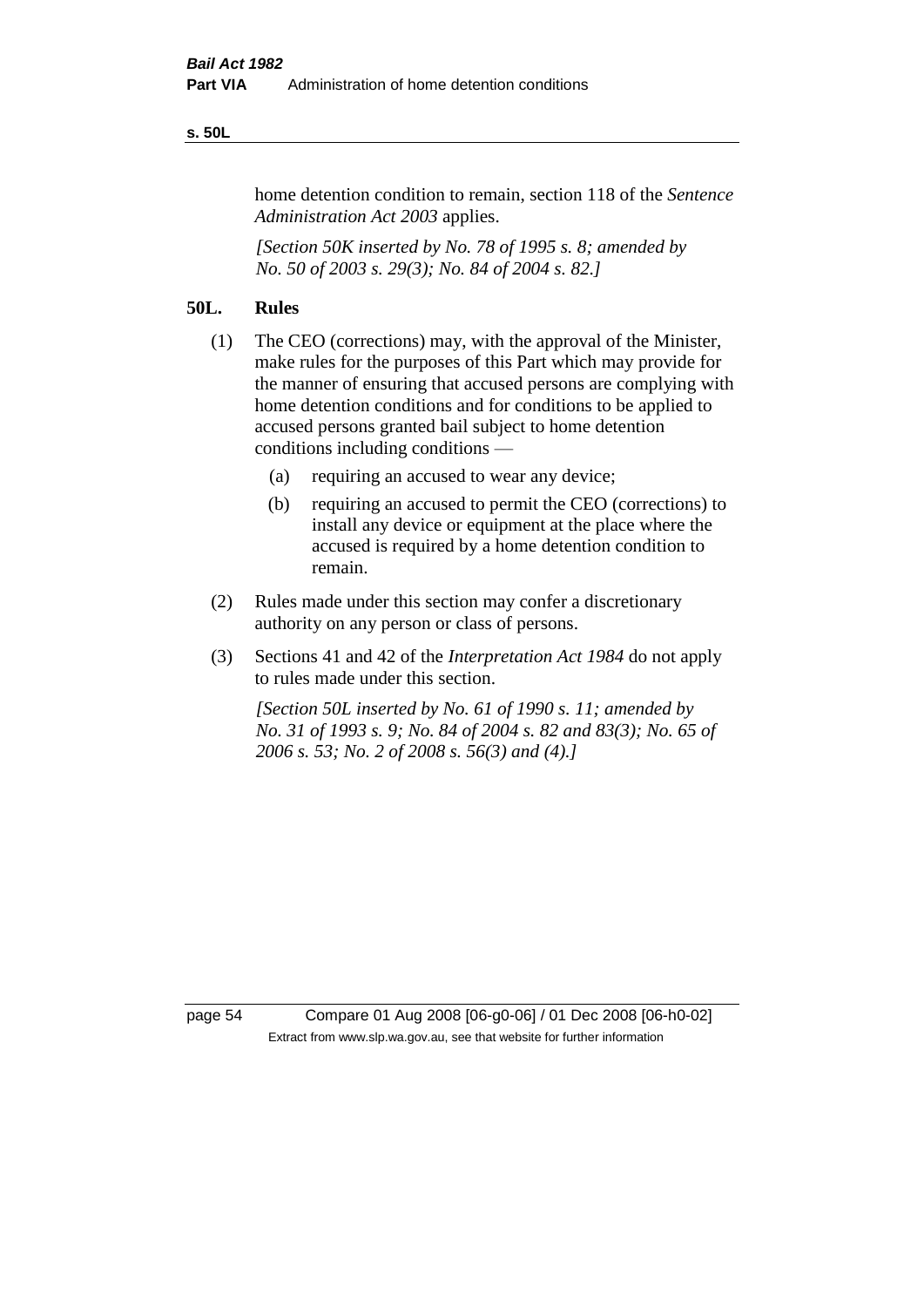home detention condition to remain, section 118 of the *Sentence Administration Act 2003* applies.

*[Section 50K inserted by No. 78 of 1995 s. 8; amended by No. 50 of 2003 s. 29(3); No. 84 of 2004 s. 82.]*

## 50L. Rules

(1) The CEO (corrections) may, with the approval of the Minister, make rules for the purposes of this Part which may provide for the manner of ensuring that accused persons are complying with home detention conditions and for conditions to be applied to accused persons granted bail subject to home detention conditions including conditions —

(a) requiring an accused to wear any device;

(b) requiring an accused to permit the CEO (corrections) to install any device or equipment at the place where the accused is required by a home detention condition to remain.

(2) Rules made under this section may confer a discretionary authority on any person or class of persons.

(3) Sections 41 and 42 of the *Interpretation Act 1984* do not apply to rules made under this section.

*[Section 50L inserted by No. 61 of 1990 s. 11; amended by No. 31 of 1993 s. 9; No. 84 of 2004 s. 82 and 83(3); No. 65 of 2006 s. 53; No. 2 of 2008 s. 56(3) and (4).]*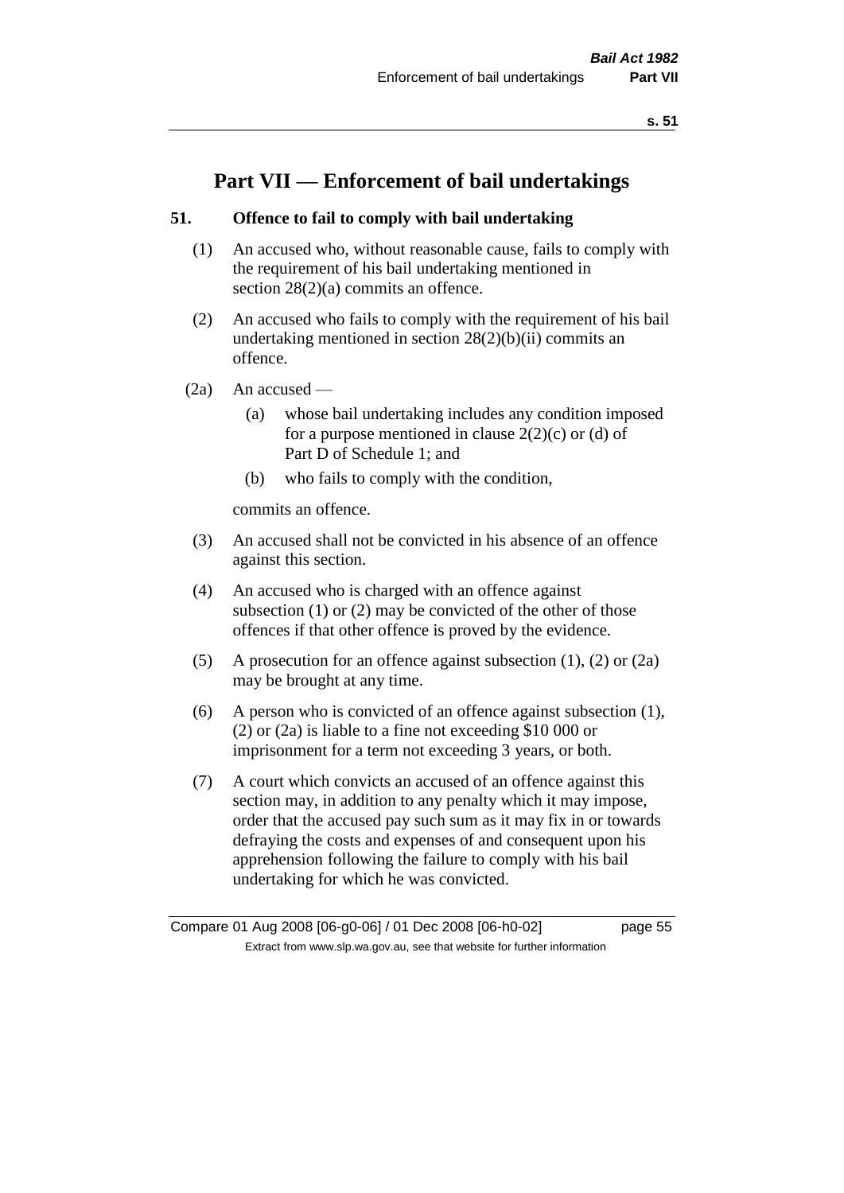# Part VII — Enforcement of bail undertakings

## 51. Offence to fail to comply with bail undertaking

(1) An accused who, without reasonable cause, fails to comply with the requirement of his bail undertaking mentioned in section 28(2)(a) commits an offence.

(2) An accused who fails to comply with the requirement of his bail undertaking mentioned in section 28(2)(b)(ii) commits an offence.

(2a) An accused —

(a) whose bail undertaking includes any condition imposed for a purpose mentioned in clause 2(2)(c) or (d) of Part D of Schedule 1; and

(b) who fails to comply with the condition,

commits an offence.

(3) An accused shall not be convicted in his absence of an offence against this section.

(4) An accused who is charged with an offence against subsection (1) or (2) may be convicted of the other of those offences if that other offence is proved by the evidence.

(5) A prosecution for an offence against subsection (1), (2) or (2a) may be brought at any time.

(6) A person who is convicted of an offence against subsection (1), (2) or (2a) is liable to a fine not exceeding $10 000 or imprisonment for a term not exceeding 3 years, or both.

(7) A court which convicts an accused of an offence against this section may, in addition to any penalty which it may impose, order that the accused pay such sum as it may fix in or towards defraying the costs and expenses of and consequent upon his apprehension following the failure to comply with his bail undertaking for which he was convicted.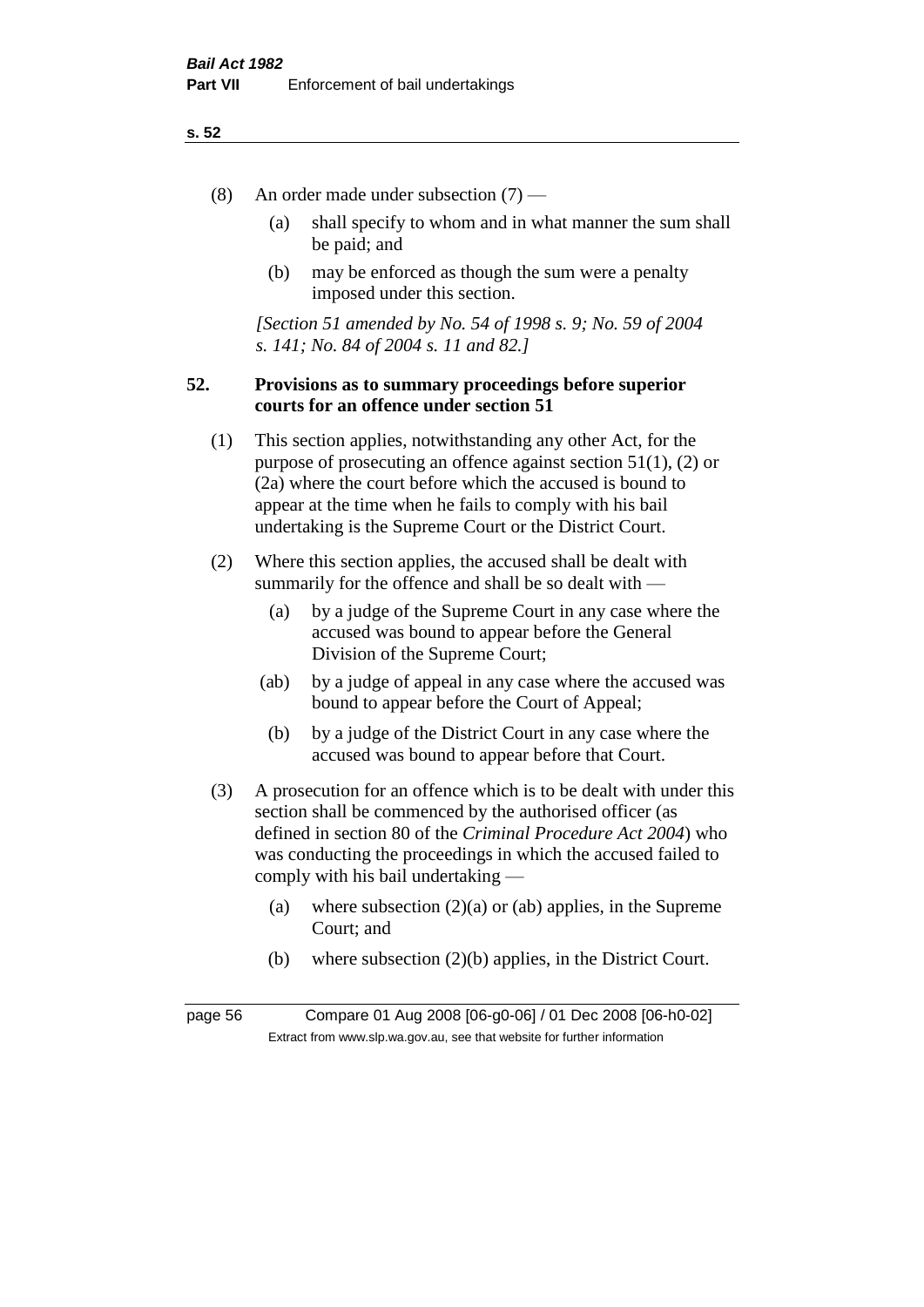(8) An order made under subsection (7) —

(a) shall specify to whom and in what manner the sum shall be paid; and

(b) may be enforced as though the sum were a penalty imposed under this section.

*[Section 51 amended by No. 54 of 1998 s. 9; No. 59 of 2004 s. 141; No. 84 of 2004 s. 11 and 82.]*

**52. Provisions as to summary proceedings before superior courts for an offence under section 51**

(1) This section applies, notwithstanding any other Act, for the purpose of prosecuting an offence against section 51(1), (2) or (2a) where the court before which the accused is bound to appear at the time when he fails to comply with his bail undertaking is the Supreme Court or the District Court.

(2) Where this section applies, the accused shall be dealt with summarily for the offence and shall be so dealt with —

(a) by a judge of the Supreme Court in any case where the accused was bound to appear before the General Division of the Supreme Court;

(ab) by a judge of appeal in any case where the accused was bound to appear before the Court of Appeal;

(b) by a judge of the District Court in any case where the accused was bound to appear before that Court.

(3) A prosecution for an offence which is to be dealt with under this section shall be commenced by the authorised officer (as defined in section 80 of the *Criminal Procedure Act 2004*) who was conducting the proceedings in which the accused failed to comply with his bail undertaking —

(a) where subsection (2)(a) or (ab) applies, in the Supreme Court; and

(b) where subsection (2)(b) applies, in the District Court.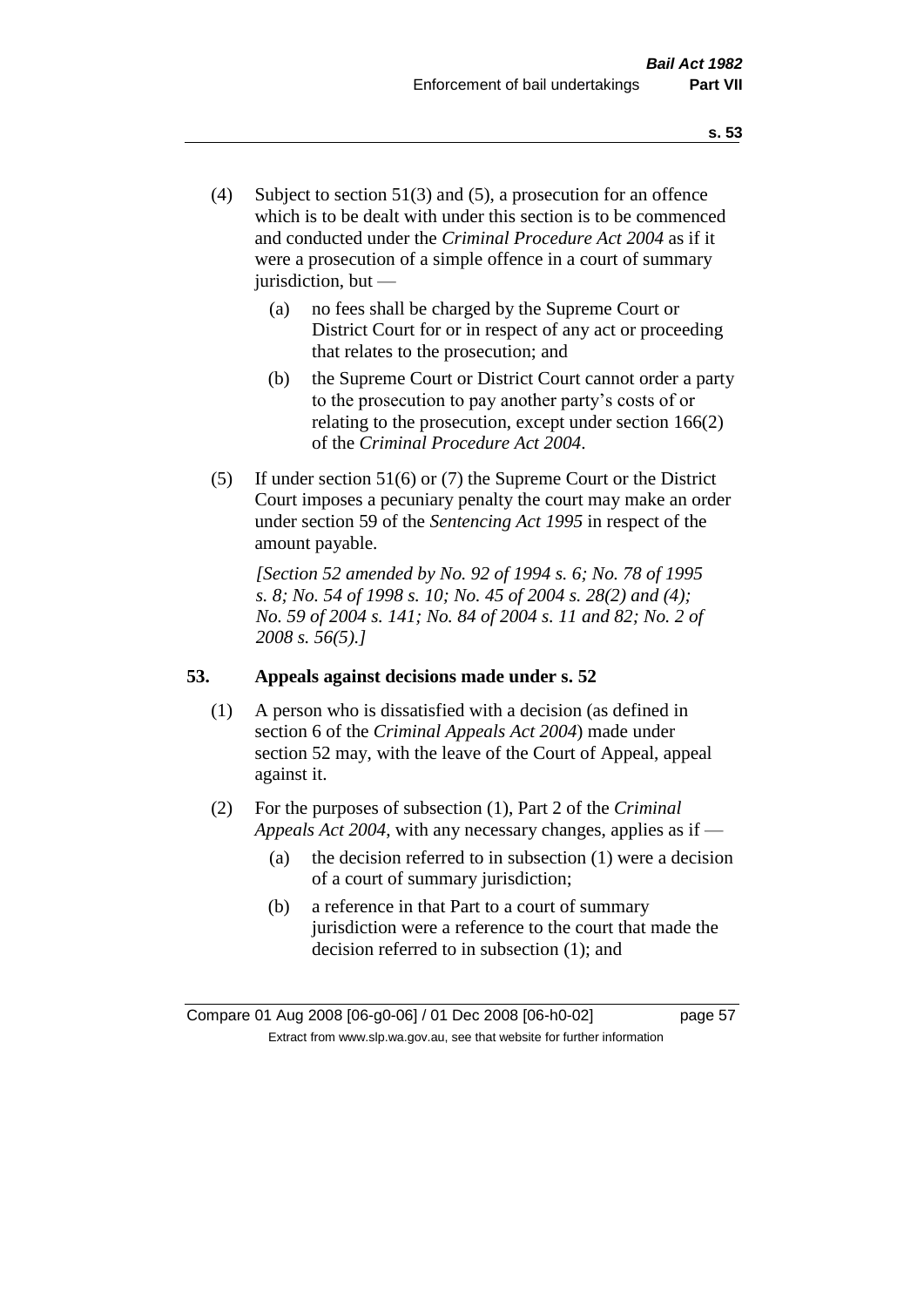(4) Subject to section 51(3) and (5), a prosecution for an offence which is to be dealt with under this section is to be commenced and conducted under the *Criminal Procedure Act 2004* as if it were a prosecution of a simple offence in a court of summary jurisdiction, but —

  (a) no fees shall be charged by the Supreme Court or District Court for or in respect of any act or proceeding that relates to the prosecution; and

  (b) the Supreme Court or District Court cannot order a party to the prosecution to pay another party's costs of or relating to the prosecution, except under section 166(2) of the *Criminal Procedure Act 2004*.

(5) If under section 51(6) or (7) the Supreme Court or the District Court imposes a pecuniary penalty the court may make an order under section 59 of the *Sentencing Act 1995* in respect of the amount payable.

*[Section 52 amended by No. 92 of 1994 s. 6; No. 78 of 1995 s. 8; No. 54 of 1998 s. 10; No. 45 of 2004 s. 28(2) and (4); No. 59 of 2004 s. 141; No. 84 of 2004 s. 11 and 82; No. 2 of 2008 s. 56(5).]*

## 53. Appeals against decisions made under s. 52

(1) A person who is dissatisfied with a decision (as defined in section 6 of the *Criminal Appeals Act 2004*) made under section 52 may, with the leave of the Court of Appeal, appeal against it.

(2) For the purposes of subsection (1), Part 2 of the *Criminal Appeals Act 2004*, with any necessary changes, applies as if —

  (a) the decision referred to in subsection (1) were a decision of a court of summary jurisdiction;

  (b) a reference in that Part to a court of summary jurisdiction were a reference to the court that made the decision referred to in subsection (1); and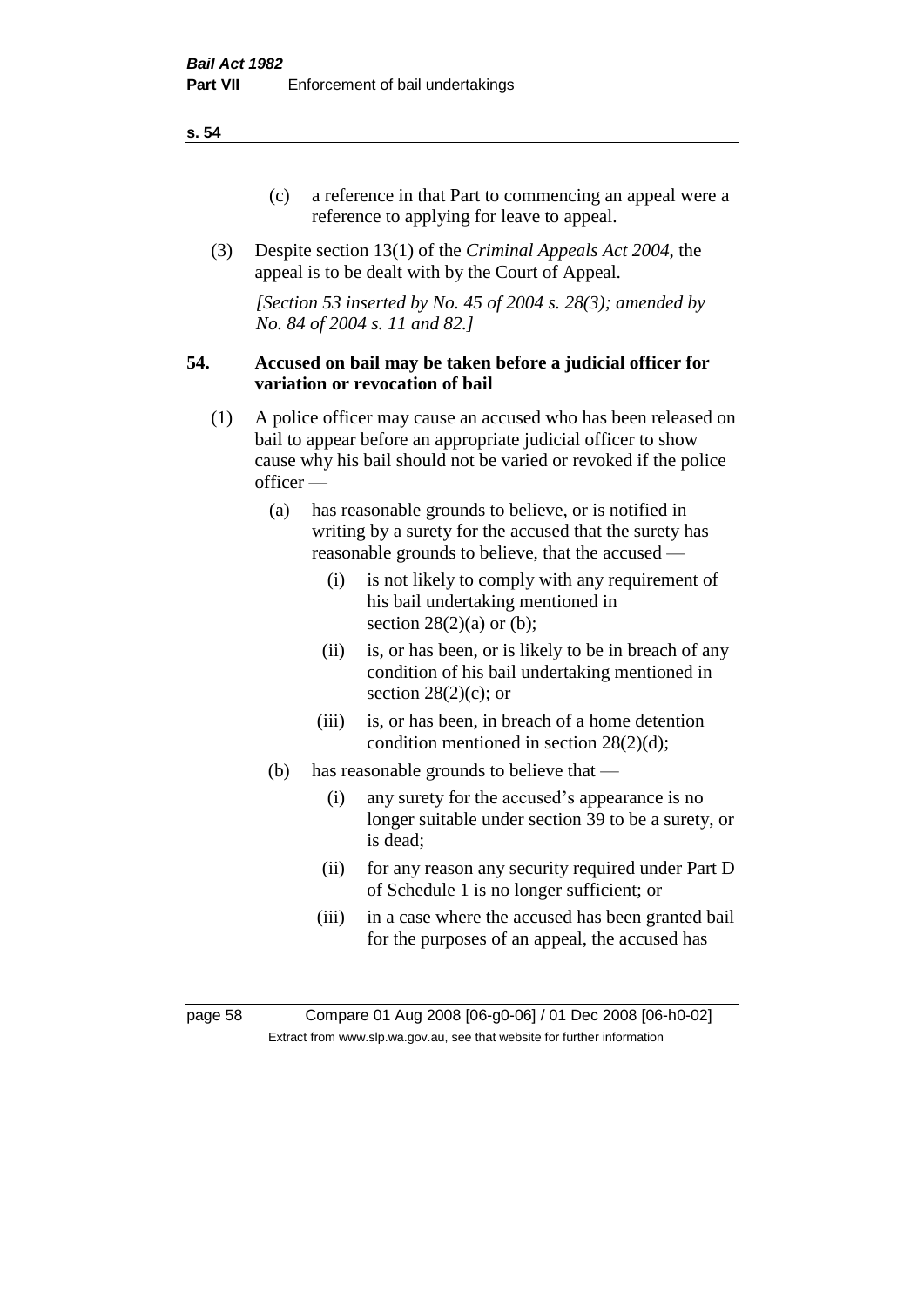(c) a reference in that Part to commencing an appeal were a reference to applying for leave to appeal.

(3) Despite section 13(1) of the *Criminal Appeals Act 2004*, the appeal is to be dealt with by the Court of Appeal.

*[Section 53 inserted by No. 45 of 2004 s. 28(3); amended by No. 84 of 2004 s. 11 and 82.]*

## 54. Accused on bail may be taken before a judicial officer for variation or revocation of bail

(1) A police officer may cause an accused who has been released on bail to appear before an appropriate judicial officer to show cause why his bail should not be varied or revoked if the police officer —

- (a) has reasonable grounds to believe, or is notified in writing by a surety for the accused that the surety has reasonable grounds to believe, that the accused —
  - (i) is not likely to comply with any requirement of his bail undertaking mentioned in section 28(2)(a) or (b);
  - (ii) is, or has been, or is likely to be in breach of any condition of his bail undertaking mentioned in section 28(2)(c); or
  - (iii) is, or has been, in breach of a home detention condition mentioned in section 28(2)(d);
- (b) has reasonable grounds to believe that —
  - (i) any surety for the accused's appearance is no longer suitable under section 39 to be a surety, or is dead;
  - (ii) for any reason any security required under Part D of Schedule 1 is no longer sufficient; or
  - (iii) in a case where the accused has been granted bail for the purposes of an appeal, the accused has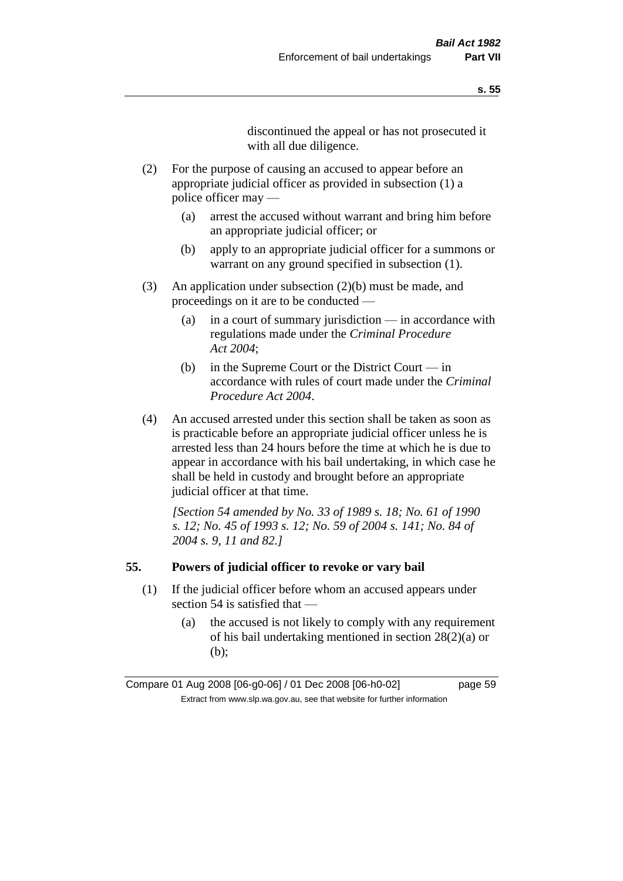discontinued the appeal or has not prosecuted it with all due diligence.

(2) For the purpose of causing an accused to appear before an appropriate judicial officer as provided in subsection (1) a police officer may —

(a) arrest the accused without warrant and bring him before an appropriate judicial officer; or

(b) apply to an appropriate judicial officer for a summons or warrant on any ground specified in subsection (1).

(3) An application under subsection (2)(b) must be made, and proceedings on it are to be conducted —

(a) in a court of summary jurisdiction — in accordance with regulations made under the *Criminal Procedure Act 2004*;

(b) in the Supreme Court or the District Court — in accordance with rules of court made under the *Criminal Procedure Act 2004*.

(4) An accused arrested under this section shall be taken as soon as is practicable before an appropriate judicial officer unless he is arrested less than 24 hours before the time at which he is due to appear in accordance with his bail undertaking, in which case he shall be held in custody and brought before an appropriate judicial officer at that time.

*[Section 54 amended by No. 33 of 1989 s. 18; No. 61 of 1990 s. 12; No. 45 of 1993 s. 12; No. 59 of 2004 s. 141; No. 84 of 2004 s. 9, 11 and 82.]*

## 55. Powers of judicial officer to revoke or vary bail

(1) If the judicial officer before whom an accused appears under section 54 is satisfied that —

(a) the accused is not likely to comply with any requirement of his bail undertaking mentioned in section 28(2)(a) or (b);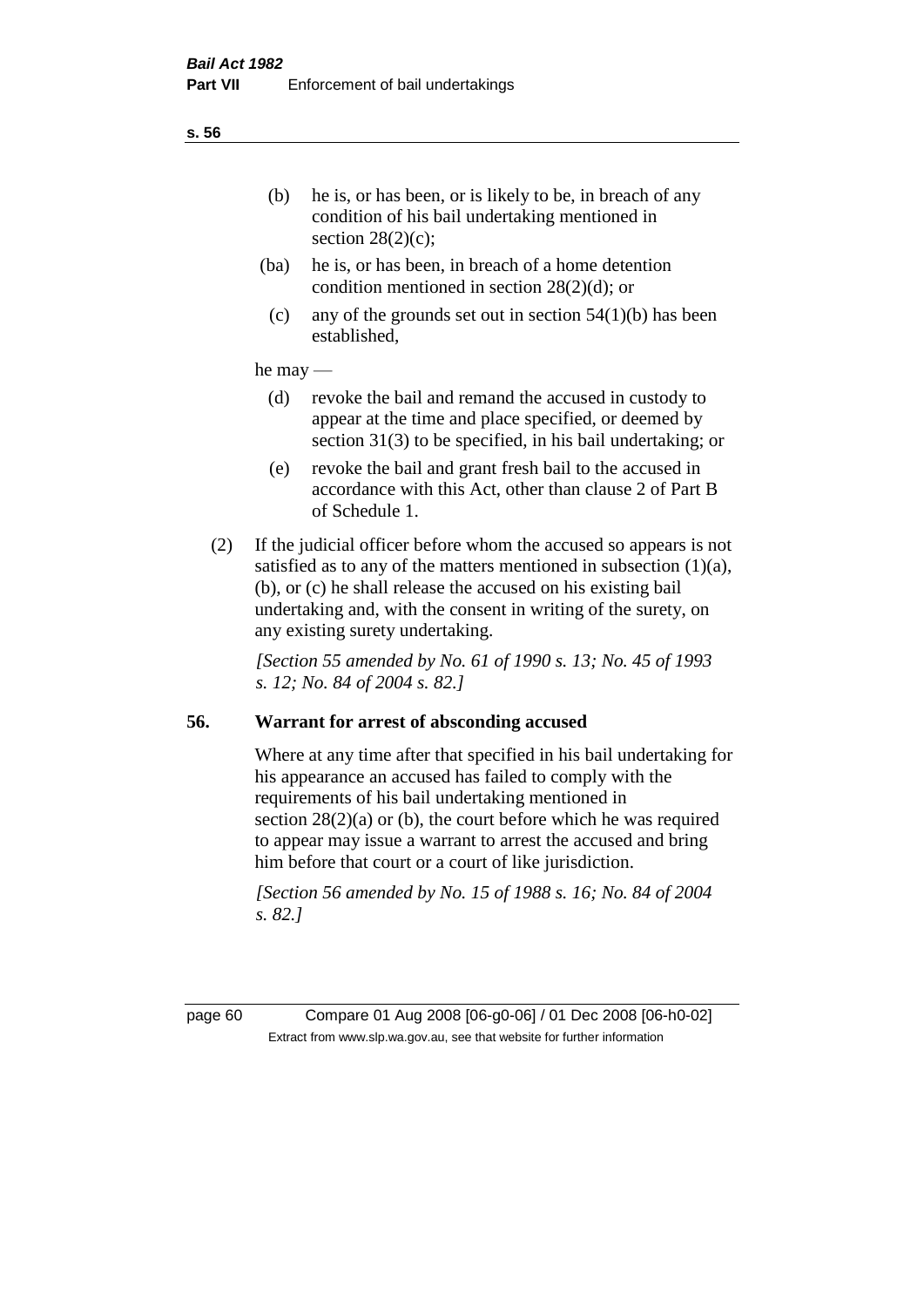(b) he is, or has been, or is likely to be, in breach of any condition of his bail undertaking mentioned in section 28(2)(c);

(ba) he is, or has been, in breach of a home detention condition mentioned in section 28(2)(d); or

(c) any of the grounds set out in section 54(1)(b) has been established,

he may —

(d) revoke the bail and remand the accused in custody to appear at the time and place specified, or deemed by section 31(3) to be specified, in his bail undertaking; or

(e) revoke the bail and grant fresh bail to the accused in accordance with this Act, other than clause 2 of Part B of Schedule 1.

(2) If the judicial officer before whom the accused so appears is not satisfied as to any of the matters mentioned in subsection (1)(a), (b), or (c) he shall release the accused on his existing bail undertaking and, with the consent in writing of the surety, on any existing surety undertaking.

*[Section 55 amended by No. 61 of 1990 s. 13; No. 45 of 1993 s. 12; No. 84 of 2004 s. 82.]*

## 56. Warrant for arrest of absconding accused

Where at any time after that specified in his bail undertaking for his appearance an accused has failed to comply with the requirements of his bail undertaking mentioned in section 28(2)(a) or (b), the court before which he was required to appear may issue a warrant to arrest the accused and bring him before that court or a court of like jurisdiction.

*[Section 56 amended by No. 15 of 1988 s. 16; No. 84 of 2004 s. 82.]*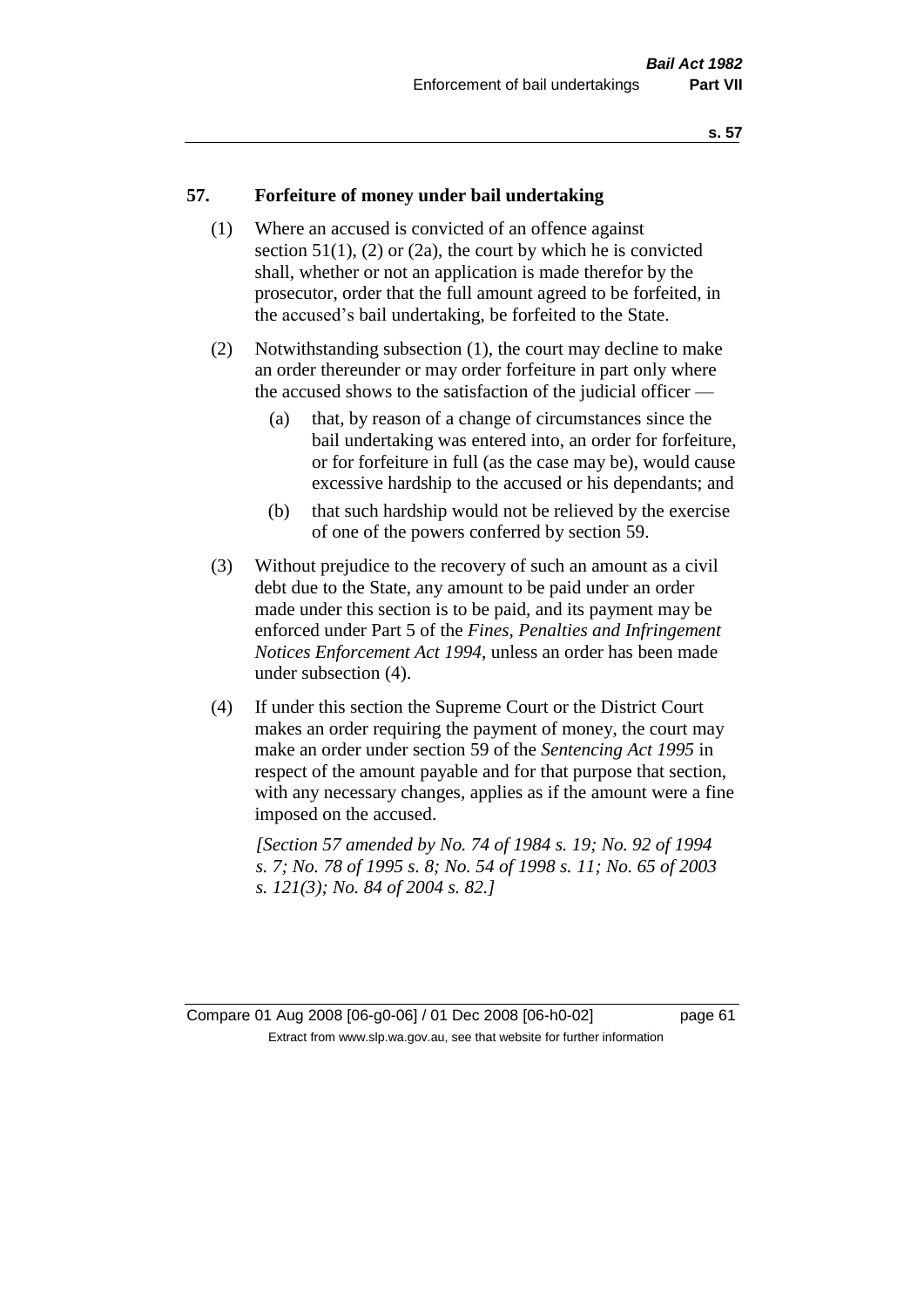## 57. Forfeiture of money under bail undertaking

(1) Where an accused is convicted of an offence against section 51(1), (2) or (2a), the court by which he is convicted shall, whether or not an application is made therefor by the prosecutor, order that the full amount agreed to be forfeited, in the accused's bail undertaking, be forfeited to the State.

(2) Notwithstanding subsection (1), the court may decline to make an order thereunder or may order forfeiture in part only where the accused shows to the satisfaction of the judicial officer —

(a) that, by reason of a change of circumstances since the bail undertaking was entered into, an order for forfeiture, or for forfeiture in full (as the case may be), would cause excessive hardship to the accused or his dependants; and

(b) that such hardship would not be relieved by the exercise of one of the powers conferred by section 59.

(3) Without prejudice to the recovery of such an amount as a civil debt due to the State, any amount to be paid under an order made under this section is to be paid, and its payment may be enforced under Part 5 of the *Fines, Penalties and Infringement Notices Enforcement Act 1994*, unless an order has been made under subsection (4).

(4) If under this section the Supreme Court or the District Court makes an order requiring the payment of money, the court may make an order under section 59 of the *Sentencing Act 1995* in respect of the amount payable and for that purpose that section, with any necessary changes, applies as if the amount were a fine imposed on the accused.

*[Section 57 amended by No. 74 of 1984 s. 19; No. 92 of 1994 s. 7; No. 78 of 1995 s. 8; No. 54 of 1998 s. 11; No. 65 of 2003 s. 121(3); No. 84 of 2004 s. 82.]*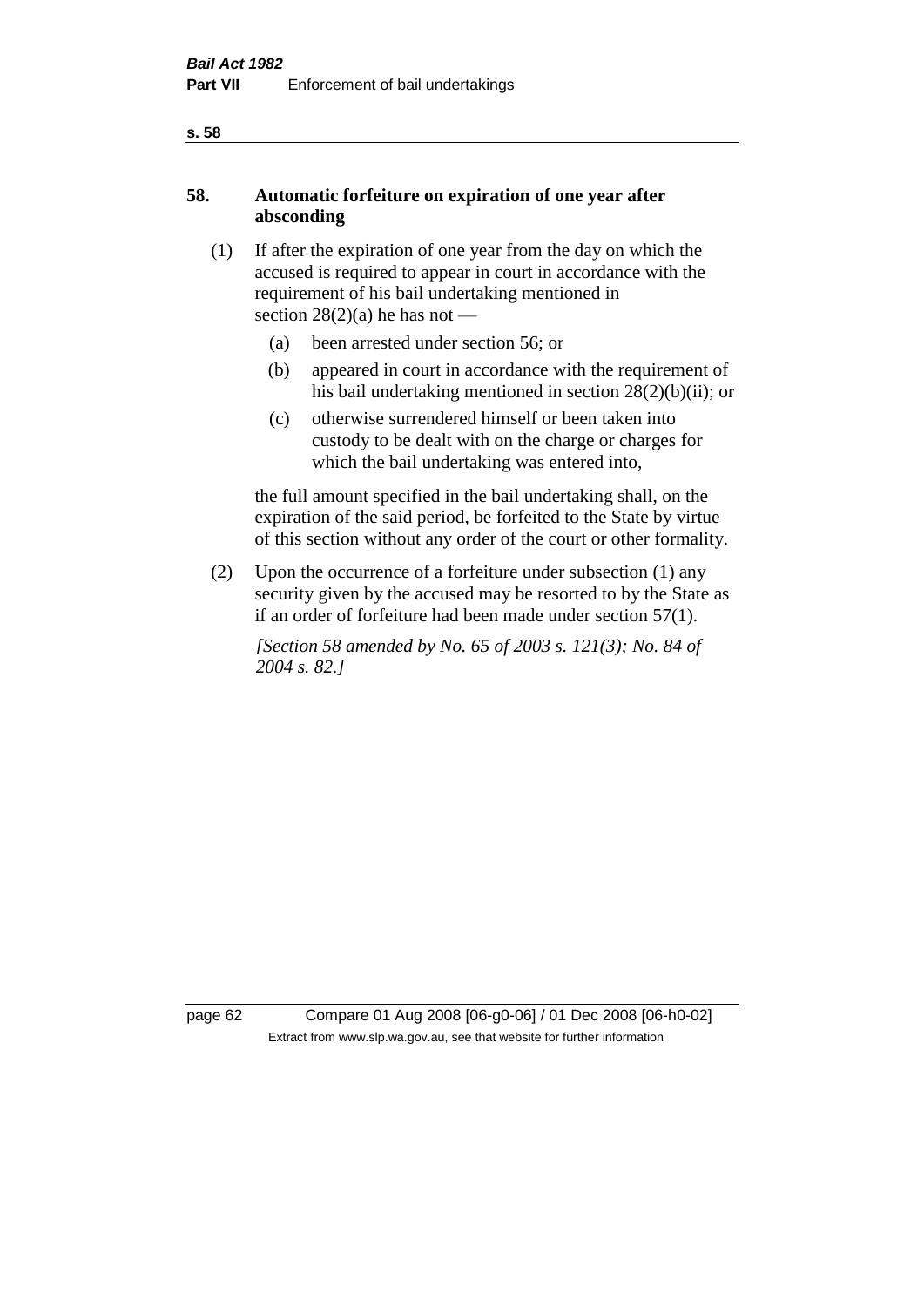## 58. Automatic forfeiture on expiration of one year after absconding

(1) If after the expiration of one year from the day on which the accused is required to appear in court in accordance with the requirement of his bail undertaking mentioned in section 28(2)(a) he has not —

- (a) been arrested under section 56; or
- (b) appeared in court in accordance with the requirement of his bail undertaking mentioned in section 28(2)(b)(ii); or
- (c) otherwise surrendered himself or been taken into custody to be dealt with on the charge or charges for which the bail undertaking was entered into,

the full amount specified in the bail undertaking shall, on the expiration of the said period, be forfeited to the State by virtue of this section without any order of the court or other formality.

(2) Upon the occurrence of a forfeiture under subsection (1) any security given by the accused may be resorted to by the State as if an order of forfeiture had been made under section 57(1).

*[Section 58 amended by No. 65 of 2003 s. 121(3); No. 84 of 2004 s. 82.]*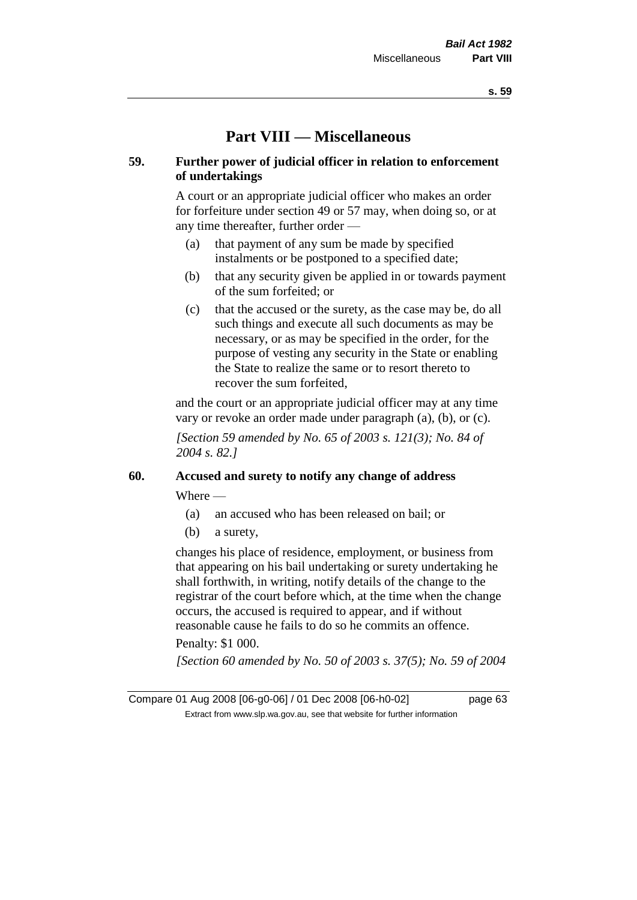# Part VIII — Miscellaneous

## 59. Further power of judicial officer in relation to enforcement of undertakings

A court or an appropriate judicial officer who makes an order for forfeiture under section 49 or 57 may, when doing so, or at any time thereafter, further order —

(a) that payment of any sum be made by specified instalments or be postponed to a specified date;

(b) that any security given be applied in or towards payment of the sum forfeited; or

(c) that the accused or the surety, as the case may be, do all such things and execute all such documents as may be necessary, or as may be specified in the order, for the purpose of vesting any security in the State or enabling the State to realize the same or to resort thereto to recover the sum forfeited,

and the court or an appropriate judicial officer may at any time vary or revoke an order made under paragraph (a), (b), or (c).

*[Section 59 amended by No. 65 of 2003 s. 121(3); No. 84 of 2004 s. 82.]*

## 60. Accused and surety to notify any change of address

Where —

(a) an accused who has been released on bail; or

(b) a surety,

changes his place of residence, employment, or business from that appearing on his bail undertaking or surety undertaking he shall forthwith, in writing, notify details of the change to the registrar of the court before which, at the time when the change occurs, the accused is required to appear, and if without reasonable cause he fails to do so he commits an offence.

Penalty: $1 000.

*[Section 60 amended by No. 50 of 2003 s. 37(5); No. 59 of 2004*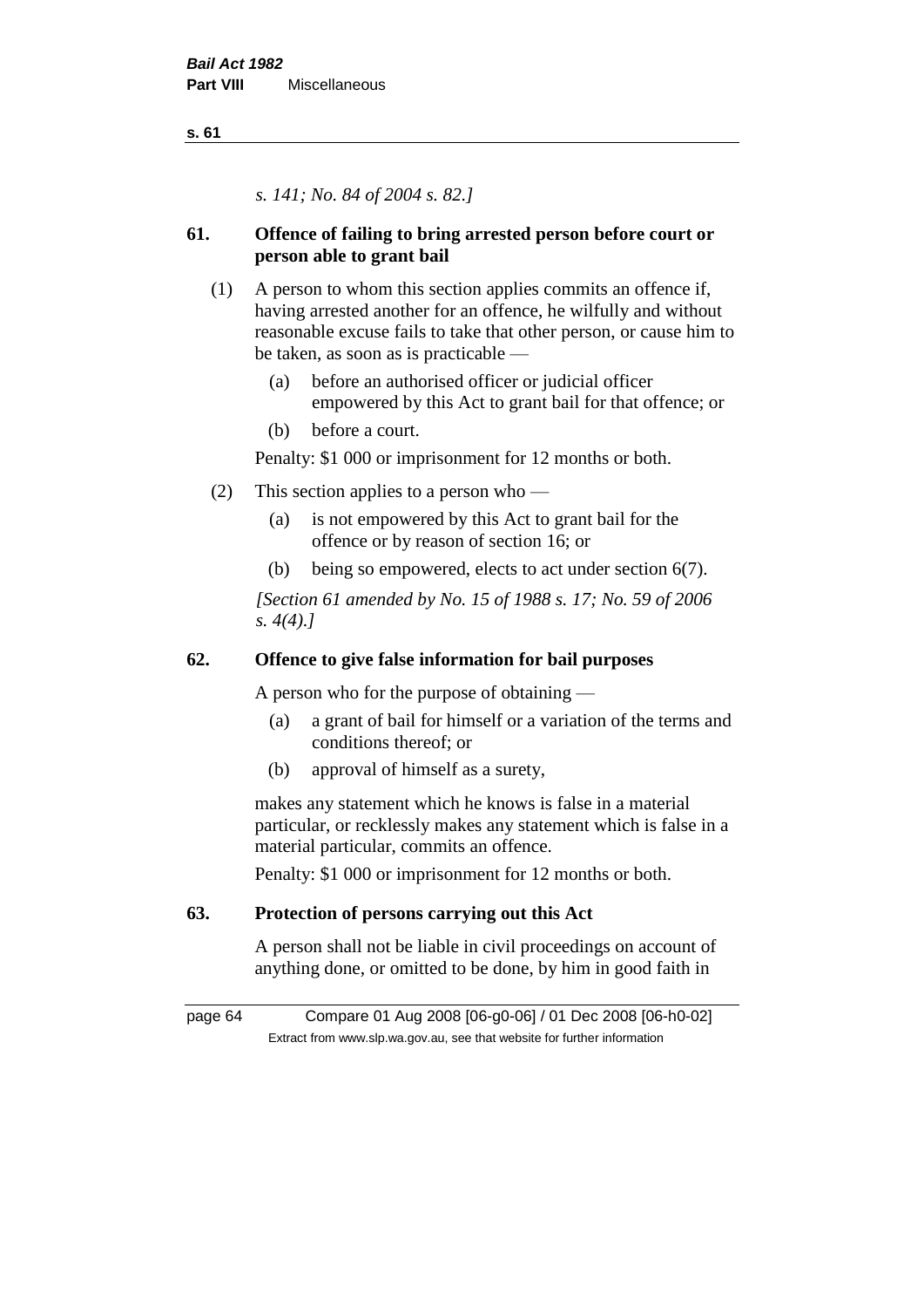*s. 141; No. 84 of 2004 s. 82.]*

## 61. Offence of failing to bring arrested person before court or person able to grant bail

(1) A person to whom this section applies commits an offence if, having arrested another for an offence, he wilfully and without reasonable excuse fails to take that other person, or cause him to be taken, as soon as is practicable —

- (a) before an authorised officer or judicial officer empowered by this Act to grant bail for that offence; or
- (b) before a court.

Penalty: $1 000 or imprisonment for 12 months or both.

(2) This section applies to a person who —

- (a) is not empowered by this Act to grant bail for the offence or by reason of section 16; or
- (b) being so empowered, elects to act under section 6(7).

*[Section 61 amended by No. 15 of 1988 s. 17; No. 59 of 2006 s. 4(4).]*

## 62. Offence to give false information for bail purposes

A person who for the purpose of obtaining —

- (a) a grant of bail for himself or a variation of the terms and conditions thereof; or
- (b) approval of himself as a surety,

makes any statement which he knows is false in a material particular, or recklessly makes any statement which is false in a material particular, commits an offence.

Penalty: $1 000 or imprisonment for 12 months or both.

## 63. Protection of persons carrying out this Act

A person shall not be liable in civil proceedings on account of anything done, or omitted to be done, by him in good faith in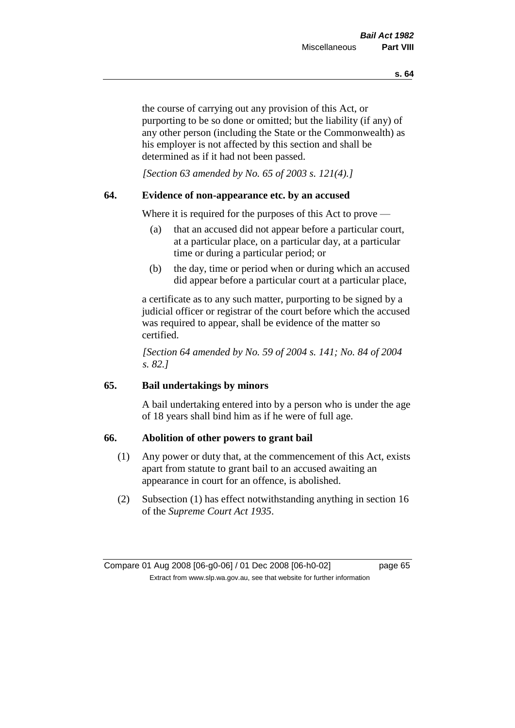the course of carrying out any provision of this Act, or purporting to be so done or omitted; but the liability (if any) of any other person (including the State or the Commonwealth) as his employer is not affected by this section and shall be determined as if it had not been passed.

*[Section 63 amended by No. 65 of 2003 s. 121(4).]*

### 64. Evidence of non-appearance etc. by an accused

Where it is required for the purposes of this Act to prove —

(a) that an accused did not appear before a particular court, at a particular place, on a particular day, at a particular time or during a particular period; or

(b) the day, time or period when or during which an accused did appear before a particular court at a particular place,

a certificate as to any such matter, purporting to be signed by a judicial officer or registrar of the court before which the accused was required to appear, shall be evidence of the matter so certified.

*[Section 64 amended by No. 59 of 2004 s. 141; No. 84 of 2004 s. 82.]*

### 65. Bail undertakings by minors

A bail undertaking entered into by a person who is under the age of 18 years shall bind him as if he were of full age.

### 66. Abolition of other powers to grant bail

(1) Any power or duty that, at the commencement of this Act, exists apart from statute to grant bail to an accused awaiting an appearance in court for an offence, is abolished.

(2) Subsection (1) has effect notwithstanding anything in section 16 of the *Supreme Court Act 1935*.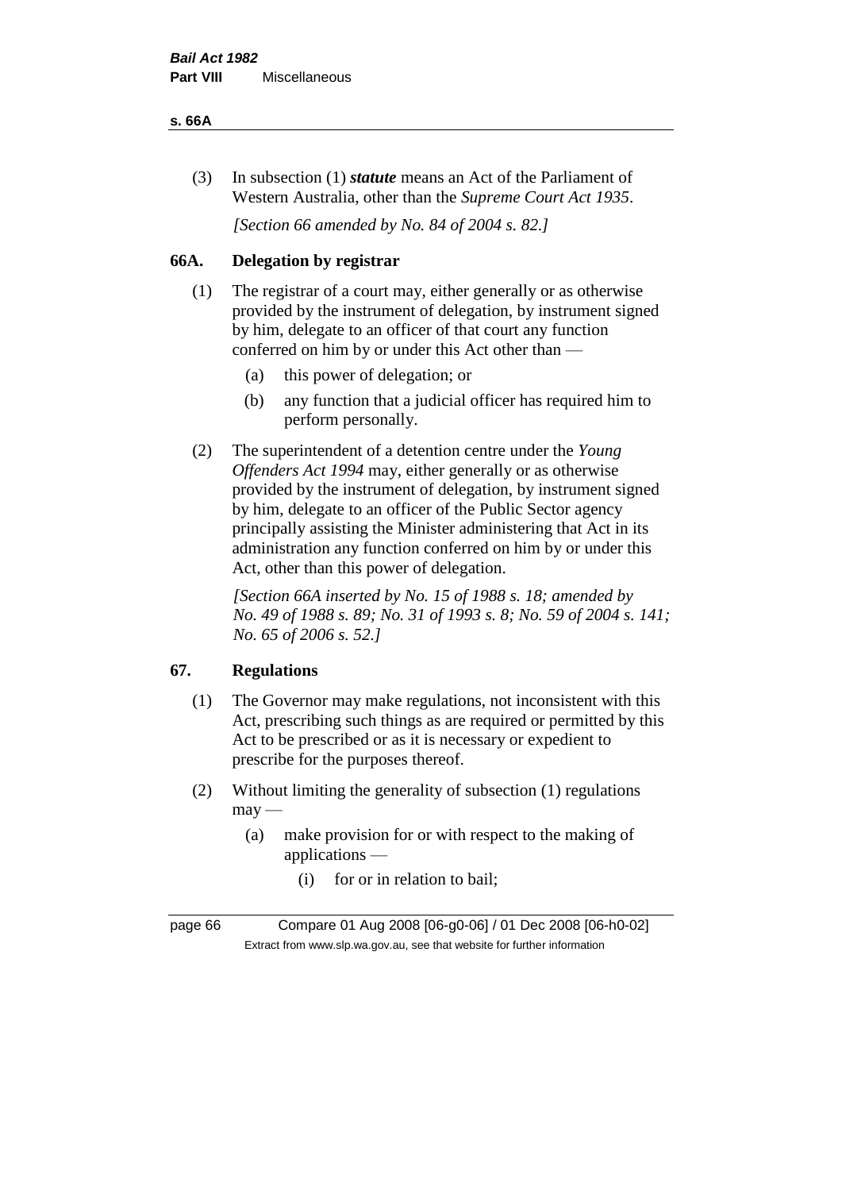(3) In subsection (1) ***statute*** means an Act of the Parliament of Western Australia, other than the *Supreme Court Act 1935*.

*[Section 66 amended by No. 84 of 2004 s. 82.]*

## 66A. Delegation by registrar

(1) The registrar of a court may, either generally or as otherwise provided by the instrument of delegation, by instrument signed by him, delegate to an officer of that court any function conferred on him by or under this Act other than —

- (a) this power of delegation; or
- (b) any function that a judicial officer has required him to perform personally.

(2) The superintendent of a detention centre under the *Young Offenders Act 1994* may, either generally or as otherwise provided by the instrument of delegation, by instrument signed by him, delegate to an officer of the Public Sector agency principally assisting the Minister administering that Act in its administration any function conferred on him by or under this Act, other than this power of delegation.

*[Section 66A inserted by No. 15 of 1988 s. 18; amended by No. 49 of 1988 s. 89; No. 31 of 1993 s. 8; No. 59 of 2004 s. 141; No. 65 of 2006 s. 52.]*

## 67. Regulations

(1) The Governor may make regulations, not inconsistent with this Act, prescribing such things as are required or permitted by this Act to be prescribed or as it is necessary or expedient to prescribe for the purposes thereof.

(2) Without limiting the generality of subsection (1) regulations may —

- (a) make provision for or with respect to the making of applications —
  - (i) for or in relation to bail;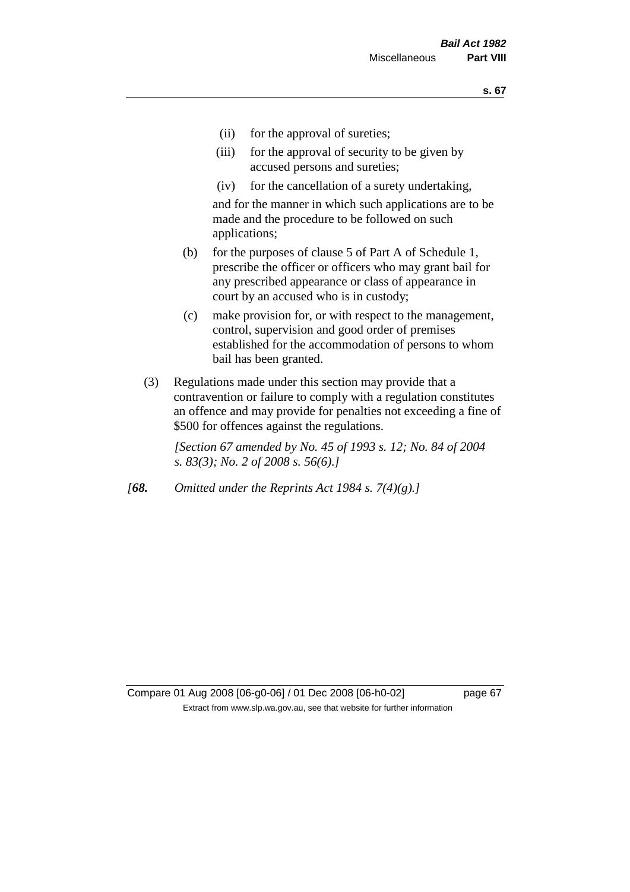(ii) for the approval of sureties;

(iii) for the approval of security to be given by accused persons and sureties;

(iv) for the cancellation of a surety undertaking,

and for the manner in which such applications are to be made and the procedure to be followed on such applications;

(b) for the purposes of clause 5 of Part A of Schedule 1, prescribe the officer or officers who may grant bail for any prescribed appearance or class of appearance in court by an accused who is in custody;

(c) make provision for, or with respect to the management, control, supervision and good order of premises established for the accommodation of persons to whom bail has been granted.

(3) Regulations made under this section may provide that a contravention or failure to comply with a regulation constitutes an offence and may provide for penalties not exceeding a fine of $500 for offences against the regulations.

*[Section 67 amended by No. 45 of 1993 s. 12; No. 84 of 2004 s. 83(3); No. 2 of 2008 s. 56(6).]*

*[**68.** Omitted under the Reprints Act 1984 s. 7(4)(g).]*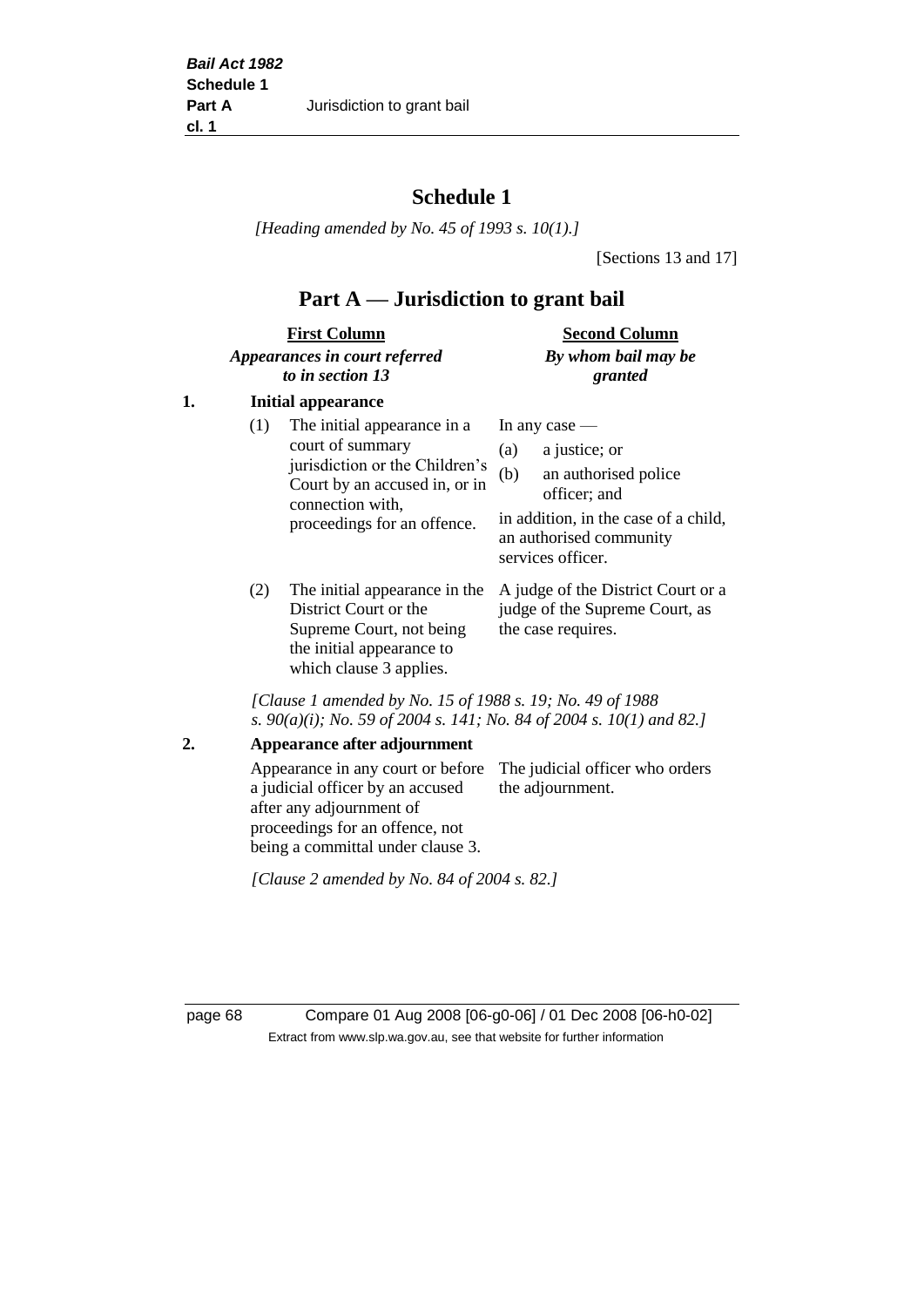# Schedule 1

*[Heading amended by No. 45 of 1993 s. 10(1).]*

[Sections 13 and 17]

## Part A — Jurisdiction to grant bail

| | **First Column** *Appearances in court referred to in section 13* | **Second Column** *By whom bail may be granted* |
|---|---|---|
| **1.** | **Initial appearance** | |
| (1) | The initial appearance in a court of summary jurisdiction or the Children's Court by an accused in, or in connection with, proceedings for an offence. | In any case — (a) a justice; or (b) an authorised police officer; and in addition, in the case of a child, an authorised community services officer. |
| (2) | The initial appearance in the District Court or the Supreme Court, not being the initial appearance to which clause 3 applies. | A judge of the District Court or a judge of the Supreme Court, as the case requires. |

*[Clause 1 amended by No. 15 of 1988 s. 19; No. 49 of 1988 s. 90(a)(i); No. 59 of 2004 s. 141; No. 84 of 2004 s. 10(1) and 82.]*

| | | |
|---|---|---|
| **2.** | **Appearance after adjournment** | |
| | Appearance in any court or before a judicial officer by an accused after any adjournment of proceedings for an offence, not being a committal under clause 3. | The judicial officer who orders the adjournment. |

*[Clause 2 amended by No. 84 of 2004 s. 82.]*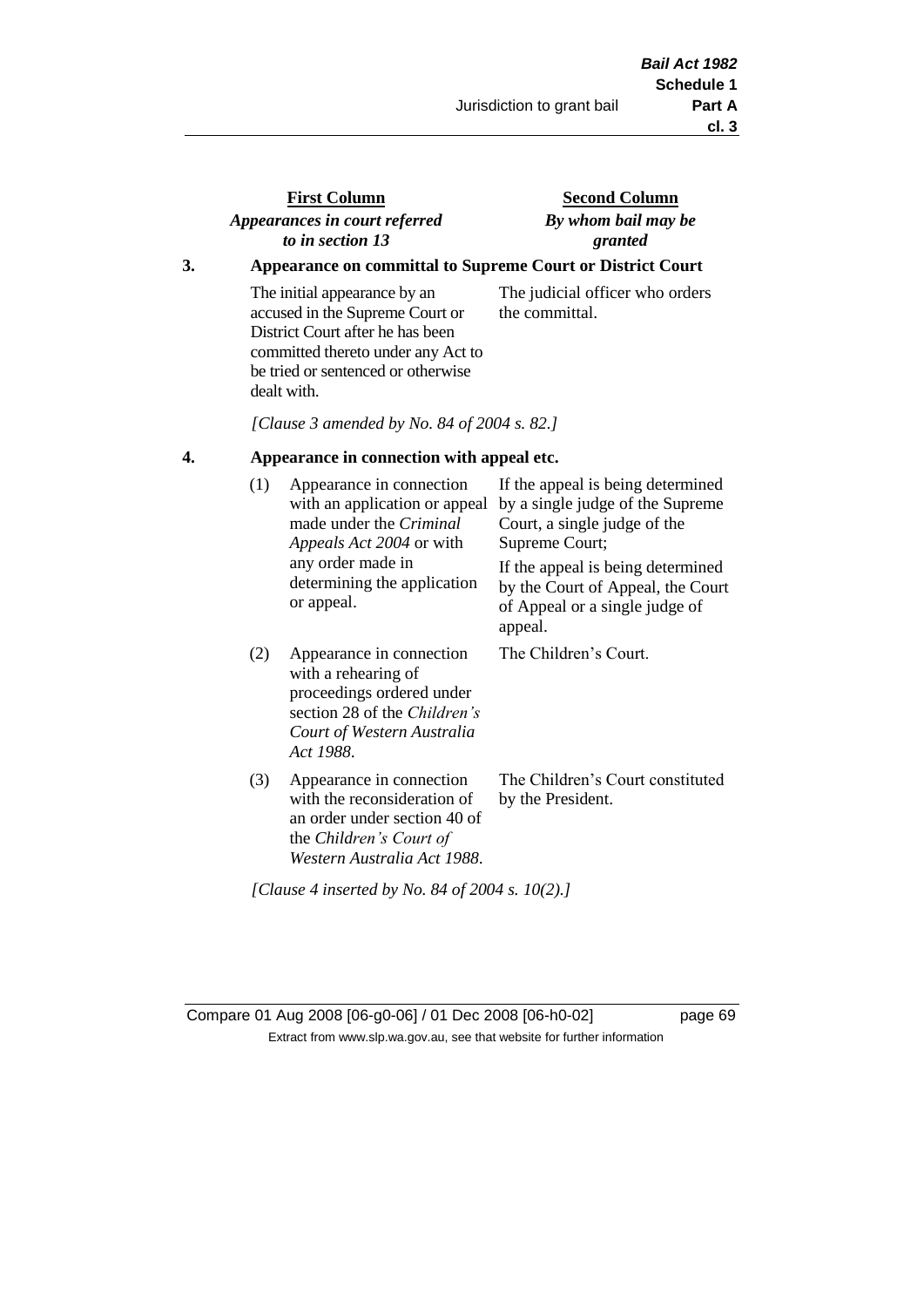| **First Column** *Appearances in court referred to in section 13* | **Second Column** *By whom bail may be granted* |
|---|---|

**3. Appearance on committal to Supreme Court or District Court**

| | |
|---|---|
| The initial appearance by an accused in the Supreme Court or District Court after he has been committed thereto under any Act to be tried or sentenced or otherwise dealt with. | The judicial officer who orders the committal. |

*[Clause 3 amended by No. 84 of 2004 s. 82.]*

**4. Appearance in connection with appeal etc.**

| | | |
|---|---|---|
| (1) | Appearance in connection with an application or appeal made under the *Criminal Appeals Act 2004* or with any order made in determining the application or appeal. | If the appeal is being determined by a single judge of the Supreme Court, a single judge of the Supreme Court; If the appeal is being determined by the Court of Appeal, the Court of Appeal or a single judge of appeal. |
| (2) | Appearance in connection with a rehearing of proceedings ordered under section 28 of the *Children's Court of Western Australia Act 1988*. | The Children's Court. |
| (3) | Appearance in connection with the reconsideration of an order under section 40 of the *Children's Court of Western Australia Act 1988*. | The Children's Court constituted by the President. |

*[Clause 4 inserted by No. 84 of 2004 s. 10(2).]*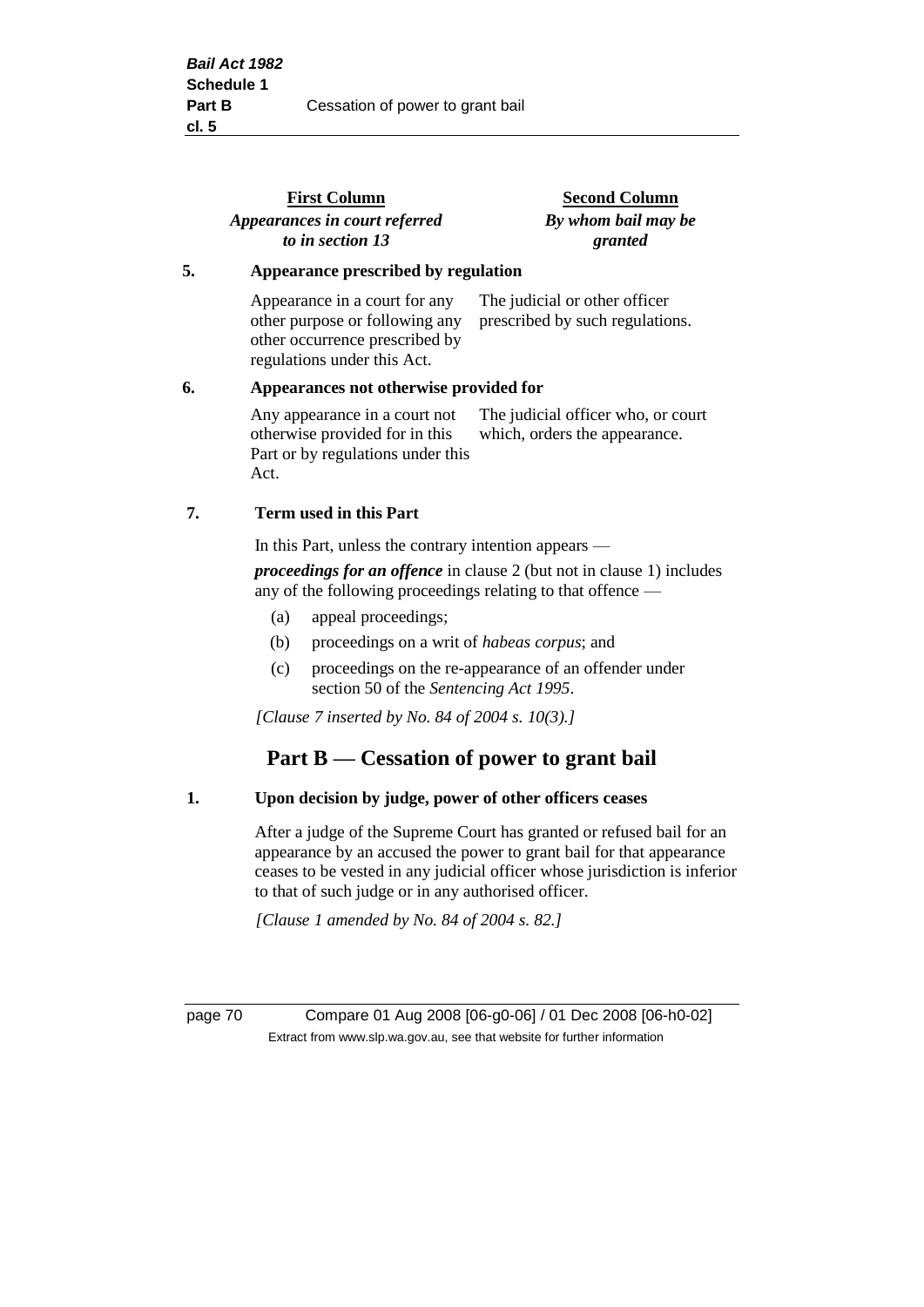| First Column *Appearances in court referred to in section 13* | Second Column *By whom bail may be granted* |
|---|---|
| **5. Appearance prescribed by regulation** | |
| Appearance in a court for any other purpose or following any other occurrence prescribed by regulations under this Act. | The judicial or other officer prescribed by such regulations. |
| **6. Appearances not otherwise provided for** | |
| Any appearance in a court not otherwise provided for in this Part or by regulations under this Act. | The judicial officer who, or court which, orders the appearance. |

**7. Term used in this Part**

In this Part, unless the contrary intention appears —

***proceedings for an offence*** in clause 2 (but not in clause 1) includes any of the following proceedings relating to that offence —

(a) appeal proceedings;

(b) proceedings on a writ of *habeas corpus*; and

(c) proceedings on the re-appearance of an offender under section 50 of the *Sentencing Act 1995*.

*[Clause 7 inserted by No. 84 of 2004 s. 10(3).]*

## Part B — Cessation of power to grant bail

**1. Upon decision by judge, power of other officers ceases**

After a judge of the Supreme Court has granted or refused bail for an appearance by an accused the power to grant bail for that appearance ceases to be vested in any judicial officer whose jurisdiction is inferior to that of such judge or in any authorised officer.

*[Clause 1 amended by No. 84 of 2004 s. 82.]*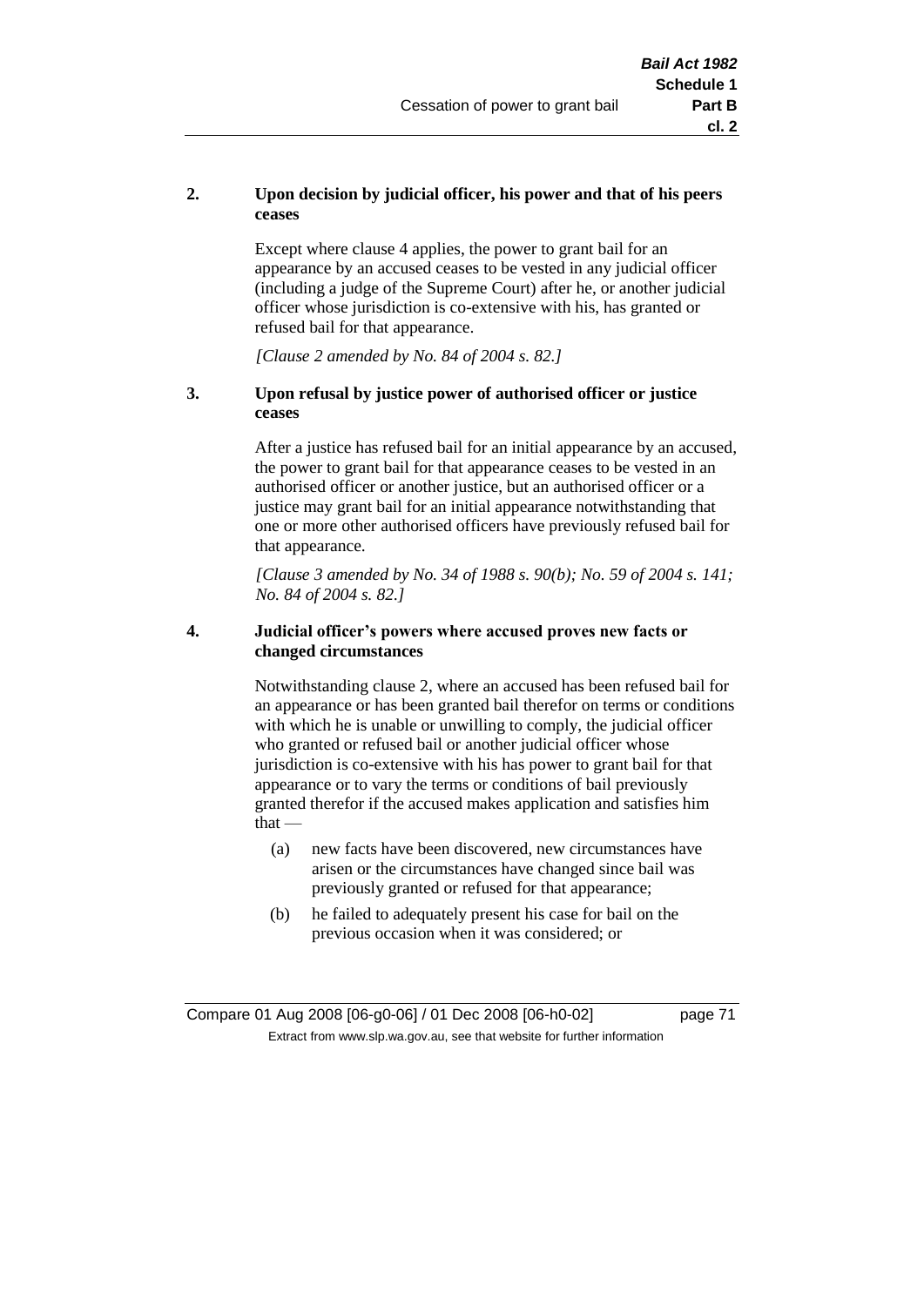**2. Upon decision by judicial officer, his power and that of his peers ceases**

Except where clause 4 applies, the power to grant bail for an appearance by an accused ceases to be vested in any judicial officer (including a judge of the Supreme Court) after he, or another judicial officer whose jurisdiction is co-extensive with his, has granted or refused bail for that appearance.

*[Clause 2 amended by No. 84 of 2004 s. 82.]*

**3. Upon refusal by justice power of authorised officer or justice ceases**

After a justice has refused bail for an initial appearance by an accused, the power to grant bail for that appearance ceases to be vested in an authorised officer or another justice, but an authorised officer or a justice may grant bail for an initial appearance notwithstanding that one or more other authorised officers have previously refused bail for that appearance.

*[Clause 3 amended by No. 34 of 1988 s. 90(b); No. 59 of 2004 s. 141; No. 84 of 2004 s. 82.]*

**4. Judicial officer's powers where accused proves new facts or changed circumstances**

Notwithstanding clause 2, where an accused has been refused bail for an appearance or has been granted bail therefor on terms or conditions with which he is unable or unwilling to comply, the judicial officer who granted or refused bail or another judicial officer whose jurisdiction is co-extensive with his has power to grant bail for that appearance or to vary the terms or conditions of bail previously granted therefor if the accused makes application and satisfies him that —

(a) new facts have been discovered, new circumstances have arisen or the circumstances have changed since bail was previously granted or refused for that appearance;

(b) he failed to adequately present his case for bail on the previous occasion when it was considered; or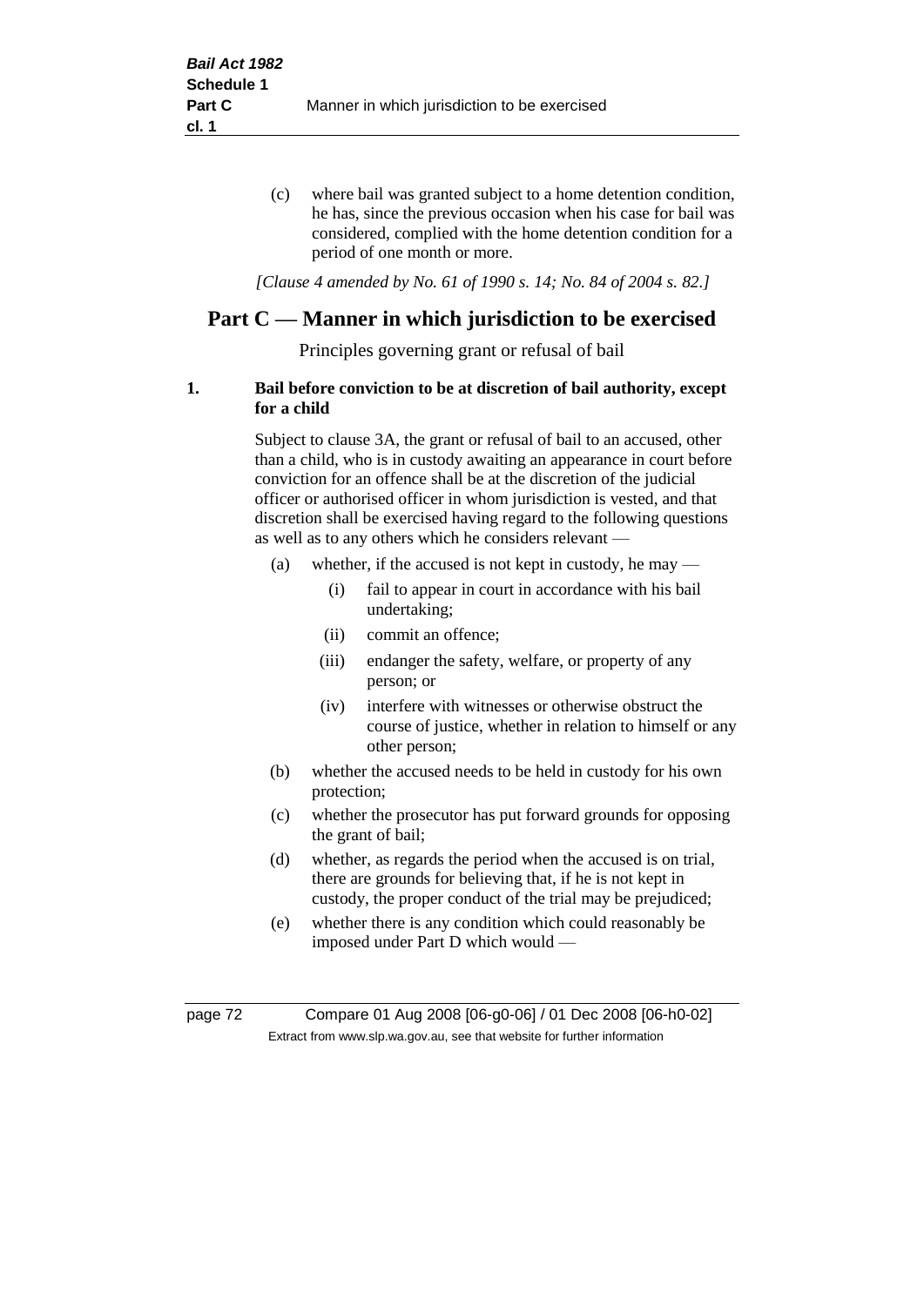(c) where bail was granted subject to a home detention condition, he has, since the previous occasion when his case for bail was considered, complied with the home detention condition for a period of one month or more.

*[Clause 4 amended by No. 61 of 1990 s. 14; No. 84 of 2004 s. 82.]*

## Part C — Manner in which jurisdiction to be exercised

Principles governing grant or refusal of bail

**1. Bail before conviction to be at discretion of bail authority, except for a child**

Subject to clause 3A, the grant or refusal of bail to an accused, other than a child, who is in custody awaiting an appearance in court before conviction for an offence shall be at the discretion of the judicial officer or authorised officer in whom jurisdiction is vested, and that discretion shall be exercised having regard to the following questions as well as to any others which he considers relevant —

(a) whether, if the accused is not kept in custody, he may —

  (i) fail to appear in court in accordance with his bail undertaking;

  (ii) commit an offence;

  (iii) endanger the safety, welfare, or property of any person; or

  (iv) interfere with witnesses or otherwise obstruct the course of justice, whether in relation to himself or any other person;

(b) whether the accused needs to be held in custody for his own protection;

(c) whether the prosecutor has put forward grounds for opposing the grant of bail;

(d) whether, as regards the period when the accused is on trial, there are grounds for believing that, if he is not kept in custody, the proper conduct of the trial may be prejudiced;

(e) whether there is any condition which could reasonably be imposed under Part D which would —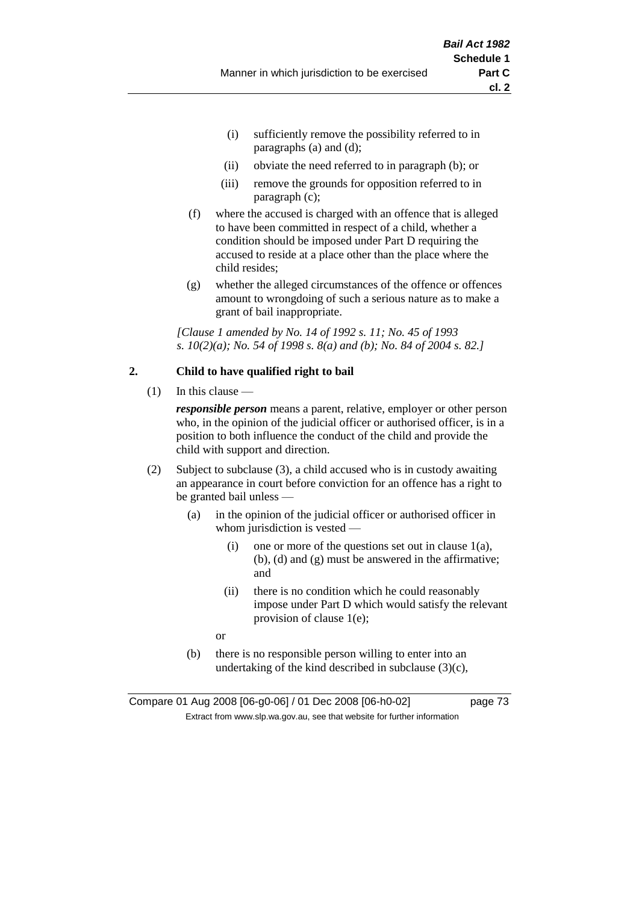- (i) sufficiently remove the possibility referred to in paragraphs (a) and (d);
- (ii) obviate the need referred to in paragraph (b); or
- (iii) remove the grounds for opposition referred to in paragraph (c);

(f) where the accused is charged with an offence that is alleged to have been committed in respect of a child, whether a condition should be imposed under Part D requiring the accused to reside at a place other than the place where the child resides;

(g) whether the alleged circumstances of the offence or offences amount to wrongdoing of such a serious nature as to make a grant of bail inappropriate.

*[Clause 1 amended by No. 14 of 1992 s. 11; No. 45 of 1993 s. 10(2)(a); No. 54 of 1998 s. 8(a) and (b); No. 84 of 2004 s. 82.]*

**2. Child to have qualified right to bail**

(1) In this clause —

***responsible person*** means a parent, relative, employer or other person who, in the opinion of the judicial officer or authorised officer, is in a position to both influence the conduct of the child and provide the child with support and direction.

(2) Subject to subclause (3), a child accused who is in custody awaiting an appearance in court before conviction for an offence has a right to be granted bail unless —

(a) in the opinion of the judicial officer or authorised officer in whom jurisdiction is vested —

- (i) one or more of the questions set out in clause 1(a), (b), (d) and (g) must be answered in the affirmative; and
- (ii) there is no condition which he could reasonably impose under Part D which would satisfy the relevant provision of clause 1(e);

or

(b) there is no responsible person willing to enter into an undertaking of the kind described in subclause (3)(c),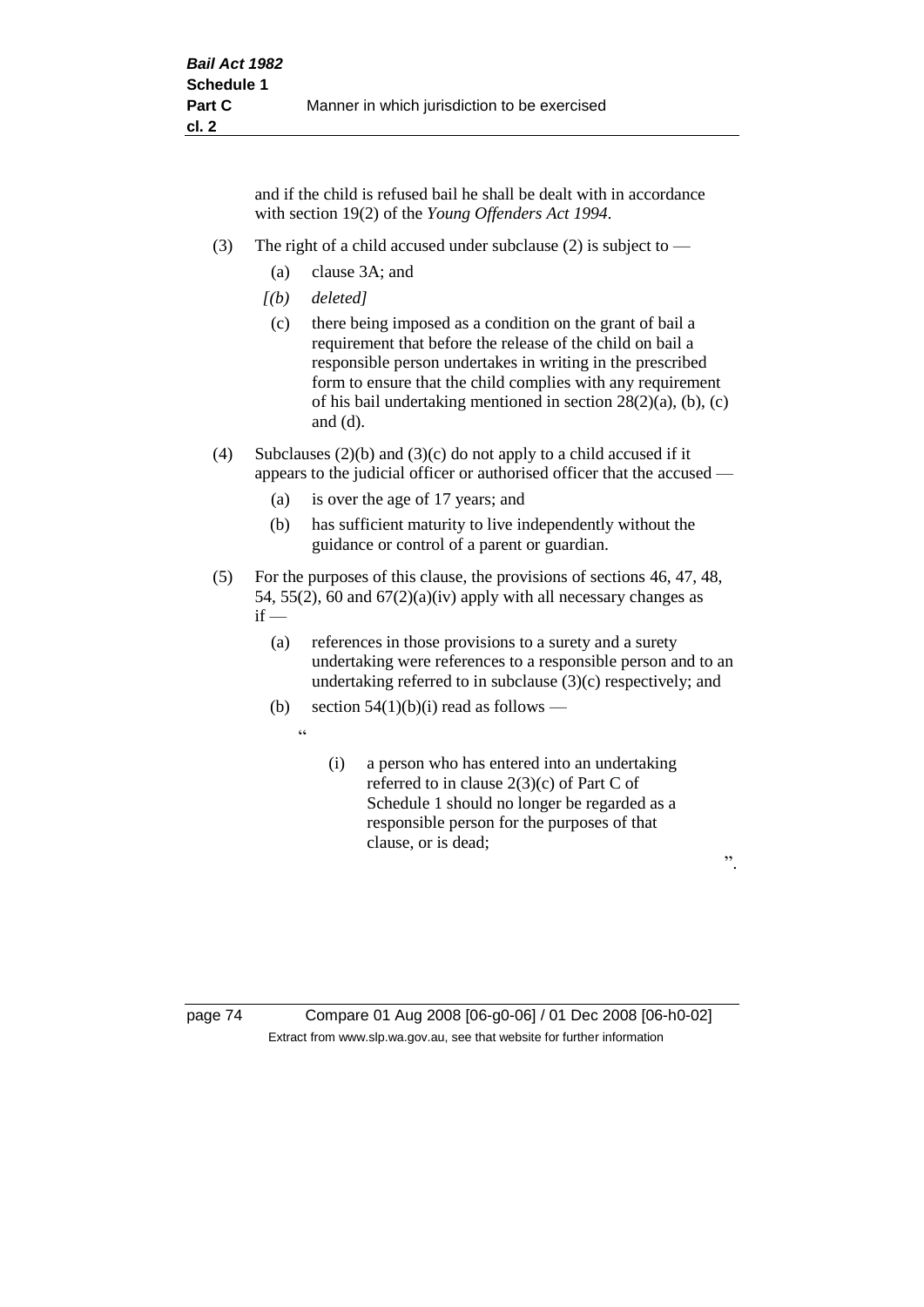and if the child is refused bail he shall be dealt with in accordance with section 19(2) of the *Young Offenders Act 1994*.

(3) The right of a child accused under subclause (2) is subject to —

   (a) clause 3A; and

   *[(b) deleted]*

   (c) there being imposed as a condition on the grant of bail a requirement that before the release of the child on bail a responsible person undertakes in writing in the prescribed form to ensure that the child complies with any requirement of his bail undertaking mentioned in section 28(2)(a), (b), (c) and (d).

(4) Subclauses (2)(b) and (3)(c) do not apply to a child accused if it appears to the judicial officer or authorised officer that the accused —

   (a) is over the age of 17 years; and

   (b) has sufficient maturity to live independently without the guidance or control of a parent or guardian.

(5) For the purposes of this clause, the provisions of sections 46, 47, 48, 54, 55(2), 60 and 67(2)(a)(iv) apply with all necessary changes as if —

   (a) references in those provisions to a surety and a surety undertaking were references to a responsible person and to an undertaking referred to in subclause (3)(c) respectively; and

   (b) section 54(1)(b)(i) read as follows —

   "

   (i) a person who has entered into an undertaking referred to in clause 2(3)(c) of Part C of Schedule 1 should no longer be regarded as a responsible person for the purposes of that clause, or is dead;

   ".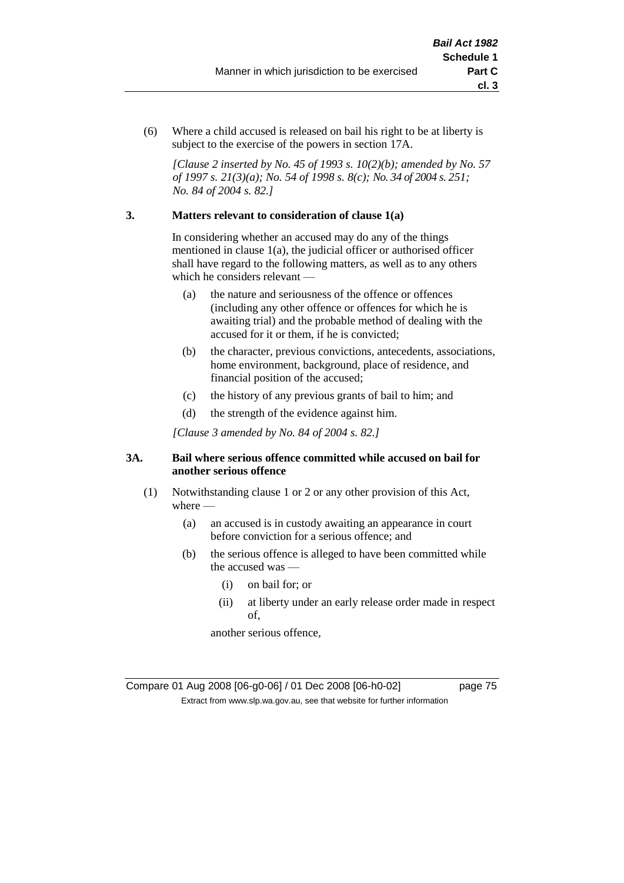(6) Where a child accused is released on bail his right to be at liberty is subject to the exercise of the powers in section 17A.

*[Clause 2 inserted by No. 45 of 1993 s. 10(2)(b); amended by No. 57 of 1997 s. 21(3)(a); No. 54 of 1998 s. 8(c); No. 34 of 2004 s. 251; No. 84 of 2004 s. 82.]*

**3. Matters relevant to consideration of clause 1(a)**

In considering whether an accused may do any of the things mentioned in clause 1(a), the judicial officer or authorised officer shall have regard to the following matters, as well as to any others which he considers relevant —

(a) the nature and seriousness of the offence or offences (including any other offence or offences for which he is awaiting trial) and the probable method of dealing with the accused for it or them, if he is convicted;

(b) the character, previous convictions, antecedents, associations, home environment, background, place of residence, and financial position of the accused;

(c) the history of any previous grants of bail to him; and

(d) the strength of the evidence against him.

*[Clause 3 amended by No. 84 of 2004 s. 82.]*

**3A. Bail where serious offence committed while accused on bail for another serious offence**

(1) Notwithstanding clause 1 or 2 or any other provision of this Act, where —

(a) an accused is in custody awaiting an appearance in court before conviction for a serious offence; and

(b) the serious offence is alleged to have been committed while the accused was —

(i) on bail for; or

(ii) at liberty under an early release order made in respect of,

another serious offence,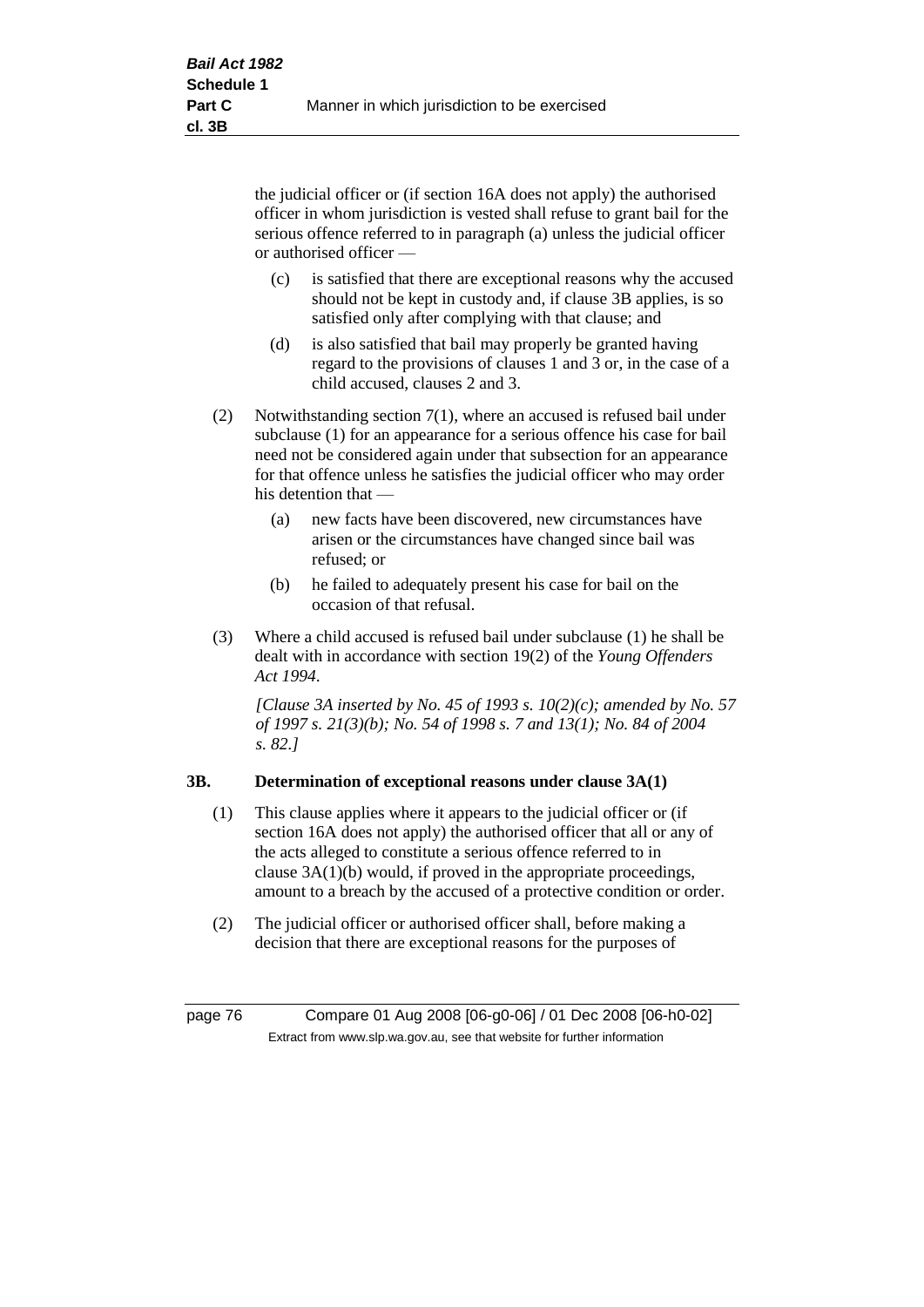the judicial officer or (if section 16A does not apply) the authorised officer in whom jurisdiction is vested shall refuse to grant bail for the serious offence referred to in paragraph (a) unless the judicial officer or authorised officer —

- (c) is satisfied that there are exceptional reasons why the accused should not be kept in custody and, if clause 3B applies, is so satisfied only after complying with that clause; and
- (d) is also satisfied that bail may properly be granted having regard to the provisions of clauses 1 and 3 or, in the case of a child accused, clauses 2 and 3.

(2) Notwithstanding section 7(1), where an accused is refused bail under subclause (1) for an appearance for a serious offence his case for bail need not be considered again under that subsection for an appearance for that offence unless he satisfies the judicial officer who may order his detention that —

- (a) new facts have been discovered, new circumstances have arisen or the circumstances have changed since bail was refused; or
- (b) he failed to adequately present his case for bail on the occasion of that refusal.

(3) Where a child accused is refused bail under subclause (1) he shall be dealt with in accordance with section 19(2) of the *Young Offenders Act 1994*.

*[Clause 3A inserted by No. 45 of 1993 s. 10(2)(c); amended by No. 57 of 1997 s. 21(3)(b); No. 54 of 1998 s. 7 and 13(1); No. 84 of 2004 s. 82.]*

### 3B. Determination of exceptional reasons under clause 3A(1)

(1) This clause applies where it appears to the judicial officer or (if section 16A does not apply) the authorised officer that all or any of the acts alleged to constitute a serious offence referred to in clause 3A(1)(b) would, if proved in the appropriate proceedings, amount to a breach by the accused of a protective condition or order.

(2) The judicial officer or authorised officer shall, before making a decision that there are exceptional reasons for the purposes of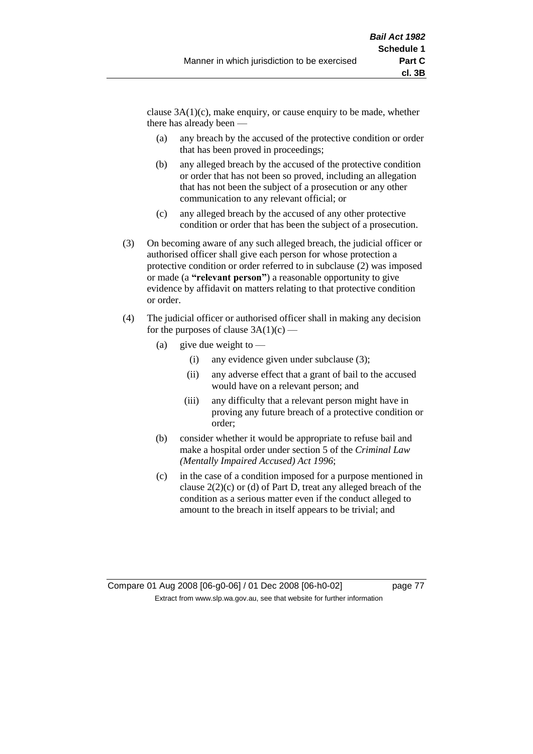clause 3A(1)(c), make enquiry, or cause enquiry to be made, whether there has already been —

(a) any breach by the accused of the protective condition or order that has been proved in proceedings;

(b) any alleged breach by the accused of the protective condition or order that has not been so proved, including an allegation that has not been the subject of a prosecution or any other communication to any relevant official; or

(c) any alleged breach by the accused of any other protective condition or order that has been the subject of a prosecution.

(3) On becoming aware of any such alleged breach, the judicial officer or authorised officer shall give each person for whose protection a protective condition or order referred to in subclause (2) was imposed or made (a **"relevant person"**) a reasonable opportunity to give evidence by affidavit on matters relating to that protective condition or order.

(4) The judicial officer or authorised officer shall in making any decision for the purposes of clause 3A(1)(c) —

(a) give due weight to —

(i) any evidence given under subclause (3);

(ii) any adverse effect that a grant of bail to the accused would have on a relevant person; and

(iii) any difficulty that a relevant person might have in proving any future breach of a protective condition or order;

(b) consider whether it would be appropriate to refuse bail and make a hospital order under section 5 of the *Criminal Law (Mentally Impaired Accused) Act 1996*;

(c) in the case of a condition imposed for a purpose mentioned in clause 2(2)(c) or (d) of Part D, treat any alleged breach of the condition as a serious matter even if the conduct alleged to amount to the breach in itself appears to be trivial; and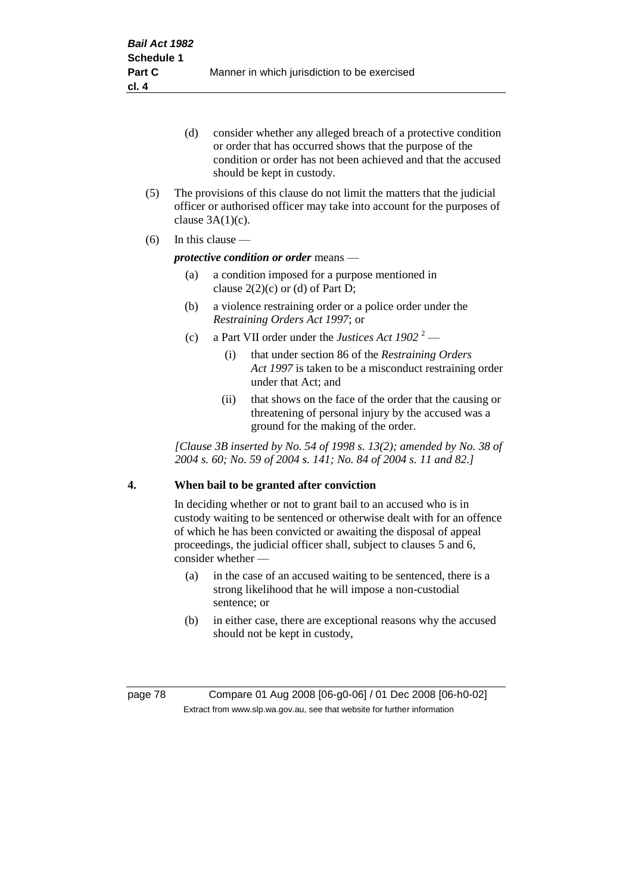- (d) consider whether any alleged breach of a protective condition or order that has occurred shows that the purpose of the condition or order has not been achieved and that the accused should be kept in custody.

(5) The provisions of this clause do not limit the matters that the judicial officer or authorised officer may take into account for the purposes of clause 3A(1)(c).

(6) In this clause —

***protective condition or order*** means —

- (a) a condition imposed for a purpose mentioned in clause 2(2)(c) or (d) of Part D;
- (b) a violence restraining order or a police order under the *Restraining Orders Act 1997*; or
- (c) a Part VII order under the *Justices Act 1902* [2] —
  - (i) that under section 86 of the *Restraining Orders Act 1997* is taken to be a misconduct restraining order under that Act; and
  - (ii) that shows on the face of the order that the causing or threatening of personal injury by the accused was a ground for the making of the order.

*[Clause 3B inserted by No. 54 of 1998 s. 13(2); amended by No. 38 of 2004 s. 60; No. 59 of 2004 s. 141; No. 84 of 2004 s. 11 and 82.]*

## 4. When bail to be granted after conviction

In deciding whether or not to grant bail to an accused who is in custody waiting to be sentenced or otherwise dealt with for an offence of which he has been convicted or awaiting the disposal of appeal proceedings, the judicial officer shall, subject to clauses 5 and 6, consider whether —

- (a) in the case of an accused waiting to be sentenced, there is a strong likelihood that he will impose a non-custodial sentence; or
- (b) in either case, there are exceptional reasons why the accused should not be kept in custody,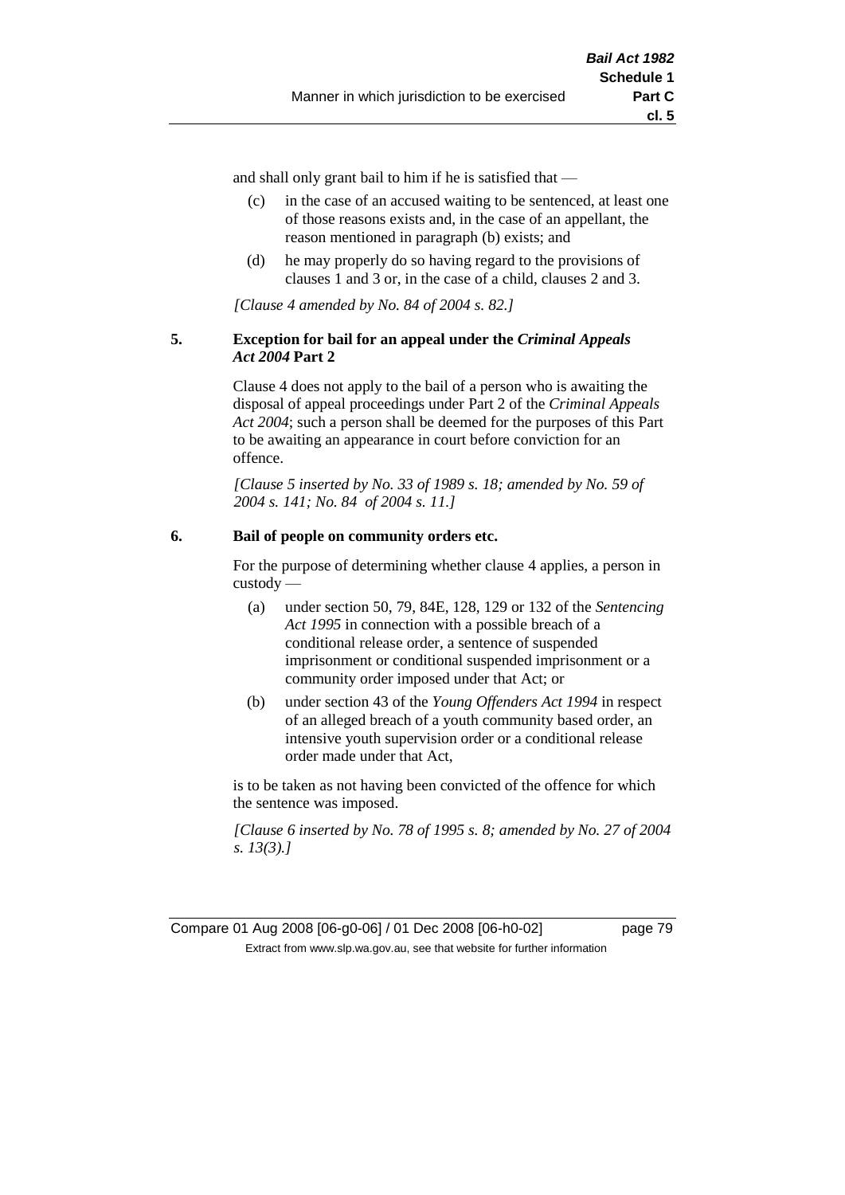and shall only grant bail to him if he is satisfied that —

(c) in the case of an accused waiting to be sentenced, at least one of those reasons exists and, in the case of an appellant, the reason mentioned in paragraph (b) exists; and

(d) he may properly do so having regard to the provisions of clauses 1 and 3 or, in the case of a child, clauses 2 and 3.

*[Clause 4 amended by No. 84 of 2004 s. 82.]*

**5. Exception for bail for an appeal under the *Criminal Appeals Act 2004* Part 2**

Clause 4 does not apply to the bail of a person who is awaiting the disposal of appeal proceedings under Part 2 of the *Criminal Appeals Act 2004*; such a person shall be deemed for the purposes of this Part to be awaiting an appearance in court before conviction for an offence.

*[Clause 5 inserted by No. 33 of 1989 s. 18; amended by No. 59 of 2004 s. 141; No. 84 of 2004 s. 11.]*

**6. Bail of people on community orders etc.**

For the purpose of determining whether clause 4 applies, a person in custody —

(a) under section 50, 79, 84E, 128, 129 or 132 of the *Sentencing Act 1995* in connection with a possible breach of a conditional release order, a sentence of suspended imprisonment or conditional suspended imprisonment or a community order imposed under that Act; or

(b) under section 43 of the *Young Offenders Act 1994* in respect of an alleged breach of a youth community based order, an intensive youth supervision order or a conditional release order made under that Act,

is to be taken as not having been convicted of the offence for which the sentence was imposed.

*[Clause 6 inserted by No. 78 of 1995 s. 8; amended by No. 27 of 2004 s. 13(3).]*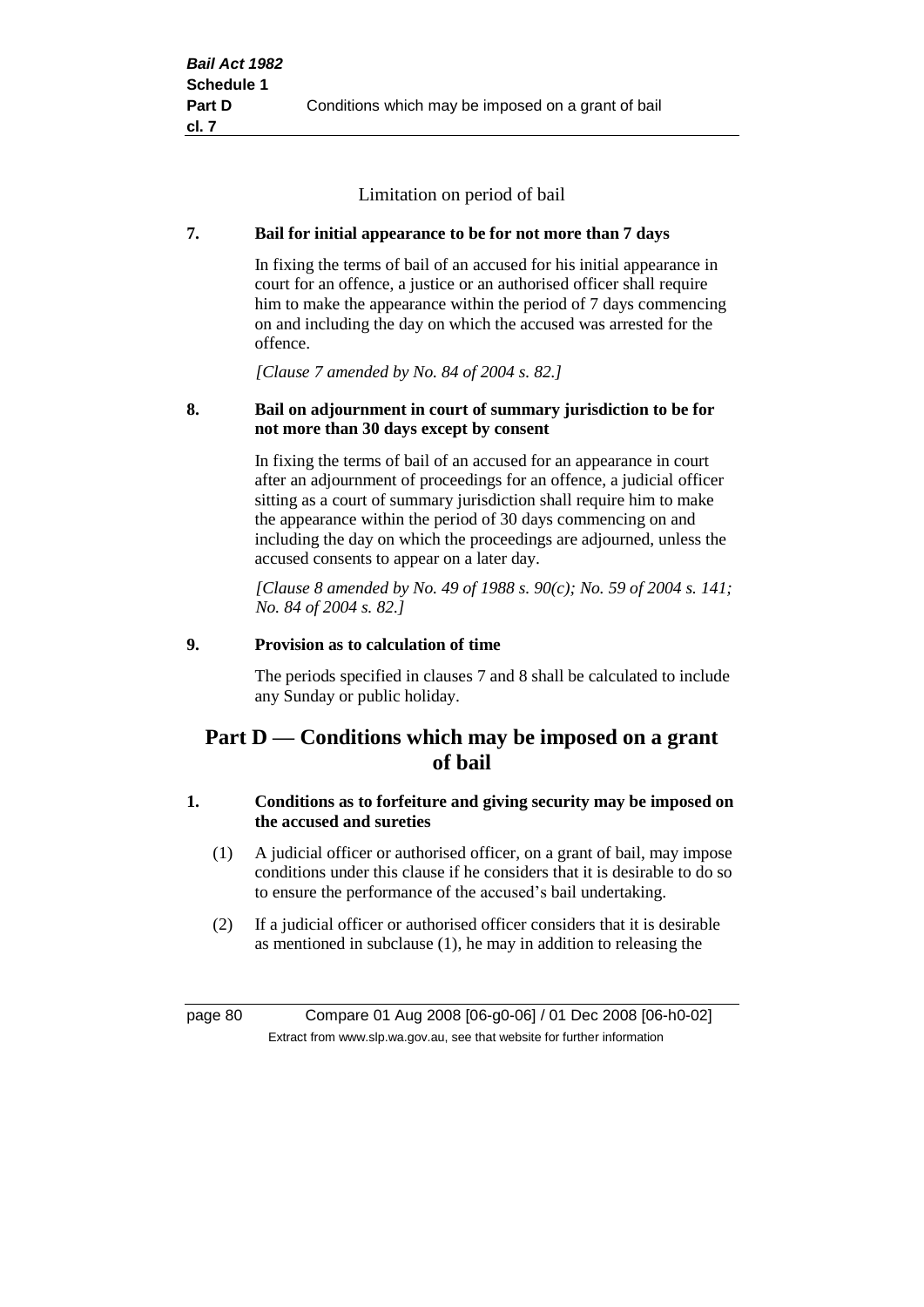Limitation on period of bail

**7. Bail for initial appearance to be for not more than 7 days**

In fixing the terms of bail of an accused for his initial appearance in court for an offence, a justice or an authorised officer shall require him to make the appearance within the period of 7 days commencing on and including the day on which the accused was arrested for the offence.

*[Clause 7 amended by No. 84 of 2004 s. 82.]*

**8. Bail on adjournment in court of summary jurisdiction to be for not more than 30 days except by consent**

In fixing the terms of bail of an accused for an appearance in court after an adjournment of proceedings for an offence, a judicial officer sitting as a court of summary jurisdiction shall require him to make the appearance within the period of 30 days commencing on and including the day on which the proceedings are adjourned, unless the accused consents to appear on a later day.

*[Clause 8 amended by No. 49 of 1988 s. 90(c); No. 59 of 2004 s. 141; No. 84 of 2004 s. 82.]*

**9. Provision as to calculation of time**

The periods specified in clauses 7 and 8 shall be calculated to include any Sunday or public holiday.

## Part D — Conditions which may be imposed on a grant of bail

**1. Conditions as to forfeiture and giving security may be imposed on the accused and sureties**

(1) A judicial officer or authorised officer, on a grant of bail, may impose conditions under this clause if he considers that it is desirable to do so to ensure the performance of the accused's bail undertaking.

(2) If a judicial officer or authorised officer considers that it is desirable as mentioned in subclause (1), he may in addition to releasing the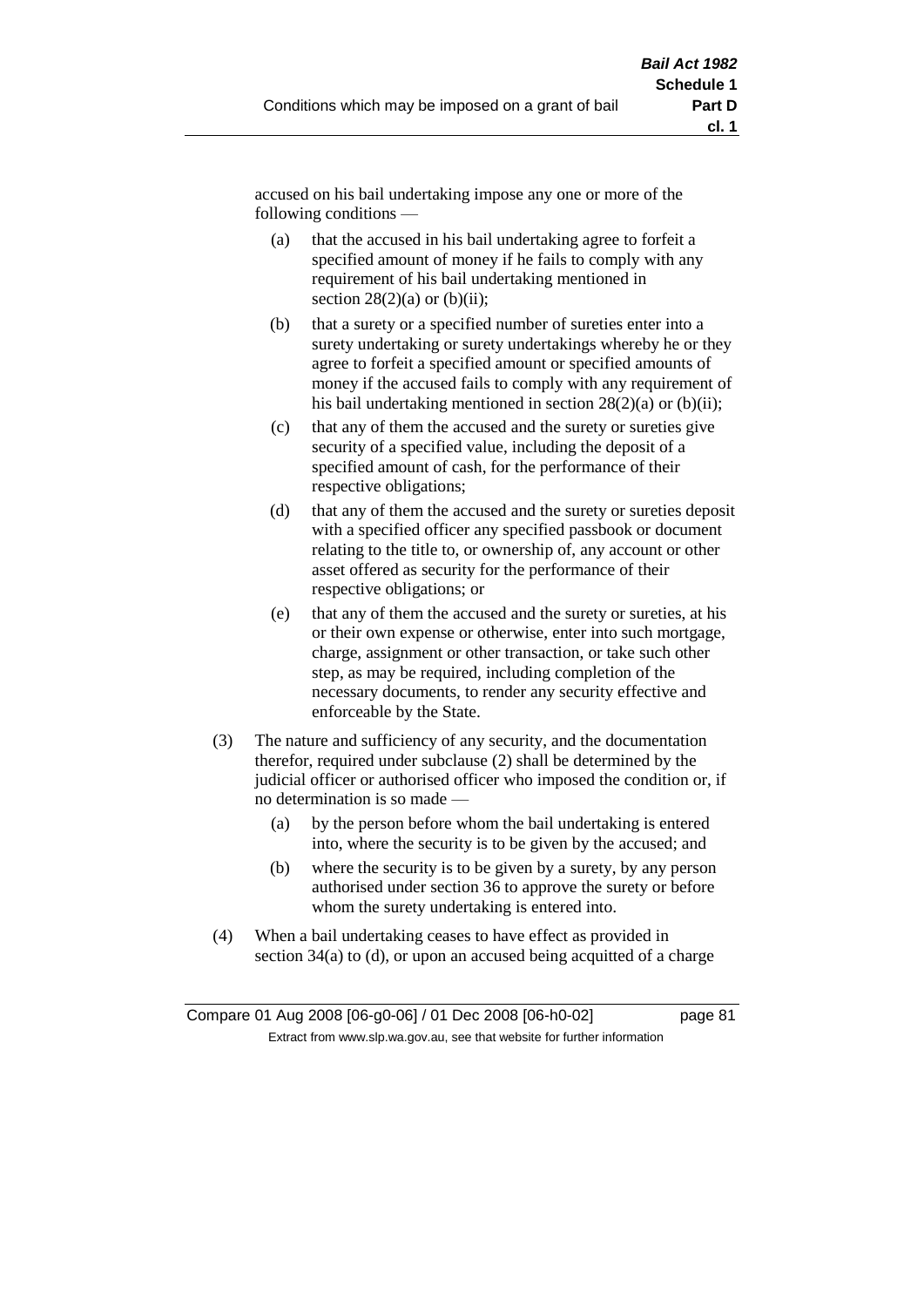accused on his bail undertaking impose any one or more of the following conditions —

(a) that the accused in his bail undertaking agree to forfeit a specified amount of money if he fails to comply with any requirement of his bail undertaking mentioned in section 28(2)(a) or (b)(ii);

(b) that a surety or a specified number of sureties enter into a surety undertaking or surety undertakings whereby he or they agree to forfeit a specified amount or specified amounts of money if the accused fails to comply with any requirement of his bail undertaking mentioned in section 28(2)(a) or (b)(ii);

(c) that any of them the accused and the surety or sureties give security of a specified value, including the deposit of a specified amount of cash, for the performance of their respective obligations;

(d) that any of them the accused and the surety or sureties deposit with a specified officer any specified passbook or document relating to the title to, or ownership of, any account or other asset offered as security for the performance of their respective obligations; or

(e) that any of them the accused and the surety or sureties, at his or their own expense or otherwise, enter into such mortgage, charge, assignment or other transaction, or take such other step, as may be required, including completion of the necessary documents, to render any security effective and enforceable by the State.

(3) The nature and sufficiency of any security, and the documentation therefor, required under subclause (2) shall be determined by the judicial officer or authorised officer who imposed the condition or, if no determination is so made —

(a) by the person before whom the bail undertaking is entered into, where the security is to be given by the accused; and

(b) where the security is to be given by a surety, by any person authorised under section 36 to approve the surety or before whom the surety undertaking is entered into.

(4) When a bail undertaking ceases to have effect as provided in section 34(a) to (d), or upon an accused being acquitted of a charge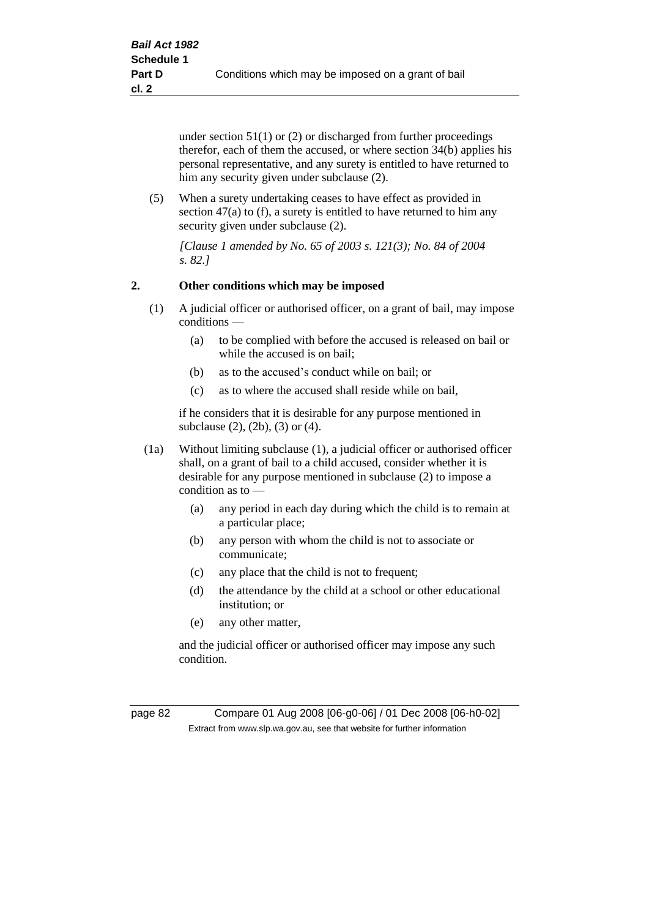under section 51(1) or (2) or discharged from further proceedings therefor, each of them the accused, or where section 34(b) applies his personal representative, and any surety is entitled to have returned to him any security given under subclause (2).

(5) When a surety undertaking ceases to have effect as provided in section 47(a) to (f), a surety is entitled to have returned to him any security given under subclause (2).

*[Clause 1 amended by No. 65 of 2003 s. 121(3); No. 84 of 2004 s. 82.]*

## 2. Other conditions which may be imposed

(1) A judicial officer or authorised officer, on a grant of bail, may impose conditions —

- (a) to be complied with before the accused is released on bail or while the accused is on bail;
- (b) as to the accused's conduct while on bail; or
- (c) as to where the accused shall reside while on bail,

if he considers that it is desirable for any purpose mentioned in subclause (2), (2b), (3) or (4).

(1a) Without limiting subclause (1), a judicial officer or authorised officer shall, on a grant of bail to a child accused, consider whether it is desirable for any purpose mentioned in subclause (2) to impose a condition as to —

- (a) any period in each day during which the child is to remain at a particular place;
- (b) any person with whom the child is not to associate or communicate;
- (c) any place that the child is not to frequent;
- (d) the attendance by the child at a school or other educational institution; or
- (e) any other matter,

and the judicial officer or authorised officer may impose any such condition.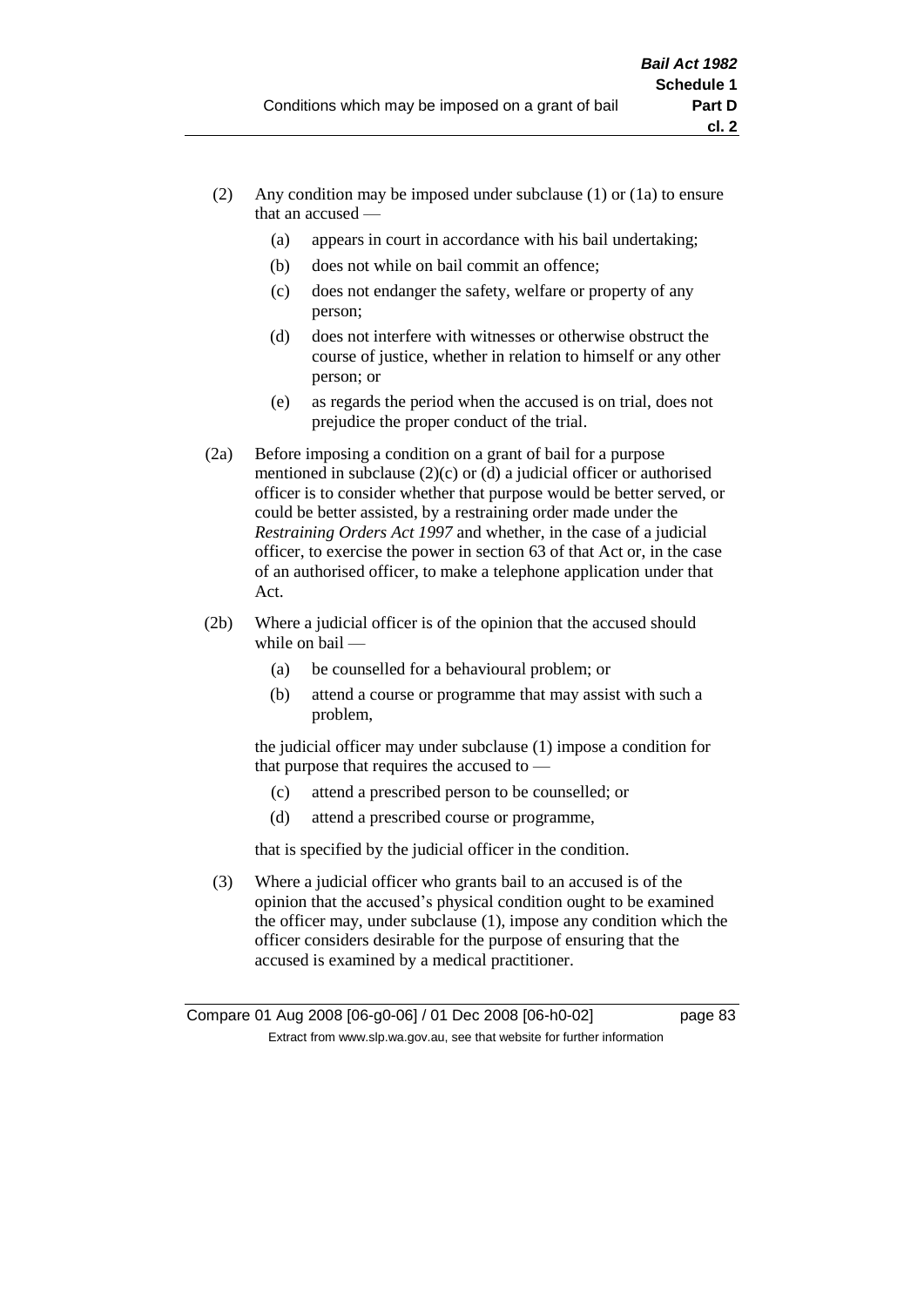(2) Any condition may be imposed under subclause (1) or (1a) to ensure that an accused —

   (a) appears in court in accordance with his bail undertaking;

   (b) does not while on bail commit an offence;

   (c) does not endanger the safety, welfare or property of any person;

   (d) does not interfere with witnesses or otherwise obstruct the course of justice, whether in relation to himself or any other person; or

   (e) as regards the period when the accused is on trial, does not prejudice the proper conduct of the trial.

(2a) Before imposing a condition on a grant of bail for a purpose mentioned in subclause (2)(c) or (d) a judicial officer or authorised officer is to consider whether that purpose would be better served, or could be better assisted, by a restraining order made under the *Restraining Orders Act 1997* and whether, in the case of a judicial officer, to exercise the power in section 63 of that Act or, in the case of an authorised officer, to make a telephone application under that Act.

(2b) Where a judicial officer is of the opinion that the accused should while on bail —

   (a) be counselled for a behavioural problem; or

   (b) attend a course or programme that may assist with such a problem,

   the judicial officer may under subclause (1) impose a condition for that purpose that requires the accused to —

   (c) attend a prescribed person to be counselled; or

   (d) attend a prescribed course or programme,

   that is specified by the judicial officer in the condition.

(3) Where a judicial officer who grants bail to an accused is of the opinion that the accused's physical condition ought to be examined the officer may, under subclause (1), impose any condition which the officer considers desirable for the purpose of ensuring that the accused is examined by a medical practitioner.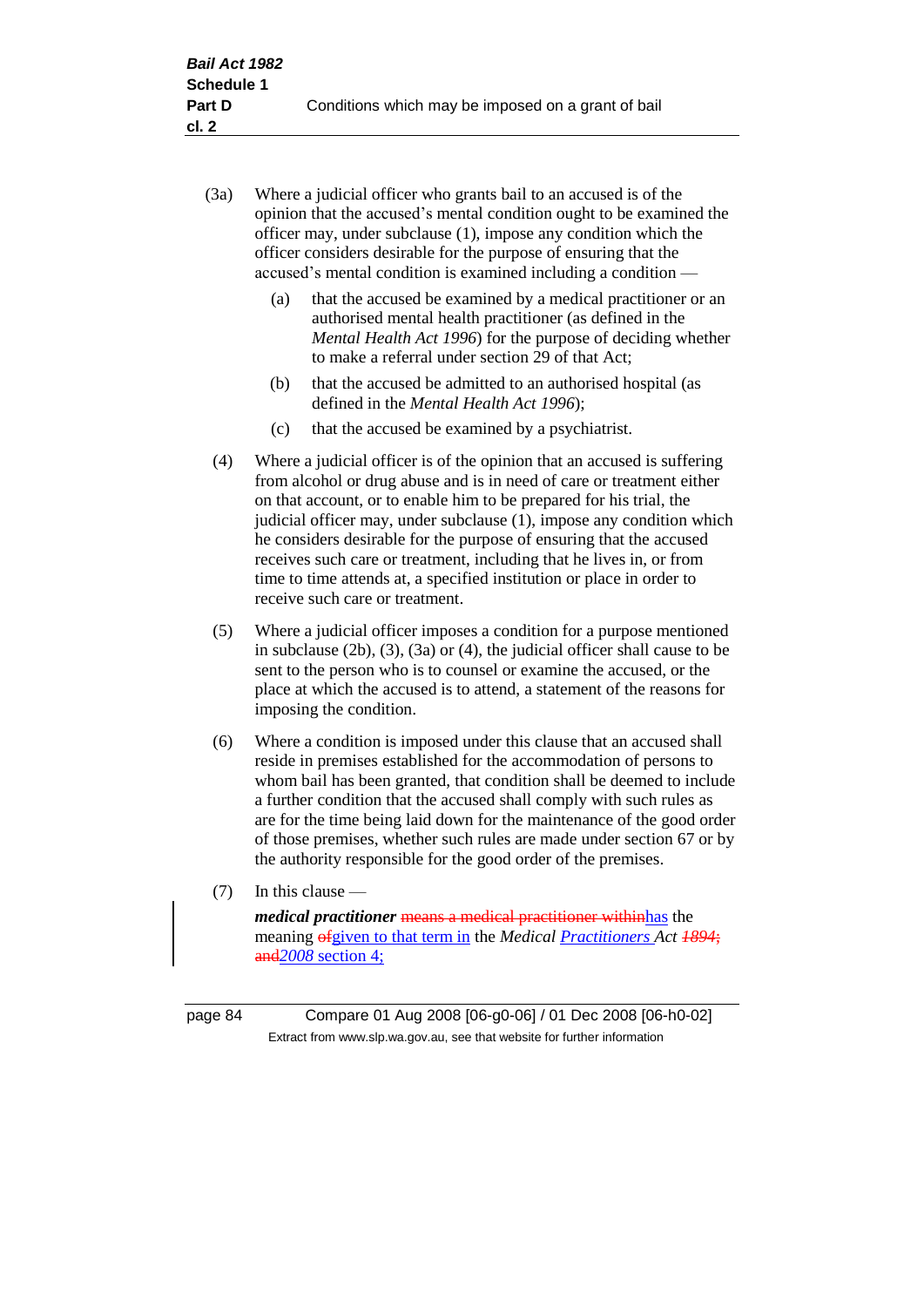(3a) Where a judicial officer who grants bail to an accused is of the opinion that the accused's mental condition ought to be examined the officer may, under subclause (1), impose any condition which the officer considers desirable for the purpose of ensuring that the accused's mental condition is examined including a condition —

(a) that the accused be examined by a medical practitioner or an authorised mental health practitioner (as defined in the *Mental Health Act 1996*) for the purpose of deciding whether to make a referral under section 29 of that Act;

(b) that the accused be admitted to an authorised hospital (as defined in the *Mental Health Act 1996*);

(c) that the accused be examined by a psychiatrist.

(4) Where a judicial officer is of the opinion that an accused is suffering from alcohol or drug abuse and is in need of care or treatment either on that account, or to enable him to be prepared for his trial, the judicial officer may, under subclause (1), impose any condition which he considers desirable for the purpose of ensuring that the accused receives such care or treatment, including that he lives in, or from time to time attends at, a specified institution or place in order to receive such care or treatment.

(5) Where a judicial officer imposes a condition for a purpose mentioned in subclause (2b), (3), (3a) or (4), the judicial officer shall cause to be sent to the person who is to counsel or examine the accused, or the place at which the accused is to attend, a statement of the reasons for imposing the condition.

(6) Where a condition is imposed under this clause that an accused shall reside in premises established for the accommodation of persons to whom bail has been granted, that condition shall be deemed to include a further condition that the accused shall comply with such rules as are for the time being laid down for the maintenance of the good order of those premises, whether such rules are made under section 67 or by the authority responsible for the good order of the premises.

(7) In this clause —

***medical practitioner*** ~~means a medical practitioner within~~has the meaning ~~of~~given to that term in the *Medical Practitioners Act* ~~*1894*; and~~*2008* section 4;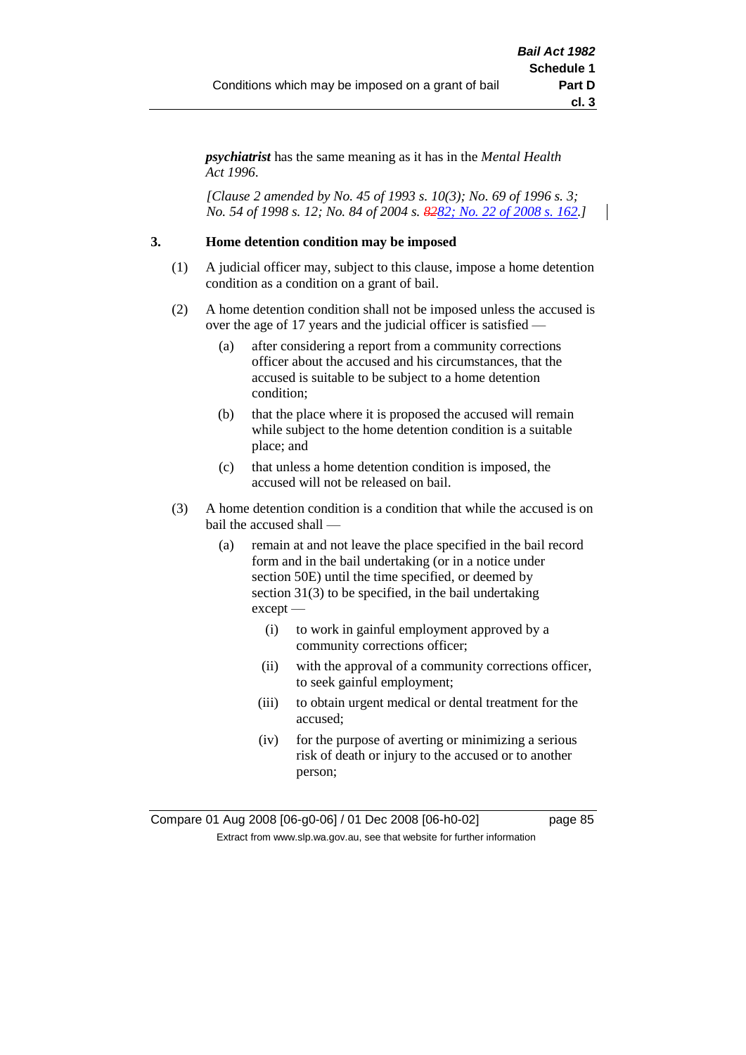***psychiatrist*** has the same meaning as it has in the *Mental Health Act 1996*.

*[Clause 2 amended by No. 45 of 1993 s. 10(3); No. 69 of 1996 s. 3; No. 54 of 1998 s. 12; No. 84 of 2004 s. ~~82~~82; No. 22 of 2008 s. 162.]*

**3. Home detention condition may be imposed**

(1) A judicial officer may, subject to this clause, impose a home detention condition as a condition on a grant of bail.

(2) A home detention condition shall not be imposed unless the accused is over the age of 17 years and the judicial officer is satisfied —

  (a) after considering a report from a community corrections officer about the accused and his circumstances, that the accused is suitable to be subject to a home detention condition;

  (b) that the place where it is proposed the accused will remain while subject to the home detention condition is a suitable place; and

  (c) that unless a home detention condition is imposed, the accused will not be released on bail.

(3) A home detention condition is a condition that while the accused is on bail the accused shall —

  (a) remain at and not leave the place specified in the bail record form and in the bail undertaking (or in a notice under section 50E) until the time specified, or deemed by section 31(3) to be specified, in the bail undertaking except —

    (i) to work in gainful employment approved by a community corrections officer;

    (ii) with the approval of a community corrections officer, to seek gainful employment;

    (iii) to obtain urgent medical or dental treatment for the accused;

    (iv) for the purpose of averting or minimizing a serious risk of death or injury to the accused or to another person;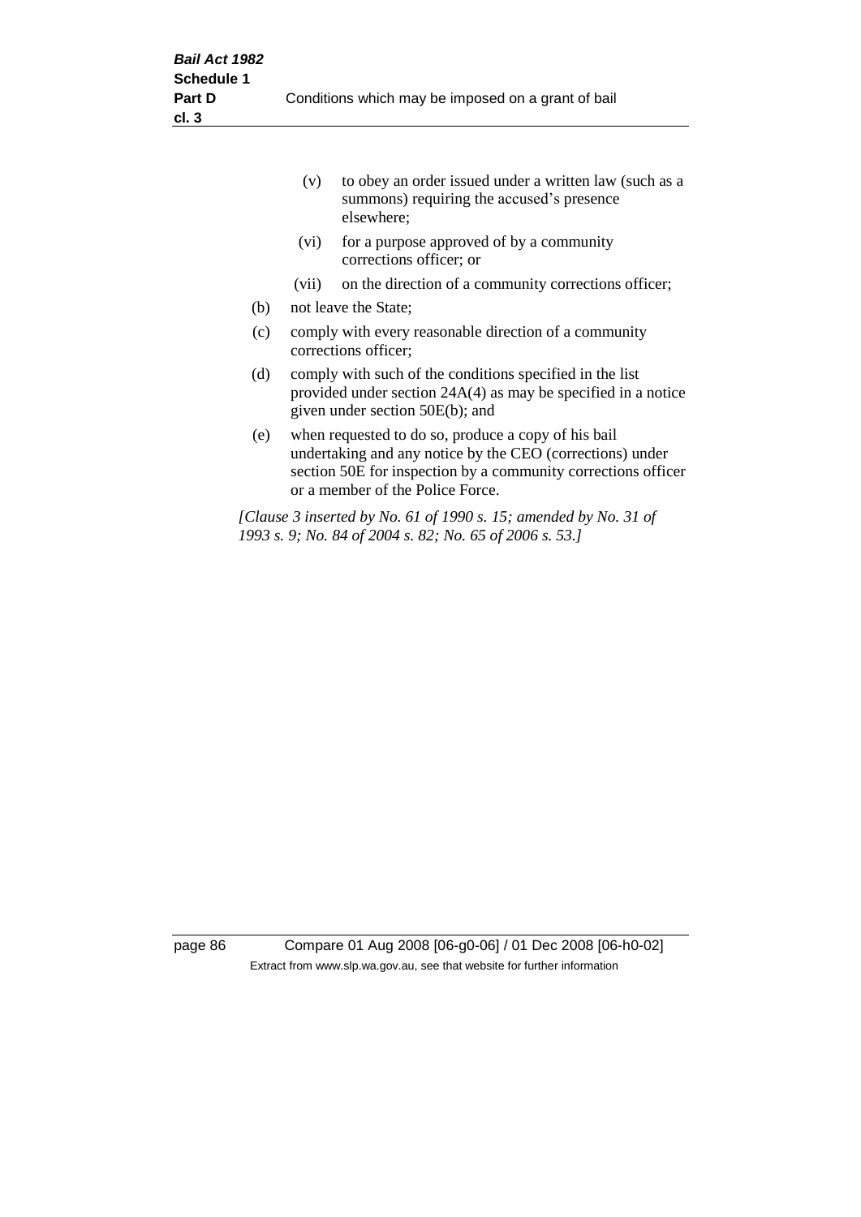(v) to obey an order issued under a written law (such as a summons) requiring the accused's presence elsewhere;

(vi) for a purpose approved of by a community corrections officer; or

(vii) on the direction of a community corrections officer;

(b) not leave the State;

(c) comply with every reasonable direction of a community corrections officer;

(d) comply with such of the conditions specified in the list provided under section 24A(4) as may be specified in a notice given under section 50E(b); and

(e) when requested to do so, produce a copy of his bail undertaking and any notice by the CEO (corrections) under section 50E for inspection by a community corrections officer or a member of the Police Force.

*[Clause 3 inserted by No. 61 of 1990 s. 15; amended by No. 31 of 1993 s. 9; No. 84 of 2004 s. 82; No. 65 of 2006 s. 53.]*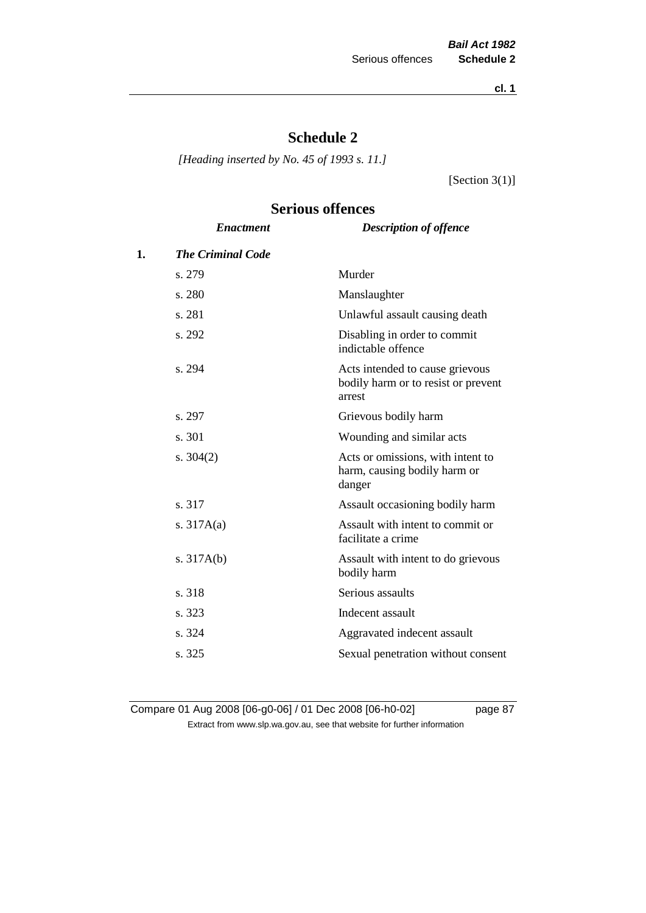# Schedule 2

*[Heading inserted by No. 45 of 1993 s. 11.]*

[Section 3(1)]

## Serious offences

| | *Enactment* | *Description of offence* |
|---|---|---|
| **1.** | ***The Criminal Code*** | |
| | s. 279 | Murder |
| | s. 280 | Manslaughter |
| | s. 281 | Unlawful assault causing death |
| | s. 292 | Disabling in order to commit indictable offence |
| | s. 294 | Acts intended to cause grievous bodily harm or to resist or prevent arrest |
| | s. 297 | Grievous bodily harm |
| | s. 301 | Wounding and similar acts |
| | s. 304(2) | Acts or omissions, with intent to harm, causing bodily harm or danger |
| | s. 317 | Assault occasioning bodily harm |
| | s. 317A(a) | Assault with intent to commit or facilitate a crime |
| | s. 317A(b) | Assault with intent to do grievous bodily harm |
| | s. 318 | Serious assaults |
| | s. 323 | Indecent assault |
| | s. 324 | Aggravated indecent assault |
| | s. 325 | Sexual penetration without consent |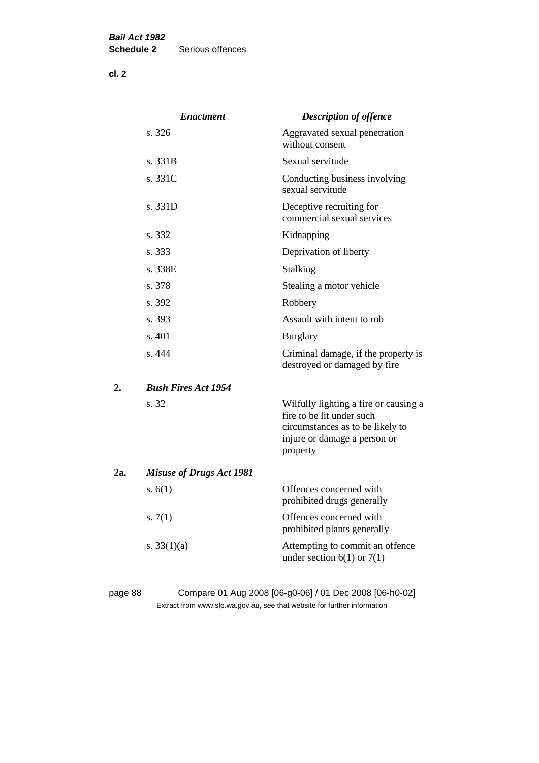| | *Enactment* | *Description of offence* |
|---|---|---|
| | s. 326 | Aggravated sexual penetration without consent |
| | s. 331B | Sexual servitude |
| | s. 331C | Conducting business involving sexual servitude |
| | s. 331D | Deceptive recruiting for commercial sexual services |
| | s. 332 | Kidnapping |
| | s. 333 | Deprivation of liberty |
| | s. 338E | Stalking |
| | s. 378 | Stealing a motor vehicle |
| | s. 392 | Robbery |
| | s. 393 | Assault with intent to rob |
| | s. 401 | Burglary |
| | s. 444 | Criminal damage, if the property is destroyed or damaged by fire |
| **2.** | ***Bush Fires Act 1954*** | |
| | s. 32 | Wilfully lighting a fire or causing a fire to be lit under such circumstances as to be likely to injure or damage a person or property |
| **2a.** | ***Misuse of Drugs Act 1981*** | |
| | s. 6(1) | Offences concerned with prohibited drugs generally |
| | s. 7(1) | Offences concerned with prohibited plants generally |
| | s. 33(1)(a) | Attempting to commit an offence under section 6(1) or 7(1) |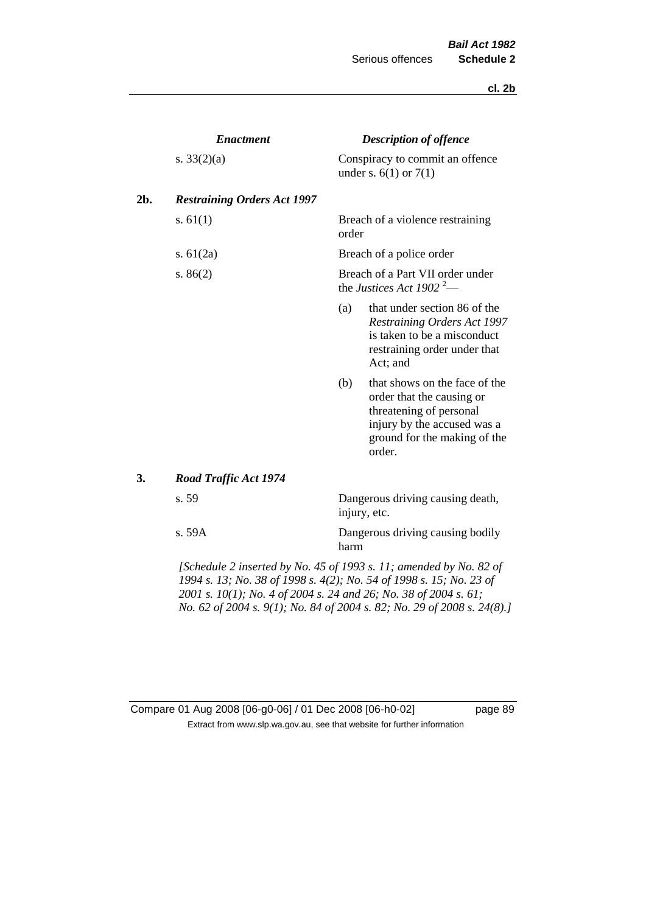| | *Enactment* | *Description of offence* |
|---|---|---|
| | s. 33(2)(a) | Conspiracy to commit an offence under s. 6(1) or 7(1) |
| **2b.** | ***Restraining Orders Act 1997*** | |
| | s. 61(1) | Breach of a violence restraining order |
| | s. 61(2a) | Breach of a police order |
| | s. 86(2) | Breach of a Part VII order under the *Justices Act 1902* [2]— (a) that under section 86 of the *Restraining Orders Act 1997* is taken to be a misconduct restraining order under that Act; and (b) that shows on the face of the order that the causing or threatening of personal injury by the accused was a ground for the making of the order. |
| **3.** | ***Road Traffic Act 1974*** | |
| | s. 59 | Dangerous driving causing death, injury, etc. |
| | s. 59A | Dangerous driving causing bodily harm |

*[Schedule 2 inserted by No. 45 of 1993 s. 11; amended by No. 82 of 1994 s. 13; No. 38 of 1998 s. 4(2); No. 54 of 1998 s. 15; No. 23 of 2001 s. 10(1); No. 4 of 2004 s. 24 and 26; No. 38 of 2004 s. 61; No. 62 of 2004 s. 9(1); No. 84 of 2004 s. 82; No. 29 of 2008 s. 24(8).]*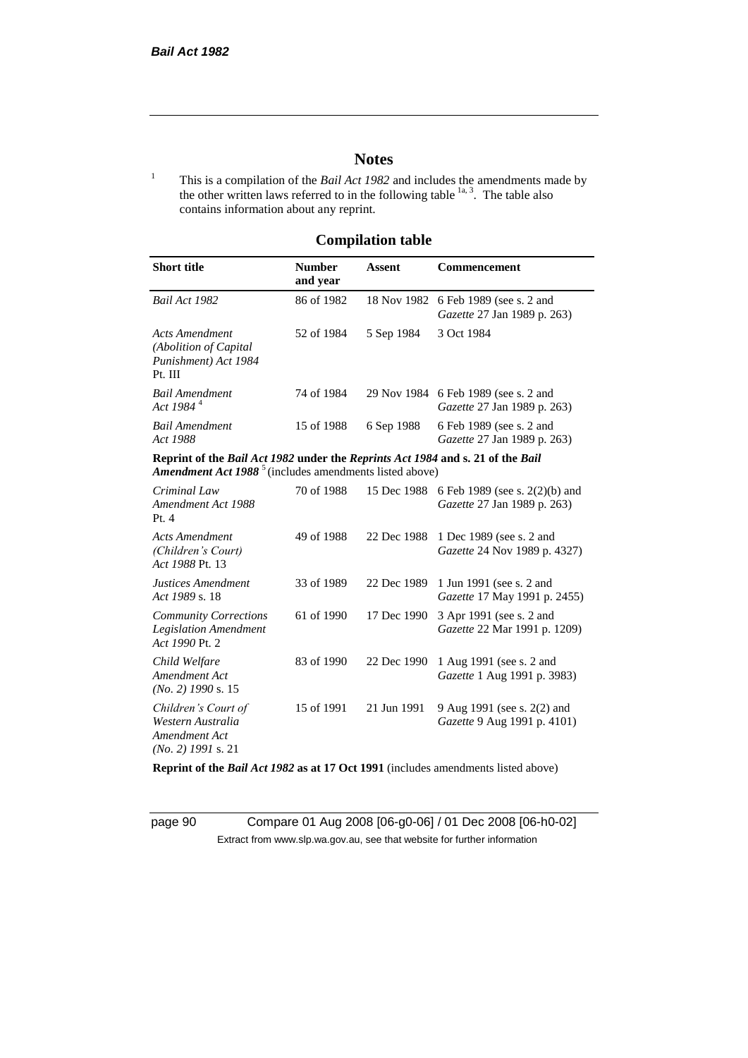# Notes

[1] This is a compilation of the *Bail Act 1982* and includes the amendments made by the other written laws referred to in the following table [1a, 3]. The table also contains information about any reprint.

## Compilation table

| Short title | Number and year | Assent | Commencement |
|---|---|---|---|
| *Bail Act 1982* | 86 of 1982 | 18 Nov 1982 | 6 Feb 1989 (see s. 2 and *Gazette* 27 Jan 1989 p. 263) |
| *Acts Amendment (Abolition of Capital Punishment) Act 1984* Pt. III | 52 of 1984 | 5 Sep 1984 | 3 Oct 1984 |
| *Bail Amendment Act 1984* [4] | 74 of 1984 | 29 Nov 1984 | 6 Feb 1989 (see s. 2 and *Gazette* 27 Jan 1989 p. 263) |
| *Bail Amendment Act 1988* | 15 of 1988 | 6 Sep 1988 | 6 Feb 1989 (see s. 2 and *Gazette* 27 Jan 1989 p. 263) |
| **Reprint of the *Bail Act 1982* under the *Reprints Act 1984* and s. 21 of the *Bail Amendment Act 1988*** [5] (includes amendments listed above) | | | |
| *Criminal Law Amendment Act 1988* Pt. 4 | 70 of 1988 | 15 Dec 1988 | 6 Feb 1989 (see s. 2(2)(b) and *Gazette* 27 Jan 1989 p. 263) |
| *Acts Amendment (Children's Court) Act 1988* Pt. 13 | 49 of 1988 | 22 Dec 1988 | 1 Dec 1989 (see s. 2 and *Gazette* 24 Nov 1989 p. 4327) |
| *Justices Amendment Act 1989* s. 18 | 33 of 1989 | 22 Dec 1989 | 1 Jun 1991 (see s. 2 and *Gazette* 17 May 1991 p. 2455) |
| *Community Corrections Legislation Amendment Act 1990* Pt. 2 | 61 of 1990 | 17 Dec 1990 | 3 Apr 1991 (see s. 2 and *Gazette* 22 Mar 1991 p. 1209) |
| *Child Welfare Amendment Act (No. 2) 1990* s. 15 | 83 of 1990 | 22 Dec 1990 | 1 Aug 1991 (see s. 2 and *Gazette* 1 Aug 1991 p. 3983) |
| *Children's Court of Western Australia Amendment Act (No. 2) 1991* s. 21 | 15 of 1991 | 21 Jun 1991 | 9 Aug 1991 (see s. 2(2) and *Gazette* 9 Aug 1991 p. 4101) |
| **Reprint of the *Bail Act 1982* as at 17 Oct 1991** (includes amendments listed above) | | | |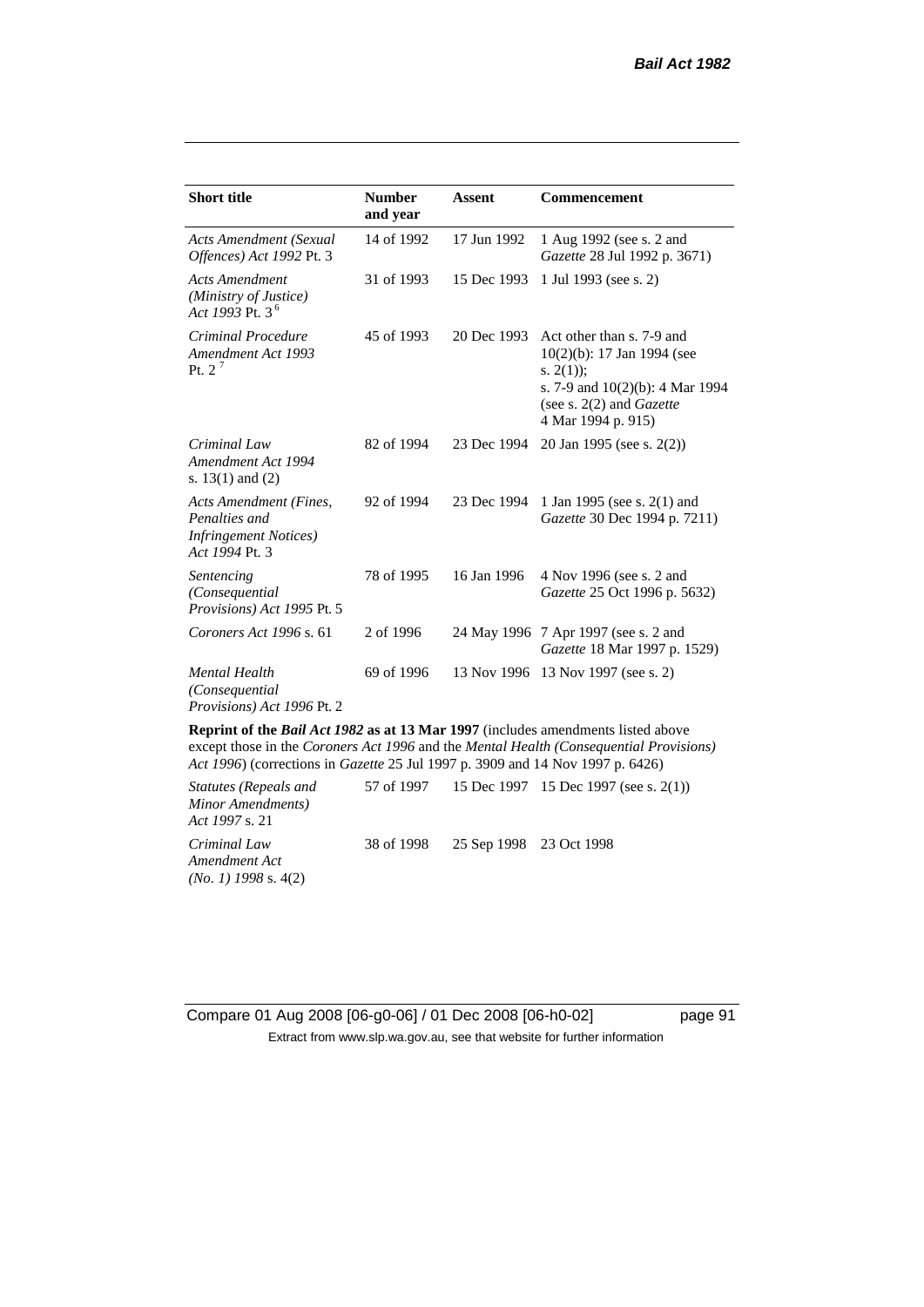| Short title | Number and year | Assent | Commencement |
|---|---|---|---|
| *Acts Amendment (Sexual Offences) Act 1992* Pt. 3 | 14 of 1992 | 17 Jun 1992 | 1 Aug 1992 (see s. 2 and *Gazette* 28 Jul 1992 p. 3671) |
| *Acts Amendment (Ministry of Justice) Act 1993* Pt. 3 [6] | 31 of 1993 | 15 Dec 1993 | 1 Jul 1993 (see s. 2) |
| *Criminal Procedure Amendment Act 1993* Pt. 2 [7] | 45 of 1993 | 20 Dec 1993 | Act other than s. 7-9 and 10(2)(b): 17 Jan 1994 (see s. 2(1)); s. 7-9 and 10(2)(b): 4 Mar 1994 (see s. 2(2) and *Gazette* 4 Mar 1994 p. 915) |
| *Criminal Law Amendment Act 1994* s. 13(1) and (2) | 82 of 1994 | 23 Dec 1994 | 20 Jan 1995 (see s. 2(2)) |
| *Acts Amendment (Fines, Penalties and Infringement Notices) Act 1994* Pt. 3 | 92 of 1994 | 23 Dec 1994 | 1 Jan 1995 (see s. 2(1) and *Gazette* 30 Dec 1994 p. 7211) |
| *Sentencing (Consequential Provisions) Act 1995* Pt. 5 | 78 of 1995 | 16 Jan 1996 | 4 Nov 1996 (see s. 2 and *Gazette* 25 Oct 1996 p. 5632) |
| *Coroners Act 1996* s. 61 | 2 of 1996 | 24 May 1996 | 7 Apr 1997 (see s. 2 and *Gazette* 18 Mar 1997 p. 1529) |
| *Mental Health (Consequential Provisions) Act 1996* Pt. 2 | 69 of 1996 | 13 Nov 1996 | 13 Nov 1997 (see s. 2) |
| **Reprint of the *Bail Act 1982* as at 13 Mar 1997** (includes amendments listed above except those in the *Coroners Act 1996* and the *Mental Health (Consequential Provisions) Act 1996*) (corrections in *Gazette* 25 Jul 1997 p. 3909 and 14 Nov 1997 p. 6426) | | | |
| *Statutes (Repeals and Minor Amendments) Act 1997* s. 21 | 57 of 1997 | 15 Dec 1997 | 15 Dec 1997 (see s. 2(1)) |
| *Criminal Law Amendment Act (No. 1) 1998* s. 4(2) | 38 of 1998 | 25 Sep 1998 | 23 Oct 1998 |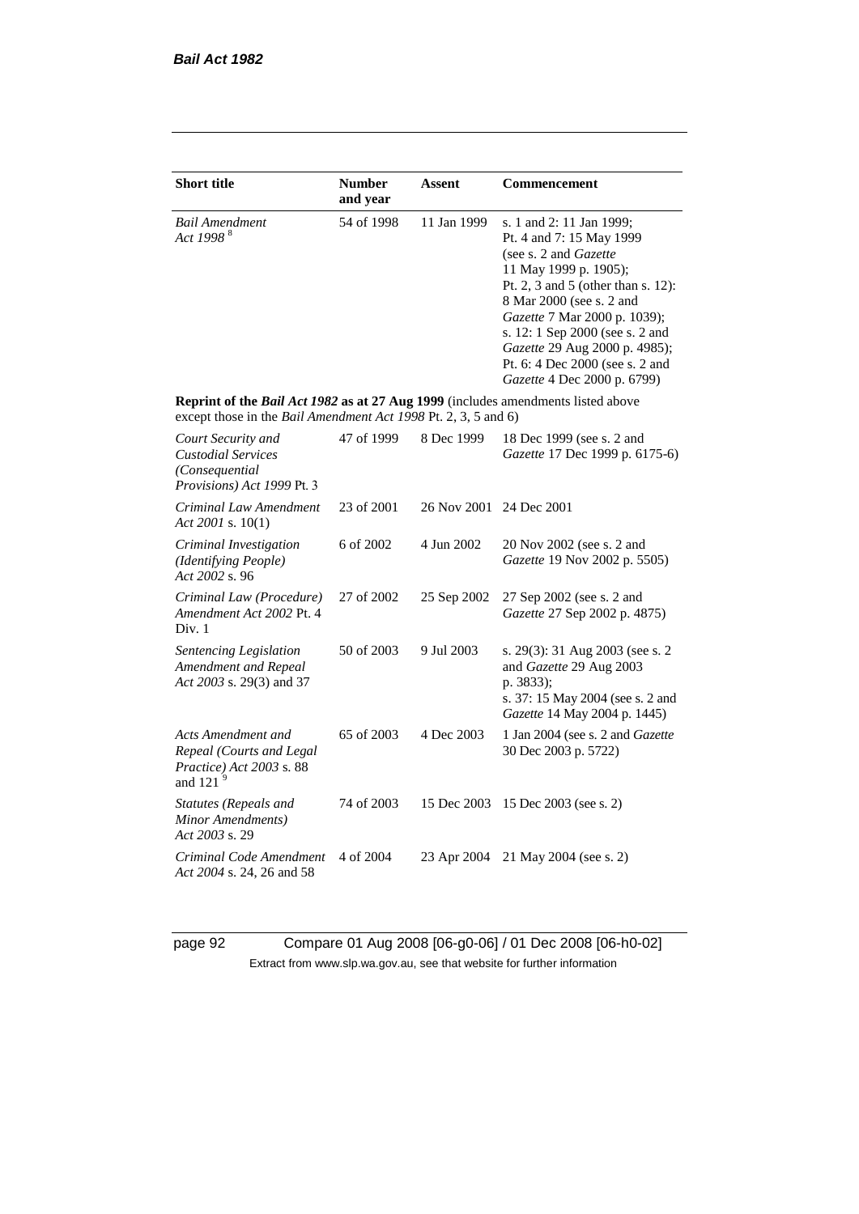| Short title | Number and year | Assent | Commencement |
|---|---|---|---|
| *Bail Amendment Act 1998* [8] | 54 of 1998 | 11 Jan 1999 | s. 1 and 2: 11 Jan 1999; Pt. 4 and 7: 15 May 1999 (see s. 2 and *Gazette* 11 May 1999 p. 1905); Pt. 2, 3 and 5 (other than s. 12): 8 Mar 2000 (see s. 2 and *Gazette* 7 Mar 2000 p. 1039); s. 12: 1 Sep 2000 (see s. 2 and *Gazette* 29 Aug 2000 p. 4985); Pt. 6: 4 Dec 2000 (see s. 2 and *Gazette* 4 Dec 2000 p. 6799) |
| **Reprint of the *Bail Act 1982* as at 27 Aug 1999** (includes amendments listed above except those in the *Bail Amendment Act 1998* Pt. 2, 3, 5 and 6) | | | |
| *Court Security and Custodial Services (Consequential Provisions) Act 1999* Pt. 3 | 47 of 1999 | 8 Dec 1999 | 18 Dec 1999 (see s. 2 and *Gazette* 17 Dec 1999 p. 6175-6) |
| *Criminal Law Amendment Act 2001* s. 10(1) | 23 of 2001 | 26 Nov 2001 | 24 Dec 2001 |
| *Criminal Investigation (Identifying People) Act 2002* s. 96 | 6 of 2002 | 4 Jun 2002 | 20 Nov 2002 (see s. 2 and *Gazette* 19 Nov 2002 p. 5505) |
| *Criminal Law (Procedure) Amendment Act 2002* Pt. 4 Div. 1 | 27 of 2002 | 25 Sep 2002 | 27 Sep 2002 (see s. 2 and *Gazette* 27 Sep 2002 p. 4875) |
| *Sentencing Legislation Amendment and Repeal Act 2003* s. 29(3) and 37 | 50 of 2003 | 9 Jul 2003 | s. 29(3): 31 Aug 2003 (see s. 2 and *Gazette* 29 Aug 2003 p. 3833); s. 37: 15 May 2004 (see s. 2 and *Gazette* 14 May 2004 p. 1445) |
| *Acts Amendment and Repeal (Courts and Legal Practice) Act 2003* s. 88 and 121 [9] | 65 of 2003 | 4 Dec 2003 | 1 Jan 2004 (see s. 2 and *Gazette* 30 Dec 2003 p. 5722) |
| *Statutes (Repeals and Minor Amendments) Act 2003* s. 29 | 74 of 2003 | 15 Dec 2003 | 15 Dec 2003 (see s. 2) |
| *Criminal Code Amendment Act 2004* s. 24, 26 and 58 | 4 of 2004 | 23 Apr 2004 | 21 May 2004 (see s. 2) |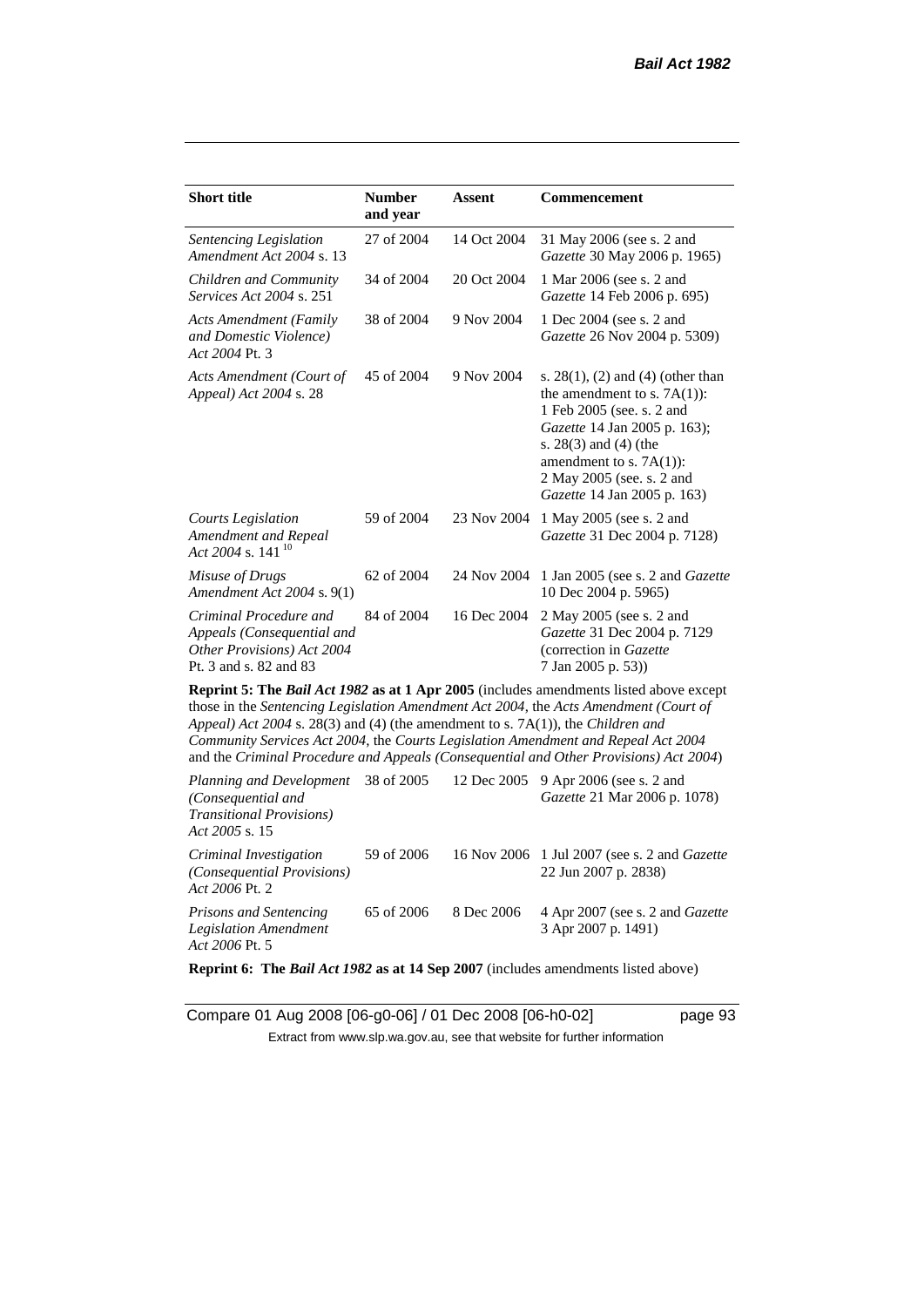| Short title | Number and year | Assent | Commencement |
|---|---|---|---|
| *Sentencing Legislation Amendment Act 2004* s. 13 | 27 of 2004 | 14 Oct 2004 | 31 May 2006 (see s. 2 and *Gazette* 30 May 2006 p. 1965) |
| *Children and Community Services Act 2004* s. 251 | 34 of 2004 | 20 Oct 2004 | 1 Mar 2006 (see s. 2 and *Gazette* 14 Feb 2006 p. 695) |
| *Acts Amendment (Family and Domestic Violence) Act 2004* Pt. 3 | 38 of 2004 | 9 Nov 2004 | 1 Dec 2004 (see s. 2 and *Gazette* 26 Nov 2004 p. 5309) |
| *Acts Amendment (Court of Appeal) Act 2004* s. 28 | 45 of 2004 | 9 Nov 2004 | s. 28(1), (2) and (4) (other than the amendment to s. 7A(1)): 1 Feb 2005 (see. s. 2 and *Gazette* 14 Jan 2005 p. 163); s. 28(3) and (4) (the amendment to s. 7A(1)): 2 May 2005 (see. s. 2 and *Gazette* 14 Jan 2005 p. 163) |
| *Courts Legislation Amendment and Repeal Act 2004* s. 141 [10] | 59 of 2004 | 23 Nov 2004 | 1 May 2005 (see s. 2 and *Gazette* 31 Dec 2004 p. 7128) |
| *Misuse of Drugs Amendment Act 2004* s. 9(1) | 62 of 2004 | 24 Nov 2004 | 1 Jan 2005 (see s. 2 and *Gazette* 10 Dec 2004 p. 5965) |
| *Criminal Procedure and Appeals (Consequential and Other Provisions) Act 2004* Pt. 3 and s. 82 and 83 | 84 of 2004 | 16 Dec 2004 | 2 May 2005 (see s. 2 and *Gazette* 31 Dec 2004 p. 7129 (correction in *Gazette* 7 Jan 2005 p. 53)) |
| **Reprint 5: The *Bail Act 1982* as at 1 Apr 2005** (includes amendments listed above except those in the *Sentencing Legislation Amendment Act 2004*, the *Acts Amendment (Court of Appeal) Act 2004* s. 28(3) and (4) (the amendment to s. 7A(1)), the *Children and Community Services Act 2004*, the *Courts Legislation Amendment and Repeal Act 2004* and the *Criminal Procedure and Appeals (Consequential and Other Provisions) Act 2004*) | | | |
| *Planning and Development (Consequential and Transitional Provisions) Act 2005* s. 15 | 38 of 2005 | 12 Dec 2005 | 9 Apr 2006 (see s. 2 and *Gazette* 21 Mar 2006 p. 1078) |
| *Criminal Investigation (Consequential Provisions) Act 2006* Pt. 2 | 59 of 2006 | 16 Nov 2006 | 1 Jul 2007 (see s. 2 and *Gazette* 22 Jun 2007 p. 2838) |
| *Prisons and Sentencing Legislation Amendment Act 2006* Pt. 5 | 65 of 2006 | 8 Dec 2006 | 4 Apr 2007 (see s. 2 and *Gazette* 3 Apr 2007 p. 1491) |
| **Reprint 6: The *Bail Act 1982* as at 14 Sep 2007** (includes amendments listed above) | | | |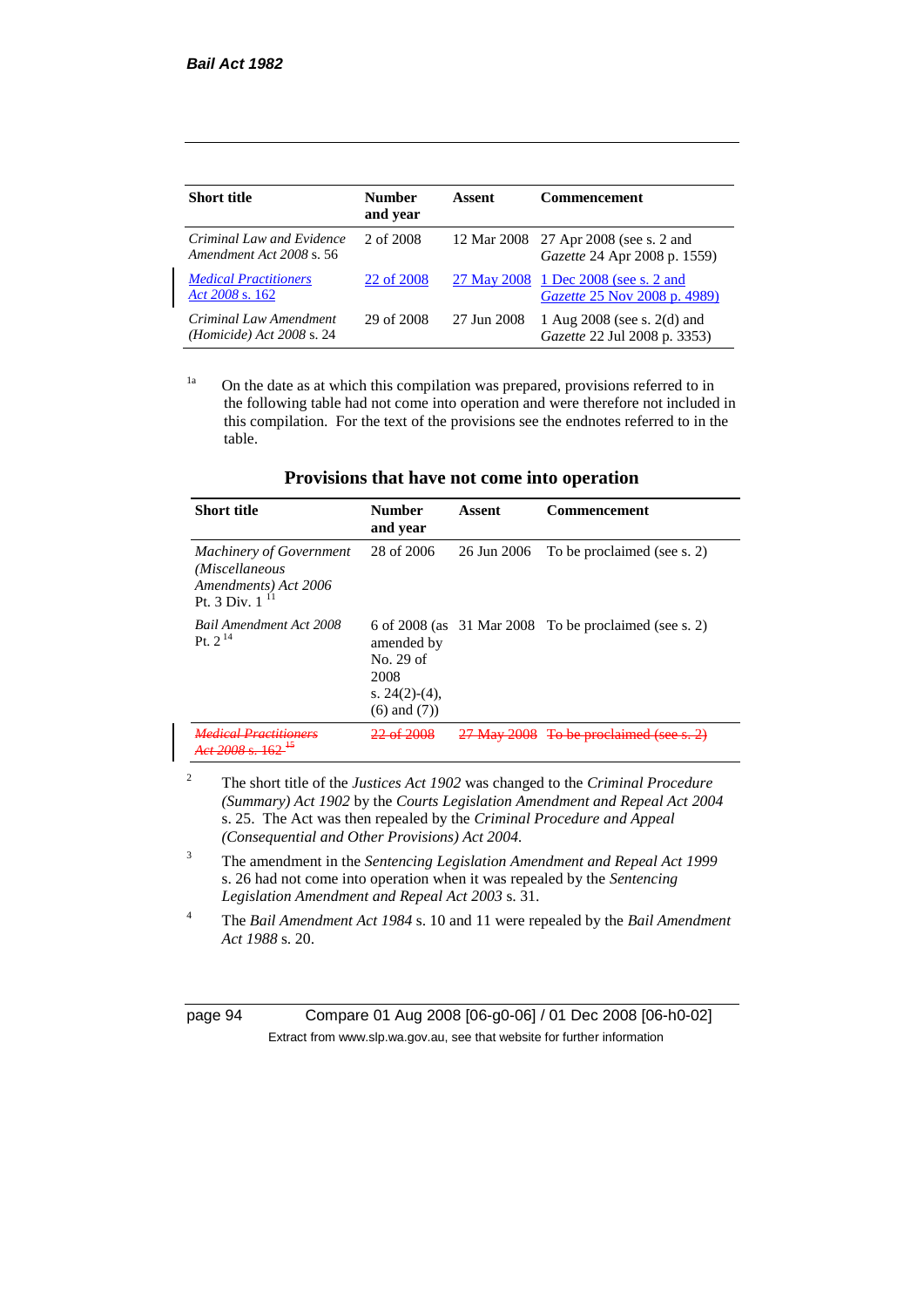| Short title | Number and year | Assent | Commencement |
|---|---|---|---|
| *Criminal Law and Evidence Amendment Act 2008* s. 56 | 2 of 2008 | 12 Mar 2008 | 27 Apr 2008 (see s. 2 and *Gazette* 24 Apr 2008 p. 1559) |
| *Medical Practitioners Act 2008* s. 162 | 22 of 2008 | 27 May 2008 | 1 Dec 2008 (see s. 2 and *Gazette* 25 Nov 2008 p. 4989) |
| *Criminal Law Amendment (Homicide) Act 2008* s. 24 | 29 of 2008 | 27 Jun 2008 | 1 Aug 2008 (see s. 2(d) and *Gazette* 22 Jul 2008 p. 3353) |

[1a] On the date as at which this compilation was prepared, provisions referred to in the following table had not come into operation and were therefore not included in this compilation. For the text of the provisions see the endnotes referred to in the table.

## Provisions that have not come into operation

| Short title | Number and year | Assent | Commencement |
|---|---|---|---|
| *Machinery of Government (Miscellaneous Amendments) Act 2006* Pt. 3 Div. 1 [11] | 28 of 2006 | 26 Jun 2006 | To be proclaimed (see s. 2) |
| *Bail Amendment Act 2008* Pt. 2 [14] | 6 of 2008 (as amended by No. 29 of 2008 s. 24(2)-(4), (6) and (7)) | 31 Mar 2008 | To be proclaimed (see s. 2) |
| ~~*Medical Practitioners Act 2008* s. 162 [15]~~ | ~~22 of 2008~~ | ~~27 May 2008~~ | ~~To be proclaimed (see s. 2)~~ |

[2] The short title of the *Justices Act 1902* was changed to the *Criminal Procedure (Summary) Act 1902* by the *Courts Legislation Amendment and Repeal Act 2004* s. 25. The Act was then repealed by the *Criminal Procedure and Appeal (Consequential and Other Provisions) Act 2004*.

[3] The amendment in the *Sentencing Legislation Amendment and Repeal Act 1999* s. 26 had not come into operation when it was repealed by the *Sentencing Legislation Amendment and Repeal Act 2003* s. 31.

[4] The *Bail Amendment Act 1984* s. 10 and 11 were repealed by the *Bail Amendment Act 1988* s. 20.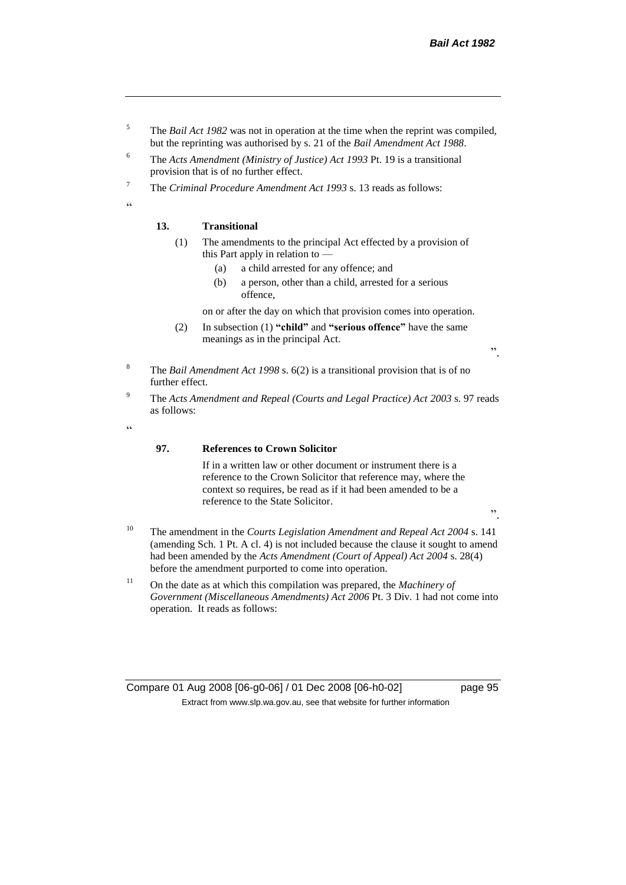[5] The *Bail Act 1982* was not in operation at the time when the reprint was compiled, but the reprinting was authorised by s. 21 of the *Bail Amendment Act 1988*.

[6] The *Acts Amendment (Ministry of Justice) Act 1993* Pt. 19 is a transitional provision that is of no further effect.

[7] The *Criminal Procedure Amendment Act 1993* s. 13 reads as follows:

"

**13. Transitional**

(1) The amendments to the principal Act effected by a provision of this Part apply in relation to —

(a) a child arrested for any offence; and

(b) a person, other than a child, arrested for a serious offence,

on or after the day on which that provision comes into operation.

(2) In subsection (1) **"child"** and **"serious offence"** have the same meanings as in the principal Act.

".

[8] The *Bail Amendment Act 1998* s. 6(2) is a transitional provision that is of no further effect.

[9] The *Acts Amendment and Repeal (Courts and Legal Practice) Act 2003* s. 97 reads as follows:

"

**97. References to Crown Solicitor**

If in a written law or other document or instrument there is a reference to the Crown Solicitor that reference may, where the context so requires, be read as if it had been amended to be a reference to the State Solicitor.

".

[10] The amendment in the *Courts Legislation Amendment and Repeal Act 2004* s. 141 (amending Sch. 1 Pt. A cl. 4) is not included because the clause it sought to amend had been amended by the *Acts Amendment (Court of Appeal) Act 2004* s. 28(4) before the amendment purported to come into operation.

[11] On the date as at which this compilation was prepared, the *Machinery of Government (Miscellaneous Amendments) Act 2006* Pt. 3 Div. 1 had not come into operation. It reads as follows: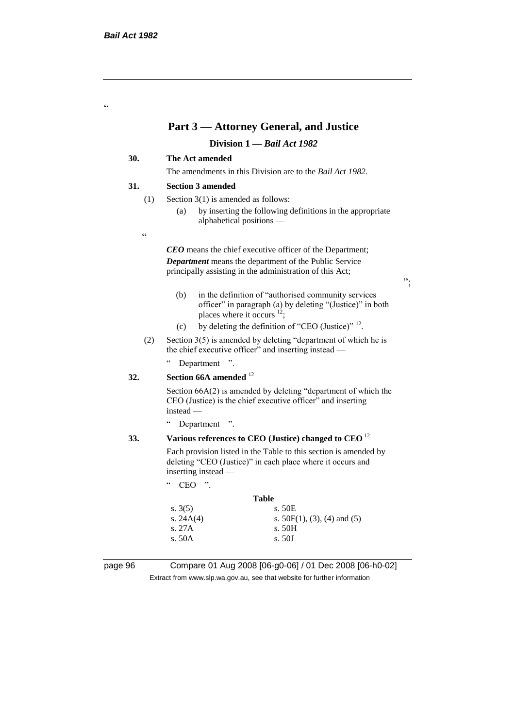"

## Part 3 — Attorney General, and Justice

### Division 1 — *Bail Act 1982*

**30. The Act amended**

The amendments in this Division are to the *Bail Act 1982*.

**31. Section 3 amended**

(1) Section 3(1) is amended as follows:

(a) by inserting the following definitions in the appropriate alphabetical positions —

"

***CEO*** means the chief executive officer of the Department;

***Department*** means the department of the Public Service principally assisting in the administration of this Act;

";

(b) in the definition of "authorised community services officer" in paragraph (a) by deleting "(Justice)" in both places where it occurs [12];

(c) by deleting the definition of "CEO (Justice)" [12].

(2) Section 3(5) is amended by deleting "department of which he is the chief executive officer" and inserting instead —

" Department ".

**32. Section 66A amended** [12]

Section 66A(2) is amended by deleting "department of which the CEO (Justice) is the chief executive officer" and inserting instead —

" Department ".

**33. Various references to CEO (Justice) changed to CEO** [12]

Each provision listed in the Table to this section is amended by deleting "CEO (Justice)" in each place where it occurs and inserting instead —

" CEO ".

**Table**

| | |
|---|---|
| s. 3(5) | s. 50E |
| s. 24A(4) | s. 50F(1), (3), (4) and (5) |
| s. 27A | s. 50H |
| s. 50A | s. 50J |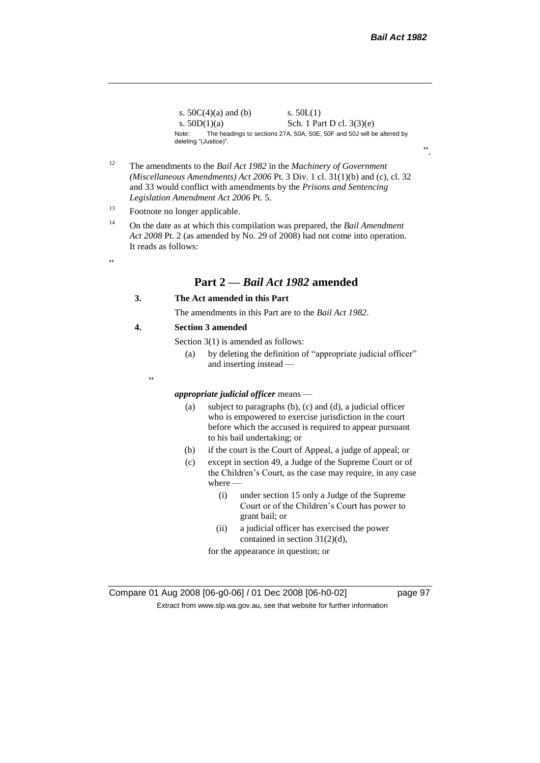| s. 50C(4)(a) and (b) | s. 50L(1) |
| --- | --- |
| s. 50D(1)(a) | Sch. 1 Part D cl. 3(3)(e) |

Note: The headings to sections 27A, 50A, 50E, 50F and 50J will be altered by deleting "(Justice)".

".

[12] The amendments to the *Bail Act 1982* in the *Machinery of Government (Miscellaneous Amendments) Act 2006* Pt. 3 Div. 1 cl. 31(1)(b) and (c), cl. 32 and 33 would conflict with amendments by the *Prisons and Sentencing Legislation Amendment Act 2006* Pt. 5.

[13] Footnote no longer applicable.

[14] On the date as at which this compilation was prepared, the *Bail Amendment Act 2008* Pt. 2 (as amended by No. 29 of 2008) had not come into operation. It reads as follows:

"

## Part 2 — *Bail Act 1982* amended

**3. The Act amended in this Part**

The amendments in this Part are to the *Bail Act 1982*.

**4. Section 3 amended**

Section 3(1) is amended as follows:

(a) by deleting the definition of "appropriate judicial officer" and inserting instead —

"

***appropriate judicial officer*** means —

(a) subject to paragraphs (b), (c) and (d), a judicial officer who is empowered to exercise jurisdiction in the court before which the accused is required to appear pursuant to his bail undertaking; or

(b) if the court is the Court of Appeal, a judge of appeal; or

(c) except in section 49, a Judge of the Supreme Court or of the Children's Court, as the case may require, in any case where —

(i) under section 15 only a Judge of the Supreme Court or of the Children's Court has power to grant bail; or

(ii) a judicial officer has exercised the power contained in section 31(2)(d),

for the appearance in question; or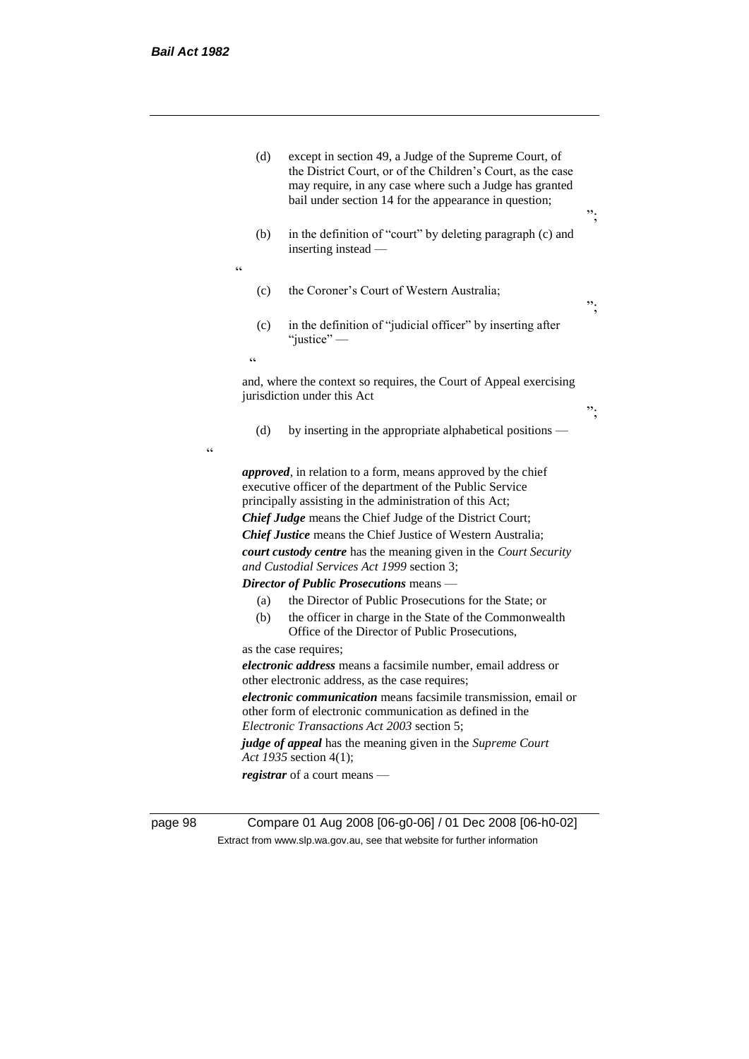(d) except in section 49, a Judge of the Supreme Court, of the District Court, or of the Children's Court, as the case may require, in any case where such a Judge has granted bail under section 14 for the appearance in question;

";

(b) in the definition of "court" by deleting paragraph (c) and inserting instead —

"

(c) the Coroner's Court of Western Australia;

";

(c) in the definition of "judicial officer" by inserting after "justice" —

"

and, where the context so requires, the Court of Appeal exercising jurisdiction under this Act

";

(d) by inserting in the appropriate alphabetical positions —

"

***approved***, in relation to a form, means approved by the chief executive officer of the department of the Public Service principally assisting in the administration of this Act;

***Chief Judge*** means the Chief Judge of the District Court;

***Chief Justice*** means the Chief Justice of Western Australia;

***court custody centre*** has the meaning given in the *Court Security and Custodial Services Act 1999* section 3;

***Director of Public Prosecutions*** means —

(a) the Director of Public Prosecutions for the State; or

(b) the officer in charge in the State of the Commonwealth Office of the Director of Public Prosecutions,

as the case requires;

***electronic address*** means a facsimile number, email address or other electronic address, as the case requires;

***electronic communication*** means facsimile transmission, email or other form of electronic communication as defined in the *Electronic Transactions Act 2003* section 5;

***judge of appeal*** has the meaning given in the *Supreme Court Act 1935* section 4(1);

***registrar*** of a court means —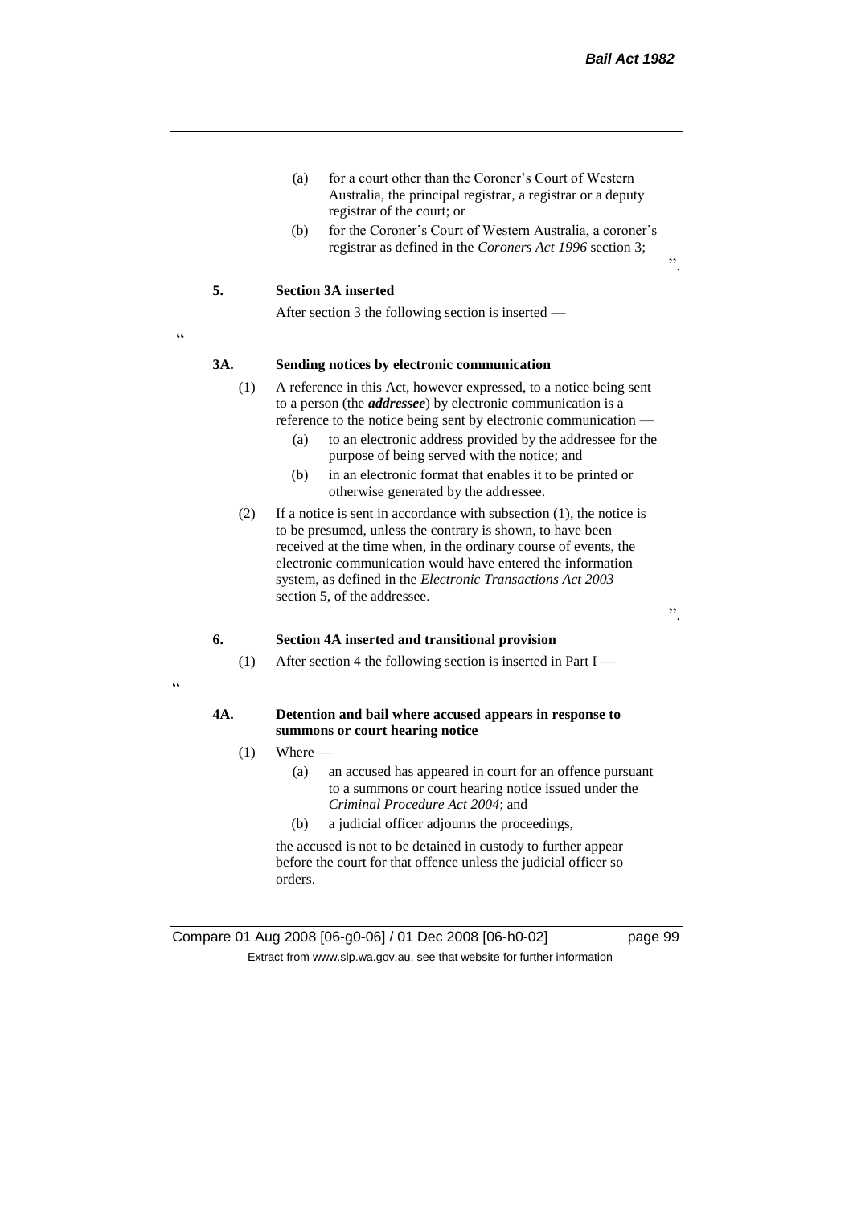(a) for a court other than the Coroner's Court of Western Australia, the principal registrar, a registrar or a deputy registrar of the court; or

(b) for the Coroner's Court of Western Australia, a coroner's registrar as defined in the *Coroners Act 1996* section 3;

".

**5. Section 3A inserted**

After section 3 the following section is inserted —

"

**3A. Sending notices by electronic communication**

(1) A reference in this Act, however expressed, to a notice being sent to a person (the ***addressee***) by electronic communication is a reference to the notice being sent by electronic communication —

(a) to an electronic address provided by the addressee for the purpose of being served with the notice; and

(b) in an electronic format that enables it to be printed or otherwise generated by the addressee.

(2) If a notice is sent in accordance with subsection (1), the notice is to be presumed, unless the contrary is shown, to have been received at the time when, in the ordinary course of events, the electronic communication would have entered the information system, as defined in the *Electronic Transactions Act 2003* section 5, of the addressee.

".

**6. Section 4A inserted and transitional provision**

(1) After section 4 the following section is inserted in Part I —

"

**4A. Detention and bail where accused appears in response to summons or court hearing notice**

(1) Where —

(a) an accused has appeared in court for an offence pursuant to a summons or court hearing notice issued under the *Criminal Procedure Act 2004*; and

(b) a judicial officer adjourns the proceedings,

the accused is not to be detained in custody to further appear before the court for that offence unless the judicial officer so orders.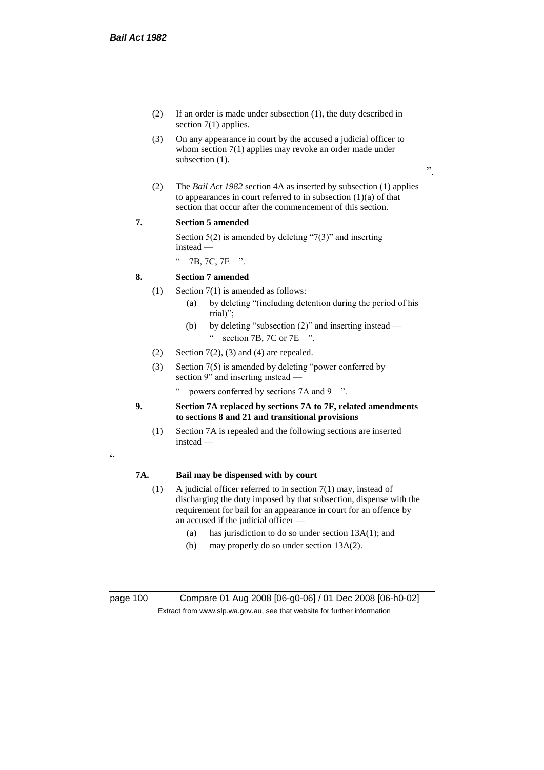(2) If an order is made under subsection (1), the duty described in section 7(1) applies.

(3) On any appearance in court by the accused a judicial officer to whom section 7(1) applies may revoke an order made under subsection (1).

".

(2) The *Bail Act 1982* section 4A as inserted by subsection (1) applies to appearances in court referred to in subsection (1)(a) of that section that occur after the commencement of this section.

**7. Section 5 amended**

Section 5(2) is amended by deleting "7(3)" and inserting instead —

" 7B, 7C, 7E ".

**8. Section 7 amended**

(1) Section 7(1) is amended as follows:

(a) by deleting "(including detention during the period of his trial)";

(b) by deleting "subsection (2)" and inserting instead —

" section 7B, 7C or 7E ".

(2) Section 7(2), (3) and (4) are repealed.

(3) Section 7(5) is amended by deleting "power conferred by section 9" and inserting instead —

" powers conferred by sections 7A and 9 ".

**9. Section 7A replaced by sections 7A to 7F, related amendments to sections 8 and 21 and transitional provisions**

(1) Section 7A is repealed and the following sections are inserted instead —

"

**7A. Bail may be dispensed with by court**

(1) A judicial officer referred to in section 7(1) may, instead of discharging the duty imposed by that subsection, dispense with the requirement for bail for an appearance in court for an offence by an accused if the judicial officer —

(a) has jurisdiction to do so under section 13A(1); and

(b) may properly do so under section 13A(2).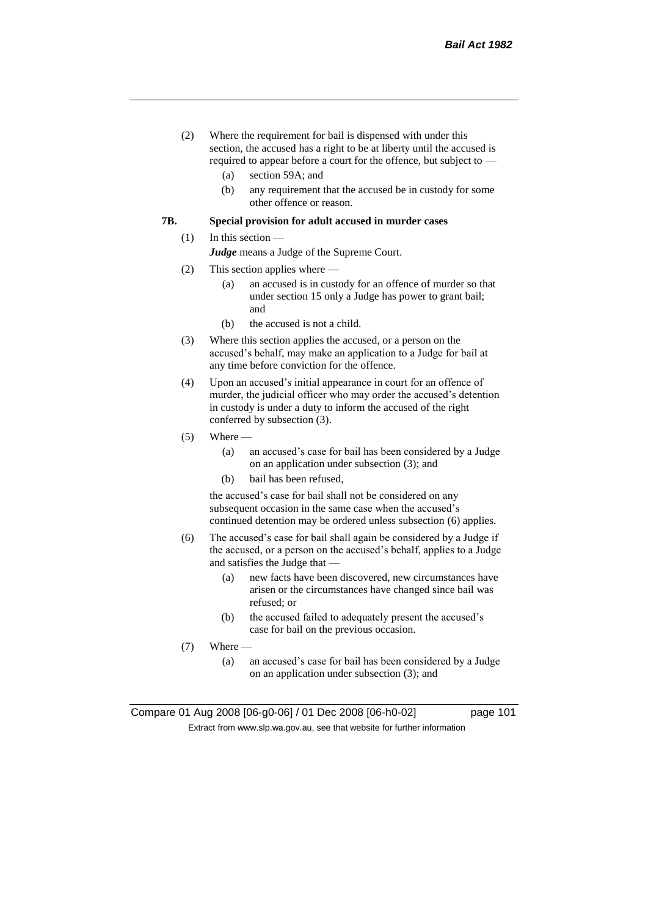(2) Where the requirement for bail is dispensed with under this section, the accused has a right to be at liberty until the accused is required to appear before a court for the offence, but subject to —

(a) section 59A; and

(b) any requirement that the accused be in custody for some other offence or reason.

**7B. Special provision for adult accused in murder cases**

(1) In this section —

***Judge*** means a Judge of the Supreme Court.

(2) This section applies where —

(a) an accused is in custody for an offence of murder so that under section 15 only a Judge has power to grant bail; and

(b) the accused is not a child.

(3) Where this section applies the accused, or a person on the accused's behalf, may make an application to a Judge for bail at any time before conviction for the offence.

(4) Upon an accused's initial appearance in court for an offence of murder, the judicial officer who may order the accused's detention in custody is under a duty to inform the accused of the right conferred by subsection (3).

(5) Where —

(a) an accused's case for bail has been considered by a Judge on an application under subsection (3); and

(b) bail has been refused,

the accused's case for bail shall not be considered on any subsequent occasion in the same case when the accused's continued detention may be ordered unless subsection (6) applies.

(6) The accused's case for bail shall again be considered by a Judge if the accused, or a person on the accused's behalf, applies to a Judge and satisfies the Judge that —

(a) new facts have been discovered, new circumstances have arisen or the circumstances have changed since bail was refused; or

(b) the accused failed to adequately present the accused's case for bail on the previous occasion.

(7) Where —

(a) an accused's case for bail has been considered by a Judge on an application under subsection (3); and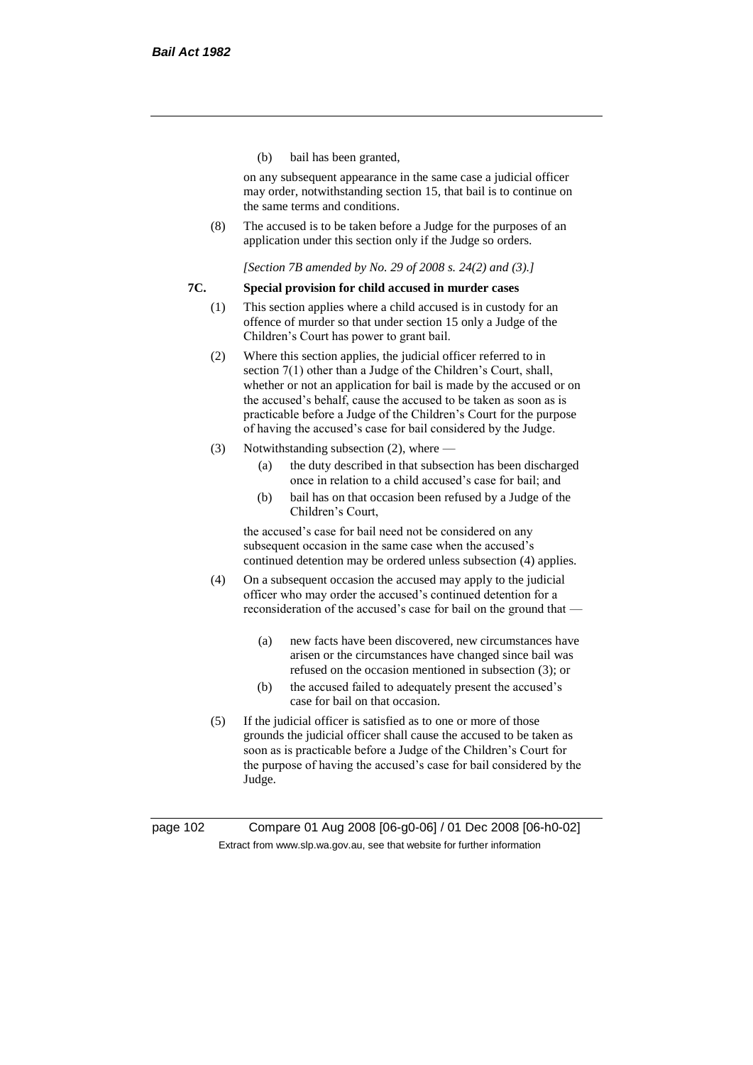(b) bail has been granted,

on any subsequent appearance in the same case a judicial officer may order, notwithstanding section 15, that bail is to continue on the same terms and conditions.

(8) The accused is to be taken before a Judge for the purposes of an application under this section only if the Judge so orders.

*[Section 7B amended by No. 29 of 2008 s. 24(2) and (3).]*

**7C. Special provision for child accused in murder cases**

(1) This section applies where a child accused is in custody for an offence of murder so that under section 15 only a Judge of the Children's Court has power to grant bail.

(2) Where this section applies, the judicial officer referred to in section 7(1) other than a Judge of the Children's Court, shall, whether or not an application for bail is made by the accused or on the accused's behalf, cause the accused to be taken as soon as is practicable before a Judge of the Children's Court for the purpose of having the accused's case for bail considered by the Judge.

(3) Notwithstanding subsection (2), where —

(a) the duty described in that subsection has been discharged once in relation to a child accused's case for bail; and

(b) bail has on that occasion been refused by a Judge of the Children's Court,

the accused's case for bail need not be considered on any subsequent occasion in the same case when the accused's continued detention may be ordered unless subsection (4) applies.

(4) On a subsequent occasion the accused may apply to the judicial officer who may order the accused's continued detention for a reconsideration of the accused's case for bail on the ground that —

(a) new facts have been discovered, new circumstances have arisen or the circumstances have changed since bail was refused on the occasion mentioned in subsection (3); or

(b) the accused failed to adequately present the accused's case for bail on that occasion.

(5) If the judicial officer is satisfied as to one or more of those grounds the judicial officer shall cause the accused to be taken as soon as is practicable before a Judge of the Children's Court for the purpose of having the accused's case for bail considered by the Judge.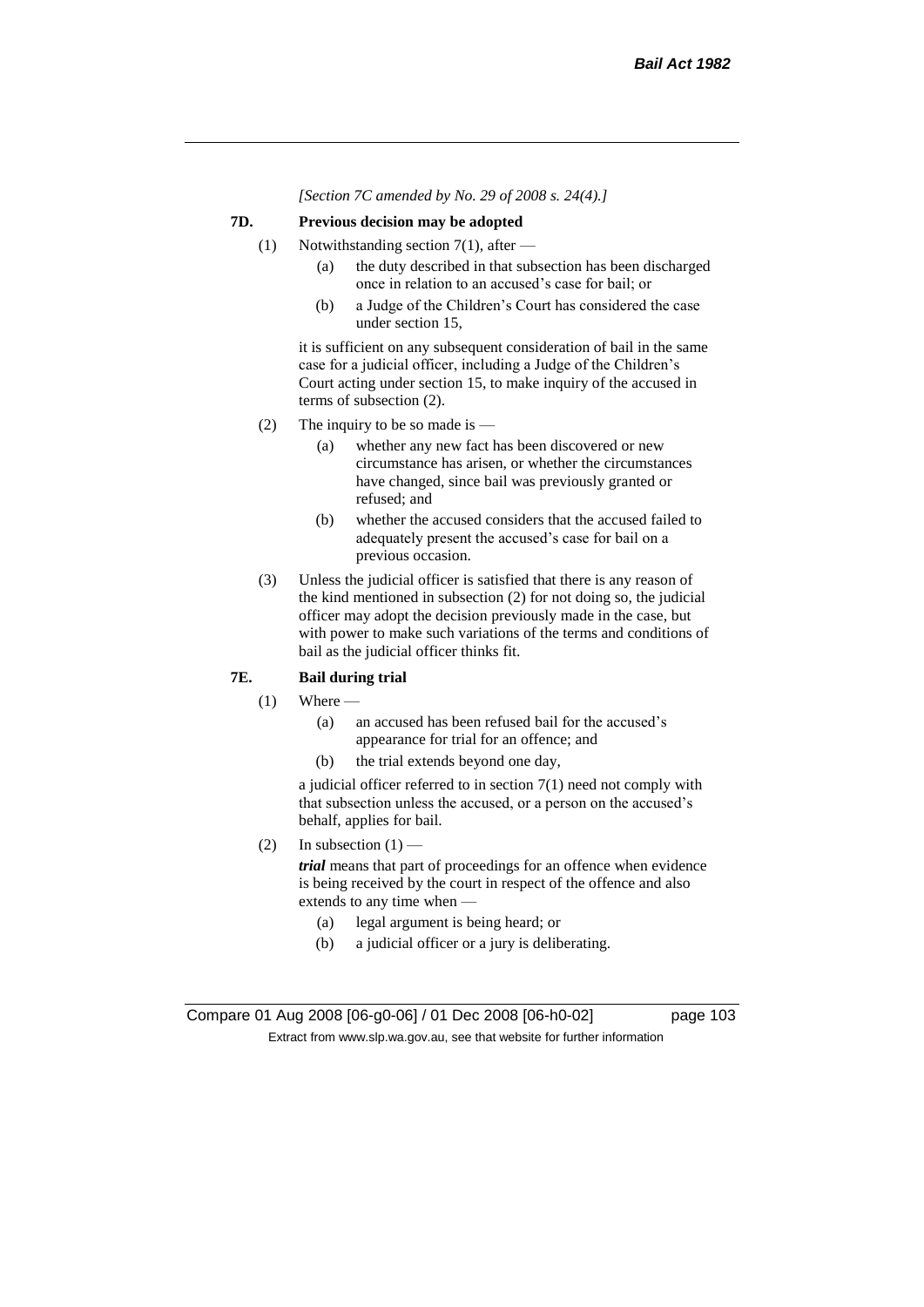*[Section 7C amended by No. 29 of 2008 s. 24(4).]*

### 7D. Previous decision may be adopted

(1) Notwithstanding section 7(1), after —

- (a) the duty described in that subsection has been discharged once in relation to an accused's case for bail; or
- (b) a Judge of the Children's Court has considered the case under section 15,

it is sufficient on any subsequent consideration of bail in the same case for a judicial officer, including a Judge of the Children's Court acting under section 15, to make inquiry of the accused in terms of subsection (2).

(2) The inquiry to be so made is —

- (a) whether any new fact has been discovered or new circumstance has arisen, or whether the circumstances have changed, since bail was previously granted or refused; and
- (b) whether the accused considers that the accused failed to adequately present the accused's case for bail on a previous occasion.

(3) Unless the judicial officer is satisfied that there is any reason of the kind mentioned in subsection (2) for not doing so, the judicial officer may adopt the decision previously made in the case, but with power to make such variations of the terms and conditions of bail as the judicial officer thinks fit.

### 7E. Bail during trial

(1) Where —

- (a) an accused has been refused bail for the accused's appearance for trial for an offence; and
- (b) the trial extends beyond one day,

a judicial officer referred to in section 7(1) need not comply with that subsection unless the accused, or a person on the accused's behalf, applies for bail.

(2) In subsection (1) —

***trial*** means that part of proceedings for an offence when evidence is being received by the court in respect of the offence and also extends to any time when —

- (a) legal argument is being heard; or
- (b) a judicial officer or a jury is deliberating.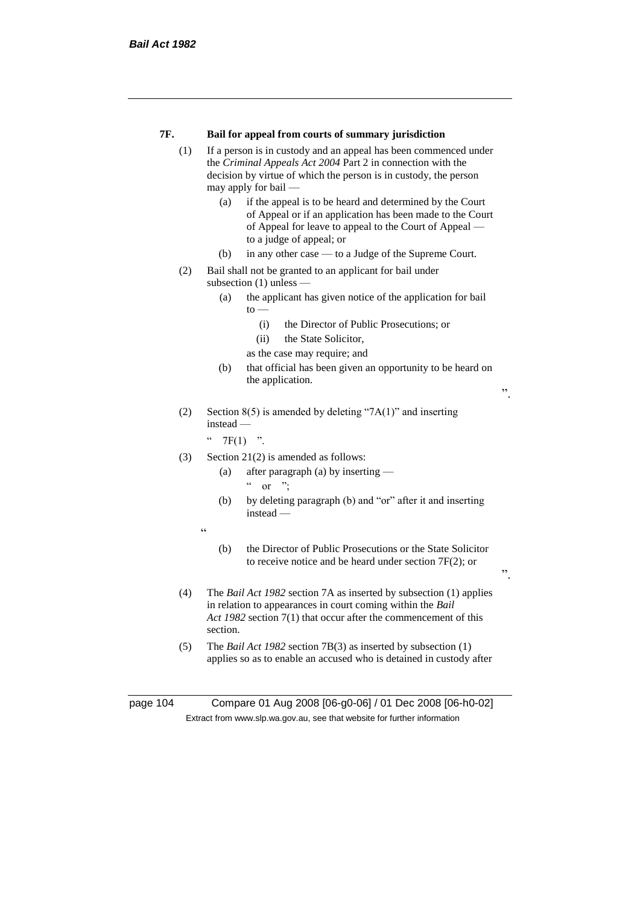**7F. Bail for appeal from courts of summary jurisdiction**

(1) If a person is in custody and an appeal has been commenced under the *Criminal Appeals Act 2004* Part 2 in connection with the decision by virtue of which the person is in custody, the person may apply for bail —

(a) if the appeal is to be heard and determined by the Court of Appeal or if an application has been made to the Court of Appeal for leave to appeal to the Court of Appeal — to a judge of appeal; or

(b) in any other case — to a Judge of the Supreme Court.

(2) Bail shall not be granted to an applicant for bail under subsection (1) unless —

(a) the applicant has given notice of the application for bail to —

(i) the Director of Public Prosecutions; or

(ii) the State Solicitor,

as the case may require; and

(b) that official has been given an opportunity to be heard on the application.

".

(2) Section 8(5) is amended by deleting "7A(1)" and inserting instead —

" 7F(1) ".

(3) Section 21(2) is amended as follows:

(a) after paragraph (a) by inserting —

" or ";

(b) by deleting paragraph (b) and "or" after it and inserting instead —

"

(b) the Director of Public Prosecutions or the State Solicitor to receive notice and be heard under section 7F(2); or

".

(4) The *Bail Act 1982* section 7A as inserted by subsection (1) applies in relation to appearances in court coming within the *Bail Act 1982* section 7(1) that occur after the commencement of this section.

(5) The *Bail Act 1982* section 7B(3) as inserted by subsection (1) applies so as to enable an accused who is detained in custody after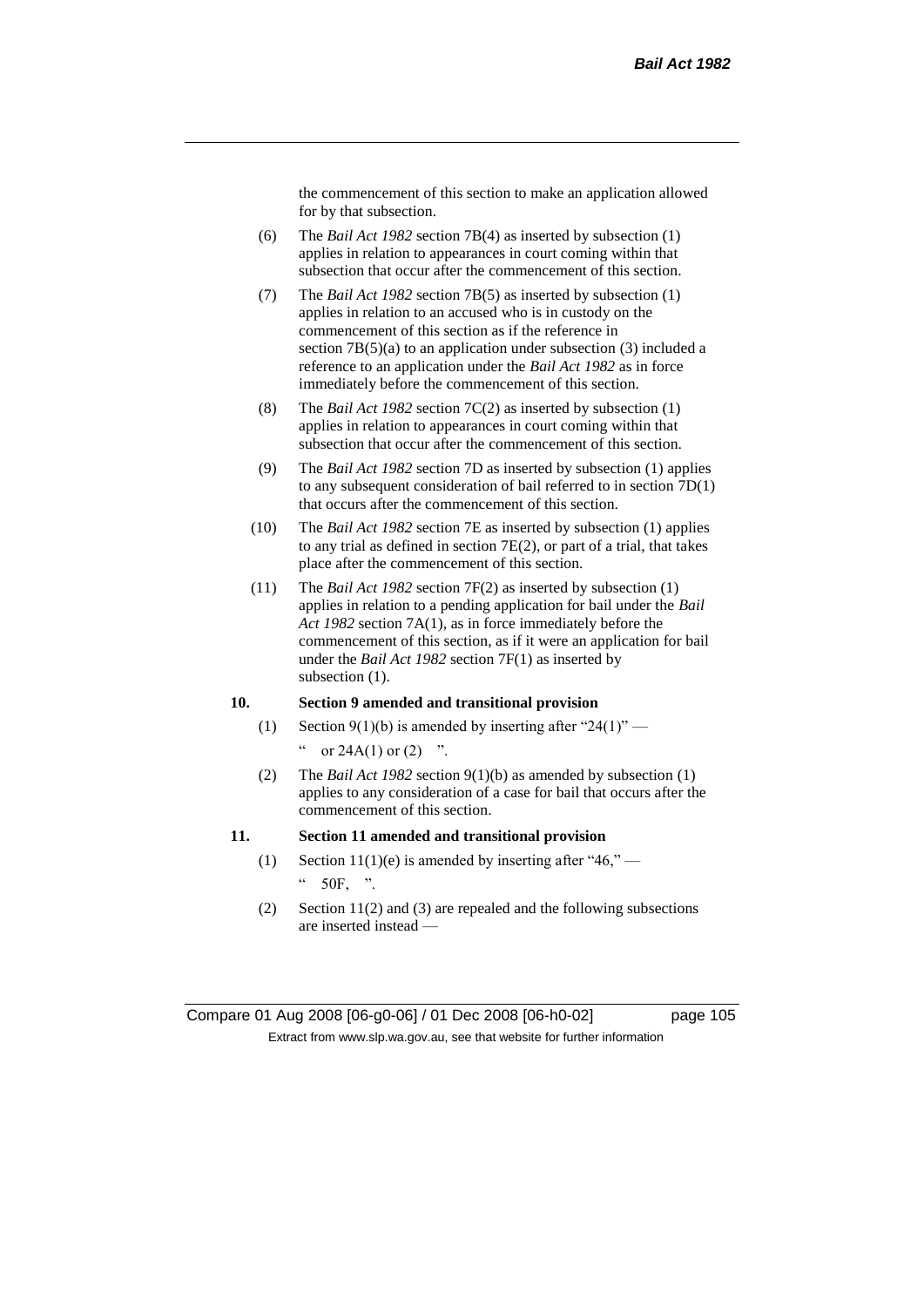the commencement of this section to make an application allowed for by that subsection.

(6) The *Bail Act 1982* section 7B(4) as inserted by subsection (1) applies in relation to appearances in court coming within that subsection that occur after the commencement of this section.

(7) The *Bail Act 1982* section 7B(5) as inserted by subsection (1) applies in relation to an accused who is in custody on the commencement of this section as if the reference in section 7B(5)(a) to an application under subsection (3) included a reference to an application under the *Bail Act 1982* as in force immediately before the commencement of this section.

(8) The *Bail Act 1982* section 7C(2) as inserted by subsection (1) applies in relation to appearances in court coming within that subsection that occur after the commencement of this section.

(9) The *Bail Act 1982* section 7D as inserted by subsection (1) applies to any subsequent consideration of bail referred to in section 7D(1) that occurs after the commencement of this section.

(10) The *Bail Act 1982* section 7E as inserted by subsection (1) applies to any trial as defined in section 7E(2), or part of a trial, that takes place after the commencement of this section.

(11) The *Bail Act 1982* section 7F(2) as inserted by subsection (1) applies in relation to a pending application for bail under the *Bail Act 1982* section 7A(1), as in force immediately before the commencement of this section, as if it were an application for bail under the *Bail Act 1982* section 7F(1) as inserted by subsection (1).

**10. Section 9 amended and transitional provision**

(1) Section 9(1)(b) is amended by inserting after "24(1)" —

" or 24A(1) or (2) ".

(2) The *Bail Act 1982* section 9(1)(b) as amended by subsection (1) applies to any consideration of a case for bail that occurs after the commencement of this section.

**11. Section 11 amended and transitional provision**

(1) Section 11(1)(e) is amended by inserting after "46," —

" 50F, ".

(2) Section 11(2) and (3) are repealed and the following subsections are inserted instead —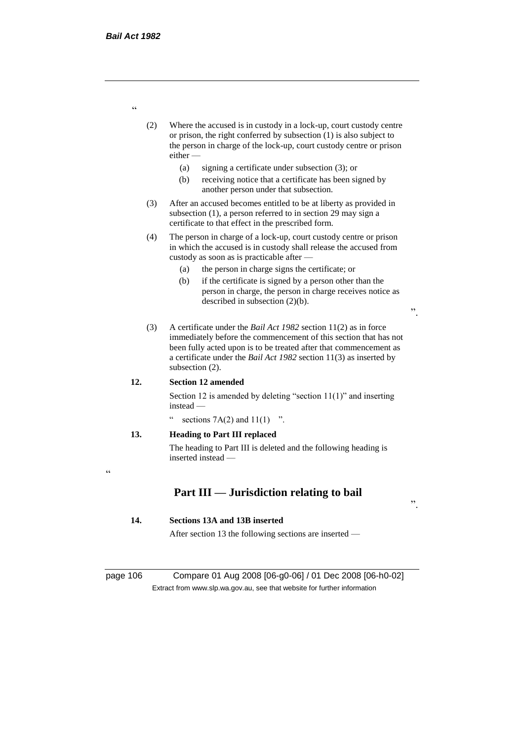"

(2) Where the accused is in custody in a lock-up, court custody centre or prison, the right conferred by subsection (1) is also subject to the person in charge of the lock-up, court custody centre or prison either —

(a) signing a certificate under subsection (3); or

(b) receiving notice that a certificate has been signed by another person under that subsection.

(3) After an accused becomes entitled to be at liberty as provided in subsection (1), a person referred to in section 29 may sign a certificate to that effect in the prescribed form.

(4) The person in charge of a lock-up, court custody centre or prison in which the accused is in custody shall release the accused from custody as soon as is practicable after —

(a) the person in charge signs the certificate; or

(b) if the certificate is signed by a person other than the person in charge, the person in charge receives notice as described in subsection (2)(b).

".

(3) A certificate under the *Bail Act 1982* section 11(2) as in force immediately before the commencement of this section that has not been fully acted upon is to be treated after that commencement as a certificate under the *Bail Act 1982* section 11(3) as inserted by subsection (2).

**12. Section 12 amended**

Section 12 is amended by deleting "section 11(1)" and inserting instead —

" sections 7A(2) and 11(1) ".

**13. Heading to Part III replaced**

The heading to Part III is deleted and the following heading is inserted instead —

"

## Part III — Jurisdiction relating to bail

".

**14. Sections 13A and 13B inserted**

After section 13 the following sections are inserted —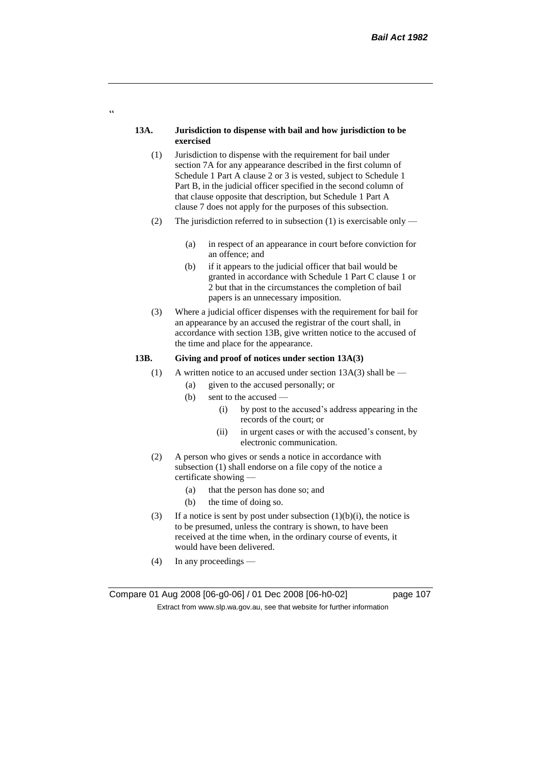"

**13A. Jurisdiction to dispense with bail and how jurisdiction to be exercised**

(1) Jurisdiction to dispense with the requirement for bail under section 7A for any appearance described in the first column of Schedule 1 Part A clause 2 or 3 is vested, subject to Schedule 1 Part B, in the judicial officer specified in the second column of that clause opposite that description, but Schedule 1 Part A clause 7 does not apply for the purposes of this subsection.

(2) The jurisdiction referred to in subsection (1) is exercisable only —

(a) in respect of an appearance in court before conviction for an offence; and

(b) if it appears to the judicial officer that bail would be granted in accordance with Schedule 1 Part C clause 1 or 2 but that in the circumstances the completion of bail papers is an unnecessary imposition.

(3) Where a judicial officer dispenses with the requirement for bail for an appearance by an accused the registrar of the court shall, in accordance with section 13B, give written notice to the accused of the time and place for the appearance.

**13B. Giving and proof of notices under section 13A(3)**

(1) A written notice to an accused under section 13A(3) shall be —

(a) given to the accused personally; or

(b) sent to the accused —

(i) by post to the accused's address appearing in the records of the court; or

(ii) in urgent cases or with the accused's consent, by electronic communication.

(2) A person who gives or sends a notice in accordance with subsection (1) shall endorse on a file copy of the notice a certificate showing —

(a) that the person has done so; and

(b) the time of doing so.

(3) If a notice is sent by post under subsection (1)(b)(i), the notice is to be presumed, unless the contrary is shown, to have been received at the time when, in the ordinary course of events, it would have been delivered.

(4) In any proceedings —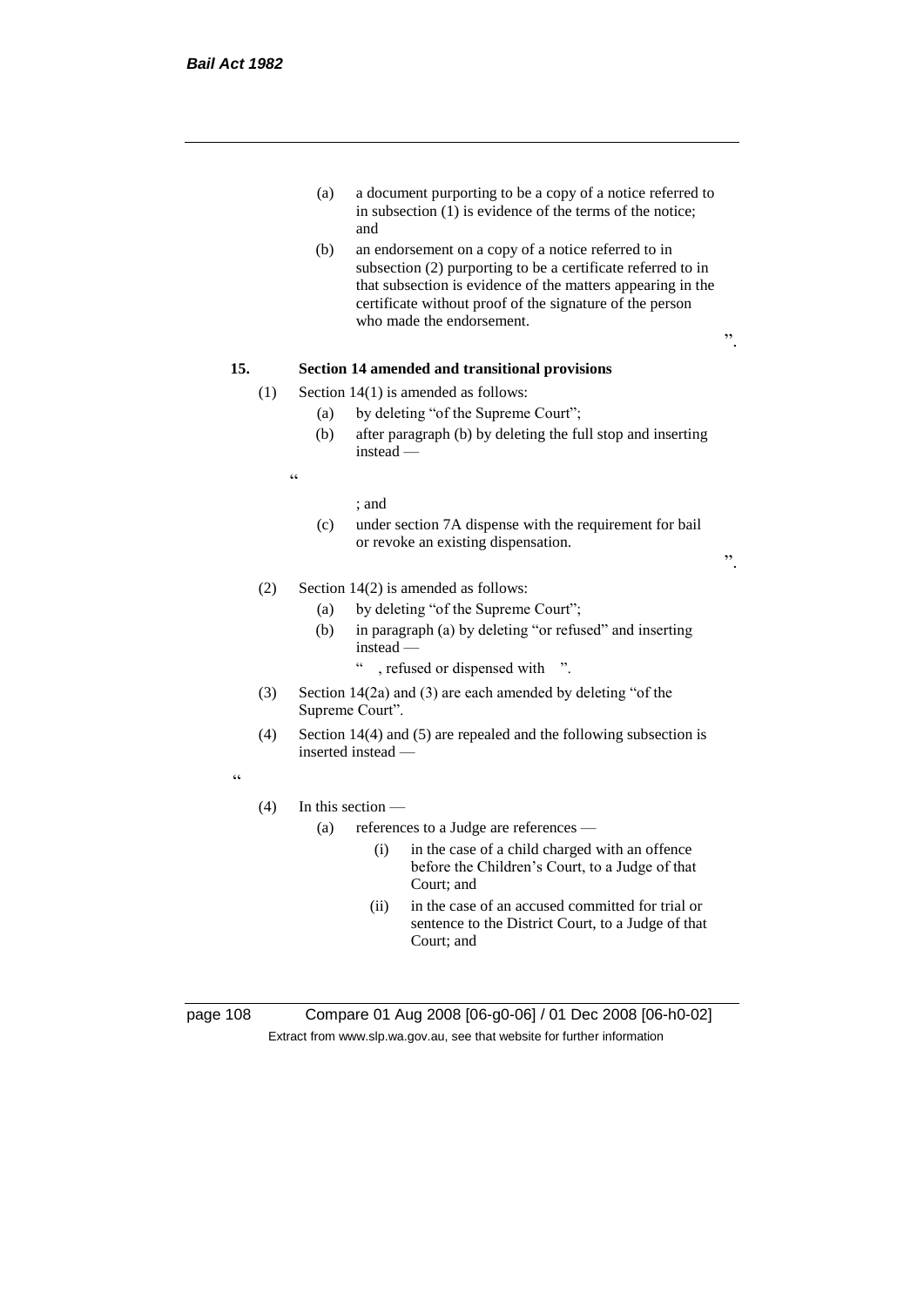(a) a document purporting to be a copy of a notice referred to in subsection (1) is evidence of the terms of the notice; and

(b) an endorsement on a copy of a notice referred to in subsection (2) purporting to be a certificate referred to in that subsection is evidence of the matters appearing in the certificate without proof of the signature of the person who made the endorsement.

".

**15. Section 14 amended and transitional provisions**

(1) Section 14(1) is amended as follows:

(a) by deleting "of the Supreme Court";

(b) after paragraph (b) by deleting the full stop and inserting instead —

"

; and

(c) under section 7A dispense with the requirement for bail or revoke an existing dispensation.

".

(2) Section 14(2) is amended as follows:

(a) by deleting "of the Supreme Court";

(b) in paragraph (a) by deleting "or refused" and inserting instead —

" , refused or dispensed with ".

(3) Section 14(2a) and (3) are each amended by deleting "of the Supreme Court".

(4) Section 14(4) and (5) are repealed and the following subsection is inserted instead —

"

(4) In this section —

(a) references to a Judge are references —

(i) in the case of a child charged with an offence before the Children's Court, to a Judge of that Court; and

(ii) in the case of an accused committed for trial or sentence to the District Court, to a Judge of that Court; and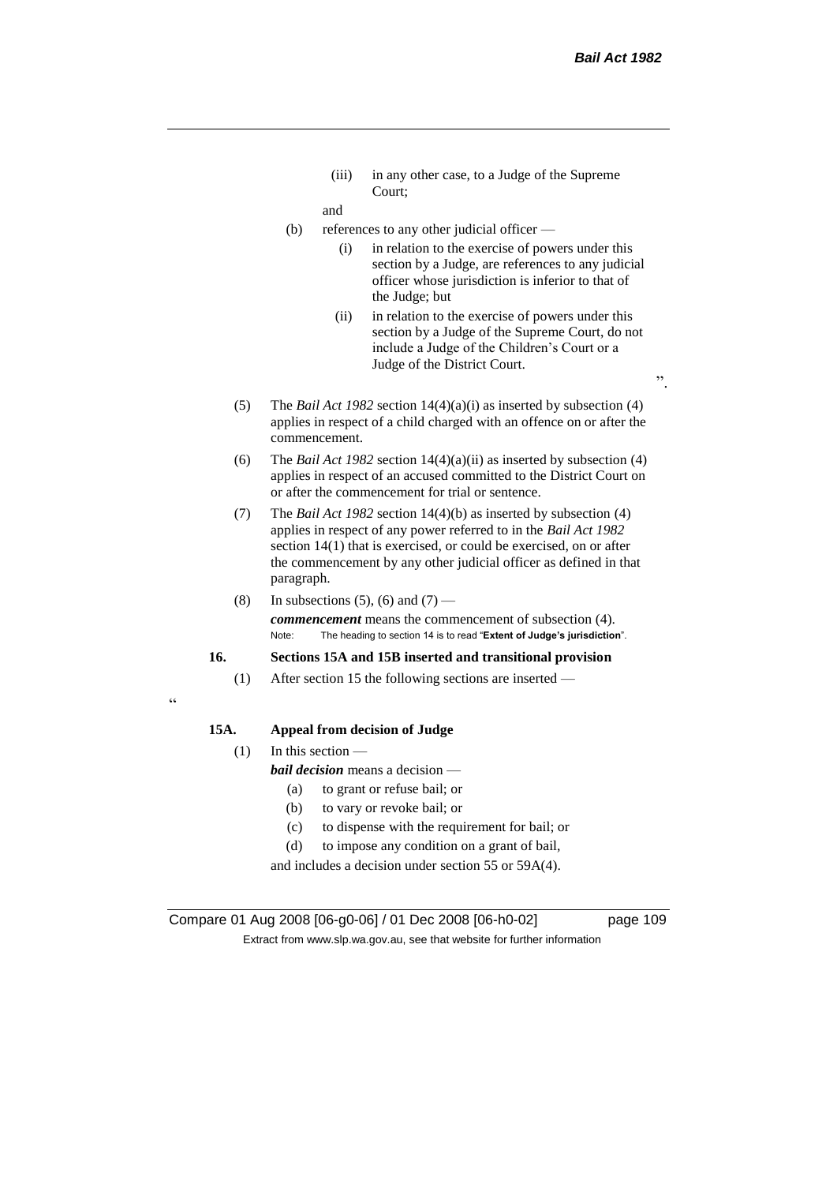(iii) in any other case, to a Judge of the Supreme Court;

and

(b) references to any other judicial officer —

(i) in relation to the exercise of powers under this section by a Judge, are references to any judicial officer whose jurisdiction is inferior to that of the Judge; but

(ii) in relation to the exercise of powers under this section by a Judge of the Supreme Court, do not include a Judge of the Children's Court or a Judge of the District Court.

".

(5) The *Bail Act 1982* section 14(4)(a)(i) as inserted by subsection (4) applies in respect of a child charged with an offence on or after the commencement.

(6) The *Bail Act 1982* section 14(4)(a)(ii) as inserted by subsection (4) applies in respect of an accused committed to the District Court on or after the commencement for trial or sentence.

(7) The *Bail Act 1982* section 14(4)(b) as inserted by subsection (4) applies in respect of any power referred to in the *Bail Act 1982* section 14(1) that is exercised, or could be exercised, on or after the commencement by any other judicial officer as defined in that paragraph.

(8) In subsections (5), (6) and (7) —

***commencement*** means the commencement of subsection (4).

Note: The heading to section 14 is to read "**Extent of Judge's jurisdiction**".

**16. Sections 15A and 15B inserted and transitional provision**

(1) After section 15 the following sections are inserted —

"

**15A. Appeal from decision of Judge**

(1) In this section —

***bail decision*** means a decision —

(a) to grant or refuse bail; or

(b) to vary or revoke bail; or

(c) to dispense with the requirement for bail; or

(d) to impose any condition on a grant of bail,

and includes a decision under section 55 or 59A(4).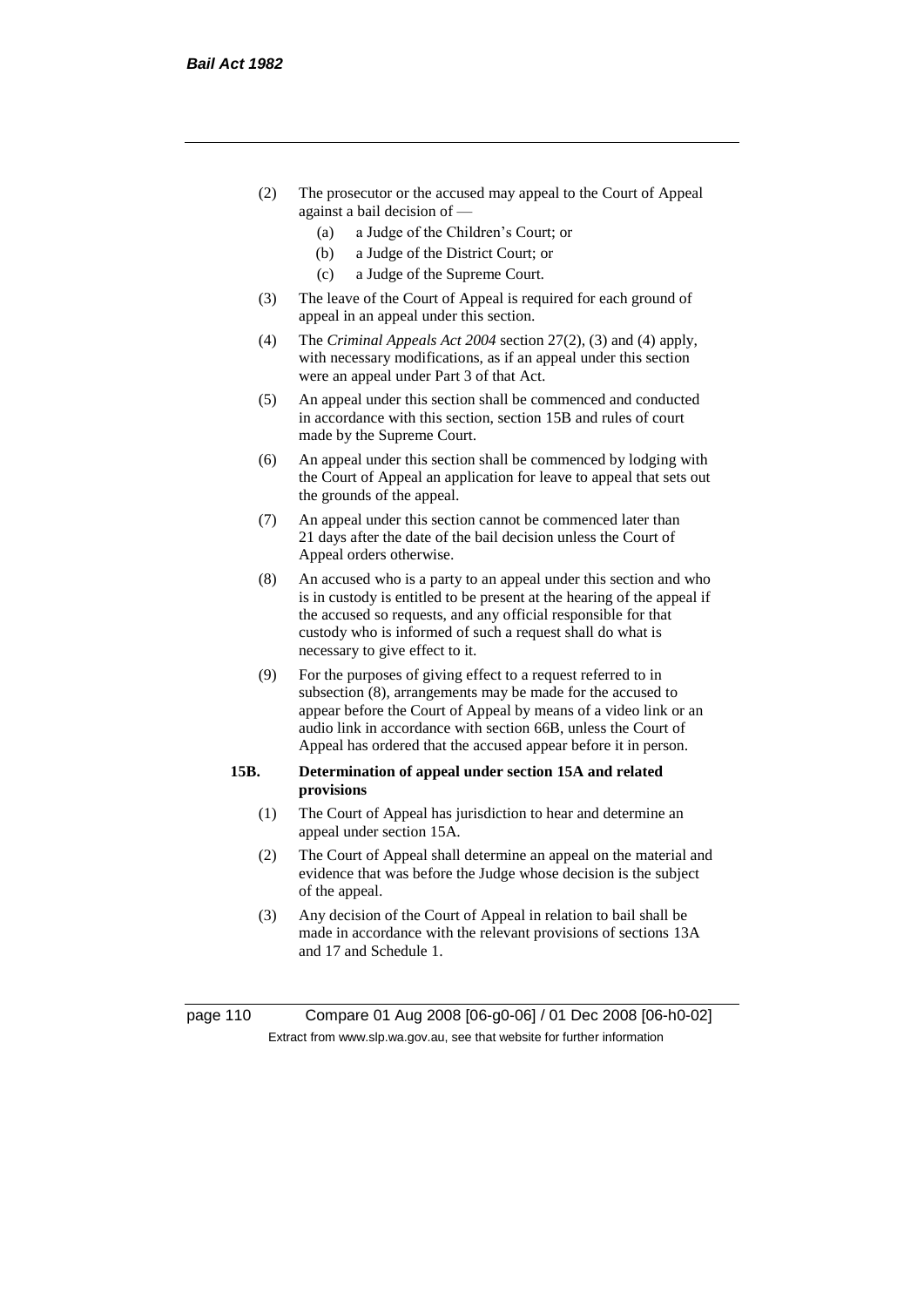(2) The prosecutor or the accused may appeal to the Court of Appeal against a bail decision of —

  (a) a Judge of the Children's Court; or

  (b) a Judge of the District Court; or

  (c) a Judge of the Supreme Court.

(3) The leave of the Court of Appeal is required for each ground of appeal in an appeal under this section.

(4) The *Criminal Appeals Act 2004* section 27(2), (3) and (4) apply, with necessary modifications, as if an appeal under this section were an appeal under Part 3 of that Act.

(5) An appeal under this section shall be commenced and conducted in accordance with this section, section 15B and rules of court made by the Supreme Court.

(6) An appeal under this section shall be commenced by lodging with the Court of Appeal an application for leave to appeal that sets out the grounds of the appeal.

(7) An appeal under this section cannot be commenced later than 21 days after the date of the bail decision unless the Court of Appeal orders otherwise.

(8) An accused who is a party to an appeal under this section and who is in custody is entitled to be present at the hearing of the appeal if the accused so requests, and any official responsible for that custody who is informed of such a request shall do what is necessary to give effect to it.

(9) For the purposes of giving effect to a request referred to in subsection (8), arrangements may be made for the accused to appear before the Court of Appeal by means of a video link or an audio link in accordance with section 66B, unless the Court of Appeal has ordered that the accused appear before it in person.

**15B. Determination of appeal under section 15A and related provisions**

(1) The Court of Appeal has jurisdiction to hear and determine an appeal under section 15A.

(2) The Court of Appeal shall determine an appeal on the material and evidence that was before the Judge whose decision is the subject of the appeal.

(3) Any decision of the Court of Appeal in relation to bail shall be made in accordance with the relevant provisions of sections 13A and 17 and Schedule 1.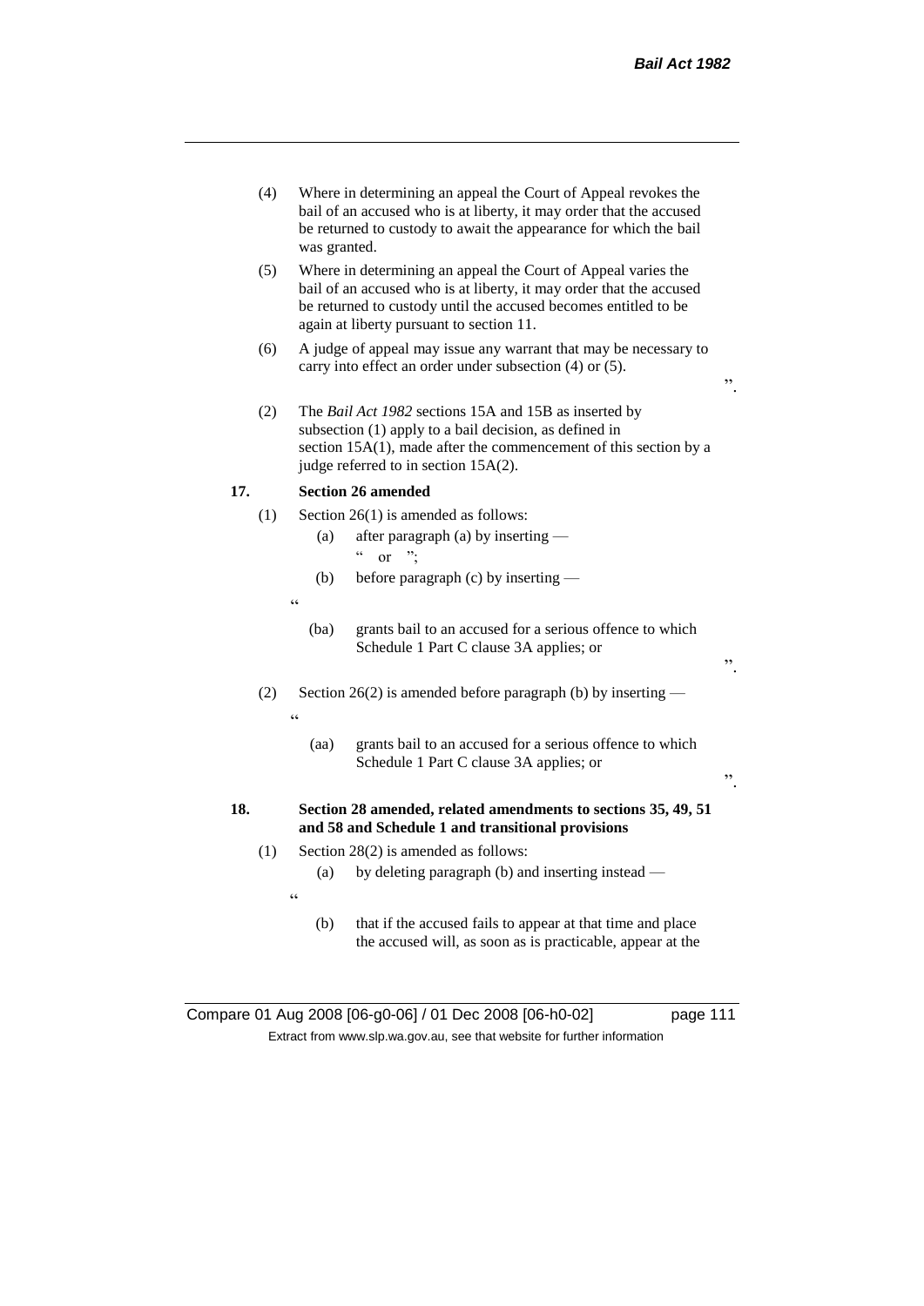(4) Where in determining an appeal the Court of Appeal revokes the bail of an accused who is at liberty, it may order that the accused be returned to custody to await the appearance for which the bail was granted.

(5) Where in determining an appeal the Court of Appeal varies the bail of an accused who is at liberty, it may order that the accused be returned to custody until the accused becomes entitled to be again at liberty pursuant to section 11.

(6) A judge of appeal may issue any warrant that may be necessary to carry into effect an order under subsection (4) or (5).

".

(2) The *Bail Act 1982* sections 15A and 15B as inserted by subsection (1) apply to a bail decision, as defined in section 15A(1), made after the commencement of this section by a judge referred to in section 15A(2).

**17. Section 26 amended**

(1) Section 26(1) is amended as follows:

(a) after paragraph (a) by inserting —

" or ";

(b) before paragraph (c) by inserting —

"

(ba) grants bail to an accused for a serious offence to which Schedule 1 Part C clause 3A applies; or

".

(2) Section 26(2) is amended before paragraph (b) by inserting —

"

(aa) grants bail to an accused for a serious offence to which Schedule 1 Part C clause 3A applies; or

".

**18. Section 28 amended, related amendments to sections 35, 49, 51 and 58 and Schedule 1 and transitional provisions**

(1) Section 28(2) is amended as follows:

(a) by deleting paragraph (b) and inserting instead —

"

(b) that if the accused fails to appear at that time and place the accused will, as soon as is practicable, appear at the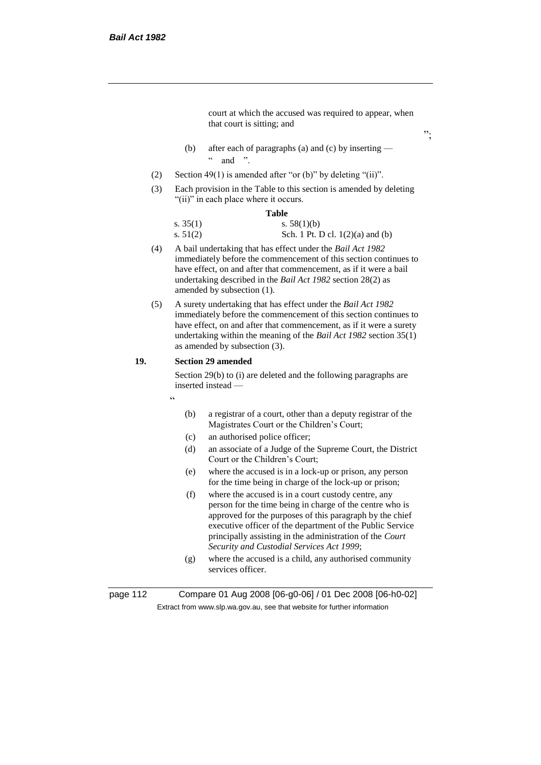court at which the accused was required to appear, when that court is sitting; and

";

(b) after each of paragraphs (a) and (c) by inserting —

" and ".

(2) Section 49(1) is amended after "or (b)" by deleting "(ii)".

(3) Each provision in the Table to this section is amended by deleting "(ii)" in each place where it occurs.

**Table**

| | |
|---|---|
| s. 35(1) | s. 58(1)(b) |
| s. 51(2) | Sch. 1 Pt. D cl. 1(2)(a) and (b) |

(4) A bail undertaking that has effect under the *Bail Act 1982* immediately before the commencement of this section continues to have effect, on and after that commencement, as if it were a bail undertaking described in the *Bail Act 1982* section 28(2) as amended by subsection (1).

(5) A surety undertaking that has effect under the *Bail Act 1982* immediately before the commencement of this section continues to have effect, on and after that commencement, as if it were a surety undertaking within the meaning of the *Bail Act 1982* section 35(1) as amended by subsection (3).

**19. Section 29 amended**

Section 29(b) to (i) are deleted and the following paragraphs are inserted instead —

"

(b) a registrar of a court, other than a deputy registrar of the Magistrates Court or the Children's Court;

(c) an authorised police officer;

(d) an associate of a Judge of the Supreme Court, the District Court or the Children's Court;

(e) where the accused is in a lock-up or prison, any person for the time being in charge of the lock-up or prison;

(f) where the accused is in a court custody centre, any person for the time being in charge of the centre who is approved for the purposes of this paragraph by the chief executive officer of the department of the Public Service principally assisting in the administration of the *Court Security and Custodial Services Act 1999*;

(g) where the accused is a child, any authorised community services officer.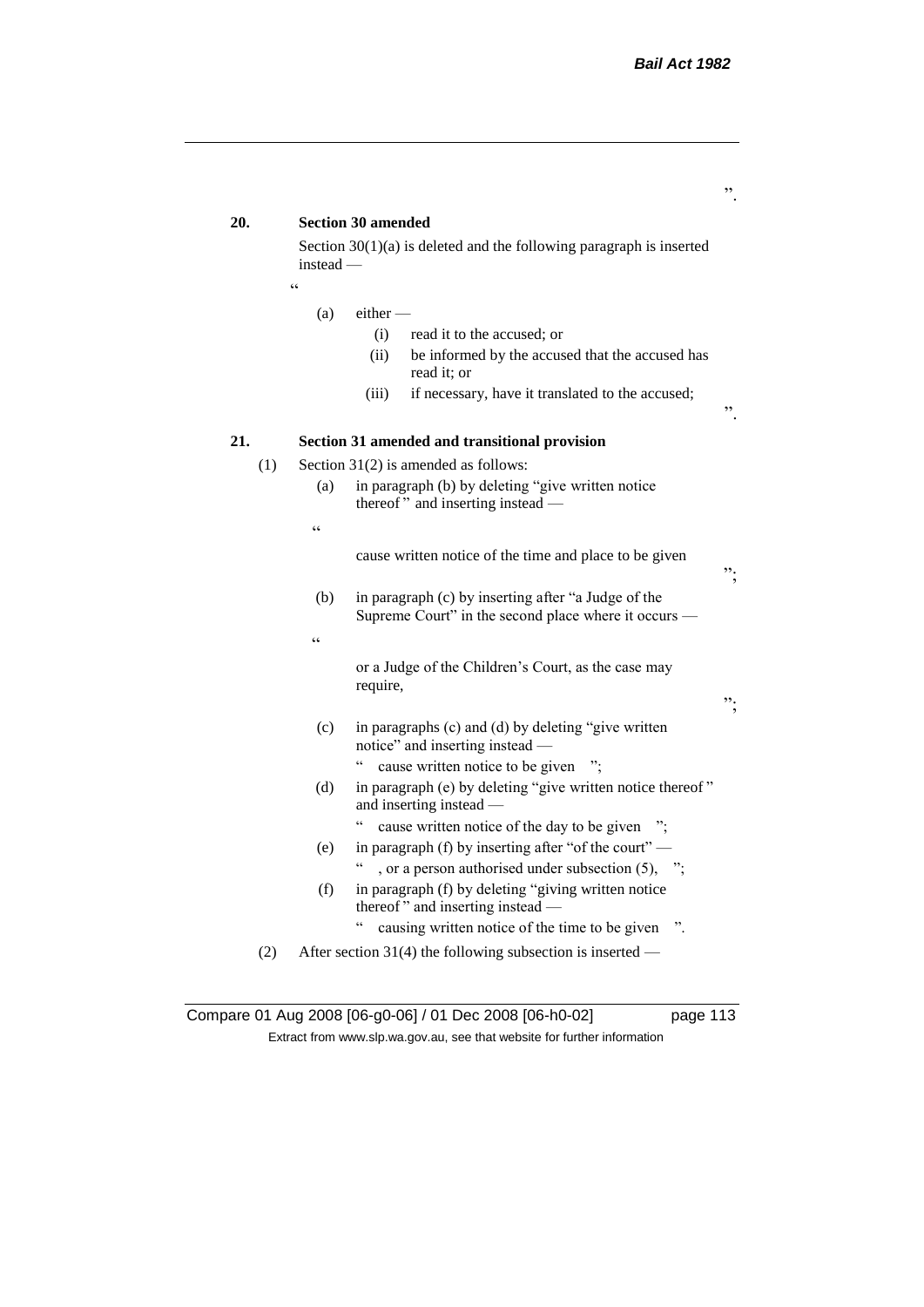".

**20. Section 30 amended**

Section 30(1)(a) is deleted and the following paragraph is inserted instead —

"

(a) either —

(i) read it to the accused; or

(ii) be informed by the accused that the accused has read it; or

(iii) if necessary, have it translated to the accused;

".

**21. Section 31 amended and transitional provision**

(1) Section 31(2) is amended as follows:

(a) in paragraph (b) by deleting "give written notice thereof " and inserting instead —

"

cause written notice of the time and place to be given

";

(b) in paragraph (c) by inserting after "a Judge of the Supreme Court" in the second place where it occurs —

"

or a Judge of the Children's Court, as the case may require,

";

(c) in paragraphs (c) and (d) by deleting "give written notice" and inserting instead —

" cause written notice to be given ";

(d) in paragraph (e) by deleting "give written notice thereof " and inserting instead —

" cause written notice of the day to be given ";

(e) in paragraph (f) by inserting after "of the court" —

" , or a person authorised under subsection (5), ";

(f) in paragraph (f) by deleting "giving written notice thereof " and inserting instead —

" causing written notice of the time to be given ".

(2) After section 31(4) the following subsection is inserted —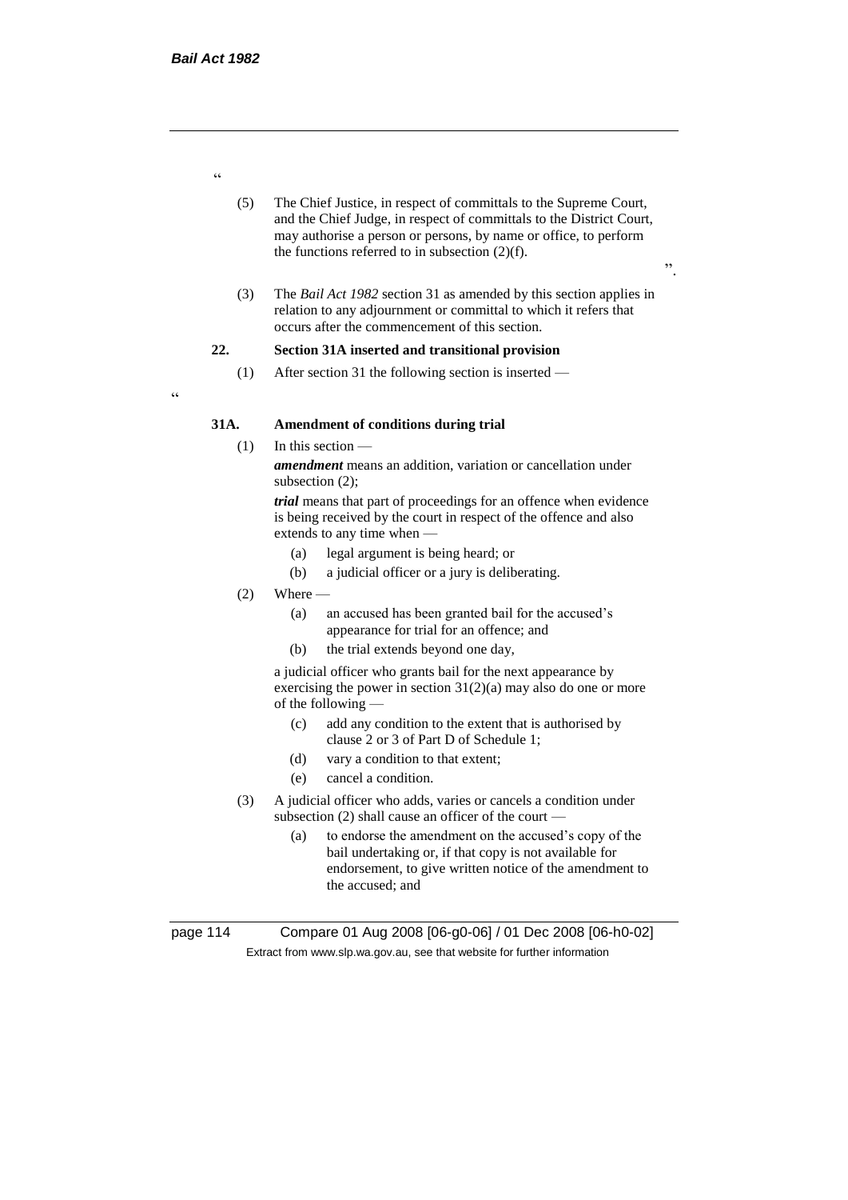"

(5) The Chief Justice, in respect of committals to the Supreme Court, and the Chief Judge, in respect of committals to the District Court, may authorise a person or persons, by name or office, to perform the functions referred to in subsection (2)(f).

".

(3) The *Bail Act 1982* section 31 as amended by this section applies in relation to any adjournment or committal to which it refers that occurs after the commencement of this section.

**22. Section 31A inserted and transitional provision**

(1) After section 31 the following section is inserted —

"

**31A. Amendment of conditions during trial**

(1) In this section —

***amendment*** means an addition, variation or cancellation under subsection (2);

***trial*** means that part of proceedings for an offence when evidence is being received by the court in respect of the offence and also extends to any time when —

(a) legal argument is being heard; or

(b) a judicial officer or a jury is deliberating.

(2) Where —

(a) an accused has been granted bail for the accused's appearance for trial for an offence; and

(b) the trial extends beyond one day,

a judicial officer who grants bail for the next appearance by exercising the power in section 31(2)(a) may also do one or more of the following —

(c) add any condition to the extent that is authorised by clause 2 or 3 of Part D of Schedule 1;

(d) vary a condition to that extent;

(e) cancel a condition.

(3) A judicial officer who adds, varies or cancels a condition under subsection (2) shall cause an officer of the court —

(a) to endorse the amendment on the accused's copy of the bail undertaking or, if that copy is not available for endorsement, to give written notice of the amendment to the accused; and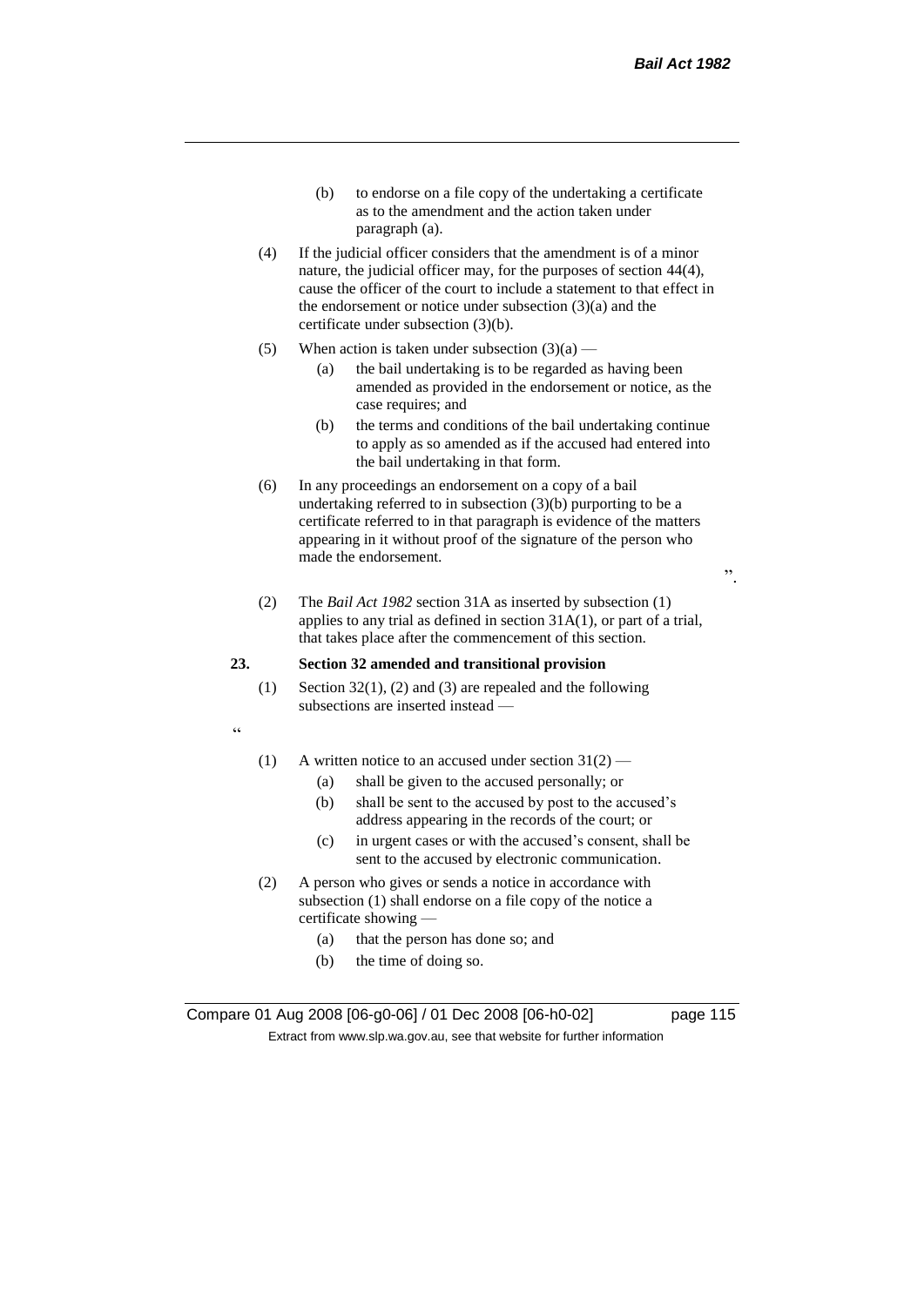(b) to endorse on a file copy of the undertaking a certificate as to the amendment and the action taken under paragraph (a).

(4) If the judicial officer considers that the amendment is of a minor nature, the judicial officer may, for the purposes of section 44(4), cause the officer of the court to include a statement to that effect in the endorsement or notice under subsection (3)(a) and the certificate under subsection (3)(b).

(5) When action is taken under subsection (3)(a) —

(a) the bail undertaking is to be regarded as having been amended as provided in the endorsement or notice, as the case requires; and

(b) the terms and conditions of the bail undertaking continue to apply as so amended as if the accused had entered into the bail undertaking in that form.

(6) In any proceedings an endorsement on a copy of a bail undertaking referred to in subsection (3)(b) purporting to be a certificate referred to in that paragraph is evidence of the matters appearing in it without proof of the signature of the person who made the endorsement.

".

(2) The *Bail Act 1982* section 31A as inserted by subsection (1) applies to any trial as defined in section 31A(1), or part of a trial, that takes place after the commencement of this section.

**23. Section 32 amended and transitional provision**

(1) Section 32(1), (2) and (3) are repealed and the following subsections are inserted instead —

"

(1) A written notice to an accused under section 31(2) —

(a) shall be given to the accused personally; or

(b) shall be sent to the accused by post to the accused's address appearing in the records of the court; or

(c) in urgent cases or with the accused's consent, shall be sent to the accused by electronic communication.

(2) A person who gives or sends a notice in accordance with subsection (1) shall endorse on a file copy of the notice a certificate showing —

(a) that the person has done so; and

(b) the time of doing so.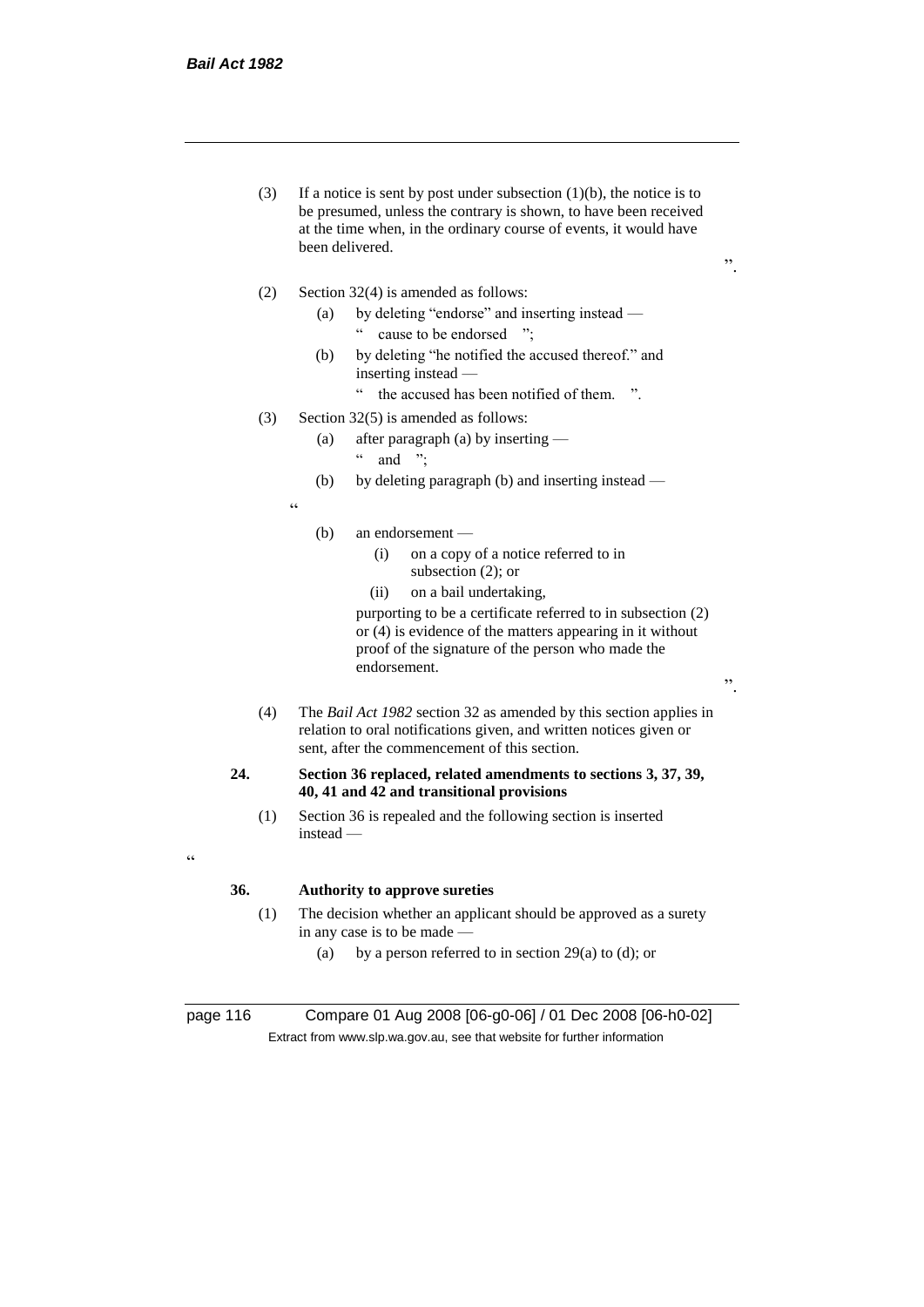(3) If a notice is sent by post under subsection (1)(b), the notice is to be presumed, unless the contrary is shown, to have been received at the time when, in the ordinary course of events, it would have been delivered.

".

(2) Section 32(4) is amended as follows:

(a) by deleting "endorse" and inserting instead —

" cause to be endorsed ";

(b) by deleting "he notified the accused thereof." and inserting instead —

" the accused has been notified of them. ".

(3) Section 32(5) is amended as follows:

(a) after paragraph (a) by inserting —

" and ";

(b) by deleting paragraph (b) and inserting instead —

"

(b) an endorsement —

(i) on a copy of a notice referred to in subsection (2); or

(ii) on a bail undertaking,

purporting to be a certificate referred to in subsection (2) or (4) is evidence of the matters appearing in it without proof of the signature of the person who made the endorsement.

".

(4) The *Bail Act 1982* section 32 as amended by this section applies in relation to oral notifications given, and written notices given or sent, after the commencement of this section.

**24. Section 36 replaced, related amendments to sections 3, 37, 39, 40, 41 and 42 and transitional provisions**

(1) Section 36 is repealed and the following section is inserted instead —

"

**36. Authority to approve sureties**

(1) The decision whether an applicant should be approved as a surety in any case is to be made —

(a) by a person referred to in section 29(a) to (d); or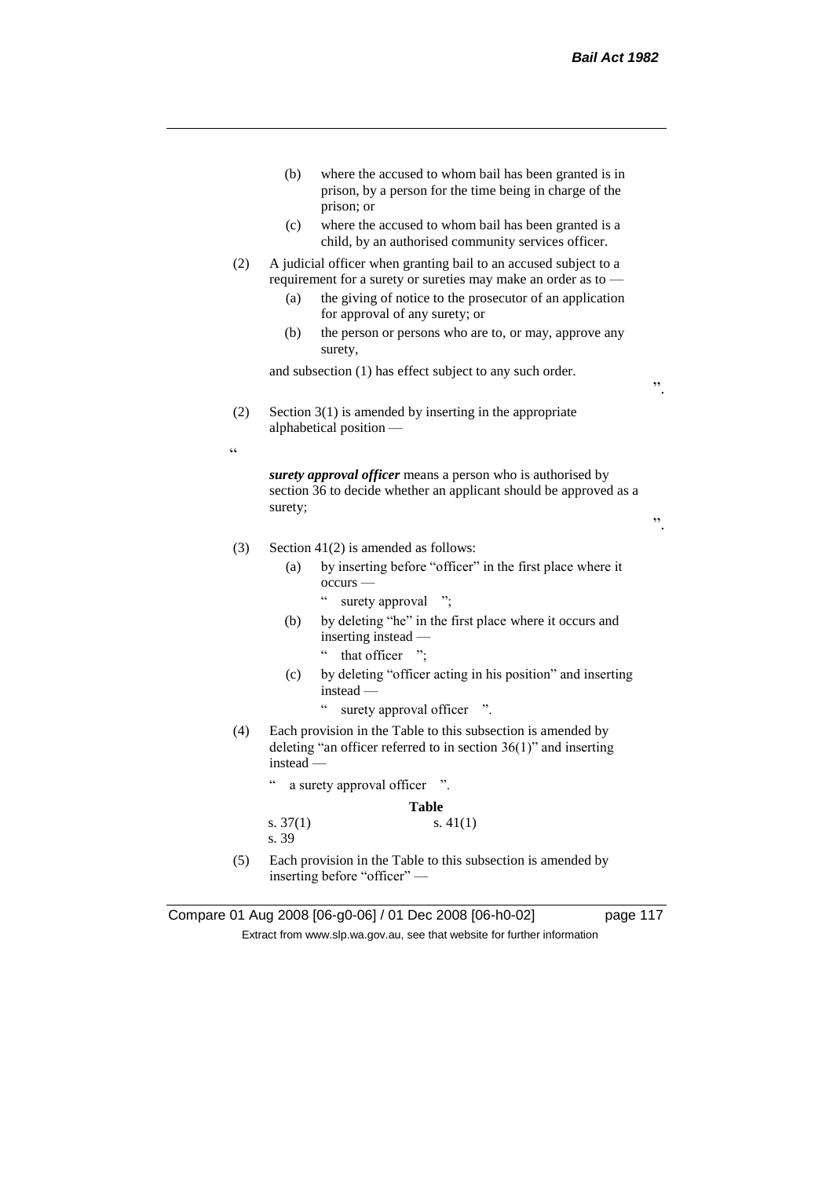(b) where the accused to whom bail has been granted is in prison, by a person for the time being in charge of the prison; or

(c) where the accused to whom bail has been granted is a child, by an authorised community services officer.

(2) A judicial officer when granting bail to an accused subject to a requirement for a surety or sureties may make an order as to —

(a) the giving of notice to the prosecutor of an application for approval of any surety; or

(b) the person or persons who are to, or may, approve any surety,

and subsection (1) has effect subject to any such order.

".

(2) Section 3(1) is amended by inserting in the appropriate alphabetical position —

"

***surety approval officer*** means a person who is authorised by section 36 to decide whether an applicant should be approved as a surety;

".

(3) Section 41(2) is amended as follows:

(a) by inserting before "officer" in the first place where it occurs —

" surety approval ";

(b) by deleting "he" in the first place where it occurs and inserting instead —

" that officer ";

(c) by deleting "officer acting in his position" and inserting instead —

" surety approval officer ".

(4) Each provision in the Table to this subsection is amended by deleting "an officer referred to in section 36(1)" and inserting instead —

" a surety approval officer ".

**Table**

| | |
|---|---|
| s. 37(1) | s. 41(1) |
| s. 39 | |

(5) Each provision in the Table to this subsection is amended by inserting before "officer" —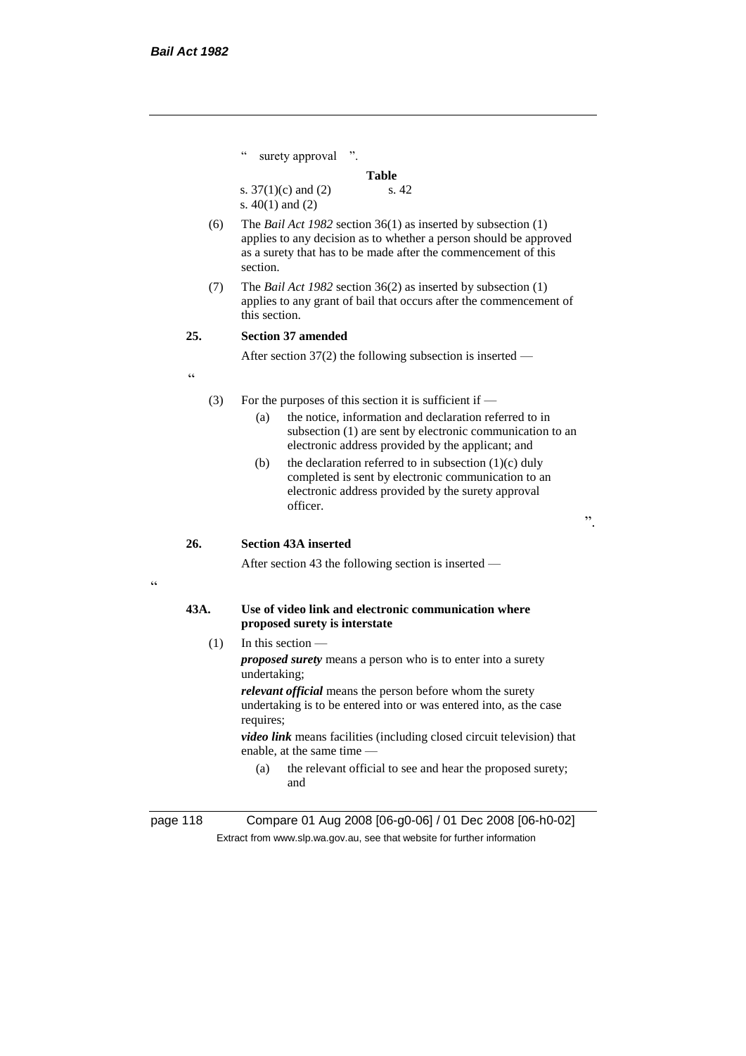" surety approval ".

**Table**

| | |
|---|---|
| s. 37(1)(c) and (2) | s. 42 |
| s. 40(1) and (2) | |

(6) The *Bail Act 1982* section 36(1) as inserted by subsection (1) applies to any decision as to whether a person should be approved as a surety that has to be made after the commencement of this section.

(7) The *Bail Act 1982* section 36(2) as inserted by subsection (1) applies to any grant of bail that occurs after the commencement of this section.

**25. Section 37 amended**

After section 37(2) the following subsection is inserted —

"

(3) For the purposes of this section it is sufficient if —

(a) the notice, information and declaration referred to in subsection (1) are sent by electronic communication to an electronic address provided by the applicant; and

(b) the declaration referred to in subsection (1)(c) duly completed is sent by electronic communication to an electronic address provided by the surety approval officer.

".

**26. Section 43A inserted**

After section 43 the following section is inserted —

"

**43A. Use of video link and electronic communication where proposed surety is interstate**

(1) In this section —

***proposed surety*** means a person who is to enter into a surety undertaking;

***relevant official*** means the person before whom the surety undertaking is to be entered into or was entered into, as the case requires;

***video link*** means facilities (including closed circuit television) that enable, at the same time —

(a) the relevant official to see and hear the proposed surety; and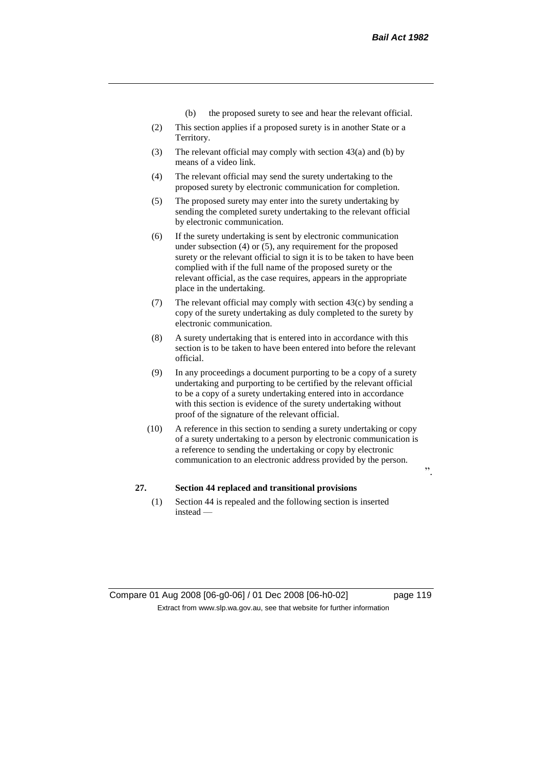(b) the proposed surety to see and hear the relevant official.

(2) This section applies if a proposed surety is in another State or a Territory.

(3) The relevant official may comply with section 43(a) and (b) by means of a video link.

(4) The relevant official may send the surety undertaking to the proposed surety by electronic communication for completion.

(5) The proposed surety may enter into the surety undertaking by sending the completed surety undertaking to the relevant official by electronic communication.

(6) If the surety undertaking is sent by electronic communication under subsection (4) or (5), any requirement for the proposed surety or the relevant official to sign it is to be taken to have been complied with if the full name of the proposed surety or the relevant official, as the case requires, appears in the appropriate place in the undertaking.

(7) The relevant official may comply with section 43(c) by sending a copy of the surety undertaking as duly completed to the surety by electronic communication.

(8) A surety undertaking that is entered into in accordance with this section is to be taken to have been entered into before the relevant official.

(9) In any proceedings a document purporting to be a copy of a surety undertaking and purporting to be certified by the relevant official to be a copy of a surety undertaking entered into in accordance with this section is evidence of the surety undertaking without proof of the signature of the relevant official.

(10) A reference in this section to sending a surety undertaking or copy of a surety undertaking to a person by electronic communication is a reference to sending the undertaking or copy by electronic communication to an electronic address provided by the person.

".

**27. Section 44 replaced and transitional provisions**

(1) Section 44 is repealed and the following section is inserted instead —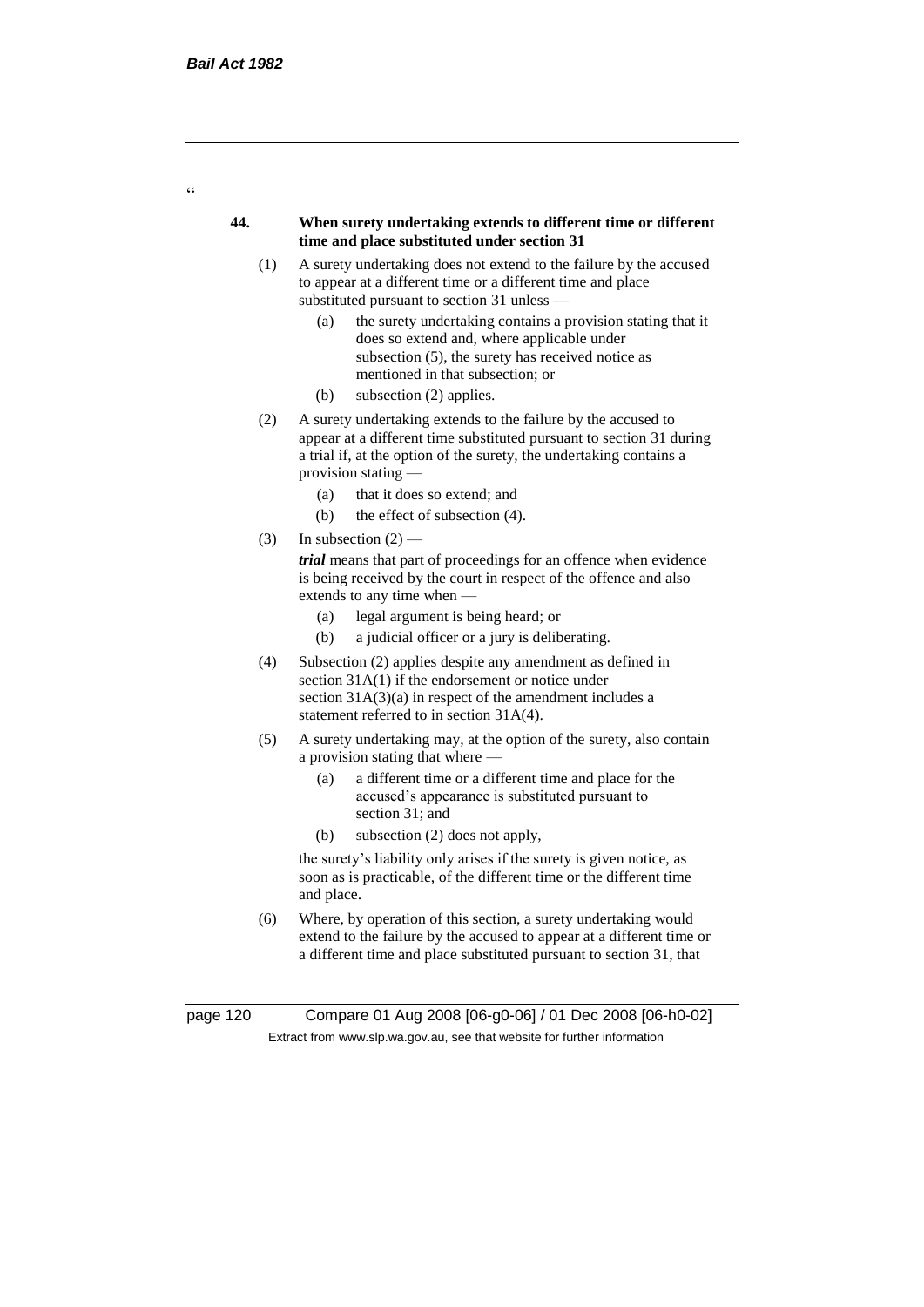"

**44. When surety undertaking extends to different time or different time and place substituted under section 31**

(1) A surety undertaking does not extend to the failure by the accused to appear at a different time or a different time and place substituted pursuant to section 31 unless —

  (a) the surety undertaking contains a provision stating that it does so extend and, where applicable under subsection (5), the surety has received notice as mentioned in that subsection; or

  (b) subsection (2) applies.

(2) A surety undertaking extends to the failure by the accused to appear at a different time substituted pursuant to section 31 during a trial if, at the option of the surety, the undertaking contains a provision stating —

  (a) that it does so extend; and

  (b) the effect of subsection (4).

(3) In subsection (2) —

***trial*** means that part of proceedings for an offence when evidence is being received by the court in respect of the offence and also extends to any time when —

  (a) legal argument is being heard; or

  (b) a judicial officer or a jury is deliberating.

(4) Subsection (2) applies despite any amendment as defined in section 31A(1) if the endorsement or notice under section 31A(3)(a) in respect of the amendment includes a statement referred to in section 31A(4).

(5) A surety undertaking may, at the option of the surety, also contain a provision stating that where —

  (a) a different time or a different time and place for the accused's appearance is substituted pursuant to section 31; and

  (b) subsection (2) does not apply,

the surety's liability only arises if the surety is given notice, as soon as is practicable, of the different time or the different time and place.

(6) Where, by operation of this section, a surety undertaking would extend to the failure by the accused to appear at a different time or a different time and place substituted pursuant to section 31, that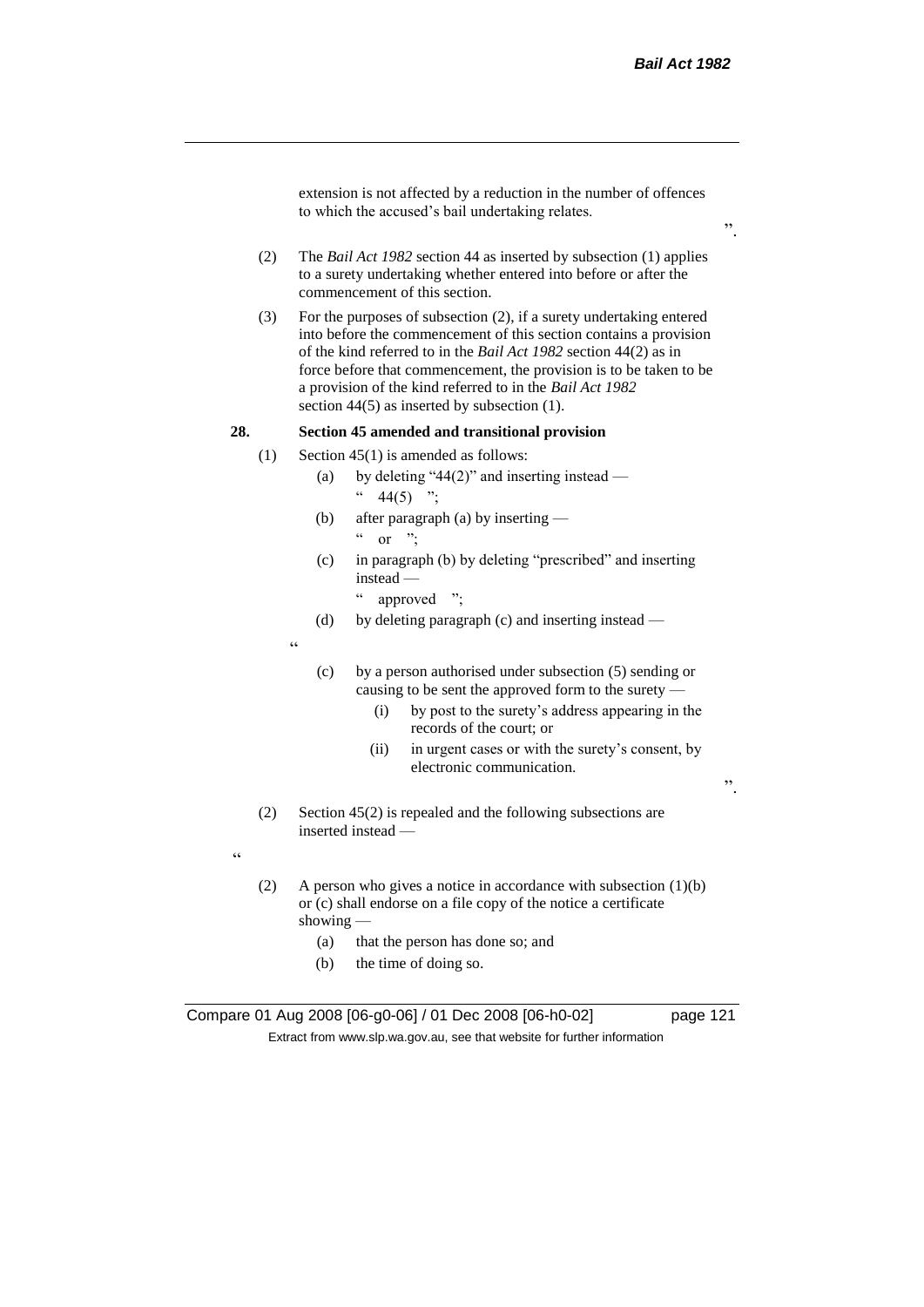extension is not affected by a reduction in the number of offences to which the accused's bail undertaking relates.

".

(2) The *Bail Act 1982* section 44 as inserted by subsection (1) applies to a surety undertaking whether entered into before or after the commencement of this section.

(3) For the purposes of subsection (2), if a surety undertaking entered into before the commencement of this section contains a provision of the kind referred to in the *Bail Act 1982* section 44(2) as in force before that commencement, the provision is to be taken to be a provision of the kind referred to in the *Bail Act 1982* section 44(5) as inserted by subsection (1).

**28. Section 45 amended and transitional provision**

(1) Section 45(1) is amended as follows:

(a) by deleting "44(2)" and inserting instead —

" 44(5) ";

(b) after paragraph (a) by inserting —

" or ";

(c) in paragraph (b) by deleting "prescribed" and inserting instead —

" approved ";

(d) by deleting paragraph (c) and inserting instead —

"

(c) by a person authorised under subsection (5) sending or causing to be sent the approved form to the surety —

(i) by post to the surety's address appearing in the records of the court; or

(ii) in urgent cases or with the surety's consent, by electronic communication.

".

(2) Section 45(2) is repealed and the following subsections are inserted instead —

"

(2) A person who gives a notice in accordance with subsection (1)(b) or (c) shall endorse on a file copy of the notice a certificate showing —

(a) that the person has done so; and

(b) the time of doing so.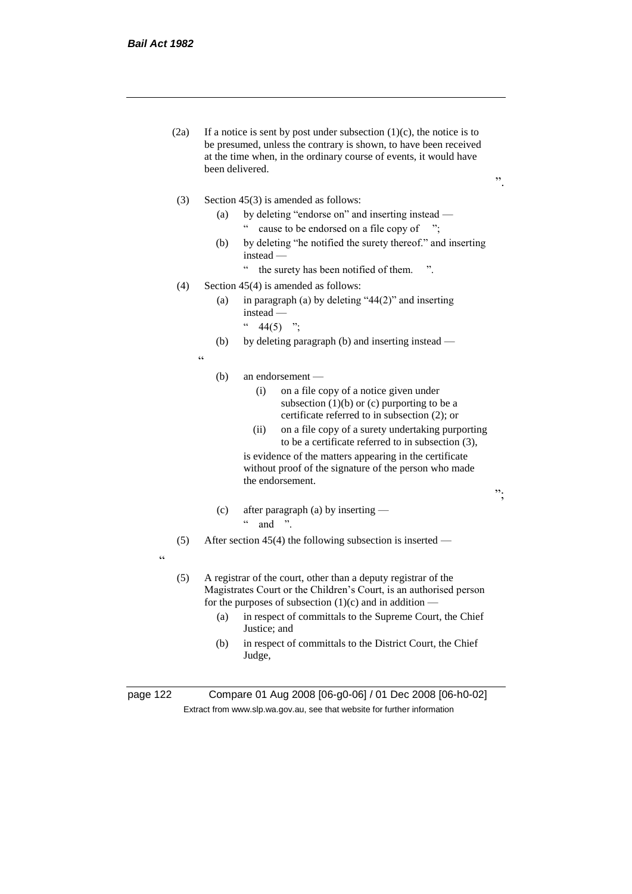(2a) If a notice is sent by post under subsection (1)(c), the notice is to be presumed, unless the contrary is shown, to have been received at the time when, in the ordinary course of events, it would have been delivered.

".

(3) Section 45(3) is amended as follows:

(a) by deleting "endorse on" and inserting instead —

" cause to be endorsed on a file copy of ";

(b) by deleting "he notified the surety thereof." and inserting instead —

" the surety has been notified of them. ".

(4) Section 45(4) is amended as follows:

(a) in paragraph (a) by deleting "44(2)" and inserting instead —

" 44(5) ";

(b) by deleting paragraph (b) and inserting instead —

"

(b) an endorsement —

(i) on a file copy of a notice given under subsection (1)(b) or (c) purporting to be a certificate referred to in subsection (2); or

(ii) on a file copy of a surety undertaking purporting to be a certificate referred to in subsection (3),

is evidence of the matters appearing in the certificate without proof of the signature of the person who made the endorsement.

";

(c) after paragraph (a) by inserting —

" and ".

(5) After section 45(4) the following subsection is inserted —

"

(5) A registrar of the court, other than a deputy registrar of the Magistrates Court or the Children's Court, is an authorised person for the purposes of subsection (1)(c) and in addition —

(a) in respect of committals to the Supreme Court, the Chief Justice; and

(b) in respect of committals to the District Court, the Chief Judge,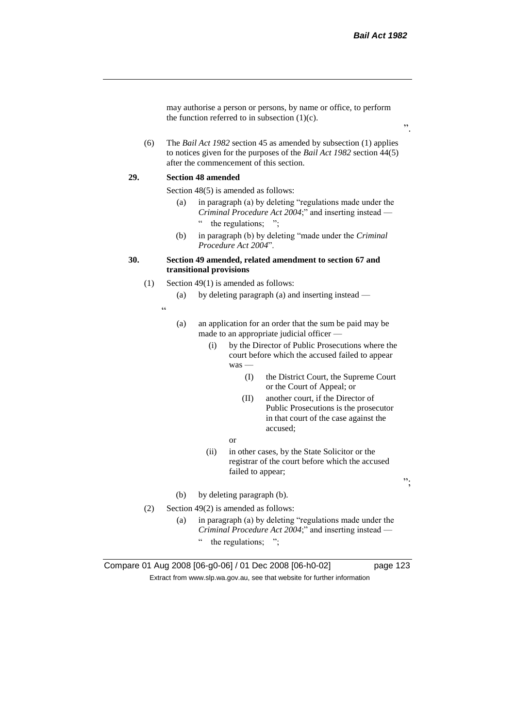may authorise a person or persons, by name or office, to perform the function referred to in subsection (1)(c).

".

(6) The *Bail Act 1982* section 45 as amended by subsection (1) applies to notices given for the purposes of the *Bail Act 1982* section 44(5) after the commencement of this section.

**29. Section 48 amended**

Section 48(5) is amended as follows:

(a) in paragraph (a) by deleting "regulations made under the *Criminal Procedure Act 2004*;" and inserting instead —

" the regulations; ";

(b) in paragraph (b) by deleting "made under the *Criminal Procedure Act 2004*".

**30. Section 49 amended, related amendment to section 67 and transitional provisions**

(1) Section 49(1) is amended as follows:

(a) by deleting paragraph (a) and inserting instead —

"

(a) an application for an order that the sum be paid may be made to an appropriate judicial officer —

(i) by the Director of Public Prosecutions where the court before which the accused failed to appear was —

(I) the District Court, the Supreme Court or the Court of Appeal; or

(II) another court, if the Director of Public Prosecutions is the prosecutor in that court of the case against the accused;

or

(ii) in other cases, by the State Solicitor or the registrar of the court before which the accused failed to appear;

";

(b) by deleting paragraph (b).

(2) Section 49(2) is amended as follows:

(a) in paragraph (a) by deleting "regulations made under the *Criminal Procedure Act 2004*;" and inserting instead —

" the regulations; ";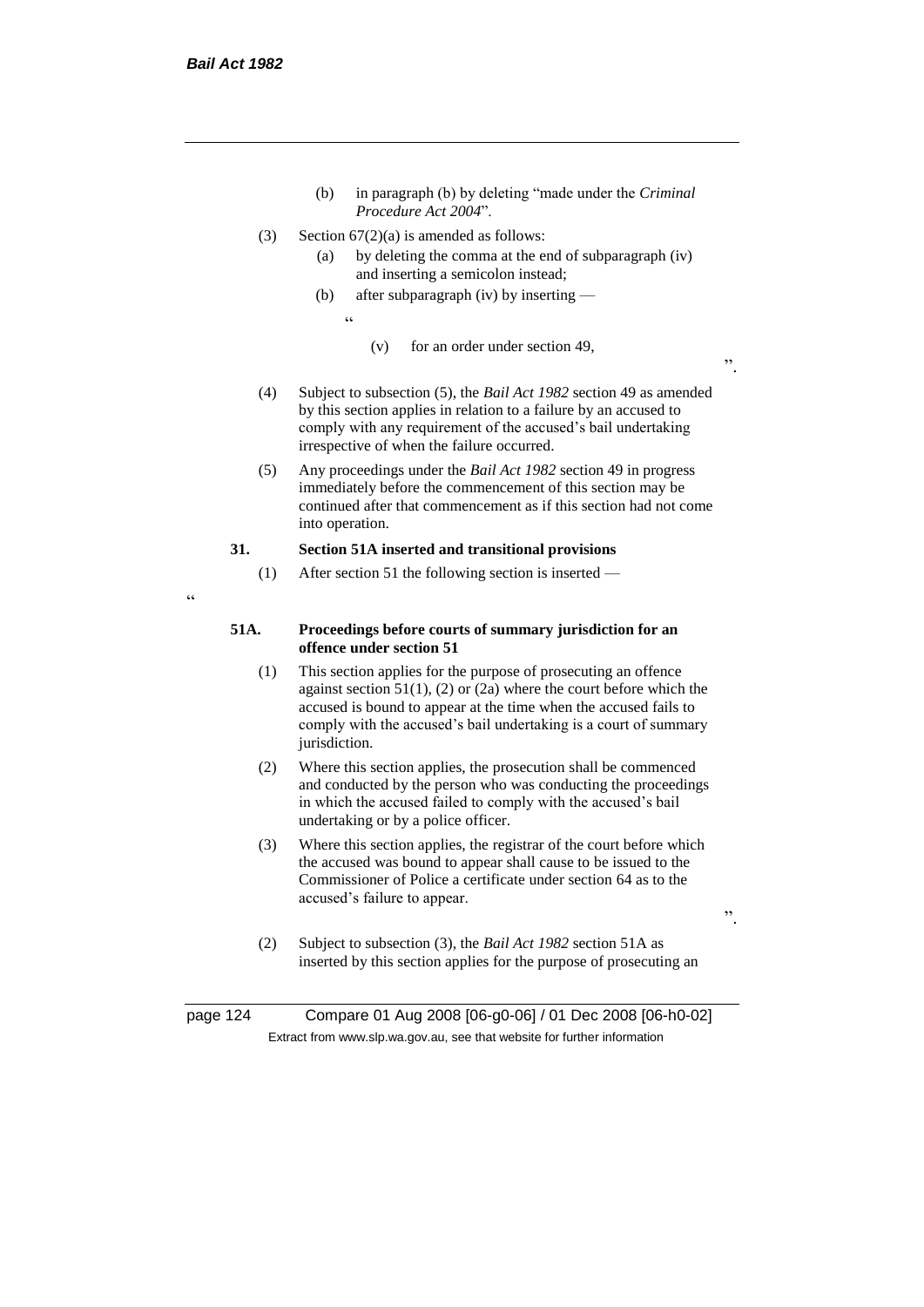(b) in paragraph (b) by deleting "made under the *Criminal Procedure Act 2004*".

(3) Section 67(2)(a) is amended as follows:

(a) by deleting the comma at the end of subparagraph (iv) and inserting a semicolon instead;

(b) after subparagraph (iv) by inserting —

"

(v) for an order under section 49,

".

(4) Subject to subsection (5), the *Bail Act 1982* section 49 as amended by this section applies in relation to a failure by an accused to comply with any requirement of the accused's bail undertaking irrespective of when the failure occurred.

(5) Any proceedings under the *Bail Act 1982* section 49 in progress immediately before the commencement of this section may be continued after that commencement as if this section had not come into operation.

**31. Section 51A inserted and transitional provisions**

(1) After section 51 the following section is inserted —

"

**51A. Proceedings before courts of summary jurisdiction for an offence under section 51**

(1) This section applies for the purpose of prosecuting an offence against section 51(1), (2) or (2a) where the court before which the accused is bound to appear at the time when the accused fails to comply with the accused's bail undertaking is a court of summary jurisdiction.

(2) Where this section applies, the prosecution shall be commenced and conducted by the person who was conducting the proceedings in which the accused failed to comply with the accused's bail undertaking or by a police officer.

(3) Where this section applies, the registrar of the court before which the accused was bound to appear shall cause to be issued to the Commissioner of Police a certificate under section 64 as to the accused's failure to appear.

".

(2) Subject to subsection (3), the *Bail Act 1982* section 51A as inserted by this section applies for the purpose of prosecuting an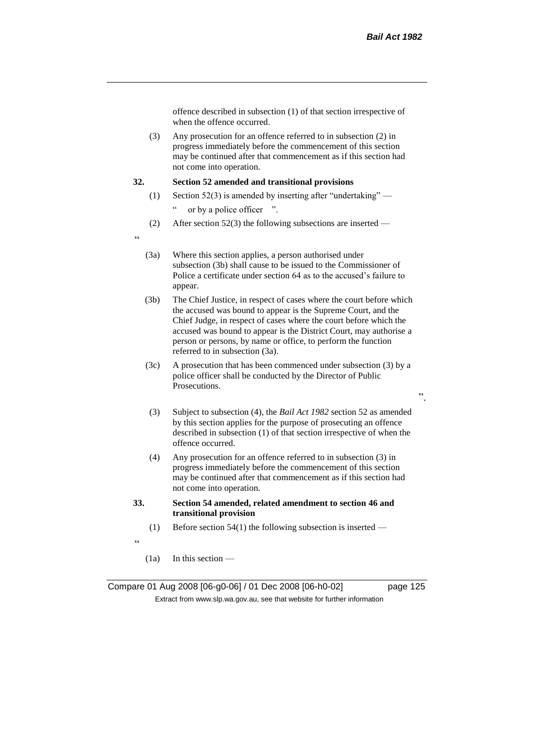offence described in subsection (1) of that section irrespective of when the offence occurred.

(3) Any prosecution for an offence referred to in subsection (2) in progress immediately before the commencement of this section may be continued after that commencement as if this section had not come into operation.

**32. Section 52 amended and transitional provisions**

(1) Section 52(3) is amended by inserting after "undertaking" —

" or by a police officer ".

(2) After section 52(3) the following subsections are inserted —

"

(3a) Where this section applies, a person authorised under subsection (3b) shall cause to be issued to the Commissioner of Police a certificate under section 64 as to the accused's failure to appear.

(3b) The Chief Justice, in respect of cases where the court before which the accused was bound to appear is the Supreme Court, and the Chief Judge, in respect of cases where the court before which the accused was bound to appear is the District Court, may authorise a person or persons, by name or office, to perform the function referred to in subsection (3a).

(3c) A prosecution that has been commenced under subsection (3) by a police officer shall be conducted by the Director of Public Prosecutions.

".

(3) Subject to subsection (4), the *Bail Act 1982* section 52 as amended by this section applies for the purpose of prosecuting an offence described in subsection (1) of that section irrespective of when the offence occurred.

(4) Any prosecution for an offence referred to in subsection (3) in progress immediately before the commencement of this section may be continued after that commencement as if this section had not come into operation.

**33. Section 54 amended, related amendment to section 46 and transitional provision**

(1) Before section 54(1) the following subsection is inserted —

"

(1a) In this section —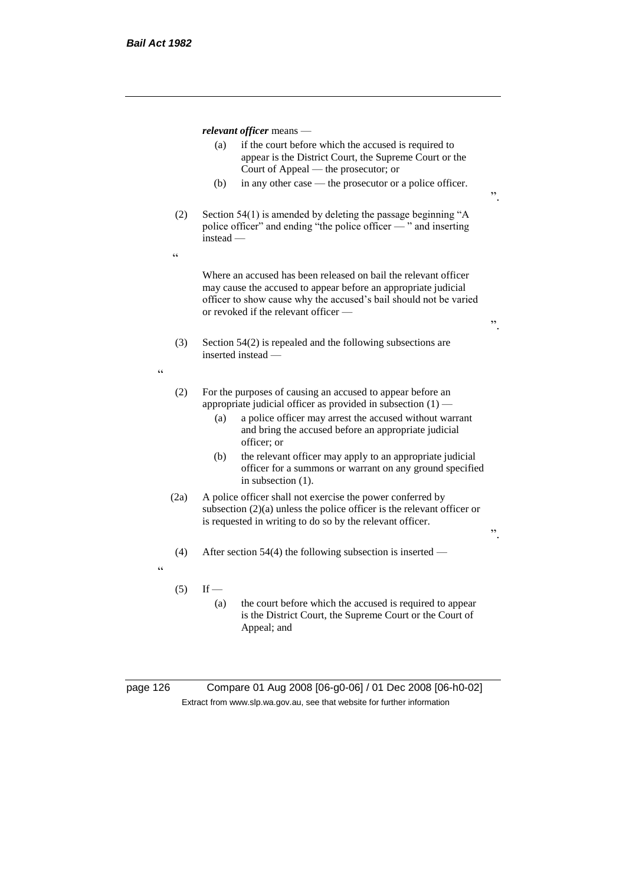***relevant officer*** means —

(a) if the court before which the accused is required to appear is the District Court, the Supreme Court or the Court of Appeal — the prosecutor; or

(b) in any other case — the prosecutor or a police officer.

".

(2) Section 54(1) is amended by deleting the passage beginning "A police officer" and ending "the police officer — " and inserting instead —

"

Where an accused has been released on bail the relevant officer may cause the accused to appear before an appropriate judicial officer to show cause why the accused's bail should not be varied or revoked if the relevant officer —

".

(3) Section 54(2) is repealed and the following subsections are inserted instead —

"

(2) For the purposes of causing an accused to appear before an appropriate judicial officer as provided in subsection (1) —

(a) a police officer may arrest the accused without warrant and bring the accused before an appropriate judicial officer; or

(b) the relevant officer may apply to an appropriate judicial officer for a summons or warrant on any ground specified in subsection (1).

(2a) A police officer shall not exercise the power conferred by subsection (2)(a) unless the police officer is the relevant officer or is requested in writing to do so by the relevant officer.

".

(4) After section 54(4) the following subsection is inserted —

"

(5) If —

(a) the court before which the accused is required to appear is the District Court, the Supreme Court or the Court of Appeal; and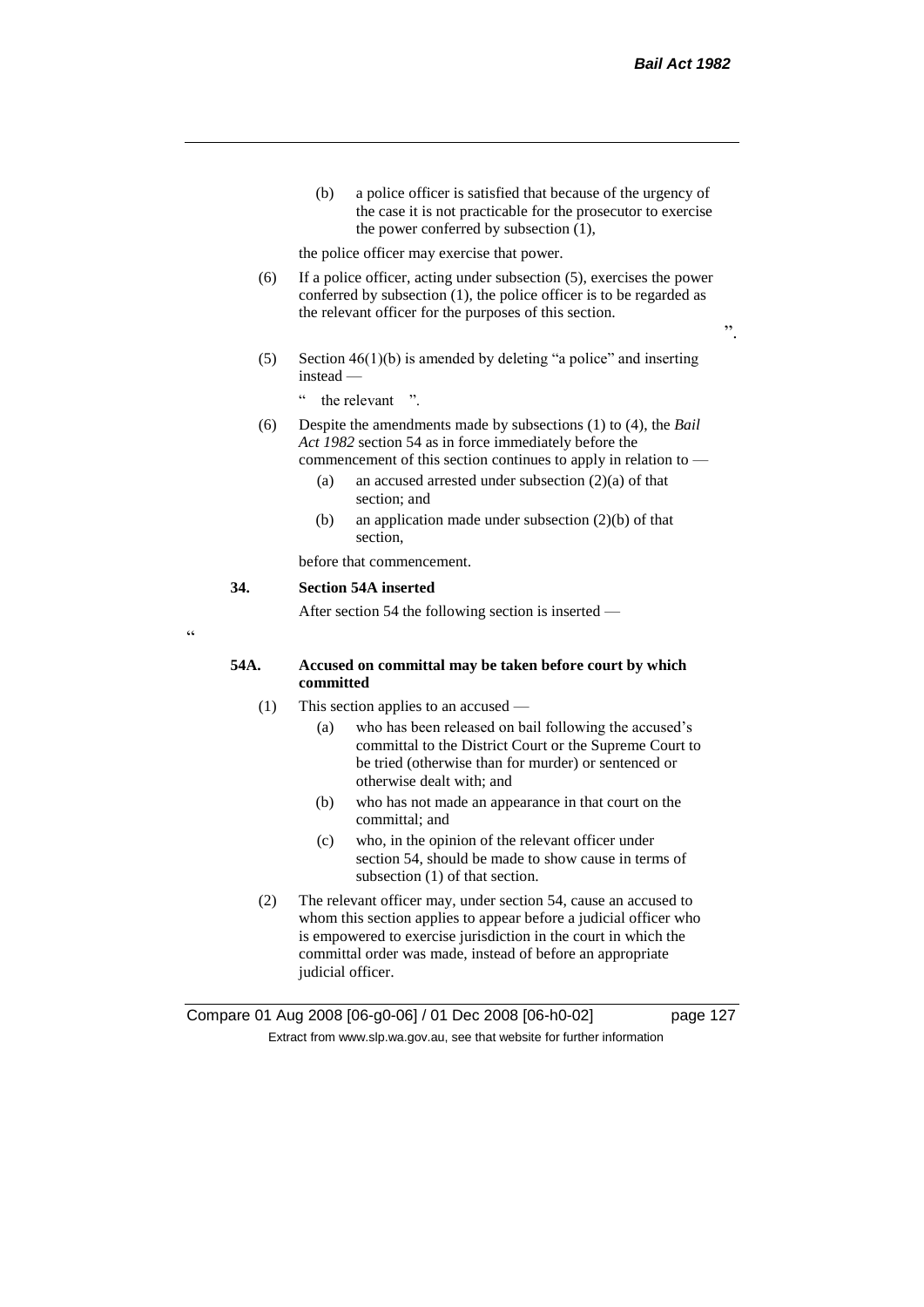(b) a police officer is satisfied that because of the urgency of the case it is not practicable for the prosecutor to exercise the power conferred by subsection (1),

the police officer may exercise that power.

(6) If a police officer, acting under subsection (5), exercises the power conferred by subsection (1), the police officer is to be regarded as the relevant officer for the purposes of this section.

".

(5) Section 46(1)(b) is amended by deleting "a police" and inserting instead —

" the relevant ".

(6) Despite the amendments made by subsections (1) to (4), the *Bail Act 1982* section 54 as in force immediately before the commencement of this section continues to apply in relation to —

(a) an accused arrested under subsection (2)(a) of that section; and

(b) an application made under subsection (2)(b) of that section,

before that commencement.

**34. Section 54A inserted**

After section 54 the following section is inserted —

"

**54A. Accused on committal may be taken before court by which committed**

(1) This section applies to an accused —

(a) who has been released on bail following the accused's committal to the District Court or the Supreme Court to be tried (otherwise than for murder) or sentenced or otherwise dealt with; and

(b) who has not made an appearance in that court on the committal; and

(c) who, in the opinion of the relevant officer under section 54, should be made to show cause in terms of subsection (1) of that section.

(2) The relevant officer may, under section 54, cause an accused to whom this section applies to appear before a judicial officer who is empowered to exercise jurisdiction in the court in which the committal order was made, instead of before an appropriate judicial officer.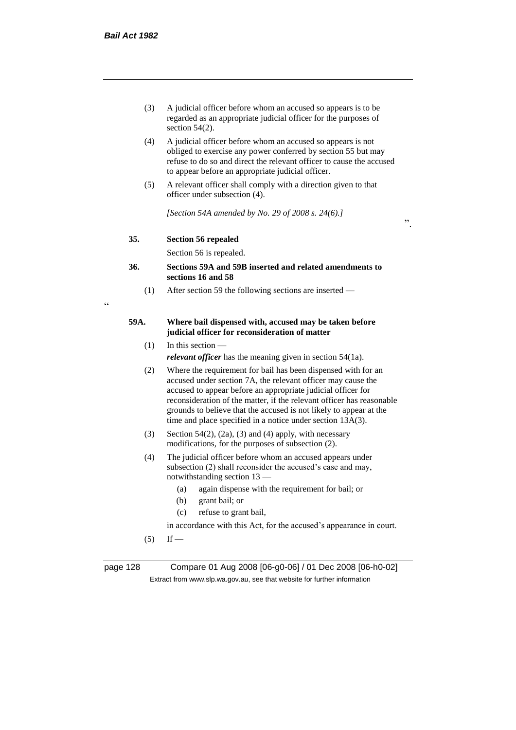(3) A judicial officer before whom an accused so appears is to be regarded as an appropriate judicial officer for the purposes of section 54(2).

(4) A judicial officer before whom an accused so appears is not obliged to exercise any power conferred by section 55 but may refuse to do so and direct the relevant officer to cause the accused to appear before an appropriate judicial officer.

(5) A relevant officer shall comply with a direction given to that officer under subsection (4).

*[Section 54A amended by No. 29 of 2008 s. 24(6).]*

".

**35. Section 56 repealed**

Section 56 is repealed.

**36. Sections 59A and 59B inserted and related amendments to sections 16 and 58**

(1) After section 59 the following sections are inserted —

"

**59A. Where bail dispensed with, accused may be taken before judicial officer for reconsideration of matter**

(1) In this section —

***relevant officer*** has the meaning given in section 54(1a).

(2) Where the requirement for bail has been dispensed with for an accused under section 7A, the relevant officer may cause the accused to appear before an appropriate judicial officer for reconsideration of the matter, if the relevant officer has reasonable grounds to believe that the accused is not likely to appear at the time and place specified in a notice under section 13A(3).

(3) Section 54(2), (2a), (3) and (4) apply, with necessary modifications, for the purposes of subsection (2).

(4) The judicial officer before whom an accused appears under subsection (2) shall reconsider the accused's case and may, notwithstanding section 13 —

(a) again dispense with the requirement for bail; or

(b) grant bail; or

(c) refuse to grant bail,

in accordance with this Act, for the accused's appearance in court.

(5) If —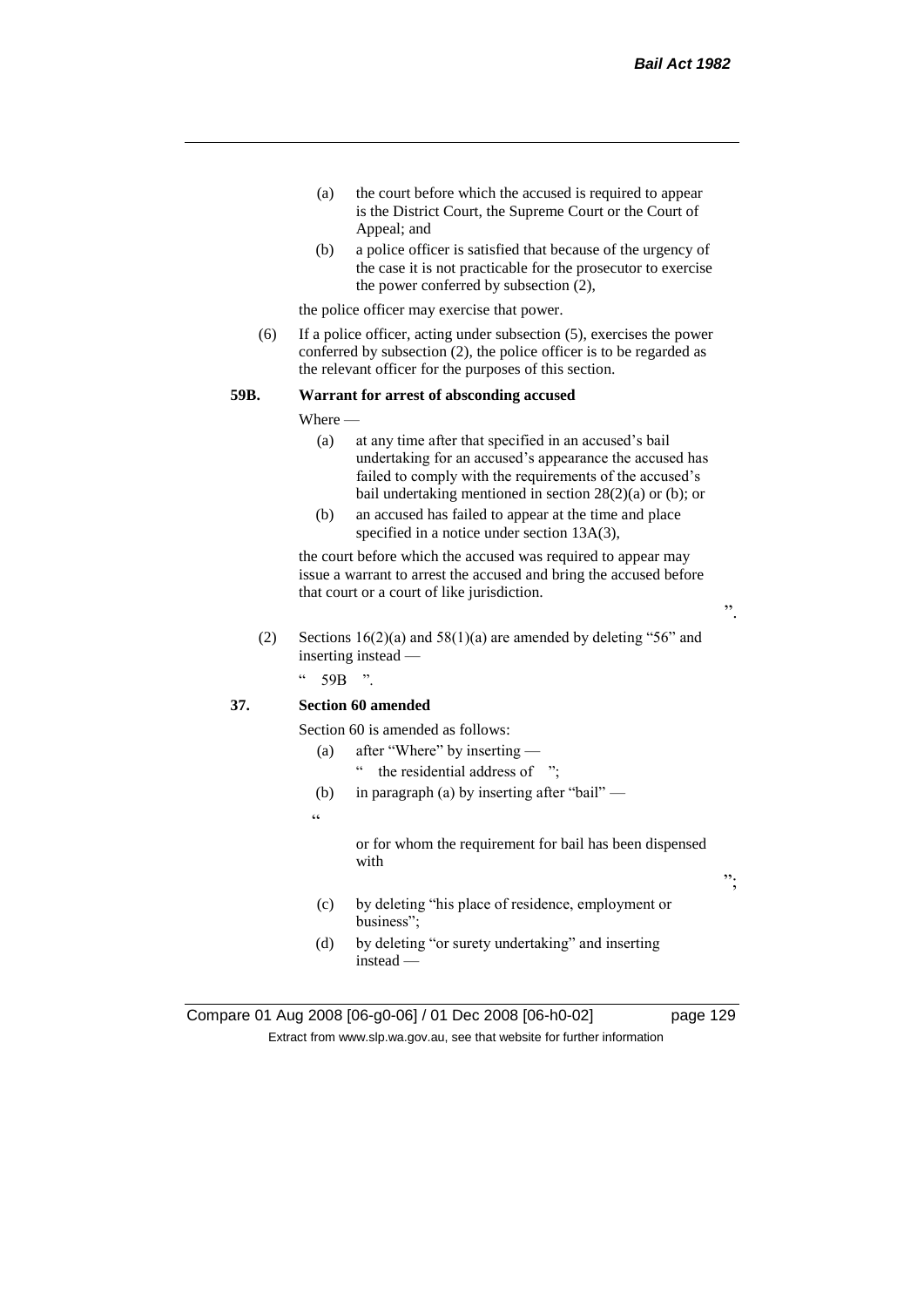(a) the court before which the accused is required to appear is the District Court, the Supreme Court or the Court of Appeal; and

(b) a police officer is satisfied that because of the urgency of the case it is not practicable for the prosecutor to exercise the power conferred by subsection (2),

the police officer may exercise that power.

(6) If a police officer, acting under subsection (5), exercises the power conferred by subsection (2), the police officer is to be regarded as the relevant officer for the purposes of this section.

**59B. Warrant for arrest of absconding accused**

Where —

(a) at any time after that specified in an accused's bail undertaking for an accused's appearance the accused has failed to comply with the requirements of the accused's bail undertaking mentioned in section 28(2)(a) or (b); or

(b) an accused has failed to appear at the time and place specified in a notice under section 13A(3),

the court before which the accused was required to appear may issue a warrant to arrest the accused and bring the accused before that court or a court of like jurisdiction.

".

(2) Sections 16(2)(a) and 58(1)(a) are amended by deleting "56" and inserting instead —

" 59B ".

**37. Section 60 amended**

Section 60 is amended as follows:

(a) after "Where" by inserting —

" the residential address of ";

(b) in paragraph (a) by inserting after "bail" —

"

or for whom the requirement for bail has been dispensed with

";

(c) by deleting "his place of residence, employment or business";

(d) by deleting "or surety undertaking" and inserting instead —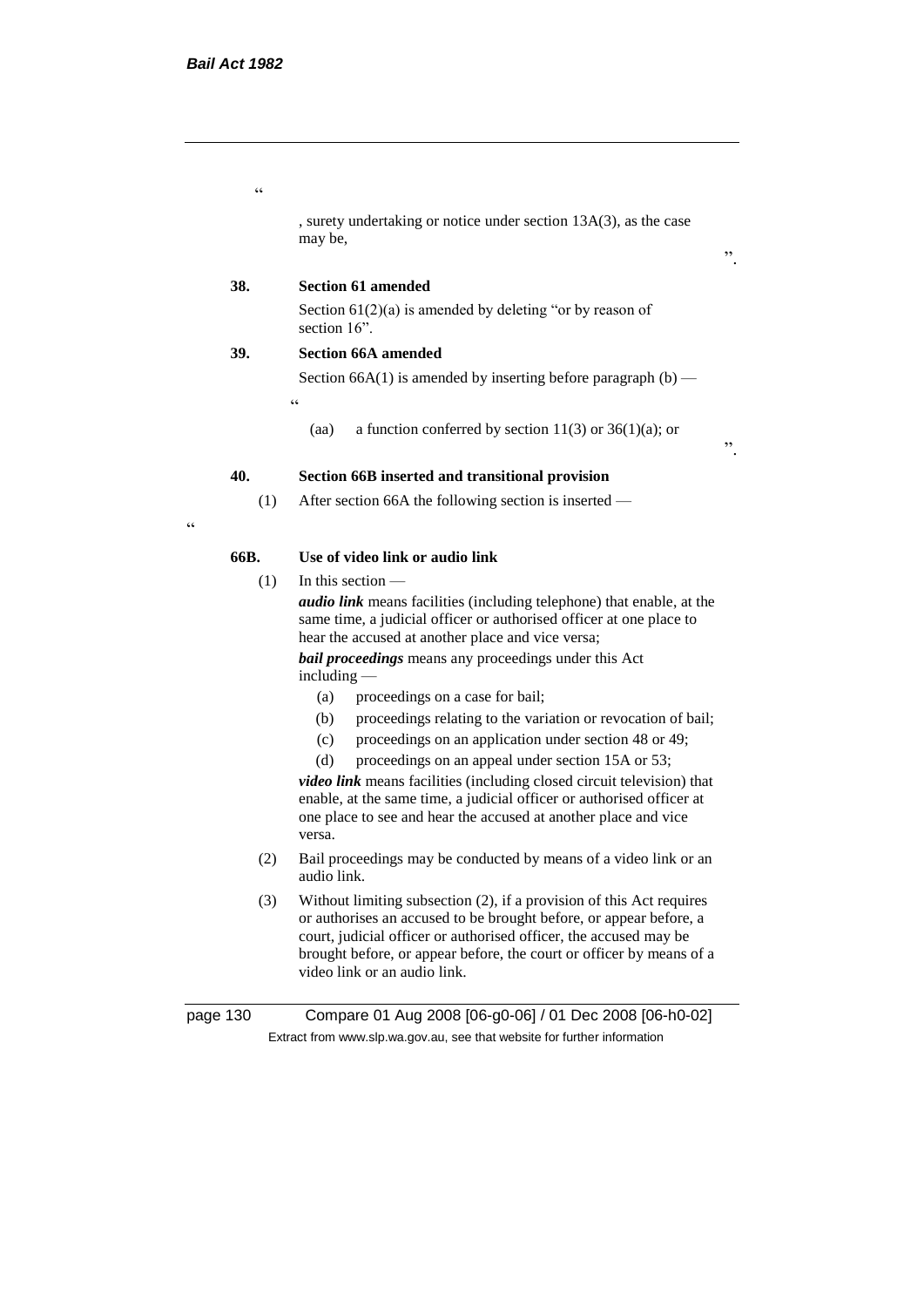"

, surety undertaking or notice under section 13A(3), as the case may be,

".

**38. Section 61 amended**

Section 61(2)(a) is amended by deleting "or by reason of section 16".

**39. Section 66A amended**

Section 66A(1) is amended by inserting before paragraph (b) —

"

(aa) a function conferred by section 11(3) or 36(1)(a); or

".

**40. Section 66B inserted and transitional provision**

(1) After section 66A the following section is inserted —

"

**66B. Use of video link or audio link**

(1) In this section —

***audio link*** means facilities (including telephone) that enable, at the same time, a judicial officer or authorised officer at one place to hear the accused at another place and vice versa;

***bail proceedings*** means any proceedings under this Act including —

(a) proceedings on a case for bail;

(b) proceedings relating to the variation or revocation of bail;

(c) proceedings on an application under section 48 or 49;

(d) proceedings on an appeal under section 15A or 53;

***video link*** means facilities (including closed circuit television) that enable, at the same time, a judicial officer or authorised officer at one place to see and hear the accused at another place and vice versa.

(2) Bail proceedings may be conducted by means of a video link or an audio link.

(3) Without limiting subsection (2), if a provision of this Act requires or authorises an accused to be brought before, or appear before, a court, judicial officer or authorised officer, the accused may be brought before, or appear before, the court or officer by means of a video link or an audio link.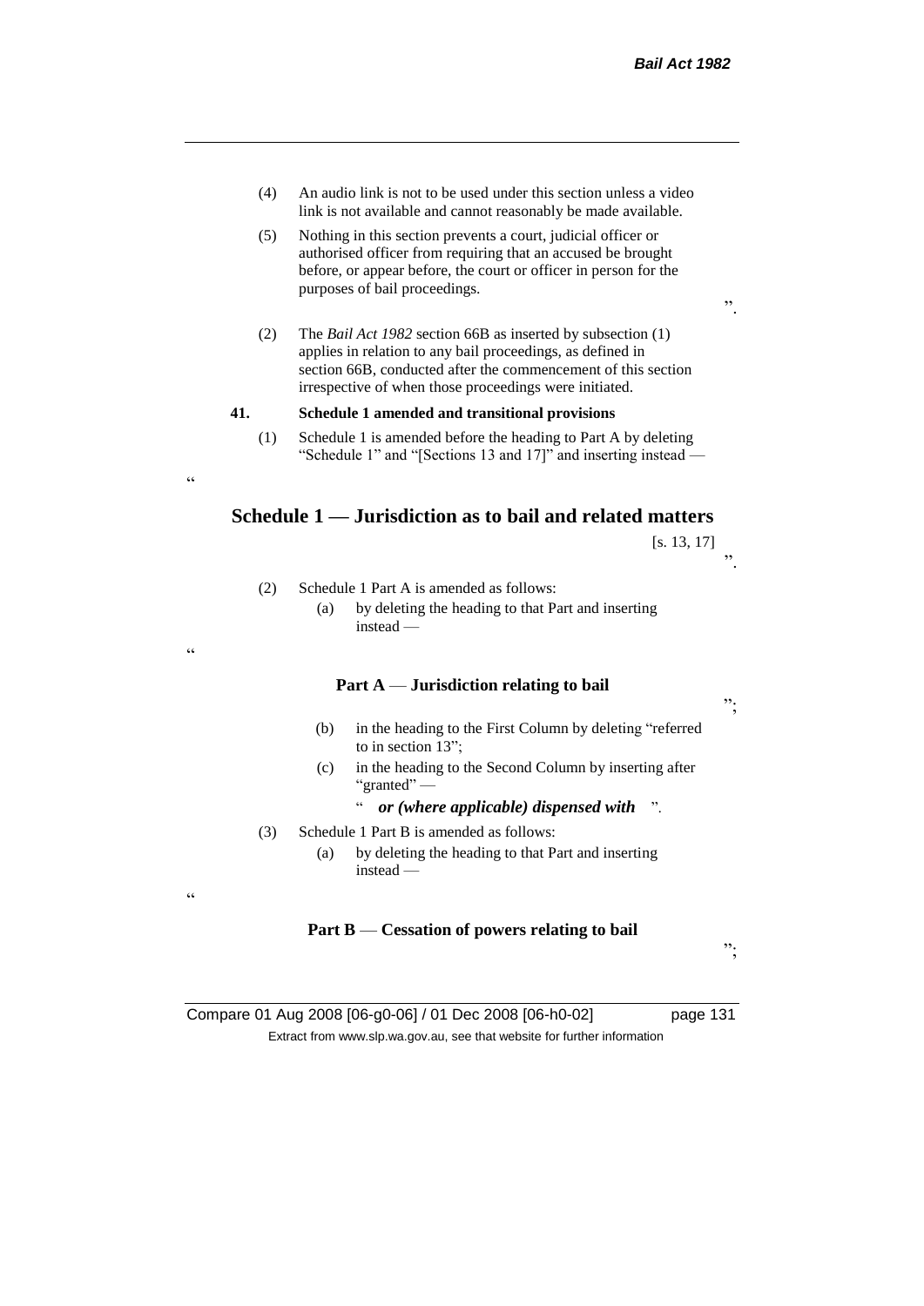(4) An audio link is not to be used under this section unless a video link is not available and cannot reasonably be made available.

(5) Nothing in this section prevents a court, judicial officer or authorised officer from requiring that an accused be brought before, or appear before, the court or officer in person for the purposes of bail proceedings.

".

(2) The *Bail Act 1982* section 66B as inserted by subsection (1) applies in relation to any bail proceedings, as defined in section 66B, conducted after the commencement of this section irrespective of when those proceedings were initiated.

**41. Schedule 1 amended and transitional provisions**

(1) Schedule 1 is amended before the heading to Part A by deleting "Schedule 1" and "[Sections 13 and 17]" and inserting instead —

"

## Schedule 1 — Jurisdiction as to bail and related matters

[s. 13, 17]

".

(2) Schedule 1 Part A is amended as follows:

(a) by deleting the heading to that Part and inserting instead —

"

**Part A — Jurisdiction relating to bail**

";

(b) in the heading to the First Column by deleting "referred to in section 13";

(c) in the heading to the Second Column by inserting after "granted" —

" ***or (where applicable) dispensed with*** ".

(3) Schedule 1 Part B is amended as follows:

(a) by deleting the heading to that Part and inserting instead —

"

**Part B — Cessation of powers relating to bail**

";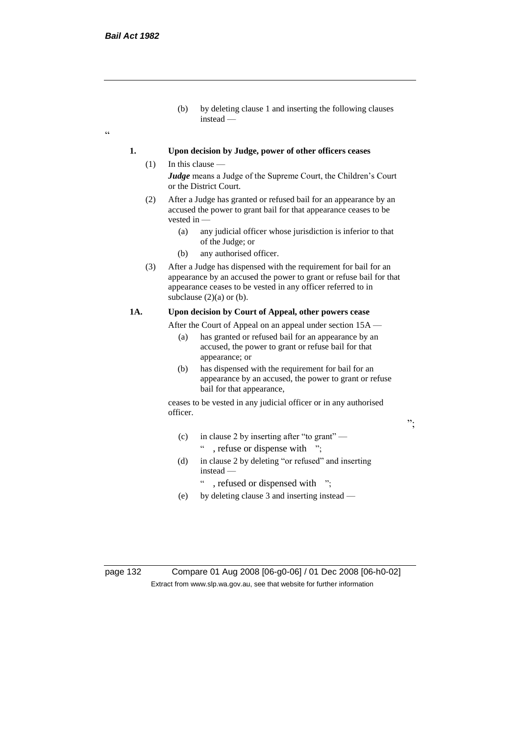(b) by deleting clause 1 and inserting the following clauses instead —

"

**1. Upon decision by Judge, power of other officers ceases**

(1) In this clause —

***Judge*** means a Judge of the Supreme Court, the Children's Court or the District Court.

(2) After a Judge has granted or refused bail for an appearance by an accused the power to grant bail for that appearance ceases to be vested in —

(a) any judicial officer whose jurisdiction is inferior to that of the Judge; or

(b) any authorised officer.

(3) After a Judge has dispensed with the requirement for bail for an appearance by an accused the power to grant or refuse bail for that appearance ceases to be vested in any officer referred to in subclause (2)(a) or (b).

**1A. Upon decision by Court of Appeal, other powers cease**

After the Court of Appeal on an appeal under section 15A —

(a) has granted or refused bail for an appearance by an accused, the power to grant or refuse bail for that appearance; or

(b) has dispensed with the requirement for bail for an appearance by an accused, the power to grant or refuse bail for that appearance,

ceases to be vested in any judicial officer or in any authorised officer.

";

(c) in clause 2 by inserting after "to grant" —

" , refuse or dispense with ";

(d) in clause 2 by deleting "or refused" and inserting instead —

" , refused or dispensed with ";

(e) by deleting clause 3 and inserting instead —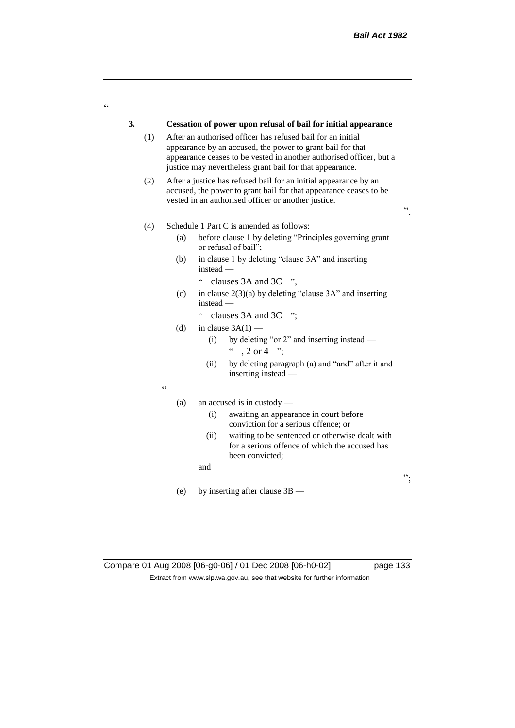"

**3. Cessation of power upon refusal of bail for initial appearance**

(1) After an authorised officer has refused bail for an initial appearance by an accused, the power to grant bail for that appearance ceases to be vested in another authorised officer, but a justice may nevertheless grant bail for that appearance.

(2) After a justice has refused bail for an initial appearance by an accused, the power to grant bail for that appearance ceases to be vested in an authorised officer or another justice.

".

(4) Schedule 1 Part C is amended as follows:

(a) before clause 1 by deleting "Principles governing grant or refusal of bail";

(b) in clause 1 by deleting "clause 3A" and inserting instead —

" clauses 3A and 3C ";

(c) in clause 2(3)(a) by deleting "clause 3A" and inserting instead —

" clauses 3A and 3C ";

(d) in clause 3A(1) —

(i) by deleting "or 2" and inserting instead —

" , 2 or 4 ";

(ii) by deleting paragraph (a) and "and" after it and inserting instead —

"

(a) an accused is in custody —

(i) awaiting an appearance in court before conviction for a serious offence; or

(ii) waiting to be sentenced or otherwise dealt with for a serious offence of which the accused has been convicted;

and

";

(e) by inserting after clause 3B —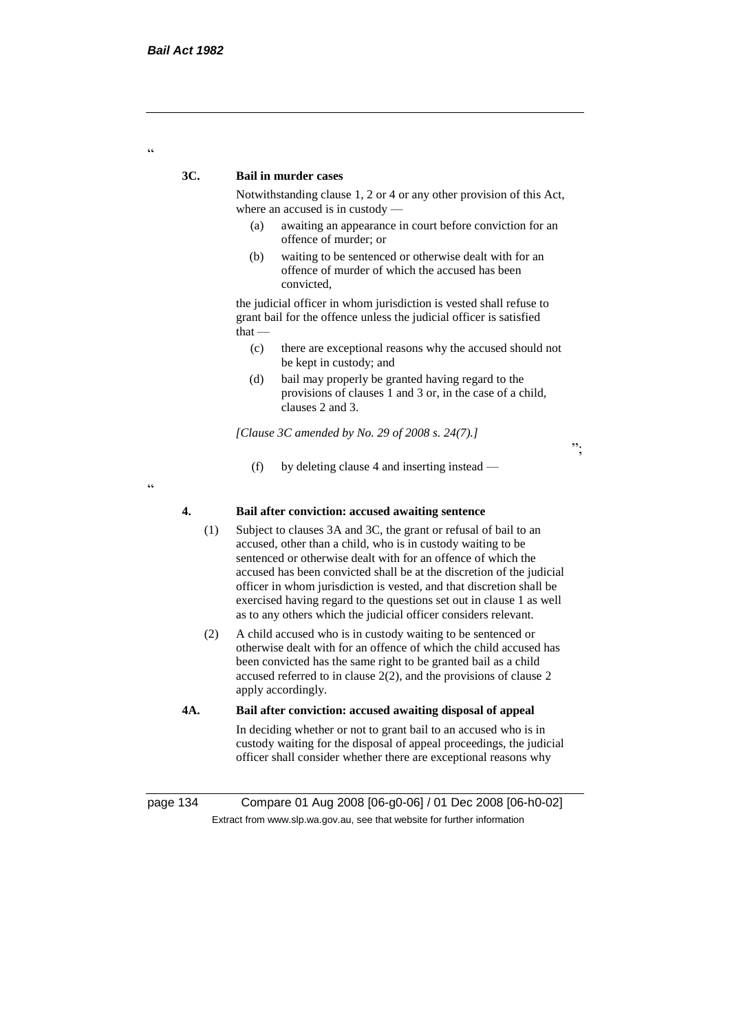"

**3C. Bail in murder cases**

Notwithstanding clause 1, 2 or 4 or any other provision of this Act, where an accused is in custody —

(a) awaiting an appearance in court before conviction for an offence of murder; or

(b) waiting to be sentenced or otherwise dealt with for an offence of murder of which the accused has been convicted,

the judicial officer in whom jurisdiction is vested shall refuse to grant bail for the offence unless the judicial officer is satisfied that —

(c) there are exceptional reasons why the accused should not be kept in custody; and

(d) bail may properly be granted having regard to the provisions of clauses 1 and 3 or, in the case of a child, clauses 2 and 3.

*[Clause 3C amended by No. 29 of 2008 s. 24(7).]*

";

(f) by deleting clause 4 and inserting instead —

"

**4. Bail after conviction: accused awaiting sentence**

(1) Subject to clauses 3A and 3C, the grant or refusal of bail to an accused, other than a child, who is in custody waiting to be sentenced or otherwise dealt with for an offence of which the accused has been convicted shall be at the discretion of the judicial officer in whom jurisdiction is vested, and that discretion shall be exercised having regard to the questions set out in clause 1 as well as to any others which the judicial officer considers relevant.

(2) A child accused who is in custody waiting to be sentenced or otherwise dealt with for an offence of which the child accused has been convicted has the same right to be granted bail as a child accused referred to in clause 2(2), and the provisions of clause 2 apply accordingly.

**4A. Bail after conviction: accused awaiting disposal of appeal**

In deciding whether or not to grant bail to an accused who is in custody waiting for the disposal of appeal proceedings, the judicial officer shall consider whether there are exceptional reasons why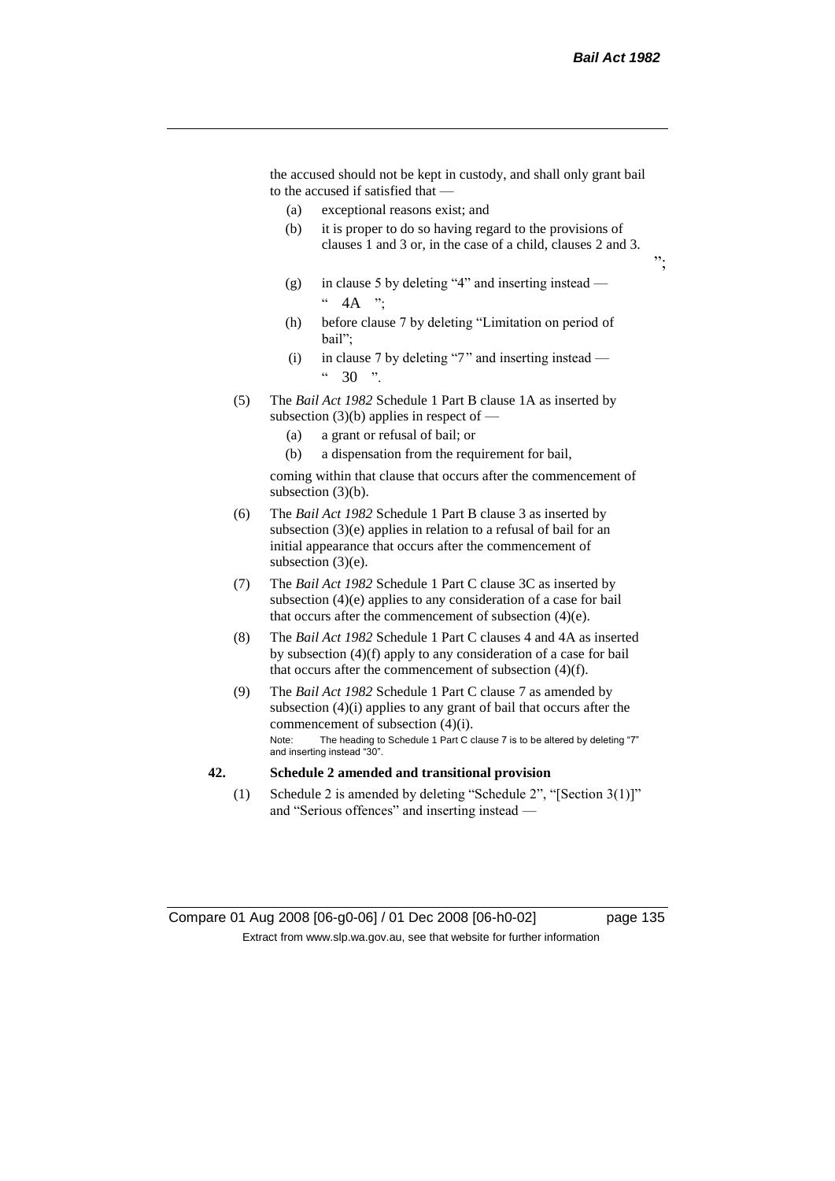the accused should not be kept in custody, and shall only grant bail to the accused if satisfied that —

- (a) exceptional reasons exist; and
- (b) it is proper to do so having regard to the provisions of clauses 1 and 3 or, in the case of a child, clauses 2 and 3.

";

- (g) in clause 5 by deleting "4" and inserting instead —

  " 4A ";

- (h) before clause 7 by deleting "Limitation on period of bail";
- (i) in clause 7 by deleting "7" and inserting instead —

  " 30 ".

(5) The *Bail Act 1982* Schedule 1 Part B clause 1A as inserted by subsection (3)(b) applies in respect of —

- (a) a grant or refusal of bail; or
- (b) a dispensation from the requirement for bail,

coming within that clause that occurs after the commencement of subsection (3)(b).

(6) The *Bail Act 1982* Schedule 1 Part B clause 3 as inserted by subsection (3)(e) applies in relation to a refusal of bail for an initial appearance that occurs after the commencement of subsection (3)(e).

(7) The *Bail Act 1982* Schedule 1 Part C clause 3C as inserted by subsection (4)(e) applies to any consideration of a case for bail that occurs after the commencement of subsection (4)(e).

(8) The *Bail Act 1982* Schedule 1 Part C clauses 4 and 4A as inserted by subsection (4)(f) apply to any consideration of a case for bail that occurs after the commencement of subsection (4)(f).

(9) The *Bail Act 1982* Schedule 1 Part C clause 7 as amended by subsection (4)(i) applies to any grant of bail that occurs after the commencement of subsection (4)(i).

Note: The heading to Schedule 1 Part C clause 7 is to be altered by deleting "7" and inserting instead "30".

**42. Schedule 2 amended and transitional provision**

(1) Schedule 2 is amended by deleting "Schedule 2", "[Section 3(1)]" and "Serious offences" and inserting instead —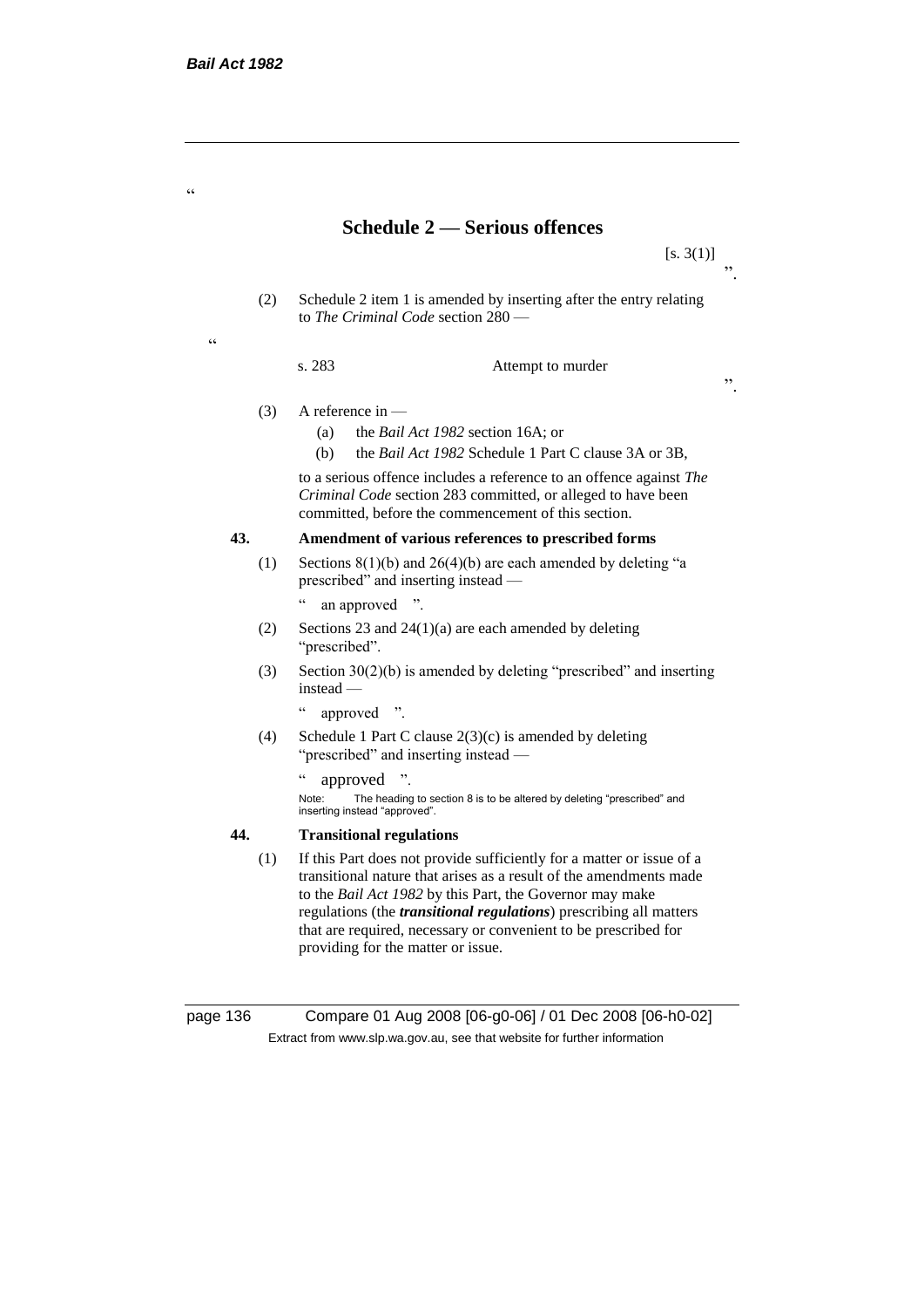"

## Schedule 2 — Serious offences

[s. 3(1)]

".

(2) Schedule 2 item 1 is amended by inserting after the entry relating to *The Criminal Code* section 280 —

"

| s. 283 | Attempt to murder |
|---|---|

".

(3) A reference in —

(a) the *Bail Act 1982* section 16A; or

(b) the *Bail Act 1982* Schedule 1 Part C clause 3A or 3B,

to a serious offence includes a reference to an offence against *The Criminal Code* section 283 committed, or alleged to have been committed, before the commencement of this section.

### 43. Amendment of various references to prescribed forms

(1) Sections 8(1)(b) and 26(4)(b) are each amended by deleting "a prescribed" and inserting instead —

" an approved ".

(2) Sections 23 and 24(1)(a) are each amended by deleting "prescribed".

(3) Section 30(2)(b) is amended by deleting "prescribed" and inserting instead —

" approved ".

(4) Schedule 1 Part C clause 2(3)(c) is amended by deleting "prescribed" and inserting instead —

" approved ".

Note: The heading to section 8 is to be altered by deleting "prescribed" and inserting instead "approved".

### 44. Transitional regulations

(1) If this Part does not provide sufficiently for a matter or issue of a transitional nature that arises as a result of the amendments made to the *Bail Act 1982* by this Part, the Governor may make regulations (the ***transitional regulations***) prescribing all matters that are required, necessary or convenient to be prescribed for providing for the matter or issue.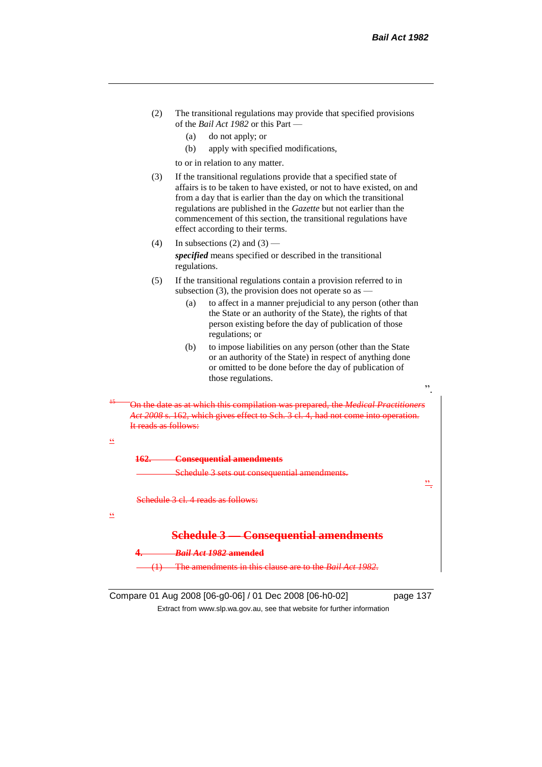(2) The transitional regulations may provide that specified provisions of the *Bail Act 1982* or this Part —

  (a) do not apply; or

  (b) apply with specified modifications,

to or in relation to any matter.

(3) If the transitional regulations provide that a specified state of affairs is to be taken to have existed, or not to have existed, on and from a day that is earlier than the day on which the transitional regulations are published in the *Gazette* but not earlier than the commencement of this section, the transitional regulations have effect according to their terms.

(4) In subsections (2) and (3) —

***specified*** means specified or described in the transitional regulations.

(5) If the transitional regulations contain a provision referred to in subsection (3), the provision does not operate so as —

  (a) to affect in a manner prejudicial to any person (other than the State or an authority of the State), the rights of that person existing before the day of publication of those regulations; or

  (b) to impose liabilities on any person (other than the State or an authority of the State) in respect of anything done or omitted to be done before the day of publication of those regulations.

".

~~[15] On the date as at which this compilation was prepared, the *Medical Practitioners Act 2008* s. 162, which gives effect to Sch. 3 cl. 4, had not come into operation. It reads as follows:~~

~~"~~

~~**162. Consequential amendments**~~

~~Schedule 3 sets out consequential amendments.~~

~~".~~

~~Schedule 3 cl. 4 reads as follows:~~

~~"~~

## ~~Schedule 3 — Consequential amendments~~

~~**4. *Bail Act 1982* amended**~~

~~(1) The amendments in this clause are to the *Bail Act 1982*.~~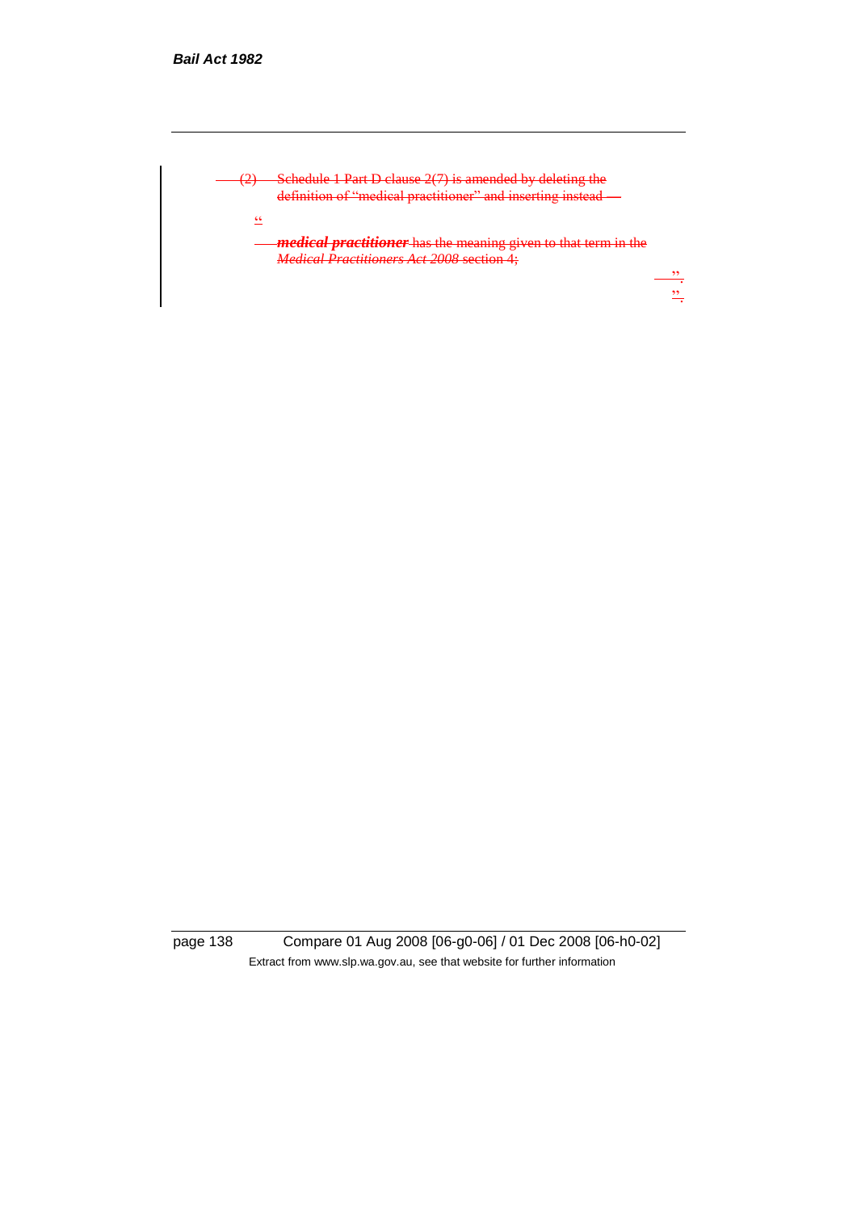(2) Schedule 1 Part D clause 2(7) is amended by deleting the definition of "medical practitioner" and inserting instead —

"

***medical practitioner*** has the meaning given to that term in the *Medical Practitioners Act 2008* section 4;

".

".